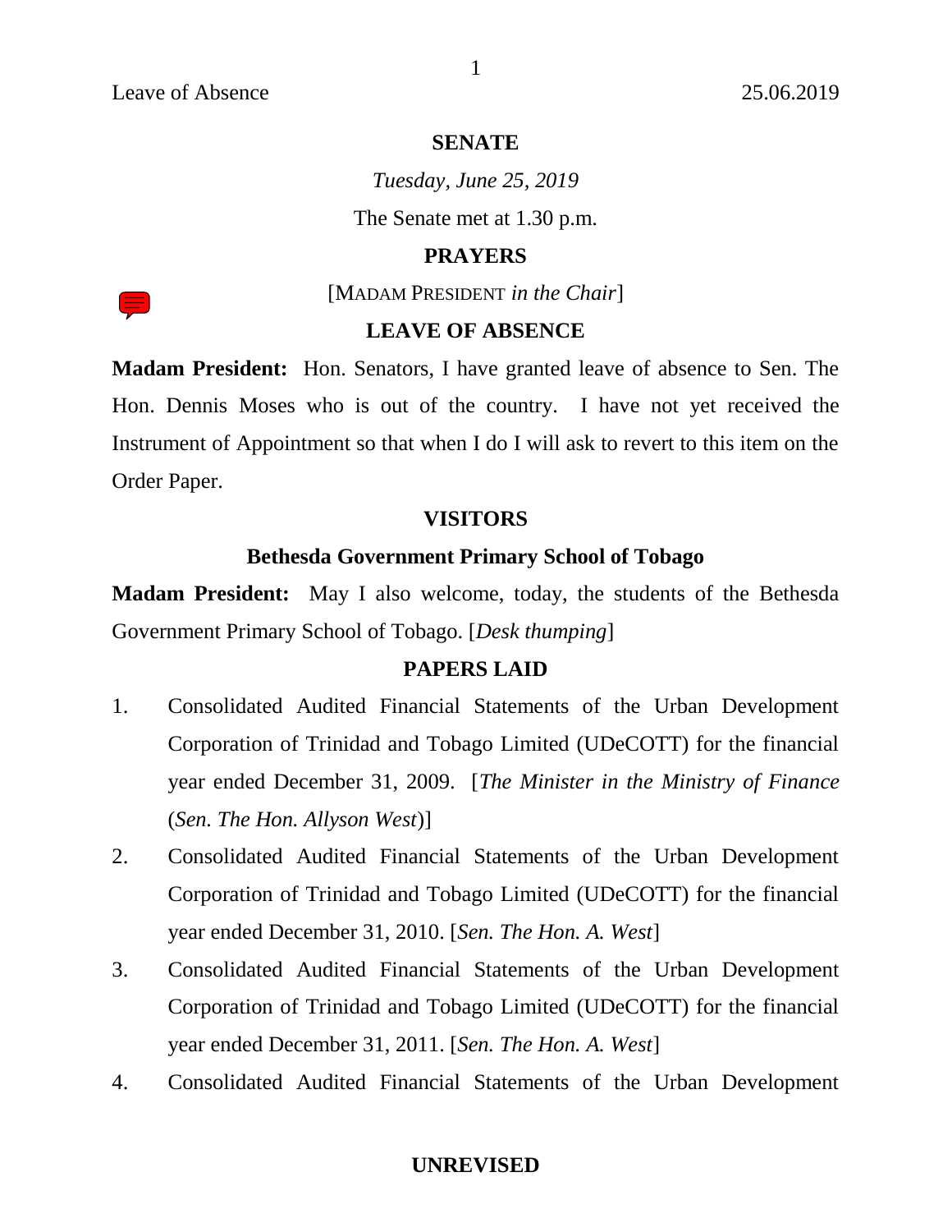# SENATE

*Tuesday, June 25, 2019*

The Senate met at 1.30 p.m.

## PRAYERS

[MADAM PRESIDENT *in the Chair*]

## LEAVE OF ABSENCE

**Madam President:** Hon. Senators, I have granted leave of absence to Sen. The Hon. Dennis Moses who is out of the country. I have not yet received the Instrument of Appointment so that when I do I will ask to revert to this item on the Order Paper.

## VISITORS

### Bethesda Government Primary School of Tobago

**Madam President:** May I also welcome, today, the students of the Bethesda Government Primary School of Tobago. [*Desk thumping*]

## PAPERS LAID

1. Consolidated Audited Financial Statements of the Urban Development Corporation of Trinidad and Tobago Limited (UDeCOTT) for the financial year ended December 31, 2009. [*The Minister in the Ministry of Finance* (*Sen. The Hon. Allyson West*)]
2. Consolidated Audited Financial Statements of the Urban Development Corporation of Trinidad and Tobago Limited (UDeCOTT) for the financial year ended December 31, 2010. [*Sen. The Hon. A. West*]
3. Consolidated Audited Financial Statements of the Urban Development Corporation of Trinidad and Tobago Limited (UDeCOTT) for the financial year ended December 31, 2011. [*Sen. The Hon. A. West*]
4. Consolidated Audited Financial Statements of the Urban Development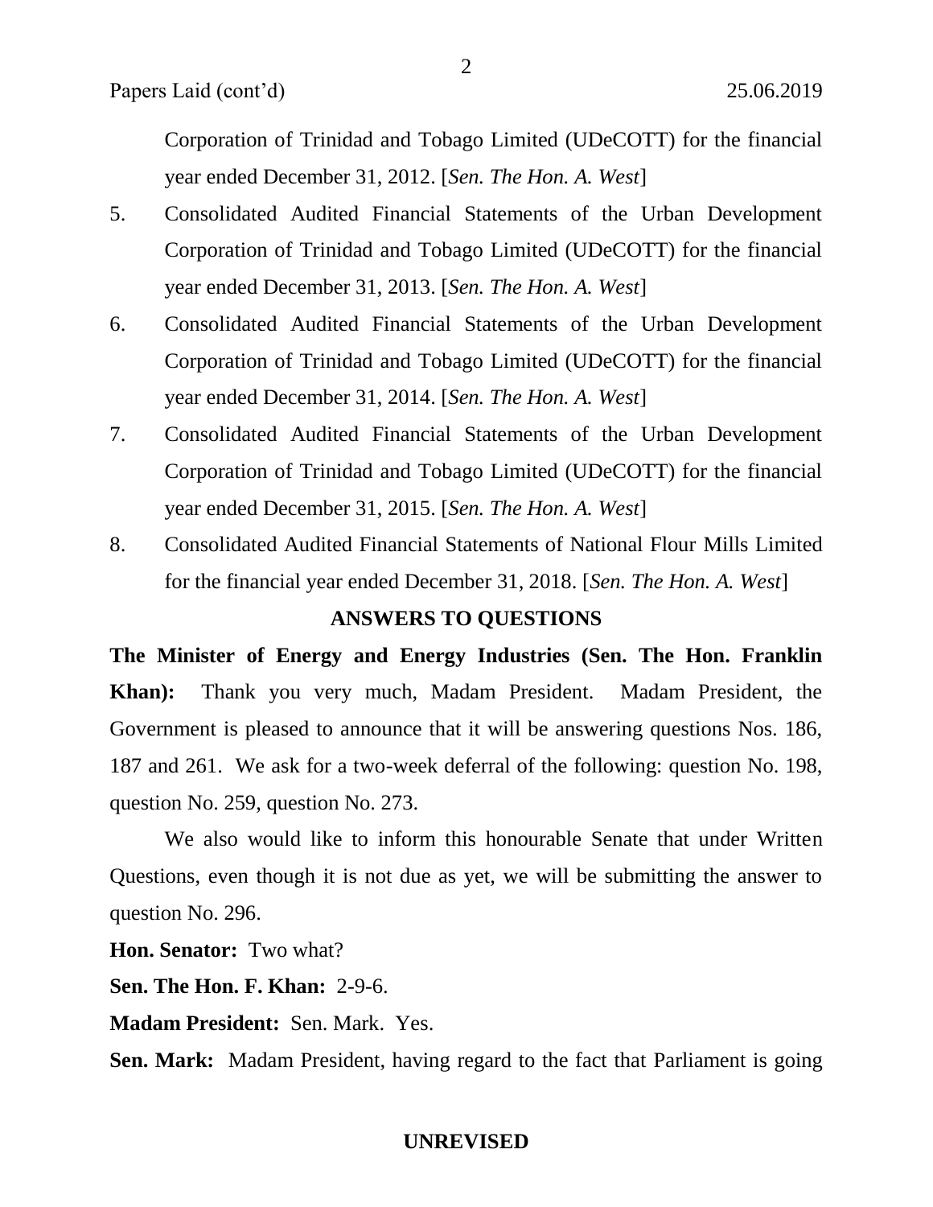Corporation of Trinidad and Tobago Limited (UDeCOTT) for the financial year ended December 31, 2012. [*Sen. The Hon. A. West*]

5. Consolidated Audited Financial Statements of the Urban Development Corporation of Trinidad and Tobago Limited (UDeCOTT) for the financial year ended December 31, 2013. [*Sen. The Hon. A. West*]
6. Consolidated Audited Financial Statements of the Urban Development Corporation of Trinidad and Tobago Limited (UDeCOTT) for the financial year ended December 31, 2014. [*Sen. The Hon. A. West*]
7. Consolidated Audited Financial Statements of the Urban Development Corporation of Trinidad and Tobago Limited (UDeCOTT) for the financial year ended December 31, 2015. [*Sen. The Hon. A. West*]
8. Consolidated Audited Financial Statements of National Flour Mills Limited for the financial year ended December 31, 2018. [*Sen. The Hon. A. West*]

## ANSWERS TO QUESTIONS

**The Minister of Energy and Energy Industries (Sen. The Hon. Franklin Khan):** Thank you very much, Madam President. Madam President, the Government is pleased to announce that it will be answering questions Nos. 186, 187 and 261. We ask for a two-week deferral of the following: question No. 198, question No. 259, question No. 273.

We also would like to inform this honourable Senate that under Written Questions, even though it is not due as yet, we will be submitting the answer to question No. 296.

**Hon. Senator:** Two what?

**Sen. The Hon. F. Khan:** 2-9-6.

**Madam President:** Sen. Mark. Yes.

**Sen. Mark:** Madam President, having regard to the fact that Parliament is going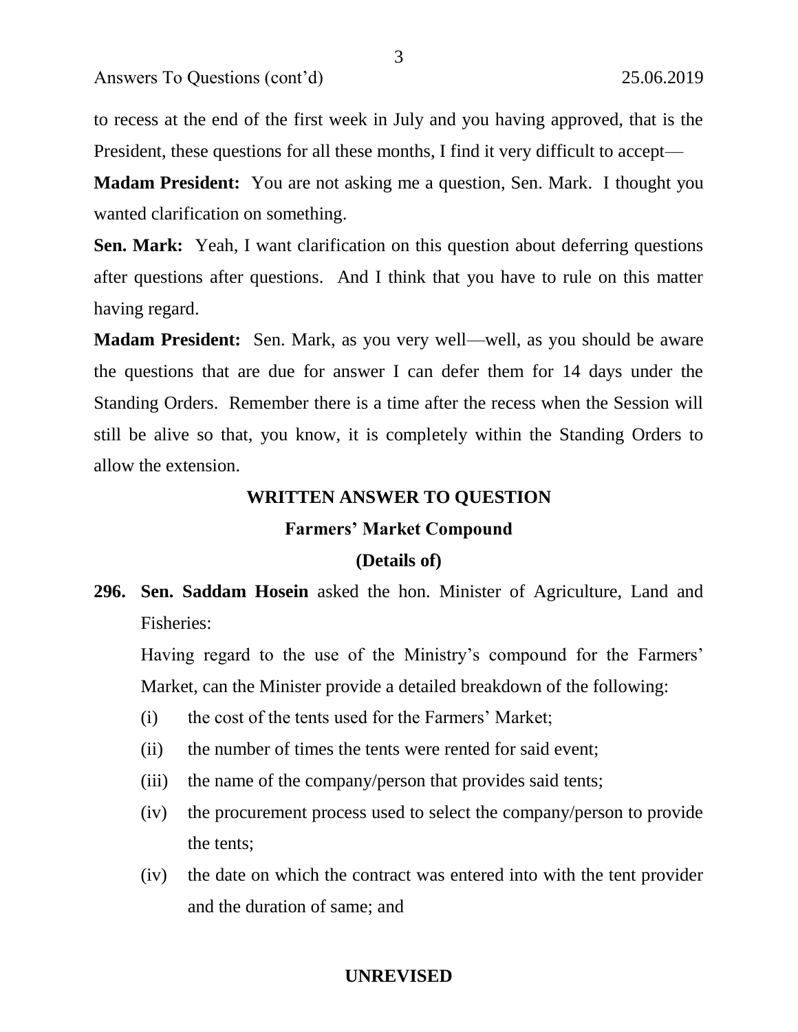to recess at the end of the first week in July and you having approved, that is the President, these questions for all these months, I find it very difficult to accept—

**Madam President:** You are not asking me a question, Sen. Mark. I thought you wanted clarification on something.

**Sen. Mark:** Yeah, I want clarification on this question about deferring questions after questions after questions. And I think that you have to rule on this matter having regard.

**Madam President:** Sen. Mark, as you very well—well, as you should be aware the questions that are due for answer I can defer them for 14 days under the Standing Orders. Remember there is a time after the recess when the Session will still be alive so that, you know, it is completely within the Standing Orders to allow the extension.

### WRITTEN ANSWER TO QUESTION

#### Farmers' Market Compound

#### (Details of)

**296. Sen. Saddam Hosein** asked the hon. Minister of Agriculture, Land and Fisheries:

Having regard to the use of the Ministry's compound for the Farmers' Market, can the Minister provide a detailed breakdown of the following:

- (i) the cost of the tents used for the Farmers' Market;
- (ii) the number of times the tents were rented for said event;
- (iii) the name of the company/person that provides said tents;
- (iv) the procurement process used to select the company/person to provide the tents;
- (iv) the date on which the contract was entered into with the tent provider and the duration of same; and

**UNREVISED**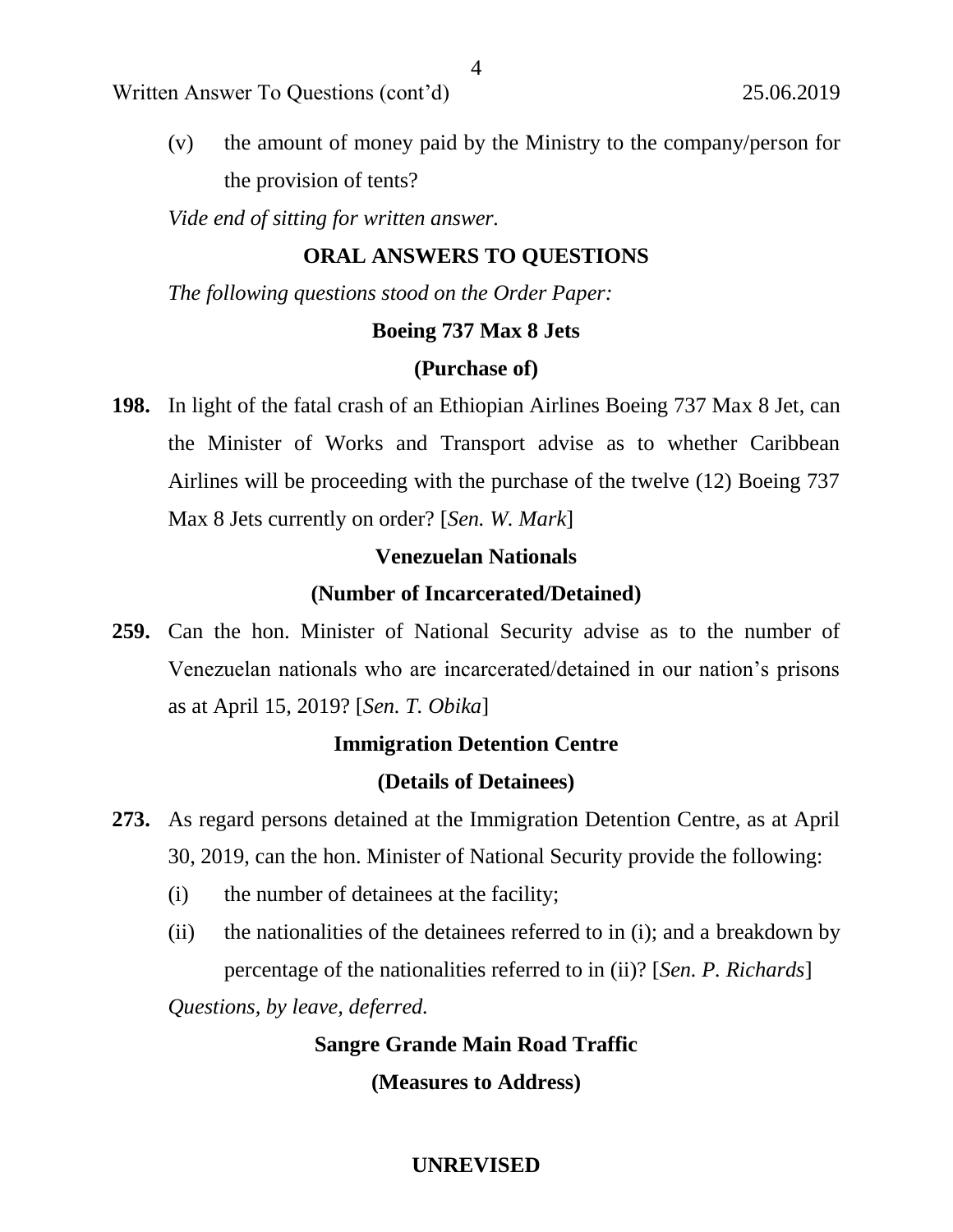(v) the amount of money paid by the Ministry to the company/person for the provision of tents?

*Vide end of sitting for written answer.*

## ORAL ANSWERS TO QUESTIONS

*The following questions stood on the Order Paper:*

### Boeing 737 Max 8 Jets

### (Purchase of)

**198.** In light of the fatal crash of an Ethiopian Airlines Boeing 737 Max 8 Jet, can the Minister of Works and Transport advise as to whether Caribbean Airlines will be proceeding with the purchase of the twelve (12) Boeing 737 Max 8 Jets currently on order? [*Sen. W. Mark*]

### Venezuelan Nationals

### (Number of Incarcerated/Detained)

**259.** Can the hon. Minister of National Security advise as to the number of Venezuelan nationals who are incarcerated/detained in our nation's prisons as at April 15, 2019? [*Sen. T. Obika*]

### Immigration Detention Centre

### (Details of Detainees)

**273.** As regard persons detained at the Immigration Detention Centre, as at April 30, 2019, can the hon. Minister of National Security provide the following:

(i) the number of detainees at the facility;

(ii) the nationalities of the detainees referred to in (i); and a breakdown by percentage of the nationalities referred to in (ii)? [*Sen. P. Richards*]

*Questions, by leave, deferred.*

### Sangre Grande Main Road Traffic

### (Measures to Address)

**UNREVISED**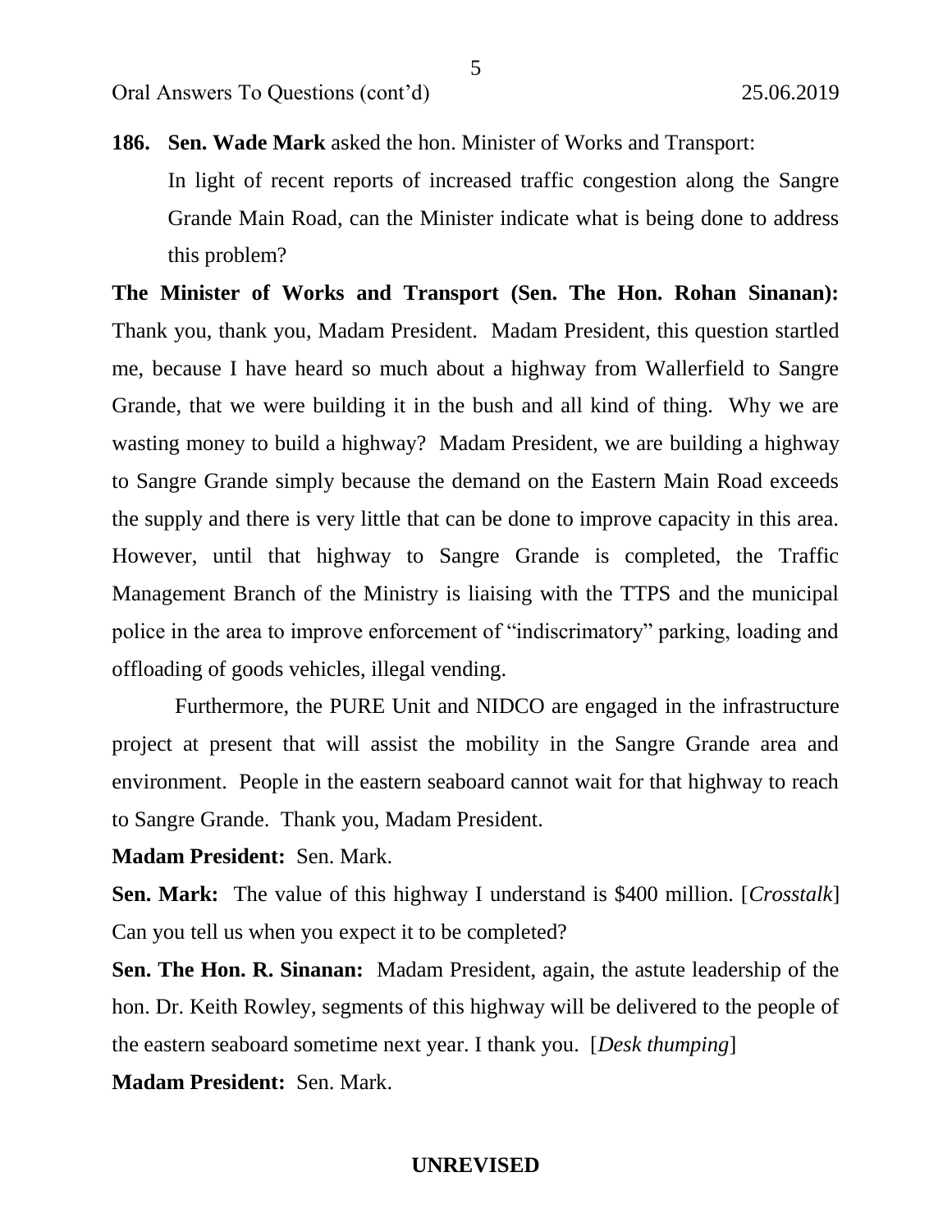**186. Sen. Wade Mark** asked the hon. Minister of Works and Transport:

In light of recent reports of increased traffic congestion along the Sangre Grande Main Road, can the Minister indicate what is being done to address this problem?

**The Minister of Works and Transport (Sen. The Hon. Rohan Sinanan):** Thank you, thank you, Madam President. Madam President, this question startled me, because I have heard so much about a highway from Wallerfield to Sangre Grande, that we were building it in the bush and all kind of thing. Why we are wasting money to build a highway? Madam President, we are building a highway to Sangre Grande simply because the demand on the Eastern Main Road exceeds the supply and there is very little that can be done to improve capacity in this area. However, until that highway to Sangre Grande is completed, the Traffic Management Branch of the Ministry is liaising with the TTPS and the municipal police in the area to improve enforcement of "indiscrimatory" parking, loading and offloading of goods vehicles, illegal vending.

Furthermore, the PURE Unit and NIDCO are engaged in the infrastructure project at present that will assist the mobility in the Sangre Grande area and environment. People in the eastern seaboard cannot wait for that highway to reach to Sangre Grande. Thank you, Madam President.

**Madam President:** Sen. Mark.

**Sen. Mark:** The value of this highway I understand is $400 million. [*Crosstalk*] Can you tell us when you expect it to be completed?

**Sen. The Hon. R. Sinanan:** Madam President, again, the astute leadership of the hon. Dr. Keith Rowley, segments of this highway will be delivered to the people of the eastern seaboard sometime next year. I thank you. [*Desk thumping*]

**Madam President:** Sen. Mark.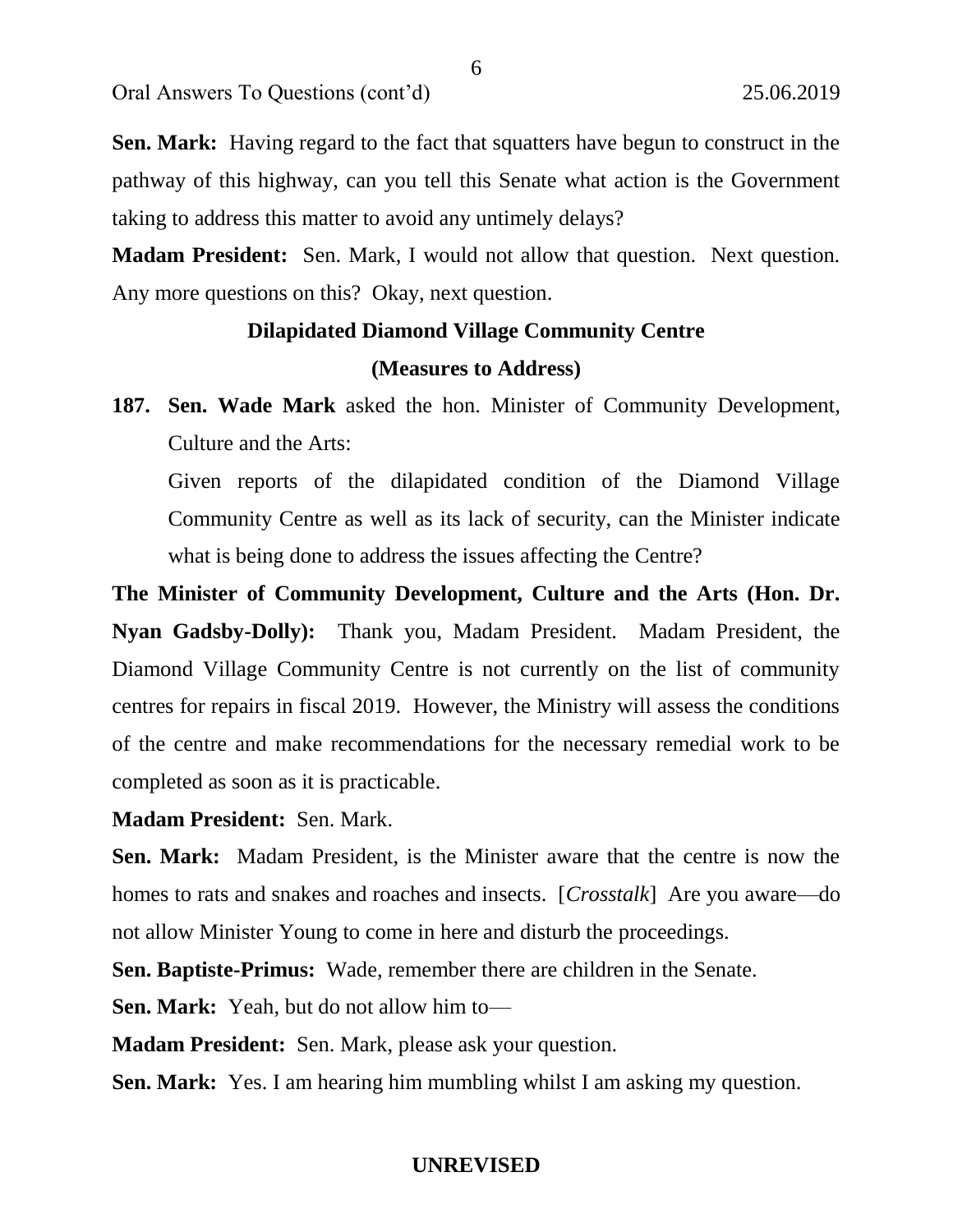**Sen. Mark:** Having regard to the fact that squatters have begun to construct in the pathway of this highway, can you tell this Senate what action is the Government taking to address this matter to avoid any untimely delays?

**Madam President:** Sen. Mark, I would not allow that question. Next question. Any more questions on this? Okay, next question.

## Dilapidated Diamond Village Community Centre (Measures to Address)

**187. Sen. Wade Mark** asked the hon. Minister of Community Development, Culture and the Arts:

Given reports of the dilapidated condition of the Diamond Village Community Centre as well as its lack of security, can the Minister indicate what is being done to address the issues affecting the Centre?

**The Minister of Community Development, Culture and the Arts (Hon. Dr. Nyan Gadsby-Dolly):** Thank you, Madam President. Madam President, the Diamond Village Community Centre is not currently on the list of community centres for repairs in fiscal 2019. However, the Ministry will assess the conditions of the centre and make recommendations for the necessary remedial work to be completed as soon as it is practicable.

**Madam President:** Sen. Mark.

**Sen. Mark:** Madam President, is the Minister aware that the centre is now the homes to rats and snakes and roaches and insects. [*Crosstalk*] Are you aware—do not allow Minister Young to come in here and disturb the proceedings.

**Sen. Baptiste-Primus:** Wade, remember there are children in the Senate.

**Sen. Mark:** Yeah, but do not allow him to—

**Madam President:** Sen. Mark, please ask your question.

**Sen. Mark:** Yes. I am hearing him mumbling whilst I am asking my question.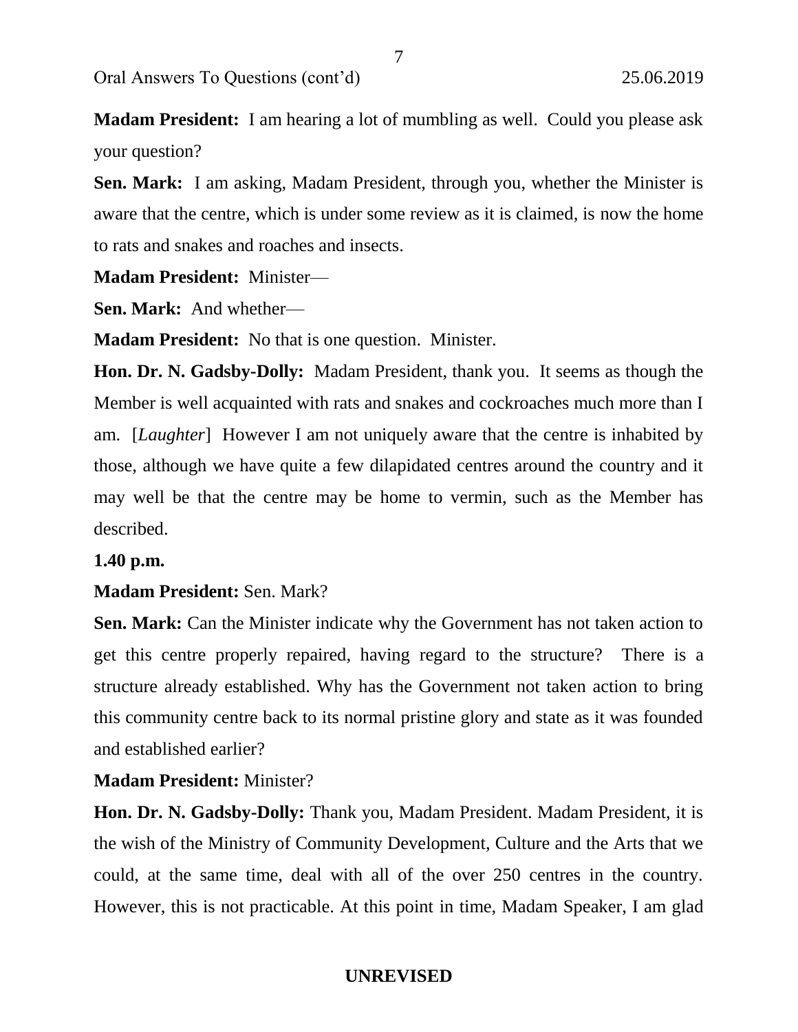**Madam President:** I am hearing a lot of mumbling as well. Could you please ask your question?

**Sen. Mark:** I am asking, Madam President, through you, whether the Minister is aware that the centre, which is under some review as it is claimed, is now the home to rats and snakes and roaches and insects.

**Madam President:** Minister—

**Sen. Mark:** And whether—

**Madam President:** No that is one question. Minister.

**Hon. Dr. N. Gadsby-Dolly:** Madam President, thank you. It seems as though the Member is well acquainted with rats and snakes and cockroaches much more than I am. [*Laughter*] However I am not uniquely aware that the centre is inhabited by those, although we have quite a few dilapidated centres around the country and it may well be that the centre may be home to vermin, such as the Member has described.

**1.40 p.m.**

**Madam President:** Sen. Mark?

**Sen. Mark:** Can the Minister indicate why the Government has not taken action to get this centre properly repaired, having regard to the structure? There is a structure already established. Why has the Government not taken action to bring this community centre back to its normal pristine glory and state as it was founded and established earlier?

**Madam President:** Minister?

**Hon. Dr. N. Gadsby-Dolly:** Thank you, Madam President. Madam President, it is the wish of the Ministry of Community Development, Culture and the Arts that we could, at the same time, deal with all of the over 250 centres in the country. However, this is not practicable. At this point in time, Madam Speaker, I am glad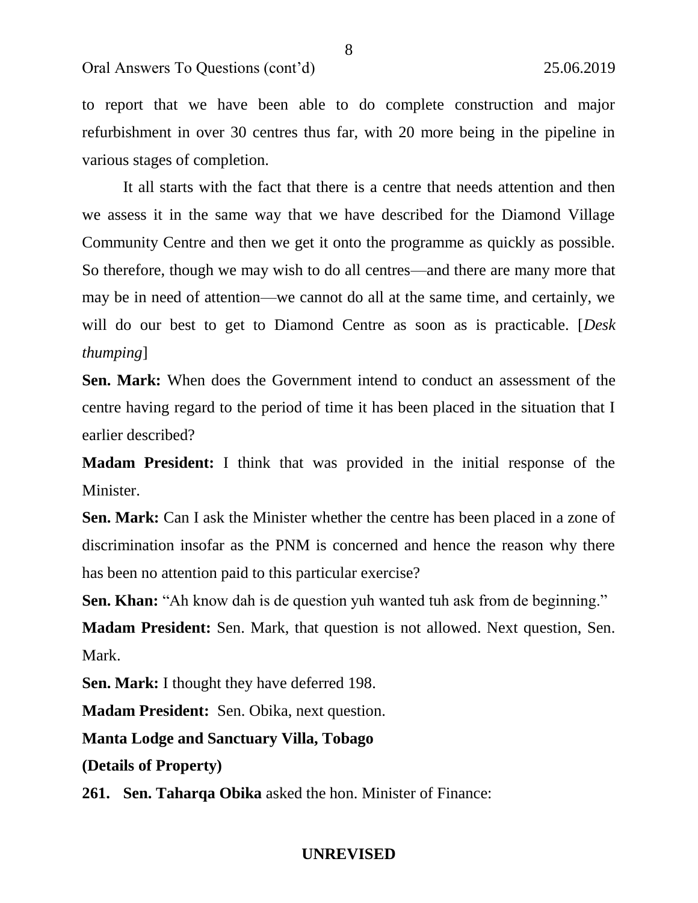to report that we have been able to do complete construction and major refurbishment in over 30 centres thus far, with 20 more being in the pipeline in various stages of completion.

It all starts with the fact that there is a centre that needs attention and then we assess it in the same way that we have described for the Diamond Village Community Centre and then we get it onto the programme as quickly as possible. So therefore, though we may wish to do all centres—and there are many more that may be in need of attention—we cannot do all at the same time, and certainly, we will do our best to get to Diamond Centre as soon as is practicable. [*Desk thumping*]

**Sen. Mark:** When does the Government intend to conduct an assessment of the centre having regard to the period of time it has been placed in the situation that I earlier described?

**Madam President:** I think that was provided in the initial response of the Minister.

**Sen. Mark:** Can I ask the Minister whether the centre has been placed in a zone of discrimination insofar as the PNM is concerned and hence the reason why there has been no attention paid to this particular exercise?

**Sen. Khan:** "Ah know dah is de question yuh wanted tuh ask from de beginning."

**Madam President:** Sen. Mark, that question is not allowed. Next question, Sen. Mark.

**Sen. Mark:** I thought they have deferred 198.

**Madam President:** Sen. Obika, next question.

**Manta Lodge and Sanctuary Villa, Tobago**

**(Details of Property)**

**261. Sen. Taharqa Obika** asked the hon. Minister of Finance: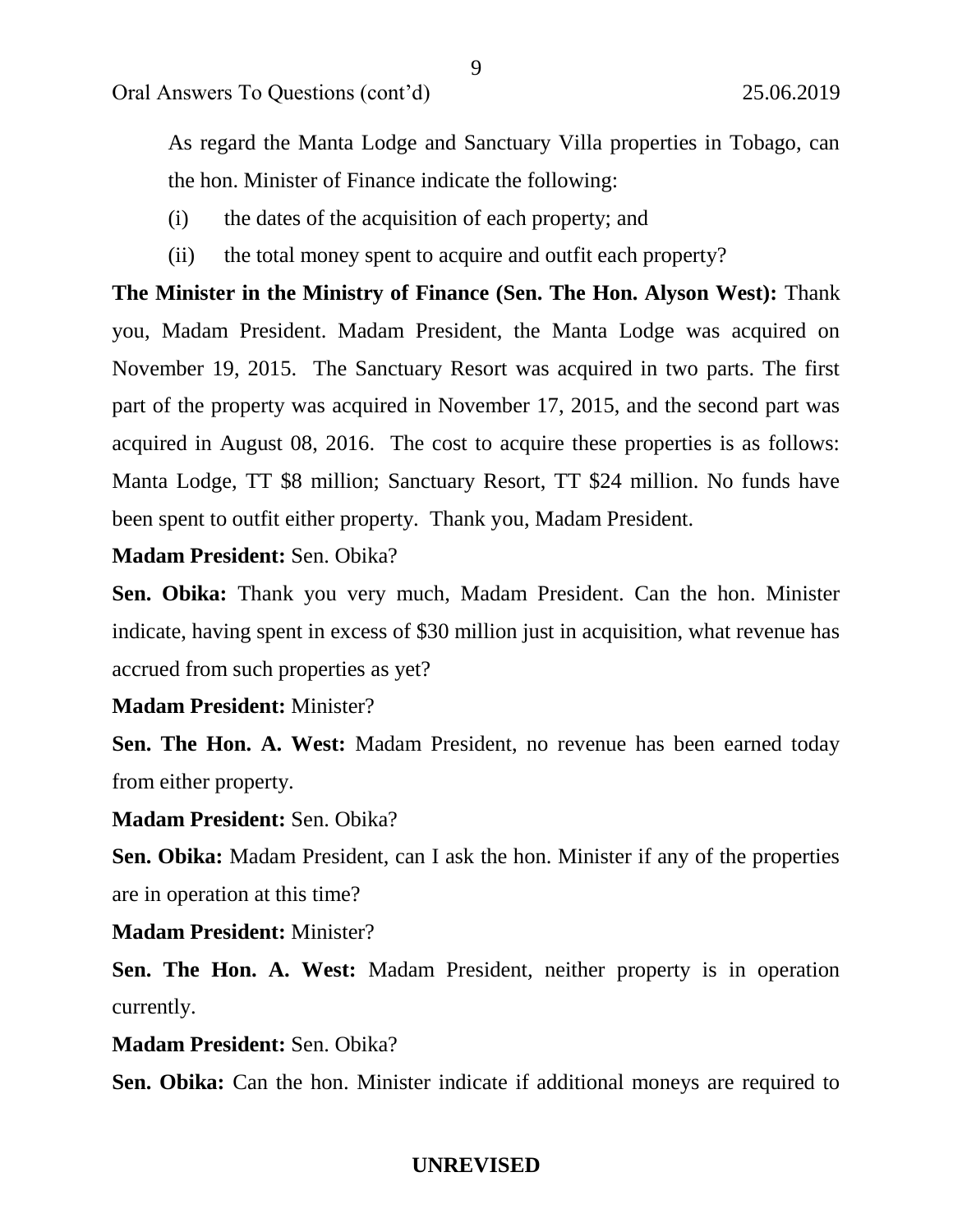As regard the Manta Lodge and Sanctuary Villa properties in Tobago, can the hon. Minister of Finance indicate the following:

(i) the dates of the acquisition of each property; and

(ii) the total money spent to acquire and outfit each property?

**The Minister in the Ministry of Finance (Sen. The Hon. Alyson West):** Thank you, Madam President. Madam President, the Manta Lodge was acquired on November 19, 2015. The Sanctuary Resort was acquired in two parts. The first part of the property was acquired in November 17, 2015, and the second part was acquired in August 08, 2016. The cost to acquire these properties is as follows: Manta Lodge, TT $8 million; Sanctuary Resort, TT $24 million. No funds have been spent to outfit either property. Thank you, Madam President.

**Madam President:** Sen. Obika?

**Sen. Obika:** Thank you very much, Madam President. Can the hon. Minister indicate, having spent in excess of $30 million just in acquisition, what revenue has accrued from such properties as yet?

**Madam President:** Minister?

**Sen. The Hon. A. West:** Madam President, no revenue has been earned today from either property.

**Madam President:** Sen. Obika?

**Sen. Obika:** Madam President, can I ask the hon. Minister if any of the properties are in operation at this time?

**Madam President:** Minister?

**Sen. The Hon. A. West:** Madam President, neither property is in operation currently.

**Madam President:** Sen. Obika?

**Sen. Obika:** Can the hon. Minister indicate if additional moneys are required to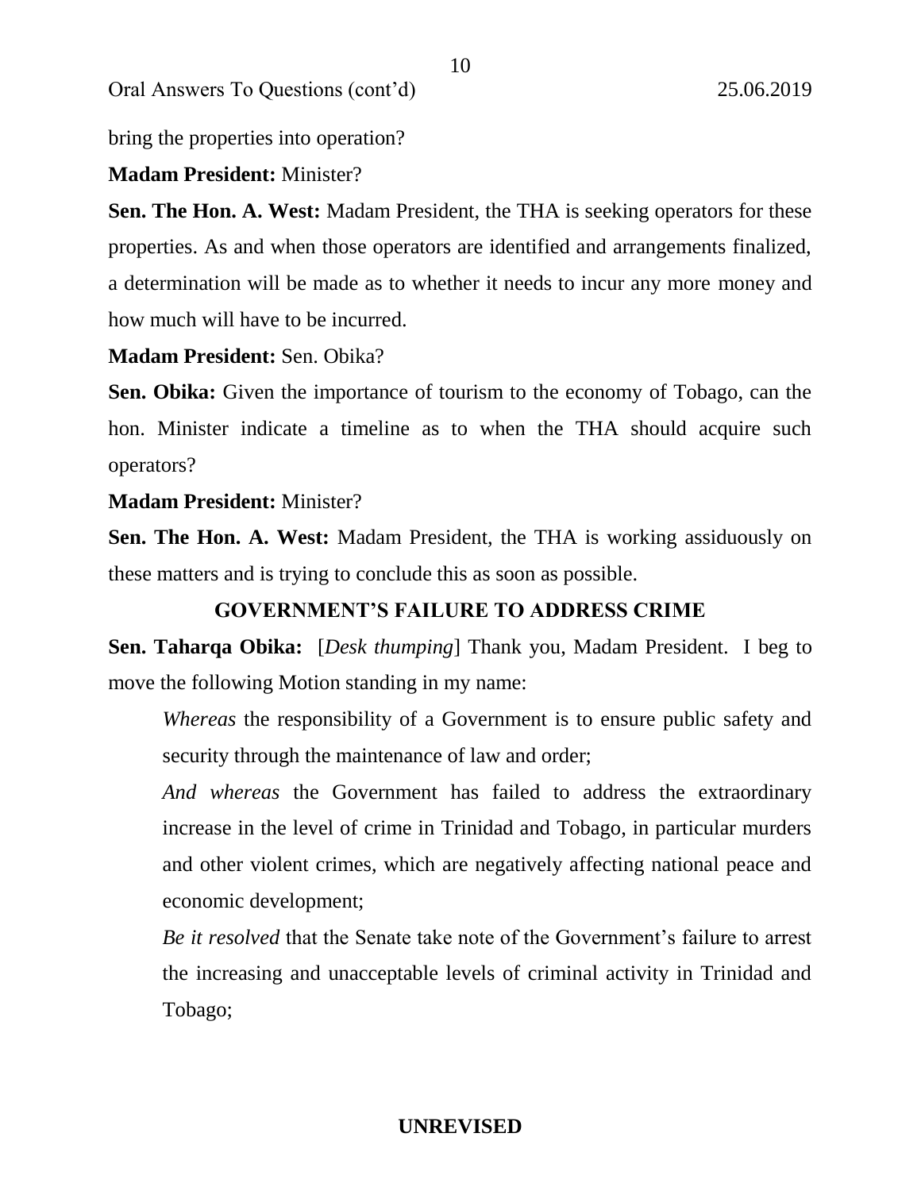bring the properties into operation?

**Madam President:** Minister?

**Sen. The Hon. A. West:** Madam President, the THA is seeking operators for these properties. As and when those operators are identified and arrangements finalized, a determination will be made as to whether it needs to incur any more money and how much will have to be incurred.

**Madam President:** Sen. Obika?

**Sen. Obika:** Given the importance of tourism to the economy of Tobago, can the hon. Minister indicate a timeline as to when the THA should acquire such operators?

**Madam President:** Minister?

**Sen. The Hon. A. West:** Madam President, the THA is working assiduously on these matters and is trying to conclude this as soon as possible.

## GOVERNMENT'S FAILURE TO ADDRESS CRIME

**Sen. Taharqa Obika:** [*Desk thumping*] Thank you, Madam President. I beg to move the following Motion standing in my name:

> *Whereas* the responsibility of a Government is to ensure public safety and security through the maintenance of law and order;
>
> *And whereas* the Government has failed to address the extraordinary increase in the level of crime in Trinidad and Tobago, in particular murders and other violent crimes, which are negatively affecting national peace and economic development;
>
> *Be it resolved* that the Senate take note of the Government's failure to arrest the increasing and unacceptable levels of criminal activity in Trinidad and Tobago;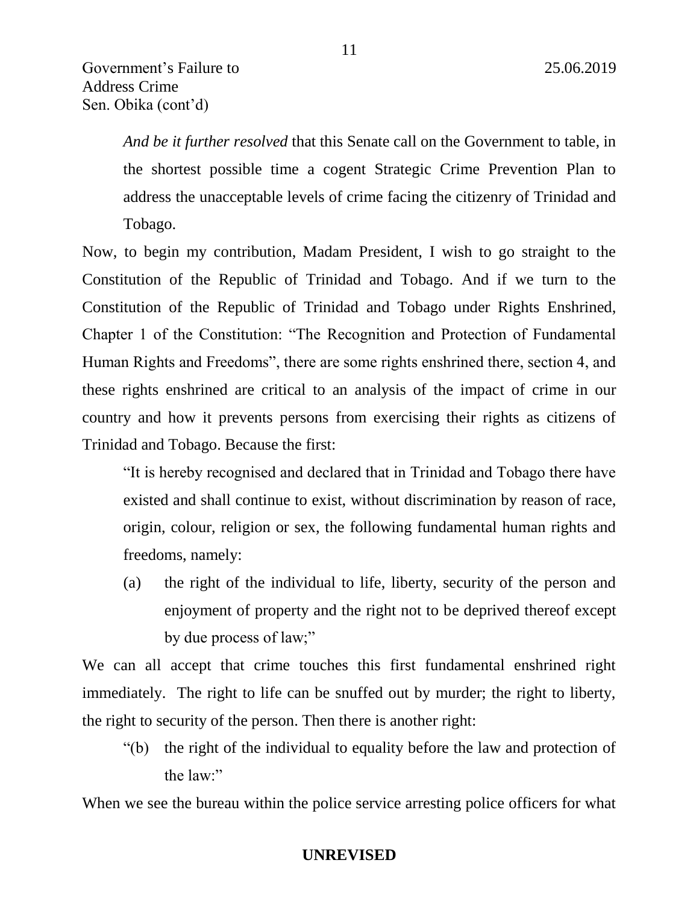*And be it further resolved* that this Senate call on the Government to table, in the shortest possible time a cogent Strategic Crime Prevention Plan to address the unacceptable levels of crime facing the citizenry of Trinidad and Tobago.

Now, to begin my contribution, Madam President, I wish to go straight to the Constitution of the Republic of Trinidad and Tobago. And if we turn to the Constitution of the Republic of Trinidad and Tobago under Rights Enshrined, Chapter 1 of the Constitution: "The Recognition and Protection of Fundamental Human Rights and Freedoms", there are some rights enshrined there, section 4, and these rights enshrined are critical to an analysis of the impact of crime in our country and how it prevents persons from exercising their rights as citizens of Trinidad and Tobago. Because the first:

> "It is hereby recognised and declared that in Trinidad and Tobago there have existed and shall continue to exist, without discrimination by reason of race, origin, colour, religion or sex, the following fundamental human rights and freedoms, namely:
>
> (a) the right of the individual to life, liberty, security of the person and enjoyment of property and the right not to be deprived thereof except by due process of law;"

We can all accept that crime touches this first fundamental enshrined right immediately. The right to life can be snuffed out by murder; the right to liberty, the right to security of the person. Then there is another right:

> "(b) the right of the individual to equality before the law and protection of the law:"

When we see the bureau within the police service arresting police officers for what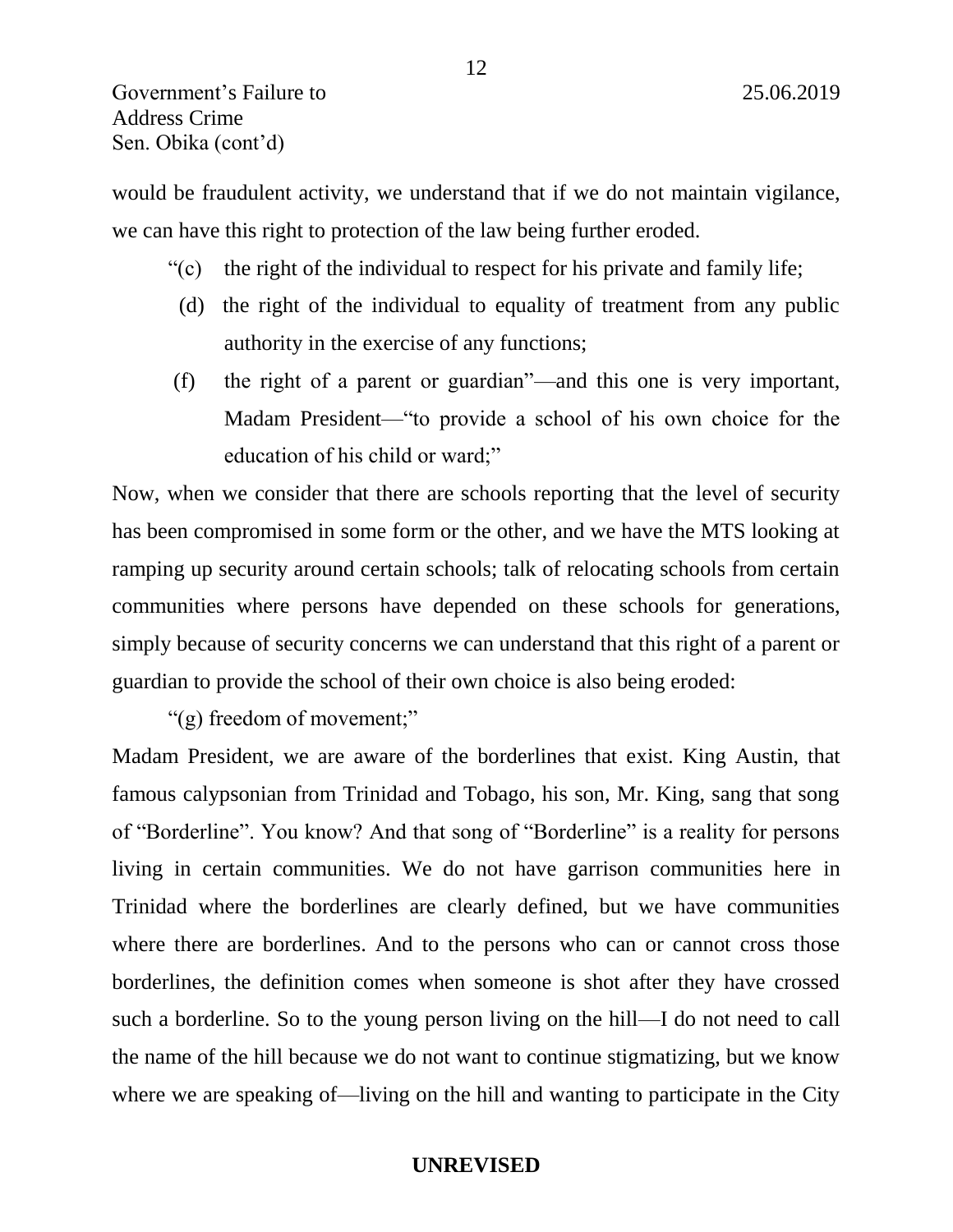would be fraudulent activity, we understand that if we do not maintain vigilance, we can have this right to protection of the law being further eroded.

> "(c) the right of the individual to respect for his private and family life;
>
> (d) the right of the individual to equality of treatment from any public authority in the exercise of any functions;
>
> (f) the right of a parent or guardian"—and this one is very important, Madam President—"to provide a school of his own choice for the education of his child or ward;"

Now, when we consider that there are schools reporting that the level of security has been compromised in some form or the other, and we have the MTS looking at ramping up security around certain schools; talk of relocating schools from certain communities where persons have depended on these schools for generations, simply because of security concerns we can understand that this right of a parent or guardian to provide the school of their own choice is also being eroded:

> "(g) freedom of movement;"

Madam President, we are aware of the borderlines that exist. King Austin, that famous calypsonian from Trinidad and Tobago, his son, Mr. King, sang that song of "Borderline". You know? And that song of "Borderline" is a reality for persons living in certain communities. We do not have garrison communities here in Trinidad where the borderlines are clearly defined, but we have communities where there are borderlines. And to the persons who can or cannot cross those borderlines, the definition comes when someone is shot after they have crossed such a borderline. So to the young person living on the hill—I do not need to call the name of the hill because we do not want to continue stigmatizing, but we know where we are speaking of—living on the hill and wanting to participate in the City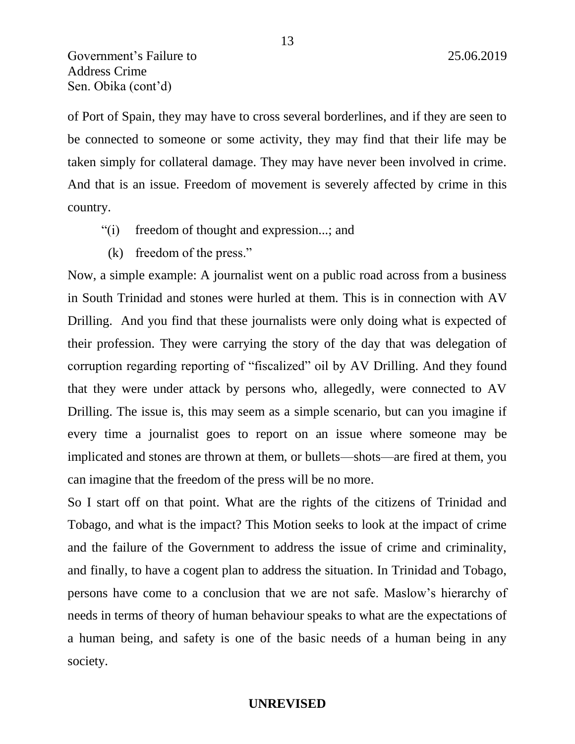of Port of Spain, they may have to cross several borderlines, and if they are seen to be connected to someone or some activity, they may find that their life may be taken simply for collateral damage. They may have never been involved in crime. And that is an issue. Freedom of movement is severely affected by crime in this country.

> "(i) freedom of thought and expression...; and
>
> (k) freedom of the press."

Now, a simple example: A journalist went on a public road across from a business in South Trinidad and stones were hurled at them. This is in connection with AV Drilling. And you find that these journalists were only doing what is expected of their profession. They were carrying the story of the day that was delegation of corruption regarding reporting of "fiscalized" oil by AV Drilling. And they found that they were under attack by persons who, allegedly, were connected to AV Drilling. The issue is, this may seem as a simple scenario, but can you imagine if every time a journalist goes to report on an issue where someone may be implicated and stones are thrown at them, or bullets—shots—are fired at them, you can imagine that the freedom of the press will be no more.

So I start off on that point. What are the rights of the citizens of Trinidad and Tobago, and what is the impact? This Motion seeks to look at the impact of crime and the failure of the Government to address the issue of crime and criminality, and finally, to have a cogent plan to address the situation. In Trinidad and Tobago, persons have come to a conclusion that we are not safe. Maslow's hierarchy of needs in terms of theory of human behaviour speaks to what are the expectations of a human being, and safety is one of the basic needs of a human being in any society.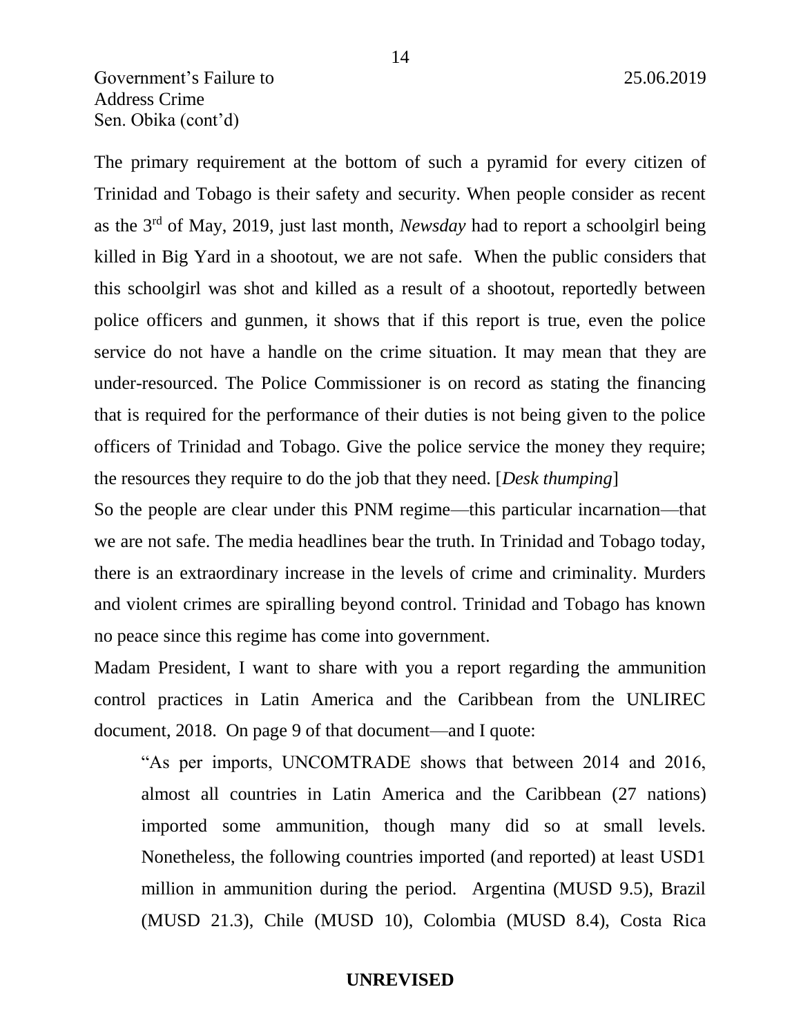The primary requirement at the bottom of such a pyramid for every citizen of Trinidad and Tobago is their safety and security. When people consider as recent as the 3rd of May, 2019, just last month, *Newsday* had to report a schoolgirl being killed in Big Yard in a shootout, we are not safe. When the public considers that this schoolgirl was shot and killed as a result of a shootout, reportedly between police officers and gunmen, it shows that if this report is true, even the police service do not have a handle on the crime situation. It may mean that they are under-resourced. The Police Commissioner is on record as stating the financing that is required for the performance of their duties is not being given to the police officers of Trinidad and Tobago. Give the police service the money they require; the resources they require to do the job that they need. [*Desk thumping*]

So the people are clear under this PNM regime—this particular incarnation—that we are not safe. The media headlines bear the truth. In Trinidad and Tobago today, there is an extraordinary increase in the levels of crime and criminality. Murders and violent crimes are spiralling beyond control. Trinidad and Tobago has known no peace since this regime has come into government.

Madam President, I want to share with you a report regarding the ammunition control practices in Latin America and the Caribbean from the UNLIREC document, 2018. On page 9 of that document—and I quote:

> "As per imports, UNCOMTRADE shows that between 2014 and 2016, almost all countries in Latin America and the Caribbean (27 nations) imported some ammunition, though many did so at small levels. Nonetheless, the following countries imported (and reported) at least USD1 million in ammunition during the period. Argentina (MUSD 9.5), Brazil (MUSD 21.3), Chile (MUSD 10), Colombia (MUSD 8.4), Costa Rica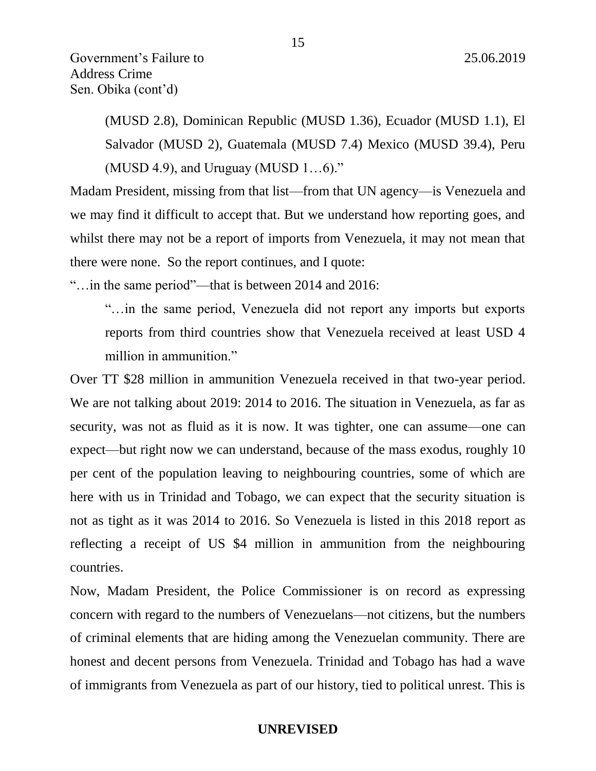(MUSD 2.8), Dominican Republic (MUSD 1.36), Ecuador (MUSD 1.1), El Salvador (MUSD 2), Guatemala (MUSD 7.4) Mexico (MUSD 39.4), Peru (MUSD 4.9), and Uruguay (MUSD 1…6)."

Madam President, missing from that list—from that UN agency—is Venezuela and we may find it difficult to accept that. But we understand how reporting goes, and whilst there may not be a report of imports from Venezuela, it may not mean that there were none. So the report continues, and I quote:

"…in the same period"—that is between 2014 and 2016:

> "…in the same period, Venezuela did not report any imports but exports reports from third countries show that Venezuela received at least USD 4 million in ammunition."

Over TT $28 million in ammunition Venezuela received in that two-year period. We are not talking about 2019: 2014 to 2016. The situation in Venezuela, as far as security, was not as fluid as it is now. It was tighter, one can assume—one can expect—but right now we can understand, because of the mass exodus, roughly 10 per cent of the population leaving to neighbouring countries, some of which are here with us in Trinidad and Tobago, we can expect that the security situation is not as tight as it was 2014 to 2016. So Venezuela is listed in this 2018 report as reflecting a receipt of US $4 million in ammunition from the neighbouring countries.

Now, Madam President, the Police Commissioner is on record as expressing concern with regard to the numbers of Venezuelans—not citizens, but the numbers of criminal elements that are hiding among the Venezuelan community. There are honest and decent persons from Venezuela. Trinidad and Tobago has had a wave of immigrants from Venezuela as part of our history, tied to political unrest. This is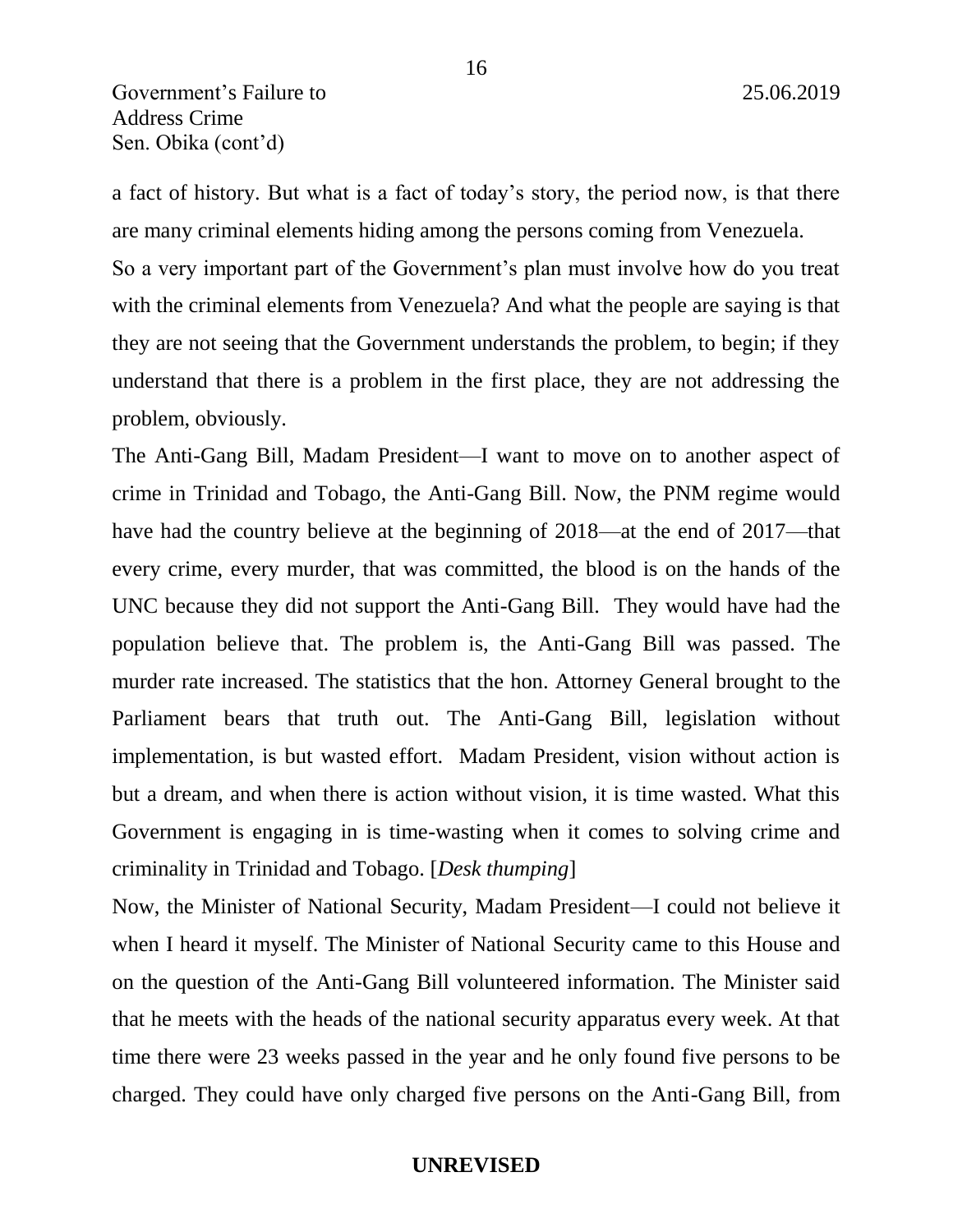a fact of history. But what is a fact of today's story, the period now, is that there are many criminal elements hiding among the persons coming from Venezuela.

So a very important part of the Government's plan must involve how do you treat with the criminal elements from Venezuela? And what the people are saying is that they are not seeing that the Government understands the problem, to begin; if they understand that there is a problem in the first place, they are not addressing the problem, obviously.

The Anti-Gang Bill, Madam President—I want to move on to another aspect of crime in Trinidad and Tobago, the Anti-Gang Bill. Now, the PNM regime would have had the country believe at the beginning of 2018—at the end of 2017—that every crime, every murder, that was committed, the blood is on the hands of the UNC because they did not support the Anti-Gang Bill. They would have had the population believe that. The problem is, the Anti-Gang Bill was passed. The murder rate increased. The statistics that the hon. Attorney General brought to the Parliament bears that truth out. The Anti-Gang Bill, legislation without implementation, is but wasted effort. Madam President, vision without action is but a dream, and when there is action without vision, it is time wasted. What this Government is engaging in is time-wasting when it comes to solving crime and criminality in Trinidad and Tobago. [*Desk thumping*]

Now, the Minister of National Security, Madam President—I could not believe it when I heard it myself. The Minister of National Security came to this House and on the question of the Anti-Gang Bill volunteered information. The Minister said that he meets with the heads of the national security apparatus every week. At that time there were 23 weeks passed in the year and he only found five persons to be charged. They could have only charged five persons on the Anti-Gang Bill, from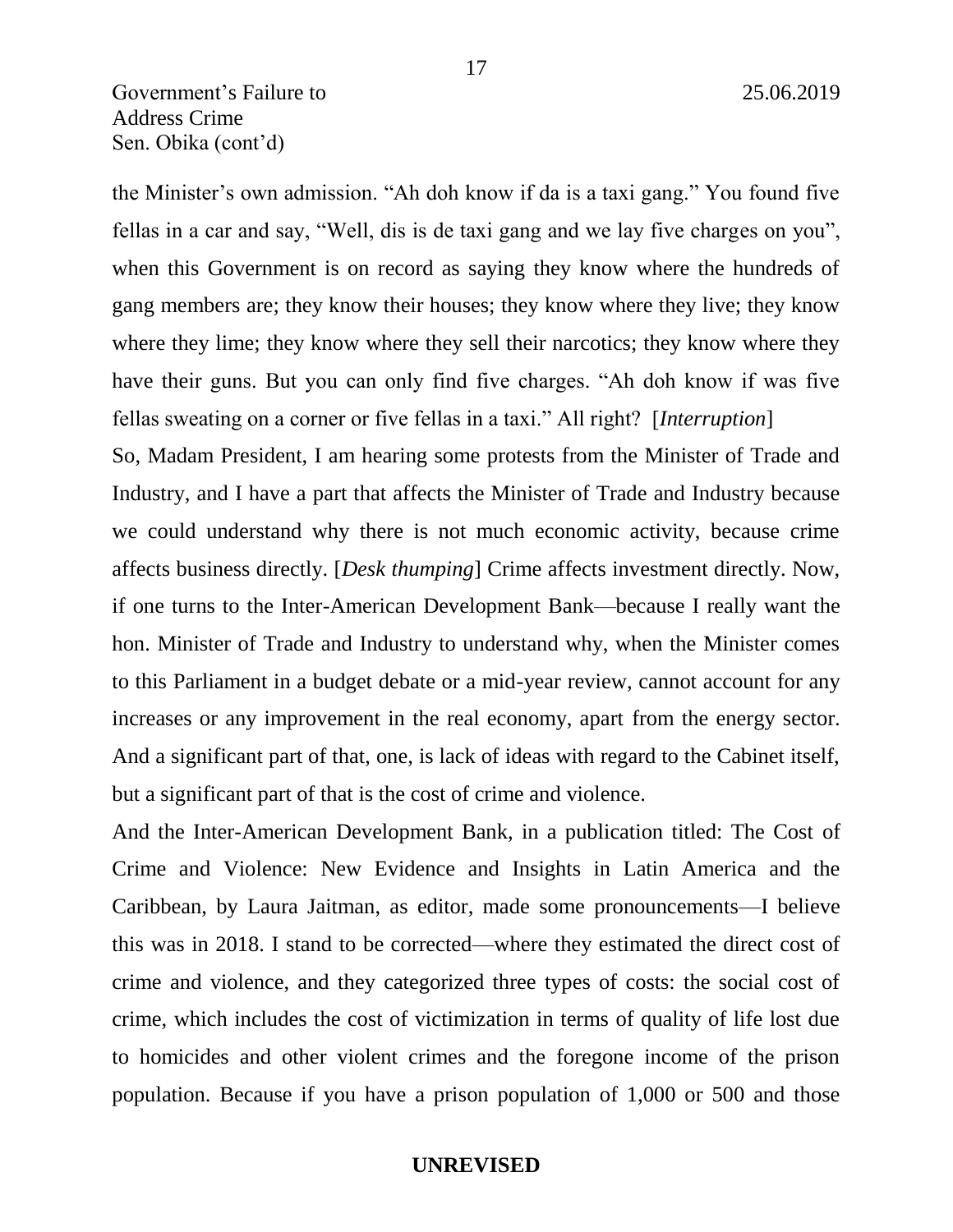the Minister's own admission. "Ah doh know if da is a taxi gang." You found five fellas in a car and say, "Well, dis is de taxi gang and we lay five charges on you", when this Government is on record as saying they know where the hundreds of gang members are; they know their houses; they know where they live; they know where they lime; they know where they sell their narcotics; they know where they have their guns. But you can only find five charges. "Ah doh know if was five fellas sweating on a corner or five fellas in a taxi." All right? [*Interruption*]

So, Madam President, I am hearing some protests from the Minister of Trade and Industry, and I have a part that affects the Minister of Trade and Industry because we could understand why there is not much economic activity, because crime affects business directly. [*Desk thumping*] Crime affects investment directly. Now, if one turns to the Inter-American Development Bank—because I really want the hon. Minister of Trade and Industry to understand why, when the Minister comes to this Parliament in a budget debate or a mid-year review, cannot account for any increases or any improvement in the real economy, apart from the energy sector. And a significant part of that, one, is lack of ideas with regard to the Cabinet itself, but a significant part of that is the cost of crime and violence.

And the Inter-American Development Bank, in a publication titled: The Cost of Crime and Violence: New Evidence and Insights in Latin America and the Caribbean, by Laura Jaitman, as editor, made some pronouncements—I believe this was in 2018. I stand to be corrected—where they estimated the direct cost of crime and violence, and they categorized three types of costs: the social cost of crime, which includes the cost of victimization in terms of quality of life lost due to homicides and other violent crimes and the foregone income of the prison population. Because if you have a prison population of 1,000 or 500 and those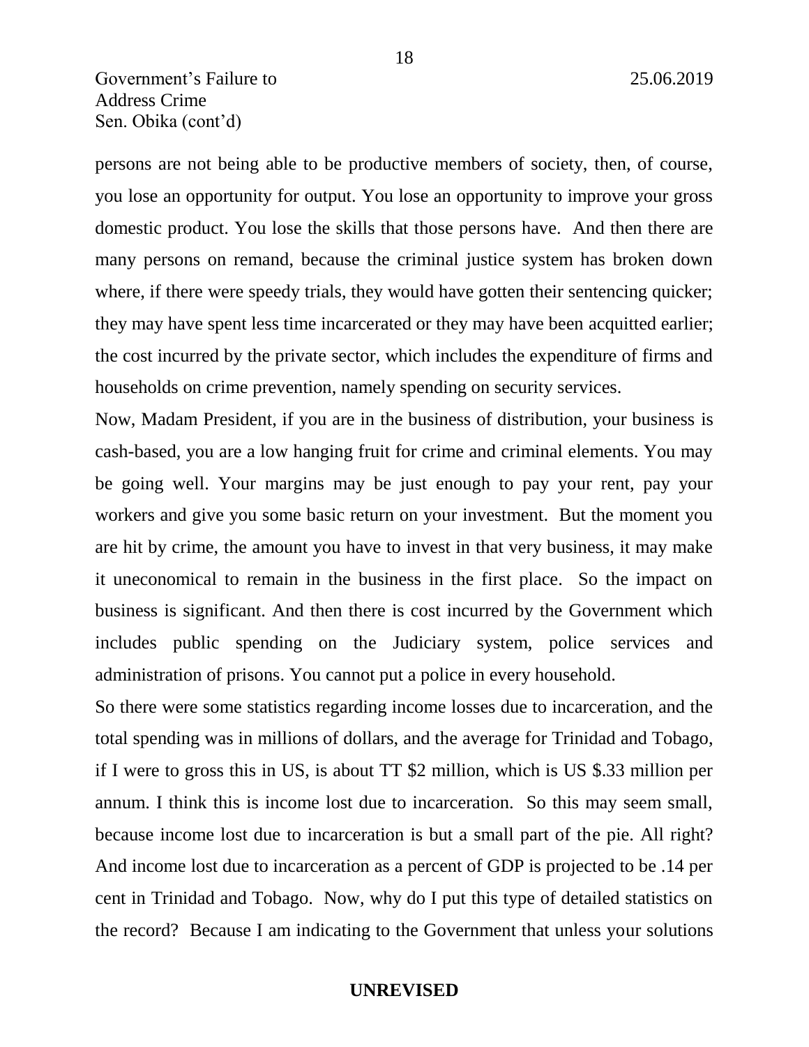persons are not being able to be productive members of society, then, of course, you lose an opportunity for output. You lose an opportunity to improve your gross domestic product. You lose the skills that those persons have. And then there are many persons on remand, because the criminal justice system has broken down where, if there were speedy trials, they would have gotten their sentencing quicker; they may have spent less time incarcerated or they may have been acquitted earlier; the cost incurred by the private sector, which includes the expenditure of firms and households on crime prevention, namely spending on security services.

Now, Madam President, if you are in the business of distribution, your business is cash-based, you are a low hanging fruit for crime and criminal elements. You may be going well. Your margins may be just enough to pay your rent, pay your workers and give you some basic return on your investment. But the moment you are hit by crime, the amount you have to invest in that very business, it may make it uneconomical to remain in the business in the first place. So the impact on business is significant. And then there is cost incurred by the Government which includes public spending on the Judiciary system, police services and administration of prisons. You cannot put a police in every household.

So there were some statistics regarding income losses due to incarceration, and the total spending was in millions of dollars, and the average for Trinidad and Tobago, if I were to gross this in US, is about TT \$2 million, which is US \$.33 million per annum. I think this is income lost due to incarceration. So this may seem small, because income lost due to incarceration is but a small part of the pie. All right? And income lost due to incarceration as a percent of GDP is projected to be .14 per cent in Trinidad and Tobago. Now, why do I put this type of detailed statistics on the record? Because I am indicating to the Government that unless your solutions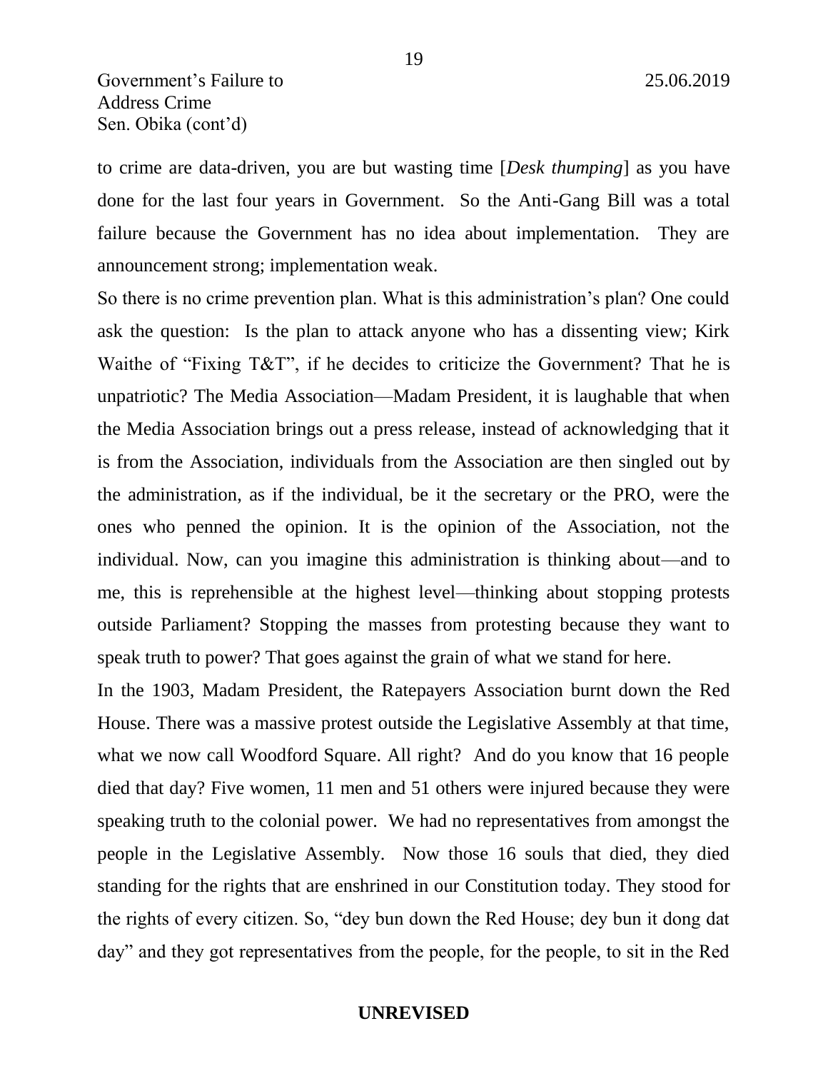to crime are data-driven, you are but wasting time [*Desk thumping*] as you have done for the last four years in Government. So the Anti-Gang Bill was a total failure because the Government has no idea about implementation. They are announcement strong; implementation weak.

So there is no crime prevention plan. What is this administration's plan? One could ask the question: Is the plan to attack anyone who has a dissenting view; Kirk Waithe of "Fixing T&T", if he decides to criticize the Government? That he is unpatriotic? The Media Association—Madam President, it is laughable that when the Media Association brings out a press release, instead of acknowledging that it is from the Association, individuals from the Association are then singled out by the administration, as if the individual, be it the secretary or the PRO, were the ones who penned the opinion. It is the opinion of the Association, not the individual. Now, can you imagine this administration is thinking about—and to me, this is reprehensible at the highest level—thinking about stopping protests outside Parliament? Stopping the masses from protesting because they want to speak truth to power? That goes against the grain of what we stand for here.

In the 1903, Madam President, the Ratepayers Association burnt down the Red House. There was a massive protest outside the Legislative Assembly at that time, what we now call Woodford Square. All right? And do you know that 16 people died that day? Five women, 11 men and 51 others were injured because they were speaking truth to the colonial power. We had no representatives from amongst the people in the Legislative Assembly. Now those 16 souls that died, they died standing for the rights that are enshrined in our Constitution today. They stood for the rights of every citizen. So, "dey bun down the Red House; dey bun it dong dat day" and they got representatives from the people, for the people, to sit in the Red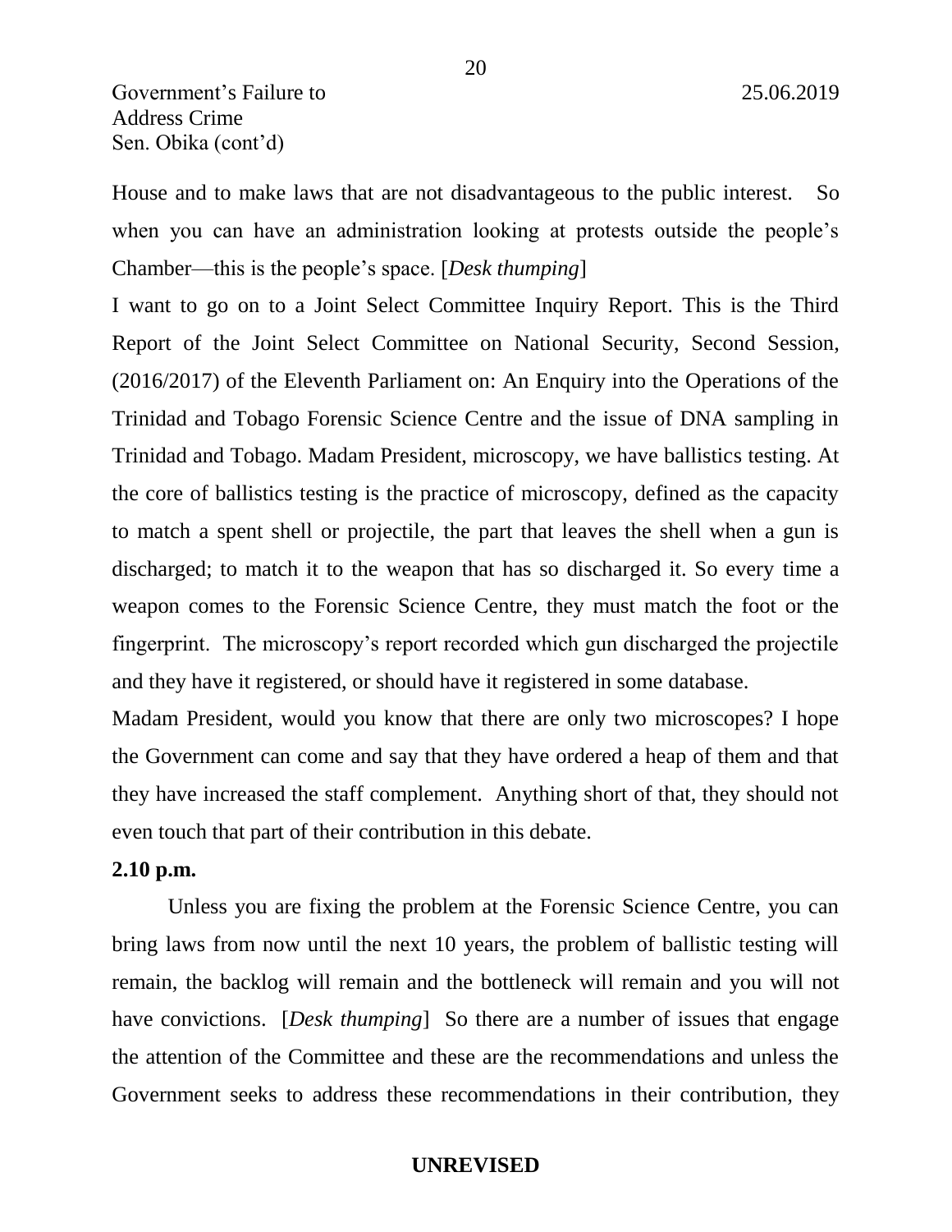House and to make laws that are not disadvantageous to the public interest. So when you can have an administration looking at protests outside the people's Chamber—this is the people's space. [*Desk thumping*]

I want to go on to a Joint Select Committee Inquiry Report. This is the Third Report of the Joint Select Committee on National Security, Second Session, (2016/2017) of the Eleventh Parliament on: An Enquiry into the Operations of the Trinidad and Tobago Forensic Science Centre and the issue of DNA sampling in Trinidad and Tobago. Madam President, microscopy, we have ballistics testing. At the core of ballistics testing is the practice of microscopy, defined as the capacity to match a spent shell or projectile, the part that leaves the shell when a gun is discharged; to match it to the weapon that has so discharged it. So every time a weapon comes to the Forensic Science Centre, they must match the foot or the fingerprint. The microscopy's report recorded which gun discharged the projectile and they have it registered, or should have it registered in some database.

Madam President, would you know that there are only two microscopes? I hope the Government can come and say that they have ordered a heap of them and that they have increased the staff complement. Anything short of that, they should not even touch that part of their contribution in this debate.

**2.10 p.m.**

Unless you are fixing the problem at the Forensic Science Centre, you can bring laws from now until the next 10 years, the problem of ballistic testing will remain, the backlog will remain and the bottleneck will remain and you will not have convictions. [*Desk thumping*] So there are a number of issues that engage the attention of the Committee and these are the recommendations and unless the Government seeks to address these recommendations in their contribution, they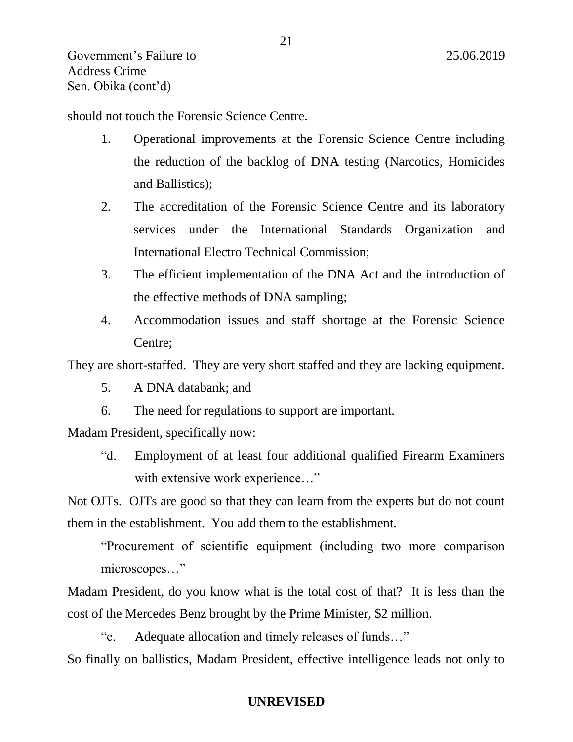should not touch the Forensic Science Centre.

1. Operational improvements at the Forensic Science Centre including the reduction of the backlog of DNA testing (Narcotics, Homicides and Ballistics);
2. The accreditation of the Forensic Science Centre and its laboratory services under the International Standards Organization and International Electro Technical Commission;
3. The efficient implementation of the DNA Act and the introduction of the effective methods of DNA sampling;
4. Accommodation issues and staff shortage at the Forensic Science Centre;

They are short-staffed. They are very short staffed and they are lacking equipment.

5. A DNA databank; and
6. The need for regulations to support are important.

Madam President, specifically now:

> "d. Employment of at least four additional qualified Firearm Examiners with extensive work experience…"

Not OJTs. OJTs are good so that they can learn from the experts but do not count them in the establishment. You add them to the establishment.

> "Procurement of scientific equipment (including two more comparison microscopes…"

Madam President, do you know what is the total cost of that? It is less than the cost of the Mercedes Benz brought by the Prime Minister, $2 million.

> "e. Adequate allocation and timely releases of funds…"

So finally on ballistics, Madam President, effective intelligence leads not only to

**UNREVISED**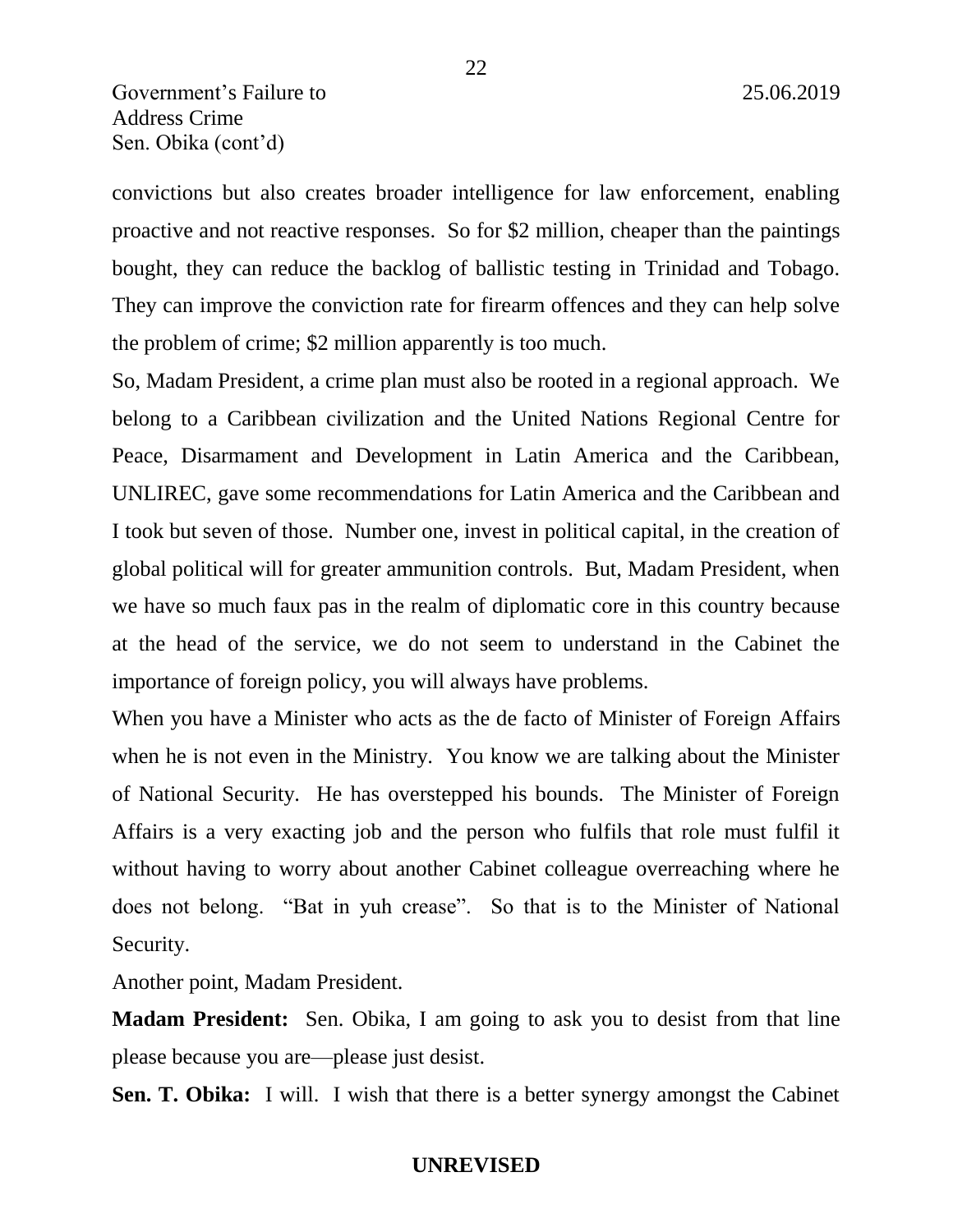convictions but also creates broader intelligence for law enforcement, enabling proactive and not reactive responses. So for $2 million, cheaper than the paintings bought, they can reduce the backlog of ballistic testing in Trinidad and Tobago. They can improve the conviction rate for firearm offences and they can help solve the problem of crime; $2 million apparently is too much.

So, Madam President, a crime plan must also be rooted in a regional approach. We belong to a Caribbean civilization and the United Nations Regional Centre for Peace, Disarmament and Development in Latin America and the Caribbean, UNLIREC, gave some recommendations for Latin America and the Caribbean and I took but seven of those. Number one, invest in political capital, in the creation of global political will for greater ammunition controls. But, Madam President, when we have so much faux pas in the realm of diplomatic core in this country because at the head of the service, we do not seem to understand in the Cabinet the importance of foreign policy, you will always have problems.

When you have a Minister who acts as the de facto of Minister of Foreign Affairs when he is not even in the Ministry. You know we are talking about the Minister of National Security. He has overstepped his bounds. The Minister of Foreign Affairs is a very exacting job and the person who fulfils that role must fulfil it without having to worry about another Cabinet colleague overreaching where he does not belong. "Bat in yuh crease". So that is to the Minister of National Security.

Another point, Madam President.

**Madam President:** Sen. Obika, I am going to ask you to desist from that line please because you are—please just desist.

**Sen. T. Obika:** I will. I wish that there is a better synergy amongst the Cabinet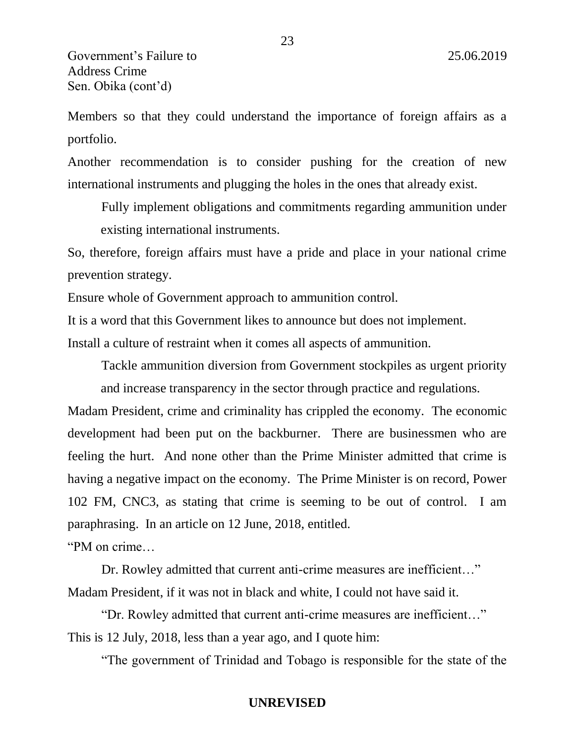Members so that they could understand the importance of foreign affairs as a portfolio.

Another recommendation is to consider pushing for the creation of new international instruments and plugging the holes in the ones that already exist.

> Fully implement obligations and commitments regarding ammunition under existing international instruments.

So, therefore, foreign affairs must have a pride and place in your national crime prevention strategy.

Ensure whole of Government approach to ammunition control.

It is a word that this Government likes to announce but does not implement.

Install a culture of restraint when it comes all aspects of ammunition.

> Tackle ammunition diversion from Government stockpiles as urgent priority and increase transparency in the sector through practice and regulations.

Madam President, crime and criminality has crippled the economy. The economic development had been put on the backburner. There are businessmen who are feeling the hurt. And none other than the Prime Minister admitted that crime is having a negative impact on the economy. The Prime Minister is on record, Power 102 FM, CNC3, as stating that crime is seeming to be out of control. I am paraphrasing. In an article on 12 June, 2018, entitled.

"PM on crime…

> Dr. Rowley admitted that current anti-crime measures are inefficient…"

Madam President, if it was not in black and white, I could not have said it.

> "Dr. Rowley admitted that current anti-crime measures are inefficient…"

This is 12 July, 2018, less than a year ago, and I quote him:

> "The government of Trinidad and Tobago is responsible for the state of the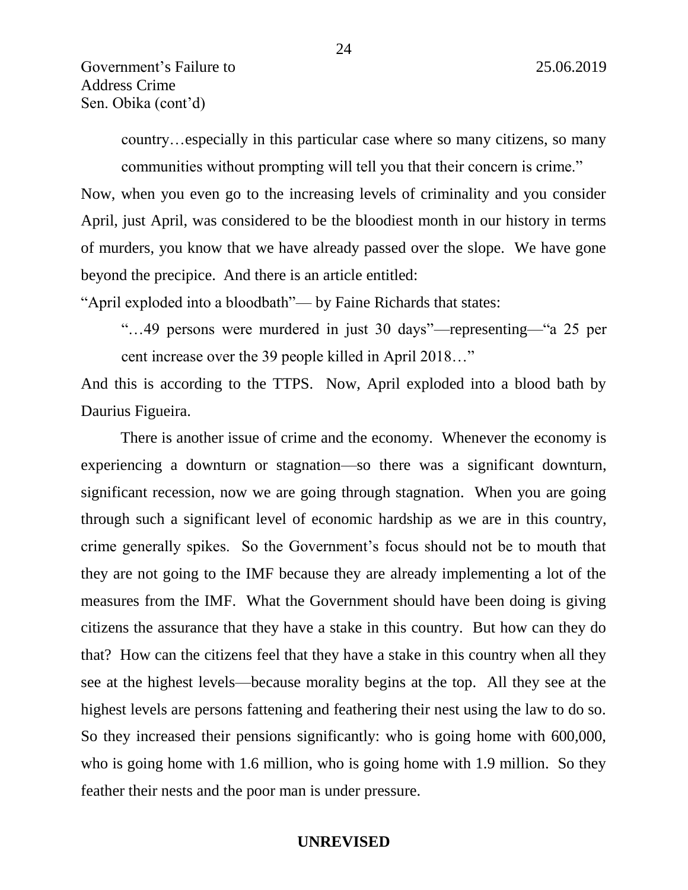country…especially in this particular case where so many citizens, so many communities without prompting will tell you that their concern is crime."

Now, when you even go to the increasing levels of criminality and you consider April, just April, was considered to be the bloodiest month in our history in terms of murders, you know that we have already passed over the slope. We have gone beyond the precipice. And there is an article entitled:

"April exploded into a bloodbath"— by Faine Richards that states:

> "…49 persons were murdered in just 30 days"—representing—"a 25 per cent increase over the 39 people killed in April 2018…"

And this is according to the TTPS. Now, April exploded into a blood bath by Daurius Figueira.

There is another issue of crime and the economy. Whenever the economy is experiencing a downturn or stagnation—so there was a significant downturn, significant recession, now we are going through stagnation. When you are going through such a significant level of economic hardship as we are in this country, crime generally spikes. So the Government's focus should not be to mouth that they are not going to the IMF because they are already implementing a lot of the measures from the IMF. What the Government should have been doing is giving citizens the assurance that they have a stake in this country. But how can they do that? How can the citizens feel that they have a stake in this country when all they see at the highest levels—because morality begins at the top. All they see at the highest levels are persons fattening and feathering their nest using the law to do so. So they increased their pensions significantly: who is going home with 600,000, who is going home with 1.6 million, who is going home with 1.9 million. So they feather their nests and the poor man is under pressure.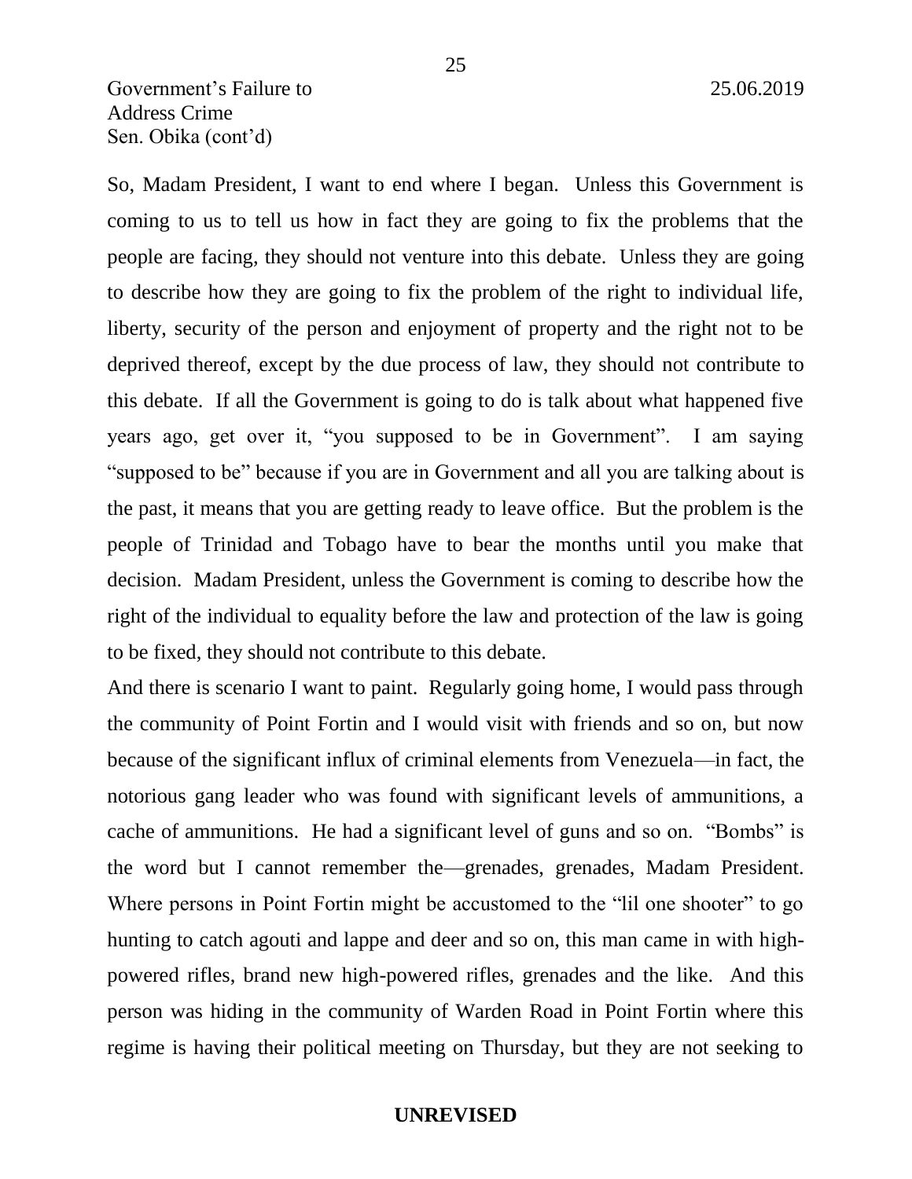So, Madam President, I want to end where I began. Unless this Government is coming to us to tell us how in fact they are going to fix the problems that the people are facing, they should not venture into this debate. Unless they are going to describe how they are going to fix the problem of the right to individual life, liberty, security of the person and enjoyment of property and the right not to be deprived thereof, except by the due process of law, they should not contribute to this debate. If all the Government is going to do is talk about what happened five years ago, get over it, "you supposed to be in Government". I am saying "supposed to be" because if you are in Government and all you are talking about is the past, it means that you are getting ready to leave office. But the problem is the people of Trinidad and Tobago have to bear the months until you make that decision. Madam President, unless the Government is coming to describe how the right of the individual to equality before the law and protection of the law is going to be fixed, they should not contribute to this debate.

And there is scenario I want to paint. Regularly going home, I would pass through the community of Point Fortin and I would visit with friends and so on, but now because of the significant influx of criminal elements from Venezuela—in fact, the notorious gang leader who was found with significant levels of ammunitions, a cache of ammunitions. He had a significant level of guns and so on. "Bombs" is the word but I cannot remember the—grenades, grenades, Madam President. Where persons in Point Fortin might be accustomed to the "lil one shooter" to go hunting to catch agouti and lappe and deer and so on, this man came in with high-powered rifles, brand new high-powered rifles, grenades and the like. And this person was hiding in the community of Warden Road in Point Fortin where this regime is having their political meeting on Thursday, but they are not seeking to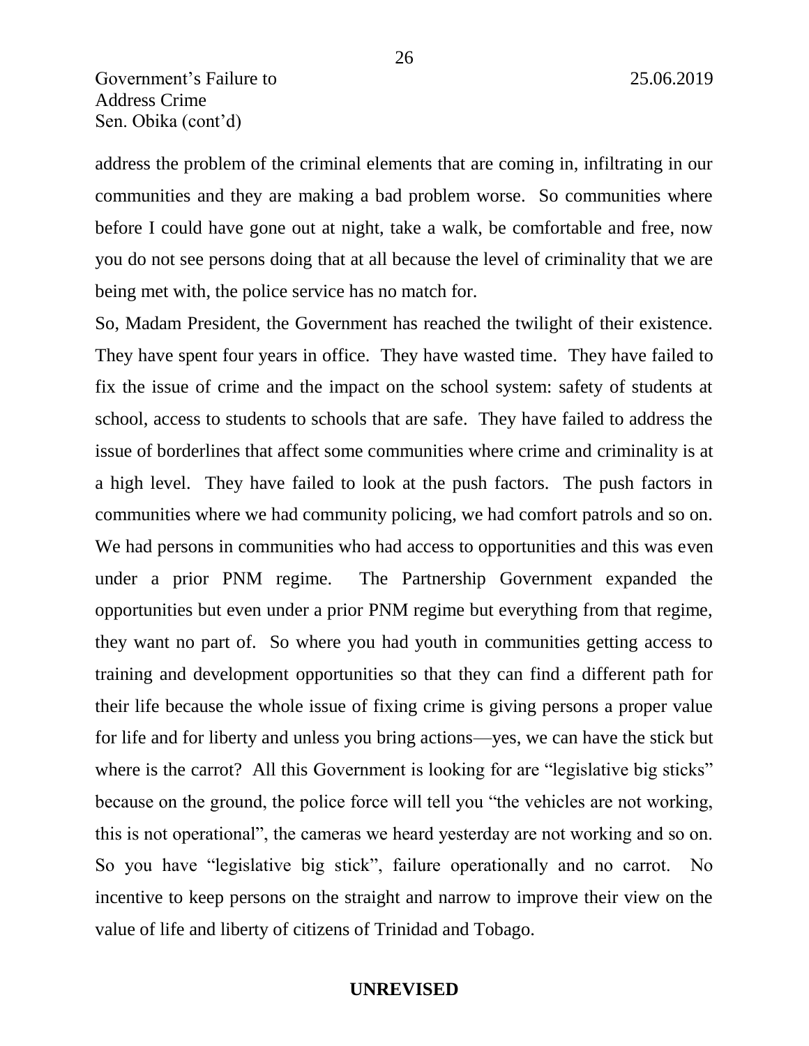address the problem of the criminal elements that are coming in, infiltrating in our communities and they are making a bad problem worse. So communities where before I could have gone out at night, take a walk, be comfortable and free, now you do not see persons doing that at all because the level of criminality that we are being met with, the police service has no match for.

So, Madam President, the Government has reached the twilight of their existence. They have spent four years in office. They have wasted time. They have failed to fix the issue of crime and the impact on the school system: safety of students at school, access to students to schools that are safe. They have failed to address the issue of borderlines that affect some communities where crime and criminality is at a high level. They have failed to look at the push factors. The push factors in communities where we had community policing, we had comfort patrols and so on. We had persons in communities who had access to opportunities and this was even under a prior PNM regime. The Partnership Government expanded the opportunities but even under a prior PNM regime but everything from that regime, they want no part of. So where you had youth in communities getting access to training and development opportunities so that they can find a different path for their life because the whole issue of fixing crime is giving persons a proper value for life and for liberty and unless you bring actions—yes, we can have the stick but where is the carrot? All this Government is looking for are "legislative big sticks" because on the ground, the police force will tell you "the vehicles are not working, this is not operational", the cameras we heard yesterday are not working and so on. So you have "legislative big stick", failure operationally and no carrot. No incentive to keep persons on the straight and narrow to improve their view on the value of life and liberty of citizens of Trinidad and Tobago.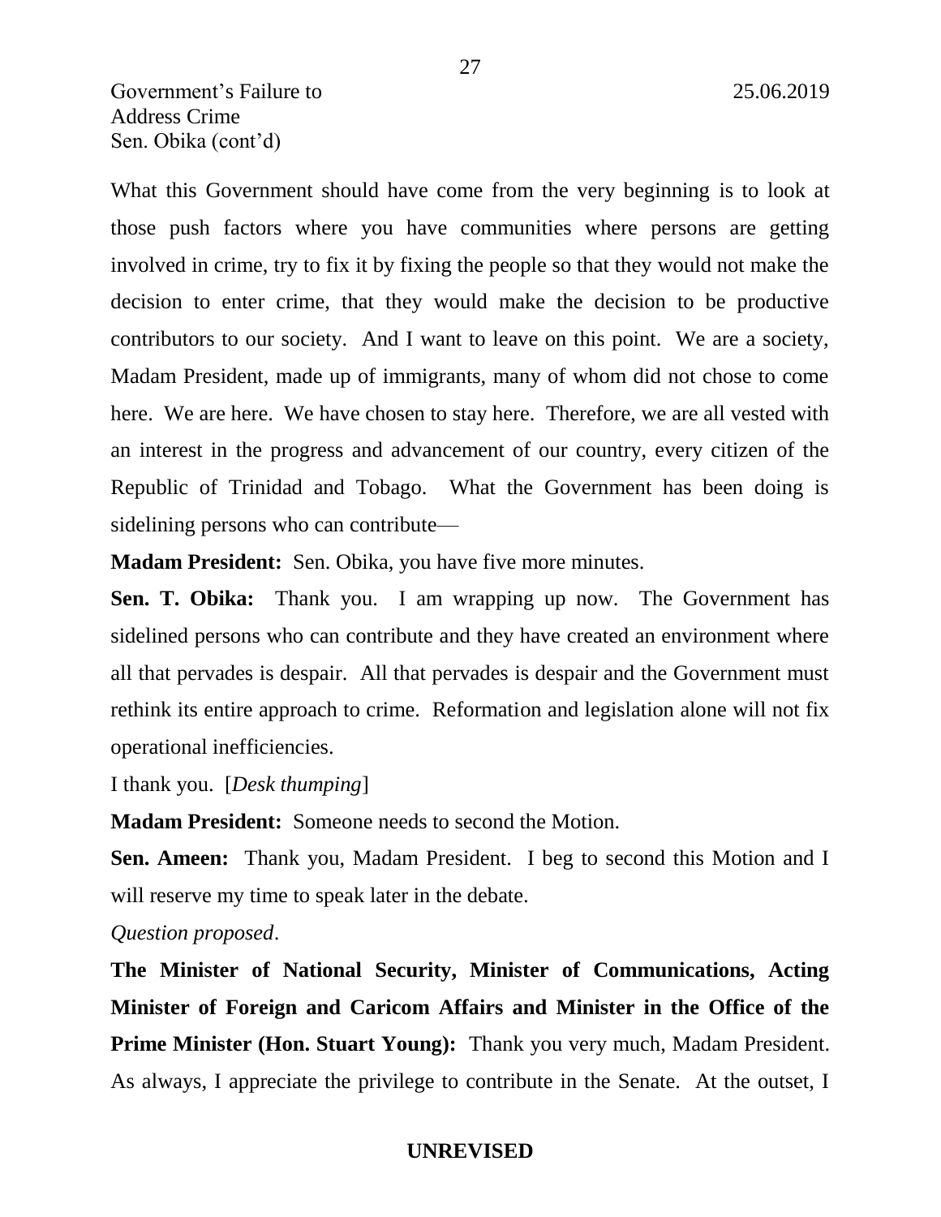What this Government should have come from the very beginning is to look at those push factors where you have communities where persons are getting involved in crime, try to fix it by fixing the people so that they would not make the decision to enter crime, that they would make the decision to be productive contributors to our society. And I want to leave on this point. We are a society, Madam President, made up of immigrants, many of whom did not chose to come here. We are here. We have chosen to stay here. Therefore, we are all vested with an interest in the progress and advancement of our country, every citizen of the Republic of Trinidad and Tobago. What the Government has been doing is sidelining persons who can contribute—

**Madam President:** Sen. Obika, you have five more minutes.

**Sen. T. Obika:** Thank you. I am wrapping up now. The Government has sidelined persons who can contribute and they have created an environment where all that pervades is despair. All that pervades is despair and the Government must rethink its entire approach to crime. Reformation and legislation alone will not fix operational inefficiencies.

I thank you. [*Desk thumping*]

**Madam President:** Someone needs to second the Motion.

**Sen. Ameen:** Thank you, Madam President. I beg to second this Motion and I will reserve my time to speak later in the debate.

*Question proposed*.

**The Minister of National Security, Minister of Communications, Acting Minister of Foreign and Caricom Affairs and Minister in the Office of the Prime Minister (Hon. Stuart Young):** Thank you very much, Madam President. As always, I appreciate the privilege to contribute in the Senate. At the outset, I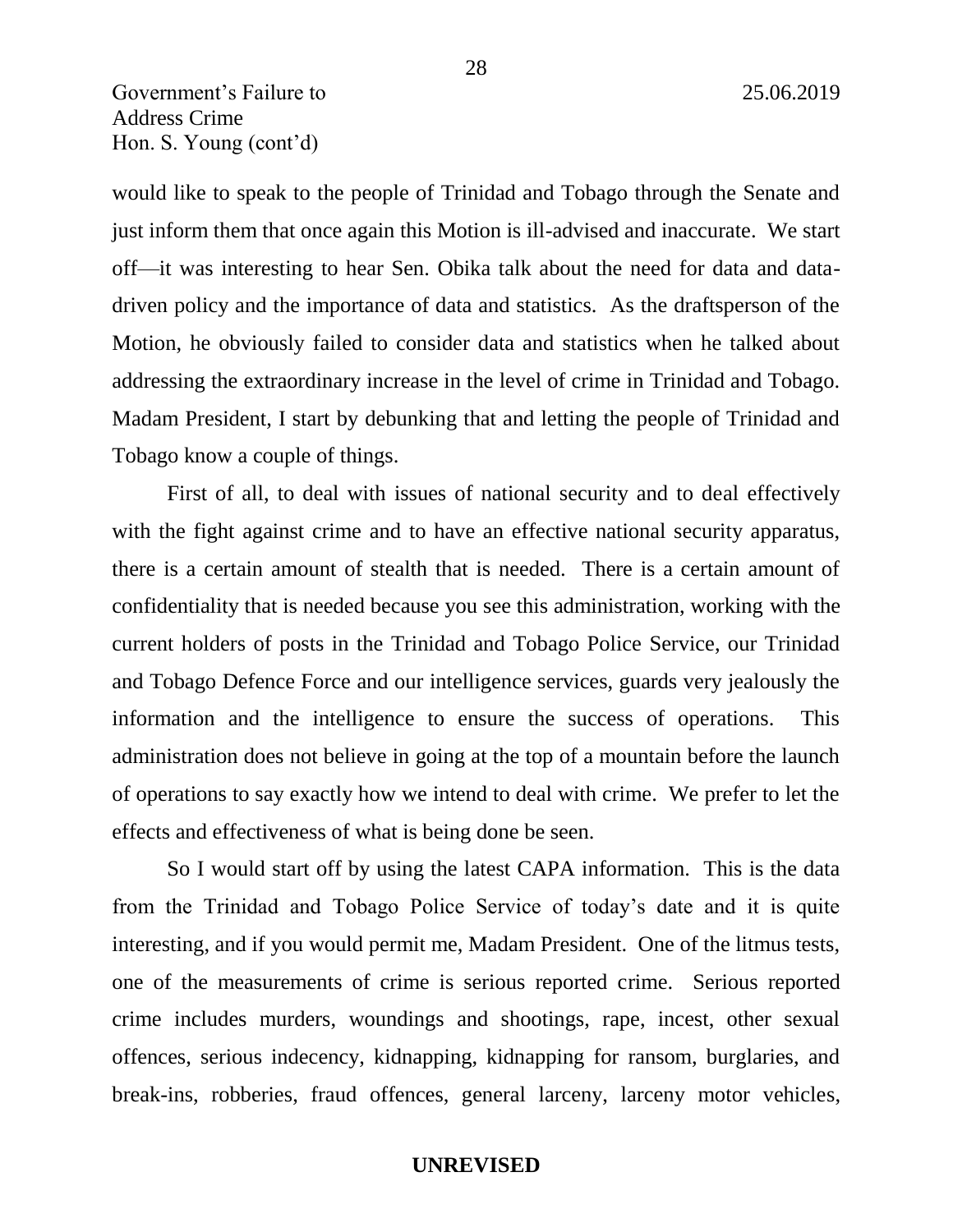would like to speak to the people of Trinidad and Tobago through the Senate and just inform them that once again this Motion is ill-advised and inaccurate. We start off—it was interesting to hear Sen. Obika talk about the need for data and data-driven policy and the importance of data and statistics. As the draftsperson of the Motion, he obviously failed to consider data and statistics when he talked about addressing the extraordinary increase in the level of crime in Trinidad and Tobago. Madam President, I start by debunking that and letting the people of Trinidad and Tobago know a couple of things.

First of all, to deal with issues of national security and to deal effectively with the fight against crime and to have an effective national security apparatus, there is a certain amount of stealth that is needed. There is a certain amount of confidentiality that is needed because you see this administration, working with the current holders of posts in the Trinidad and Tobago Police Service, our Trinidad and Tobago Defence Force and our intelligence services, guards very jealously the information and the intelligence to ensure the success of operations. This administration does not believe in going at the top of a mountain before the launch of operations to say exactly how we intend to deal with crime. We prefer to let the effects and effectiveness of what is being done be seen.

So I would start off by using the latest CAPA information. This is the data from the Trinidad and Tobago Police Service of today's date and it is quite interesting, and if you would permit me, Madam President. One of the litmus tests, one of the measurements of crime is serious reported crime. Serious reported crime includes murders, woundings and shootings, rape, incest, other sexual offences, serious indecency, kidnapping, kidnapping for ransom, burglaries, and break-ins, robberies, fraud offences, general larceny, larceny motor vehicles,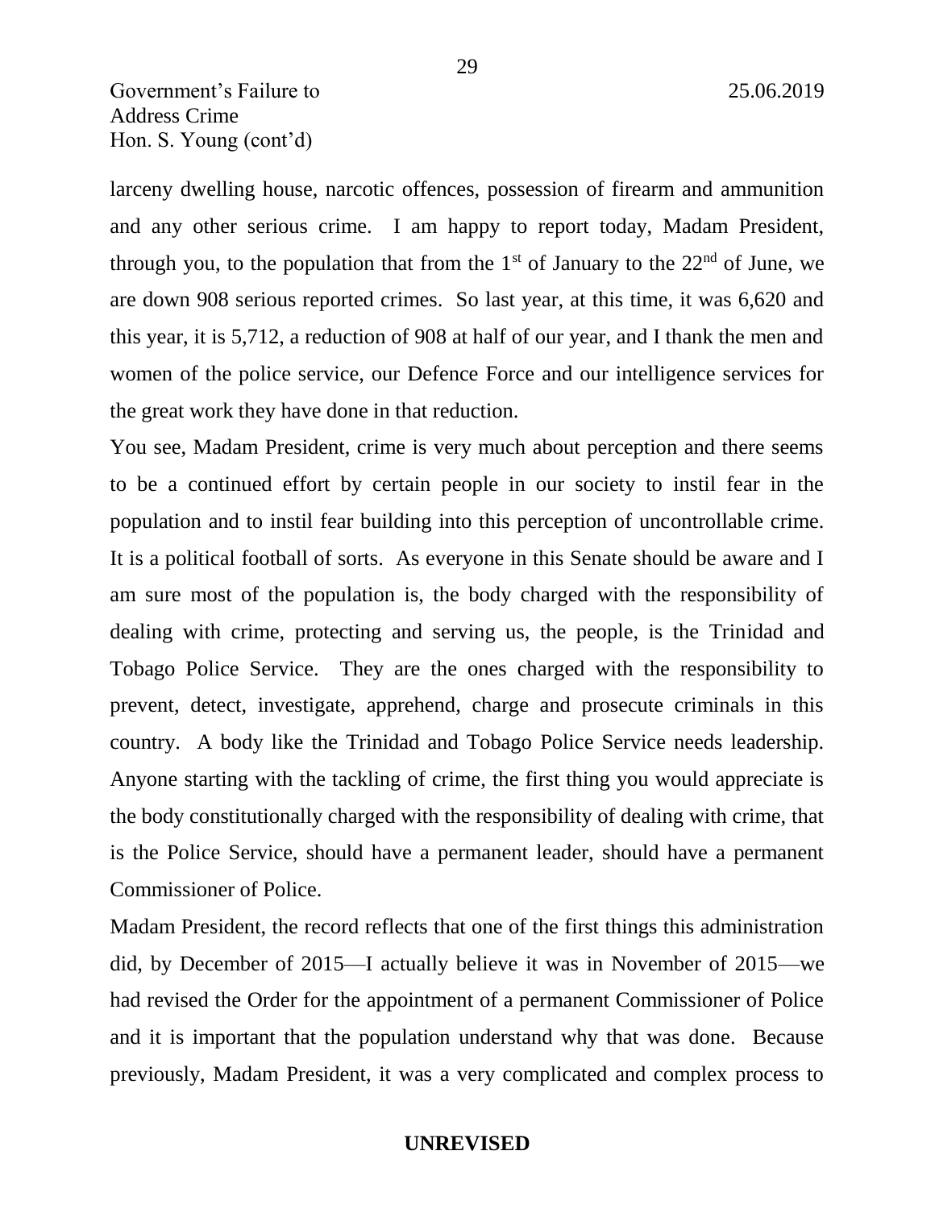larceny dwelling house, narcotic offences, possession of firearm and ammunition and any other serious crime. I am happy to report today, Madam President, through you, to the population that from the 1st of January to the 22nd of June, we are down 908 serious reported crimes. So last year, at this time, it was 6,620 and this year, it is 5,712, a reduction of 908 at half of our year, and I thank the men and women of the police service, our Defence Force and our intelligence services for the great work they have done in that reduction.

You see, Madam President, crime is very much about perception and there seems to be a continued effort by certain people in our society to instil fear in the population and to instil fear building into this perception of uncontrollable crime. It is a political football of sorts. As everyone in this Senate should be aware and I am sure most of the population is, the body charged with the responsibility of dealing with crime, protecting and serving us, the people, is the Trinidad and Tobago Police Service. They are the ones charged with the responsibility to prevent, detect, investigate, apprehend, charge and prosecute criminals in this country. A body like the Trinidad and Tobago Police Service needs leadership. Anyone starting with the tackling of crime, the first thing you would appreciate is the body constitutionally charged with the responsibility of dealing with crime, that is the Police Service, should have a permanent leader, should have a permanent Commissioner of Police.

Madam President, the record reflects that one of the first things this administration did, by December of 2015—I actually believe it was in November of 2015—we had revised the Order for the appointment of a permanent Commissioner of Police and it is important that the population understand why that was done. Because previously, Madam President, it was a very complicated and complex process to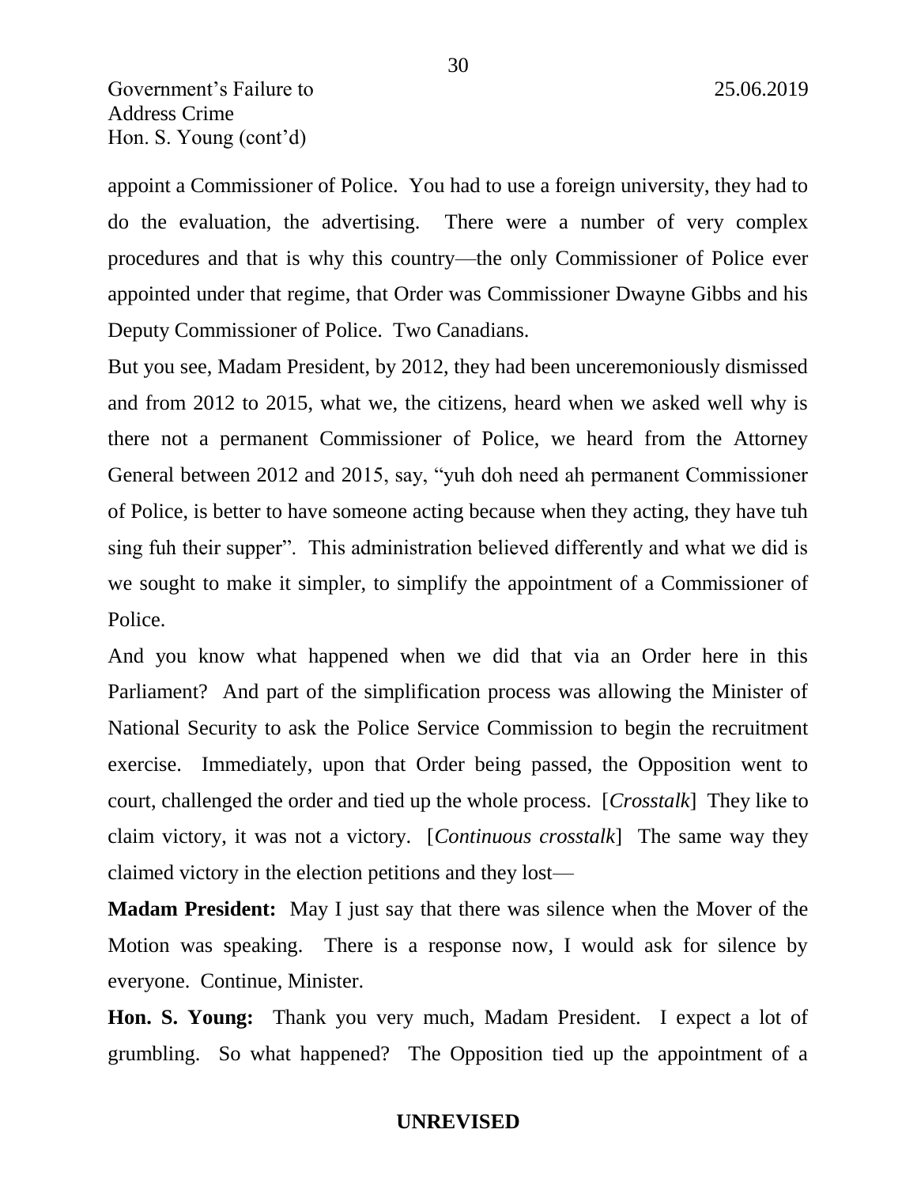appoint a Commissioner of Police. You had to use a foreign university, they had to do the evaluation, the advertising. There were a number of very complex procedures and that is why this country—the only Commissioner of Police ever appointed under that regime, that Order was Commissioner Dwayne Gibbs and his Deputy Commissioner of Police. Two Canadians.

But you see, Madam President, by 2012, they had been unceremoniously dismissed and from 2012 to 2015, what we, the citizens, heard when we asked well why is there not a permanent Commissioner of Police, we heard from the Attorney General between 2012 and 2015, say, "yuh doh need ah permanent Commissioner of Police, is better to have someone acting because when they acting, they have tuh sing fuh their supper". This administration believed differently and what we did is we sought to make it simpler, to simplify the appointment of a Commissioner of Police.

And you know what happened when we did that via an Order here in this Parliament? And part of the simplification process was allowing the Minister of National Security to ask the Police Service Commission to begin the recruitment exercise. Immediately, upon that Order being passed, the Opposition went to court, challenged the order and tied up the whole process. [*Crosstalk*] They like to claim victory, it was not a victory. [*Continuous crosstalk*] The same way they claimed victory in the election petitions and they lost—

**Madam President:** May I just say that there was silence when the Mover of the Motion was speaking. There is a response now, I would ask for silence by everyone. Continue, Minister.

**Hon. S. Young:** Thank you very much, Madam President. I expect a lot of grumbling. So what happened? The Opposition tied up the appointment of a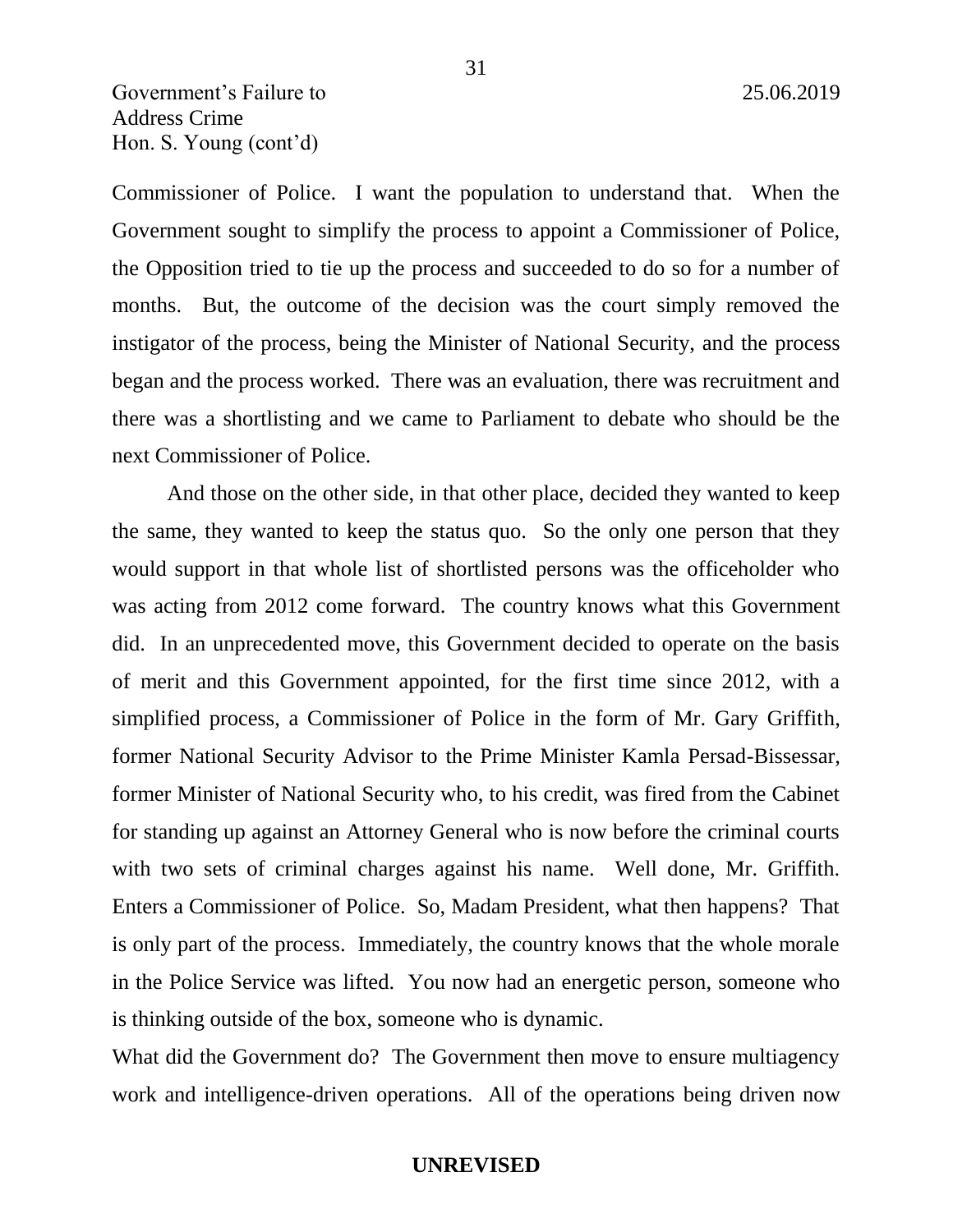Commissioner of Police. I want the population to understand that. When the Government sought to simplify the process to appoint a Commissioner of Police, the Opposition tried to tie up the process and succeeded to do so for a number of months. But, the outcome of the decision was the court simply removed the instigator of the process, being the Minister of National Security, and the process began and the process worked. There was an evaluation, there was recruitment and there was a shortlisting and we came to Parliament to debate who should be the next Commissioner of Police.

And those on the other side, in that other place, decided they wanted to keep the same, they wanted to keep the status quo. So the only one person that they would support in that whole list of shortlisted persons was the officeholder who was acting from 2012 come forward. The country knows what this Government did. In an unprecedented move, this Government decided to operate on the basis of merit and this Government appointed, for the first time since 2012, with a simplified process, a Commissioner of Police in the form of Mr. Gary Griffith, former National Security Advisor to the Prime Minister Kamla Persad-Bissessar, former Minister of National Security who, to his credit, was fired from the Cabinet for standing up against an Attorney General who is now before the criminal courts with two sets of criminal charges against his name. Well done, Mr. Griffith. Enters a Commissioner of Police. So, Madam President, what then happens? That is only part of the process. Immediately, the country knows that the whole morale in the Police Service was lifted. You now had an energetic person, someone who is thinking outside of the box, someone who is dynamic.

What did the Government do? The Government then move to ensure multiagency work and intelligence-driven operations. All of the operations being driven now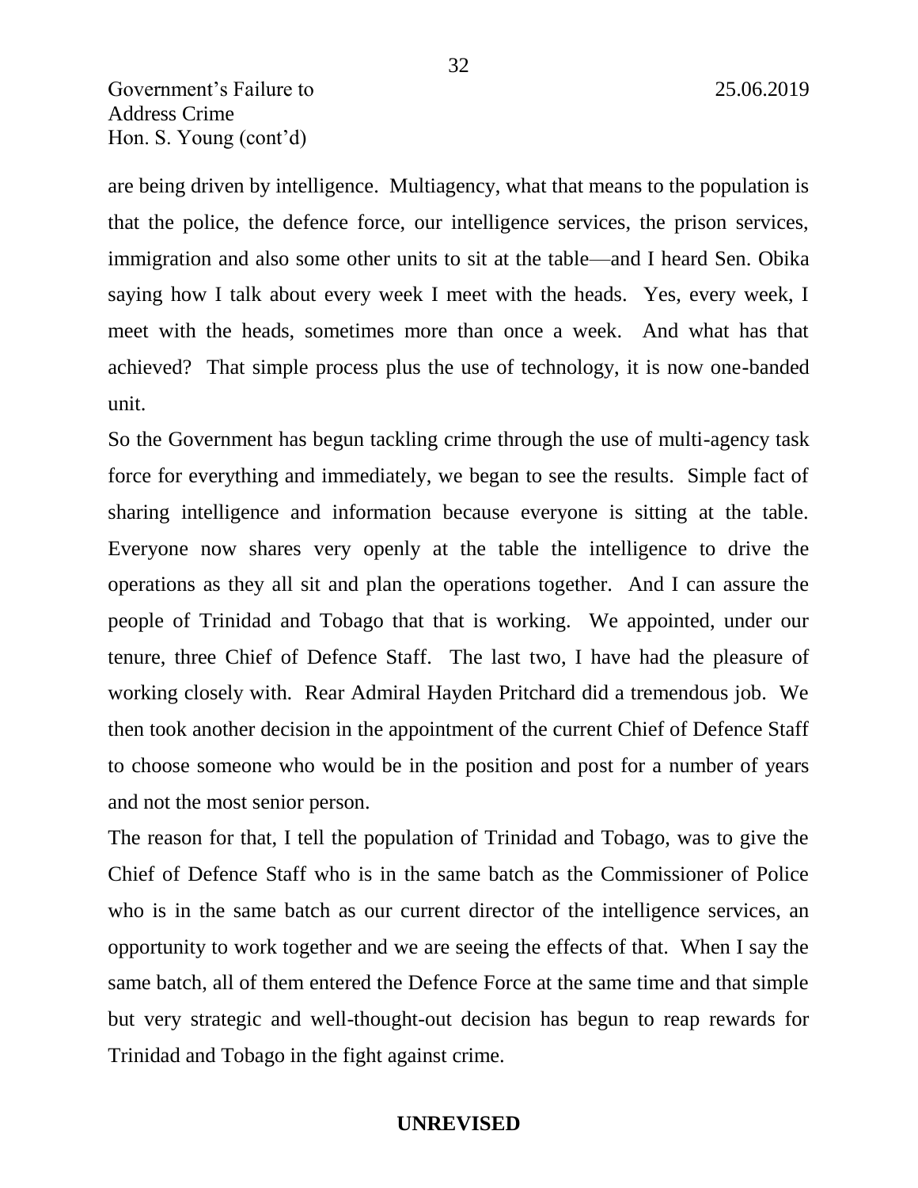are being driven by intelligence. Multiagency, what that means to the population is that the police, the defence force, our intelligence services, the prison services, immigration and also some other units to sit at the table—and I heard Sen. Obika saying how I talk about every week I meet with the heads. Yes, every week, I meet with the heads, sometimes more than once a week. And what has that achieved? That simple process plus the use of technology, it is now one-banded unit.

So the Government has begun tackling crime through the use of multi-agency task force for everything and immediately, we began to see the results. Simple fact of sharing intelligence and information because everyone is sitting at the table. Everyone now shares very openly at the table the intelligence to drive the operations as they all sit and plan the operations together. And I can assure the people of Trinidad and Tobago that that is working. We appointed, under our tenure, three Chief of Defence Staff. The last two, I have had the pleasure of working closely with. Rear Admiral Hayden Pritchard did a tremendous job. We then took another decision in the appointment of the current Chief of Defence Staff to choose someone who would be in the position and post for a number of years and not the most senior person.

The reason for that, I tell the population of Trinidad and Tobago, was to give the Chief of Defence Staff who is in the same batch as the Commissioner of Police who is in the same batch as our current director of the intelligence services, an opportunity to work together and we are seeing the effects of that. When I say the same batch, all of them entered the Defence Force at the same time and that simple but very strategic and well-thought-out decision has begun to reap rewards for Trinidad and Tobago in the fight against crime.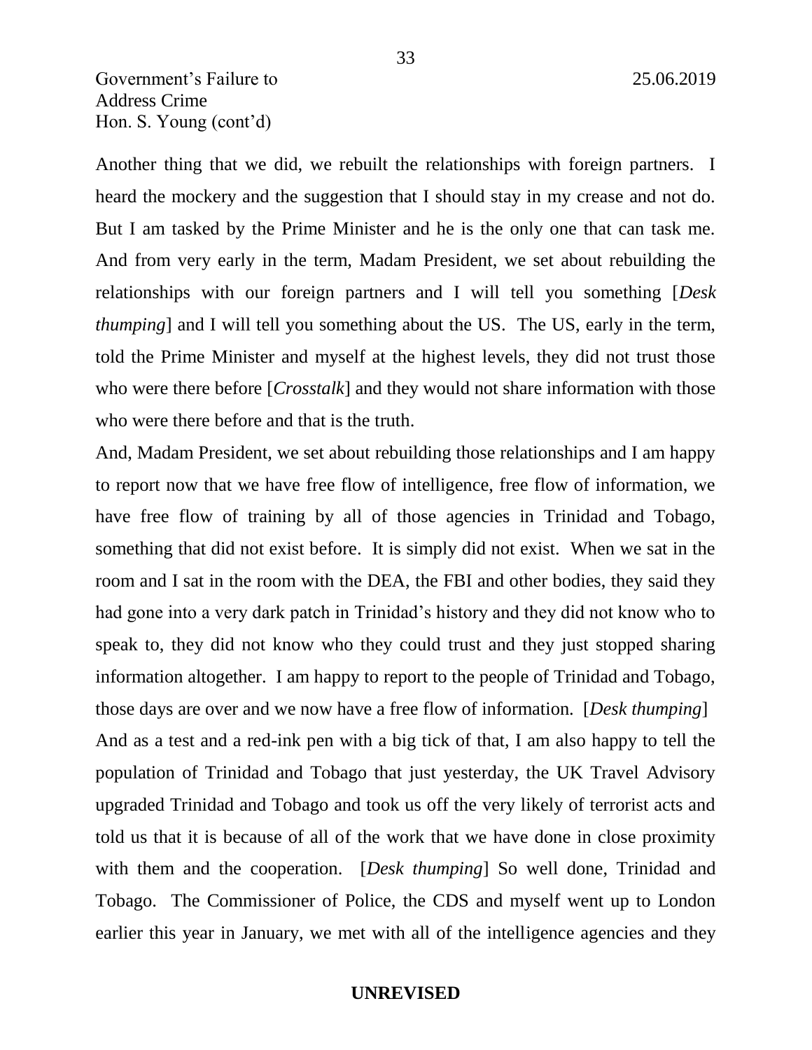Another thing that we did, we rebuilt the relationships with foreign partners. I heard the mockery and the suggestion that I should stay in my crease and not do. But I am tasked by the Prime Minister and he is the only one that can task me. And from very early in the term, Madam President, we set about rebuilding the relationships with our foreign partners and I will tell you something [*Desk thumping*] and I will tell you something about the US. The US, early in the term, told the Prime Minister and myself at the highest levels, they did not trust those who were there before [*Crosstalk*] and they would not share information with those who were there before and that is the truth.

And, Madam President, we set about rebuilding those relationships and I am happy to report now that we have free flow of intelligence, free flow of information, we have free flow of training by all of those agencies in Trinidad and Tobago, something that did not exist before. It is simply did not exist. When we sat in the room and I sat in the room with the DEA, the FBI and other bodies, they said they had gone into a very dark patch in Trinidad's history and they did not know who to speak to, they did not know who they could trust and they just stopped sharing information altogether. I am happy to report to the people of Trinidad and Tobago, those days are over and we now have a free flow of information. [*Desk thumping*]

And as a test and a red-ink pen with a big tick of that, I am also happy to tell the population of Trinidad and Tobago that just yesterday, the UK Travel Advisory upgraded Trinidad and Tobago and took us off the very likely of terrorist acts and told us that it is because of all of the work that we have done in close proximity with them and the cooperation. [*Desk thumping*] So well done, Trinidad and Tobago. The Commissioner of Police, the CDS and myself went up to London earlier this year in January, we met with all of the intelligence agencies and they

**UNREVISED**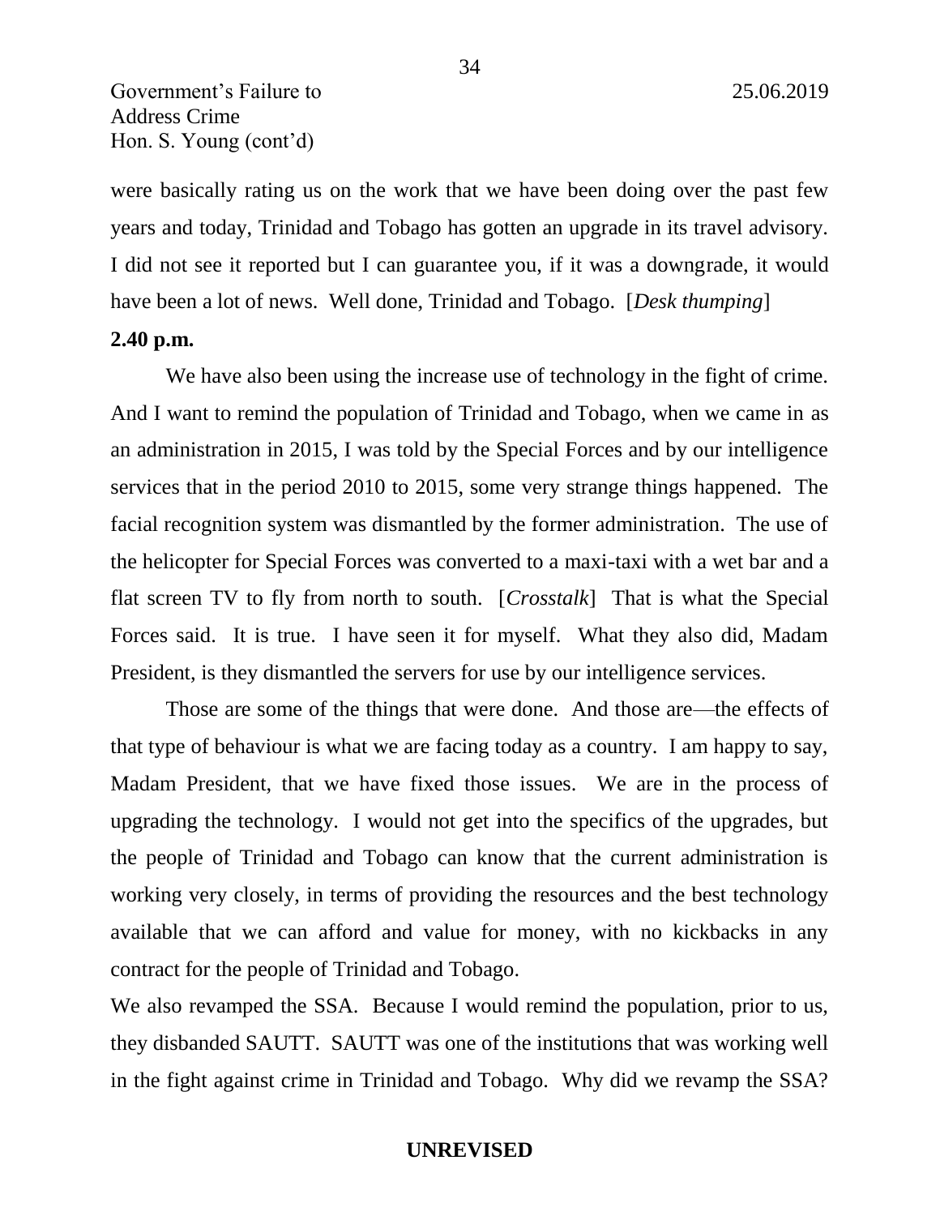were basically rating us on the work that we have been doing over the past few years and today, Trinidad and Tobago has gotten an upgrade in its travel advisory. I did not see it reported but I can guarantee you, if it was a downgrade, it would have been a lot of news. Well done, Trinidad and Tobago. [*Desk thumping*]

**2.40 p.m.**

We have also been using the increase use of technology in the fight of crime. And I want to remind the population of Trinidad and Tobago, when we came in as an administration in 2015, I was told by the Special Forces and by our intelligence services that in the period 2010 to 2015, some very strange things happened. The facial recognition system was dismantled by the former administration. The use of the helicopter for Special Forces was converted to a maxi-taxi with a wet bar and a flat screen TV to fly from north to south. [*Crosstalk*] That is what the Special Forces said. It is true. I have seen it for myself. What they also did, Madam President, is they dismantled the servers for use by our intelligence services.

Those are some of the things that were done. And those are—the effects of that type of behaviour is what we are facing today as a country. I am happy to say, Madam President, that we have fixed those issues. We are in the process of upgrading the technology. I would not get into the specifics of the upgrades, but the people of Trinidad and Tobago can know that the current administration is working very closely, in terms of providing the resources and the best technology available that we can afford and value for money, with no kickbacks in any contract for the people of Trinidad and Tobago.

We also revamped the SSA. Because I would remind the population, prior to us, they disbanded SAUTT. SAUTT was one of the institutions that was working well in the fight against crime in Trinidad and Tobago. Why did we revamp the SSA?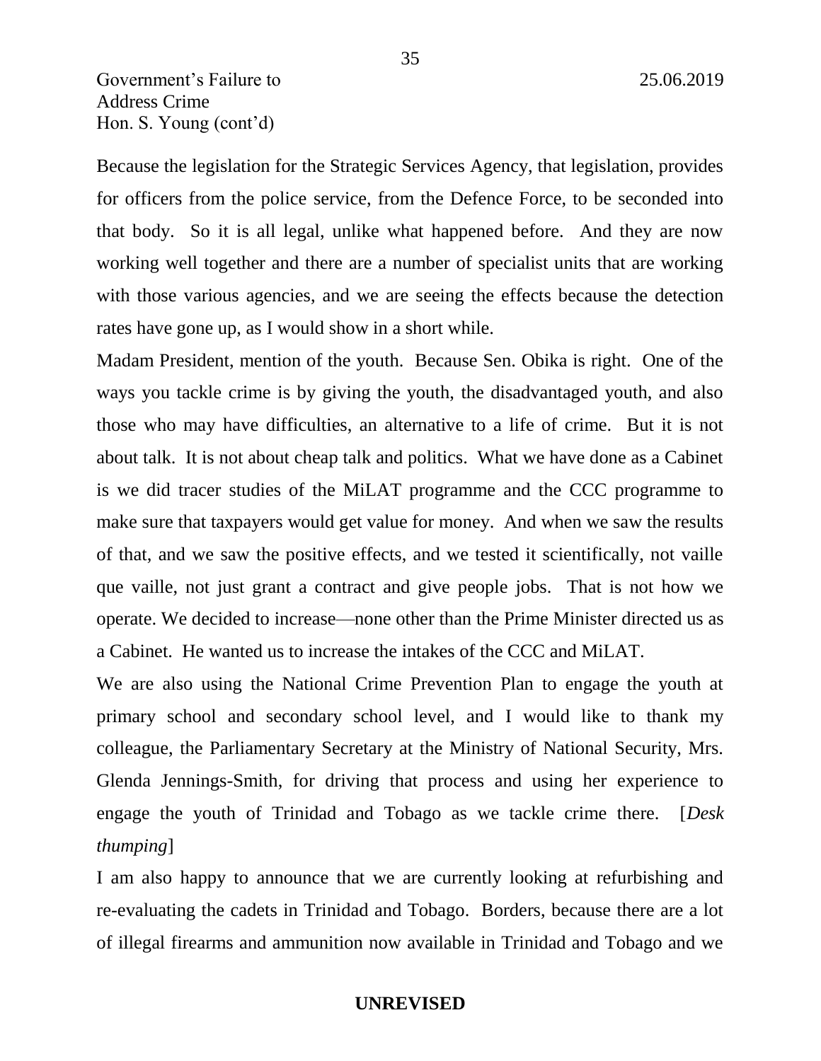Because the legislation for the Strategic Services Agency, that legislation, provides for officers from the police service, from the Defence Force, to be seconded into that body. So it is all legal, unlike what happened before. And they are now working well together and there are a number of specialist units that are working with those various agencies, and we are seeing the effects because the detection rates have gone up, as I would show in a short while.

Madam President, mention of the youth. Because Sen. Obika is right. One of the ways you tackle crime is by giving the youth, the disadvantaged youth, and also those who may have difficulties, an alternative to a life of crime. But it is not about talk. It is not about cheap talk and politics. What we have done as a Cabinet is we did tracer studies of the MiLAT programme and the CCC programme to make sure that taxpayers would get value for money. And when we saw the results of that, and we saw the positive effects, and we tested it scientifically, not vaille que vaille, not just grant a contract and give people jobs. That is not how we operate. We decided to increase—none other than the Prime Minister directed us as a Cabinet. He wanted us to increase the intakes of the CCC and MiLAT.

We are also using the National Crime Prevention Plan to engage the youth at primary school and secondary school level, and I would like to thank my colleague, the Parliamentary Secretary at the Ministry of National Security, Mrs. Glenda Jennings-Smith, for driving that process and using her experience to engage the youth of Trinidad and Tobago as we tackle crime there. [*Desk thumping*]

I am also happy to announce that we are currently looking at refurbishing and re-evaluating the cadets in Trinidad and Tobago. Borders, because there are a lot of illegal firearms and ammunition now available in Trinidad and Tobago and we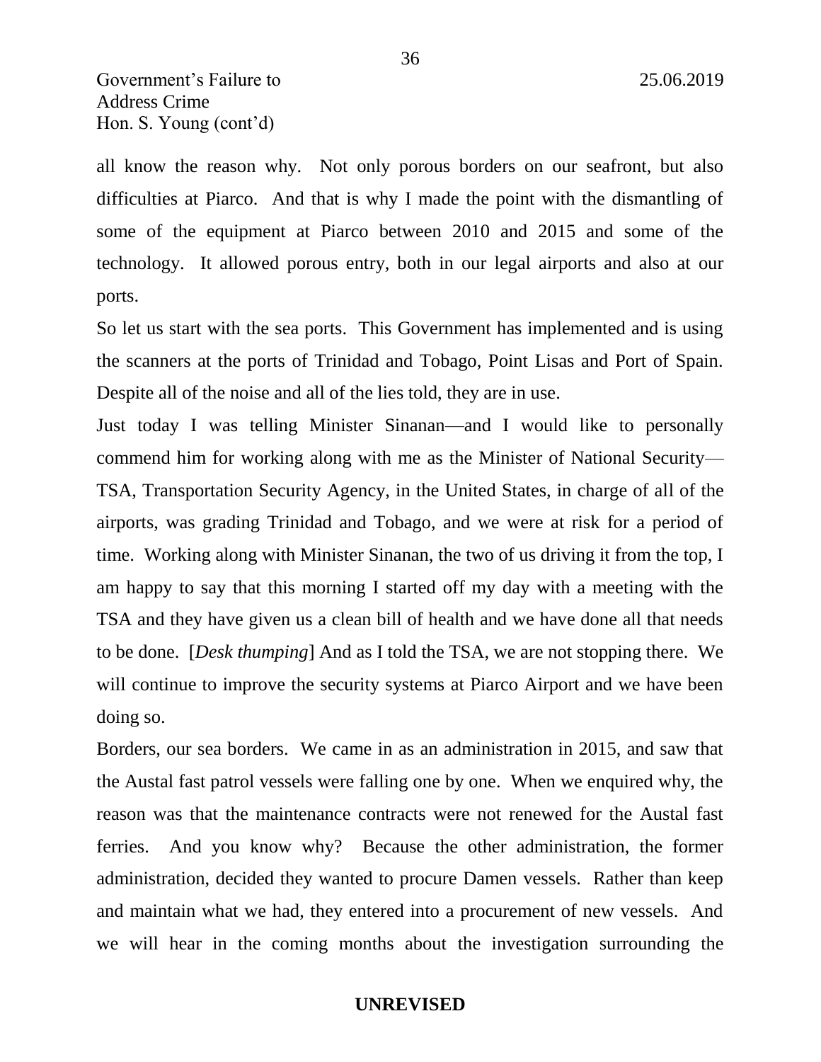all know the reason why. Not only porous borders on our seafront, but also difficulties at Piarco. And that is why I made the point with the dismantling of some of the equipment at Piarco between 2010 and 2015 and some of the technology. It allowed porous entry, both in our legal airports and also at our ports.

So let us start with the sea ports. This Government has implemented and is using the scanners at the ports of Trinidad and Tobago, Point Lisas and Port of Spain. Despite all of the noise and all of the lies told, they are in use.

Just today I was telling Minister Sinanan—and I would like to personally commend him for working along with me as the Minister of National Security—TSA, Transportation Security Agency, in the United States, in charge of all of the airports, was grading Trinidad and Tobago, and we were at risk for a period of time. Working along with Minister Sinanan, the two of us driving it from the top, I am happy to say that this morning I started off my day with a meeting with the TSA and they have given us a clean bill of health and we have done all that needs to be done. [*Desk thumping*] And as I told the TSA, we are not stopping there. We will continue to improve the security systems at Piarco Airport and we have been doing so.

Borders, our sea borders. We came in as an administration in 2015, and saw that the Austal fast patrol vessels were falling one by one. When we enquired why, the reason was that the maintenance contracts were not renewed for the Austal fast ferries. And you know why? Because the other administration, the former administration, decided they wanted to procure Damen vessels. Rather than keep and maintain what we had, they entered into a procurement of new vessels. And we will hear in the coming months about the investigation surrounding the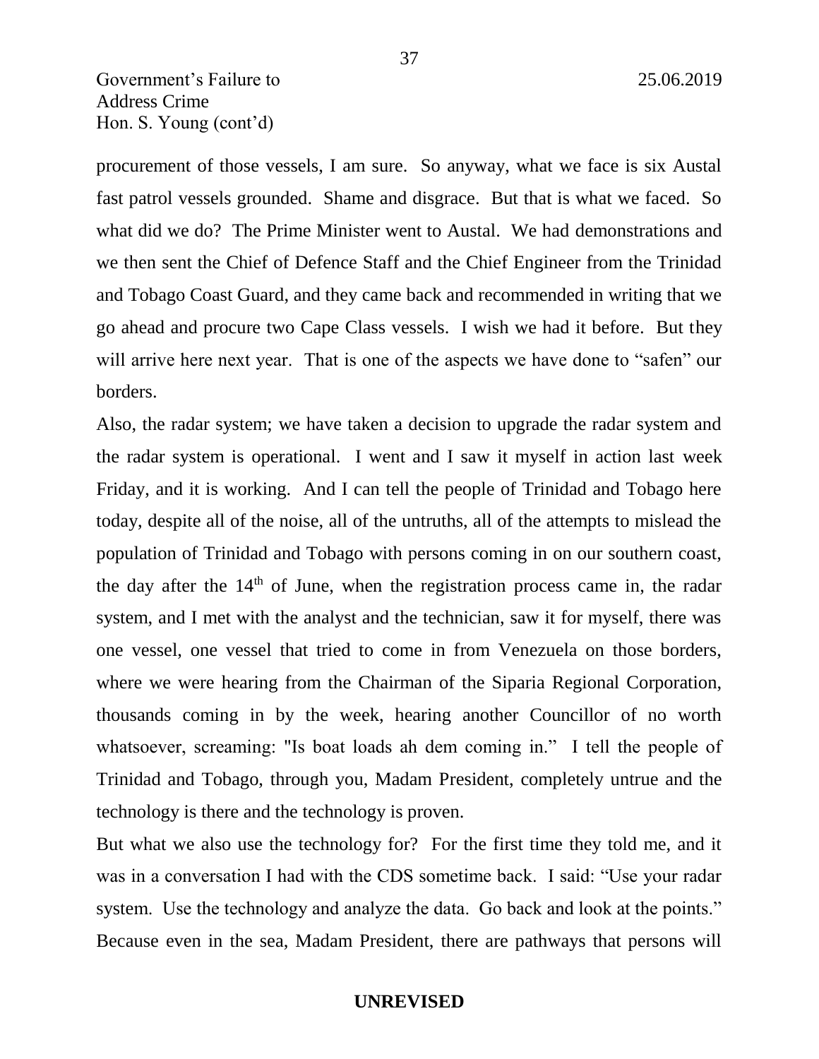procurement of those vessels, I am sure. So anyway, what we face is six Austal fast patrol vessels grounded. Shame and disgrace. But that is what we faced. So what did we do? The Prime Minister went to Austal. We had demonstrations and we then sent the Chief of Defence Staff and the Chief Engineer from the Trinidad and Tobago Coast Guard, and they came back and recommended in writing that we go ahead and procure two Cape Class vessels. I wish we had it before. But they will arrive here next year. That is one of the aspects we have done to "safen" our borders.

Also, the radar system; we have taken a decision to upgrade the radar system and the radar system is operational. I went and I saw it myself in action last week Friday, and it is working. And I can tell the people of Trinidad and Tobago here today, despite all of the noise, all of the untruths, all of the attempts to mislead the population of Trinidad and Tobago with persons coming in on our southern coast, the day after the 14th of June, when the registration process came in, the radar system, and I met with the analyst and the technician, saw it for myself, there was one vessel, one vessel that tried to come in from Venezuela on those borders, where we were hearing from the Chairman of the Siparia Regional Corporation, thousands coming in by the week, hearing another Councillor of no worth whatsoever, screaming: "Is boat loads ah dem coming in." I tell the people of Trinidad and Tobago, through you, Madam President, completely untrue and the technology is there and the technology is proven.

But what we also use the technology for? For the first time they told me, and it was in a conversation I had with the CDS sometime back. I said: "Use your radar system. Use the technology and analyze the data. Go back and look at the points." Because even in the sea, Madam President, there are pathways that persons will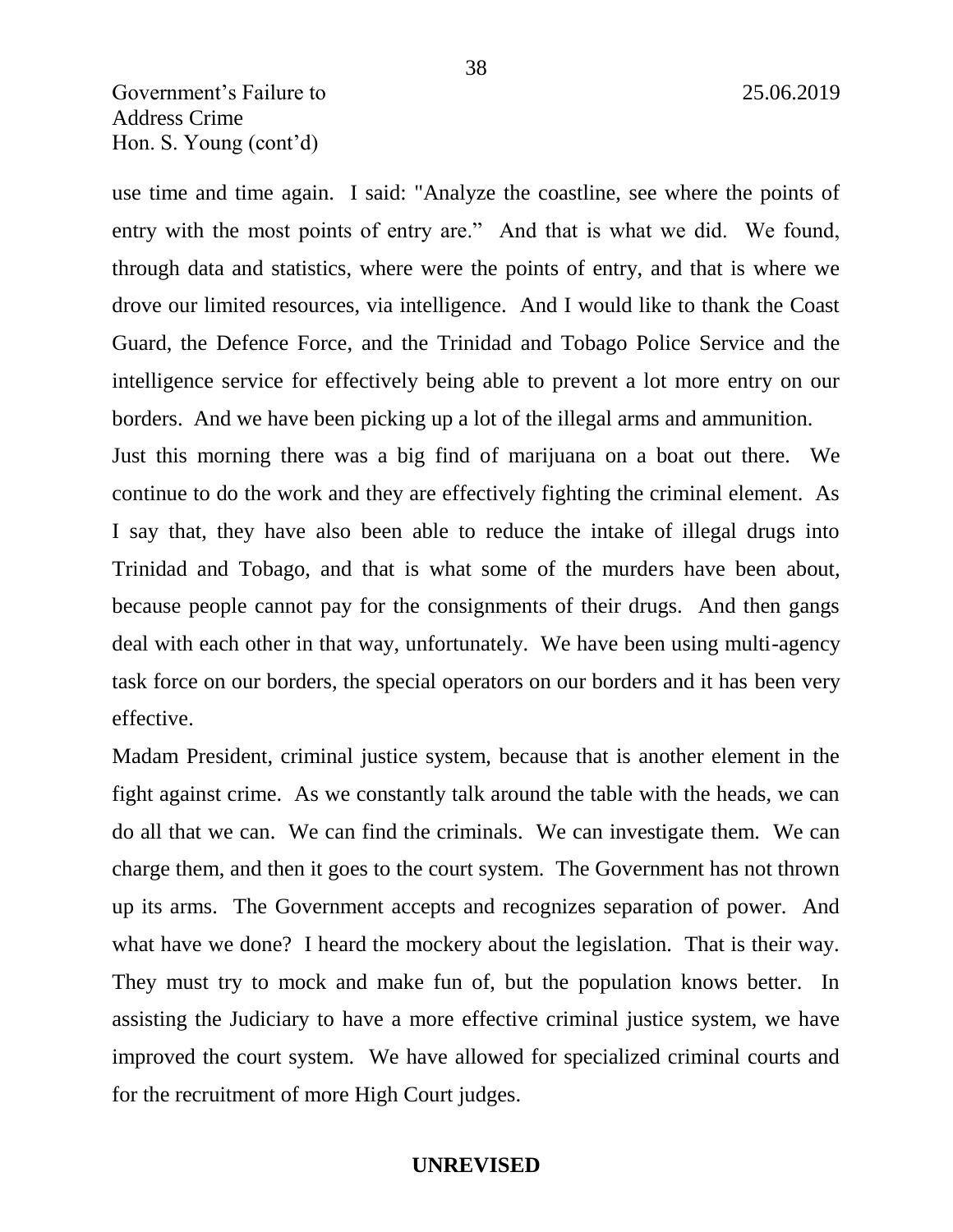use time and time again. I said: "Analyze the coastline, see where the points of entry with the most points of entry are." And that is what we did. We found, through data and statistics, where were the points of entry, and that is where we drove our limited resources, via intelligence. And I would like to thank the Coast Guard, the Defence Force, and the Trinidad and Tobago Police Service and the intelligence service for effectively being able to prevent a lot more entry on our borders. And we have been picking up a lot of the illegal arms and ammunition.

Just this morning there was a big find of marijuana on a boat out there. We continue to do the work and they are effectively fighting the criminal element. As I say that, they have also been able to reduce the intake of illegal drugs into Trinidad and Tobago, and that is what some of the murders have been about, because people cannot pay for the consignments of their drugs. And then gangs deal with each other in that way, unfortunately. We have been using multi-agency task force on our borders, the special operators on our borders and it has been very effective.

Madam President, criminal justice system, because that is another element in the fight against crime. As we constantly talk around the table with the heads, we can do all that we can. We can find the criminals. We can investigate them. We can charge them, and then it goes to the court system. The Government has not thrown up its arms. The Government accepts and recognizes separation of power. And what have we done? I heard the mockery about the legislation. That is their way. They must try to mock and make fun of, but the population knows better. In assisting the Judiciary to have a more effective criminal justice system, we have improved the court system. We have allowed for specialized criminal courts and for the recruitment of more High Court judges.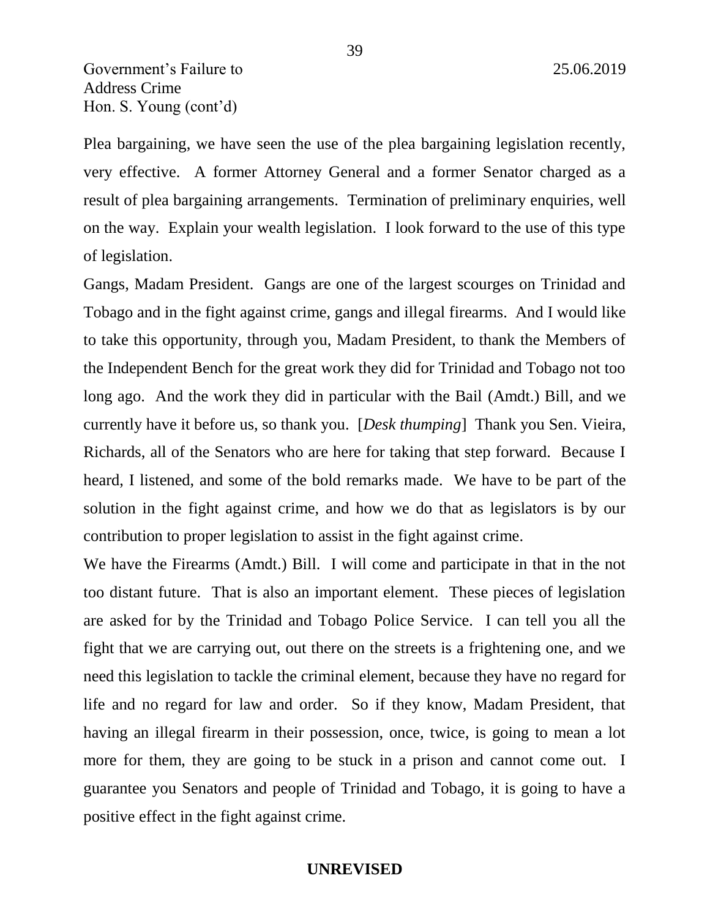Plea bargaining, we have seen the use of the plea bargaining legislation recently, very effective. A former Attorney General and a former Senator charged as a result of plea bargaining arrangements. Termination of preliminary enquiries, well on the way. Explain your wealth legislation. I look forward to the use of this type of legislation.

Gangs, Madam President. Gangs are one of the largest scourges on Trinidad and Tobago and in the fight against crime, gangs and illegal firearms. And I would like to take this opportunity, through you, Madam President, to thank the Members of the Independent Bench for the great work they did for Trinidad and Tobago not too long ago. And the work they did in particular with the Bail (Amdt.) Bill, and we currently have it before us, so thank you. [*Desk thumping*] Thank you Sen. Vieira, Richards, all of the Senators who are here for taking that step forward. Because I heard, I listened, and some of the bold remarks made. We have to be part of the solution in the fight against crime, and how we do that as legislators is by our contribution to proper legislation to assist in the fight against crime.

We have the Firearms (Amdt.) Bill. I will come and participate in that in the not too distant future. That is also an important element. These pieces of legislation are asked for by the Trinidad and Tobago Police Service. I can tell you all the fight that we are carrying out, out there on the streets is a frightening one, and we need this legislation to tackle the criminal element, because they have no regard for life and no regard for law and order. So if they know, Madam President, that having an illegal firearm in their possession, once, twice, is going to mean a lot more for them, they are going to be stuck in a prison and cannot come out. I guarantee you Senators and people of Trinidad and Tobago, it is going to have a positive effect in the fight against crime.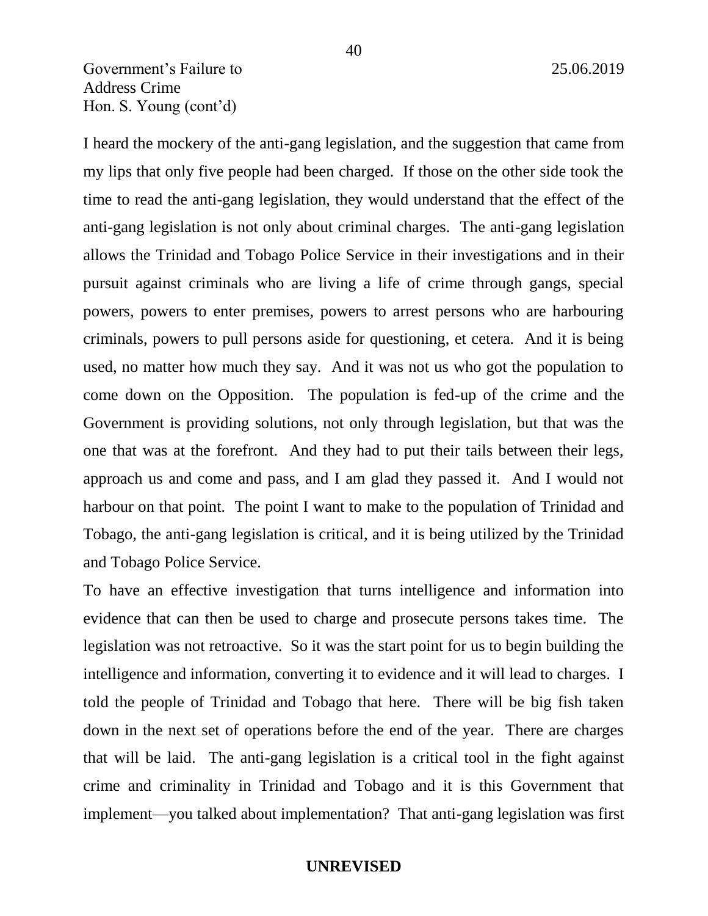I heard the mockery of the anti-gang legislation, and the suggestion that came from my lips that only five people had been charged. If those on the other side took the time to read the anti-gang legislation, they would understand that the effect of the anti-gang legislation is not only about criminal charges. The anti-gang legislation allows the Trinidad and Tobago Police Service in their investigations and in their pursuit against criminals who are living a life of crime through gangs, special powers, powers to enter premises, powers to arrest persons who are harbouring criminals, powers to pull persons aside for questioning, et cetera. And it is being used, no matter how much they say. And it was not us who got the population to come down on the Opposition. The population is fed-up of the crime and the Government is providing solutions, not only through legislation, but that was the one that was at the forefront. And they had to put their tails between their legs, approach us and come and pass, and I am glad they passed it. And I would not harbour on that point. The point I want to make to the population of Trinidad and Tobago, the anti-gang legislation is critical, and it is being utilized by the Trinidad and Tobago Police Service.

To have an effective investigation that turns intelligence and information into evidence that can then be used to charge and prosecute persons takes time. The legislation was not retroactive. So it was the start point for us to begin building the intelligence and information, converting it to evidence and it will lead to charges. I told the people of Trinidad and Tobago that here. There will be big fish taken down in the next set of operations before the end of the year. There are charges that will be laid. The anti-gang legislation is a critical tool in the fight against crime and criminality in Trinidad and Tobago and it is this Government that implement—you talked about implementation? That anti-gang legislation was first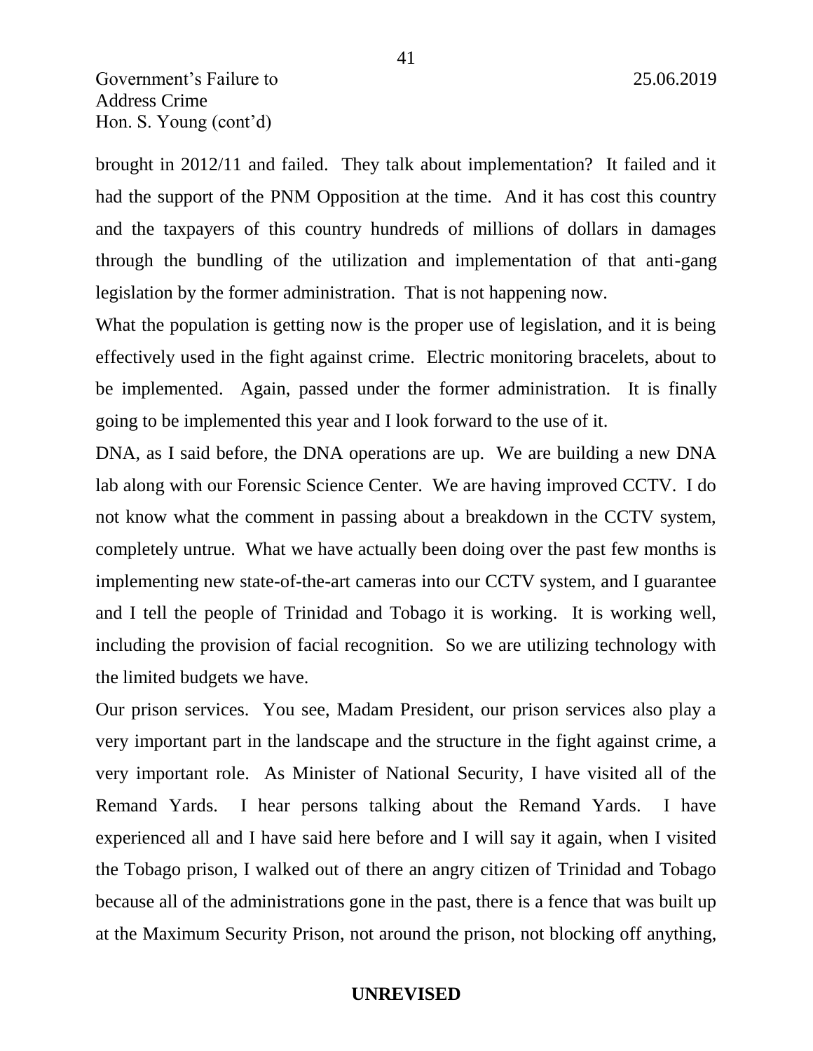brought in 2012/11 and failed. They talk about implementation? It failed and it had the support of the PNM Opposition at the time. And it has cost this country and the taxpayers of this country hundreds of millions of dollars in damages through the bundling of the utilization and implementation of that anti-gang legislation by the former administration. That is not happening now.

What the population is getting now is the proper use of legislation, and it is being effectively used in the fight against crime. Electric monitoring bracelets, about to be implemented. Again, passed under the former administration. It is finally going to be implemented this year and I look forward to the use of it.

DNA, as I said before, the DNA operations are up. We are building a new DNA lab along with our Forensic Science Center. We are having improved CCTV. I do not know what the comment in passing about a breakdown in the CCTV system, completely untrue. What we have actually been doing over the past few months is implementing new state-of-the-art cameras into our CCTV system, and I guarantee and I tell the people of Trinidad and Tobago it is working. It is working well, including the provision of facial recognition. So we are utilizing technology with the limited budgets we have.

Our prison services. You see, Madam President, our prison services also play a very important part in the landscape and the structure in the fight against crime, a very important role. As Minister of National Security, I have visited all of the Remand Yards. I hear persons talking about the Remand Yards. I have experienced all and I have said here before and I will say it again, when I visited the Tobago prison, I walked out of there an angry citizen of Trinidad and Tobago because all of the administrations gone in the past, there is a fence that was built up at the Maximum Security Prison, not around the prison, not blocking off anything,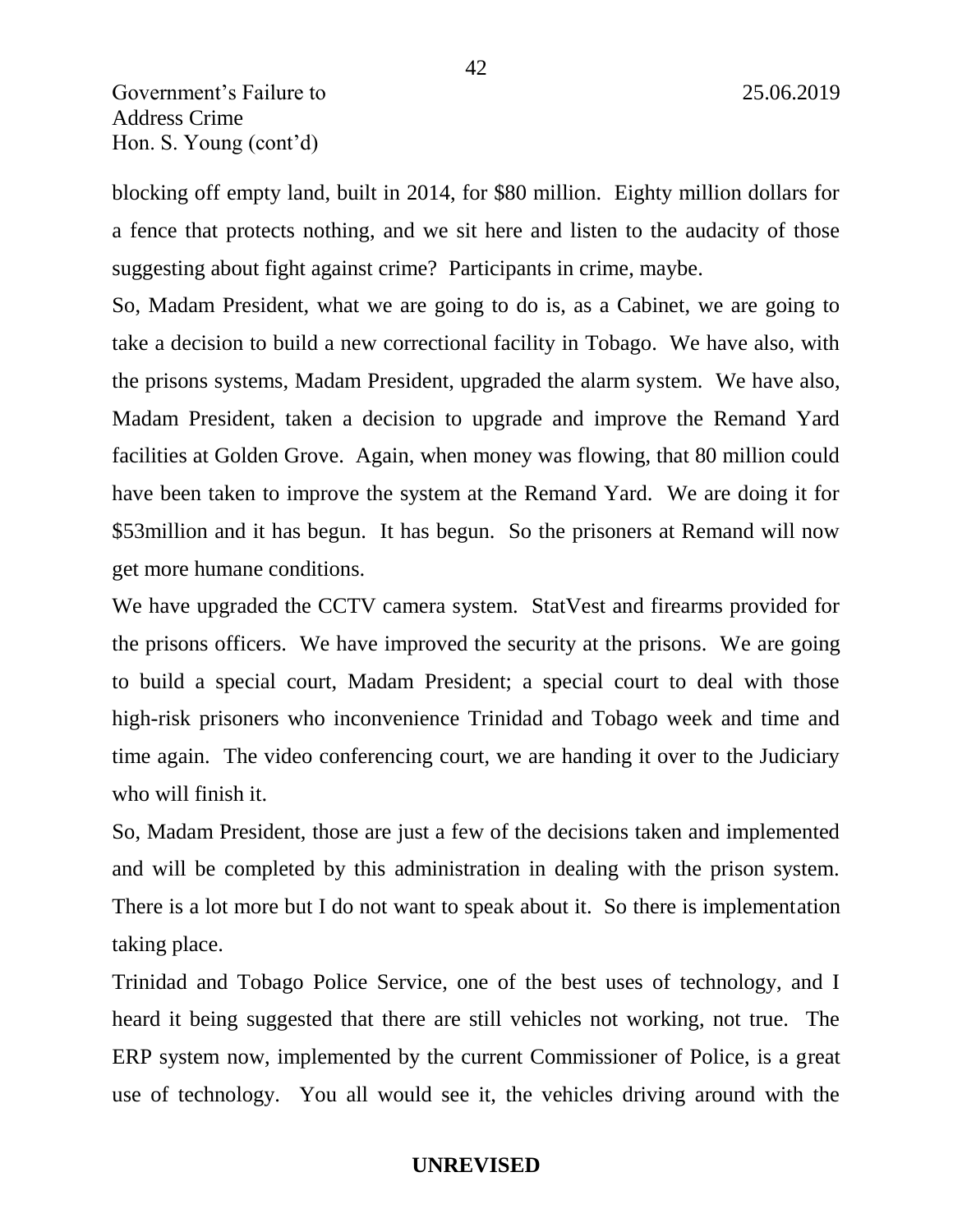blocking off empty land, built in 2014, for $80 million. Eighty million dollars for a fence that protects nothing, and we sit here and listen to the audacity of those suggesting about fight against crime? Participants in crime, maybe.

So, Madam President, what we are going to do is, as a Cabinet, we are going to take a decision to build a new correctional facility in Tobago. We have also, with the prisons systems, Madam President, upgraded the alarm system. We have also, Madam President, taken a decision to upgrade and improve the Remand Yard facilities at Golden Grove. Again, when money was flowing, that 80 million could have been taken to improve the system at the Remand Yard. We are doing it for $53million and it has begun. It has begun. So the prisoners at Remand will now get more humane conditions.

We have upgraded the CCTV camera system. StatVest and firearms provided for the prisons officers. We have improved the security at the prisons. We are going to build a special court, Madam President; a special court to deal with those high-risk prisoners who inconvenience Trinidad and Tobago week and time and time again. The video conferencing court, we are handing it over to the Judiciary who will finish it.

So, Madam President, those are just a few of the decisions taken and implemented and will be completed by this administration in dealing with the prison system. There is a lot more but I do not want to speak about it. So there is implementation taking place.

Trinidad and Tobago Police Service, one of the best uses of technology, and I heard it being suggested that there are still vehicles not working, not true. The ERP system now, implemented by the current Commissioner of Police, is a great use of technology. You all would see it, the vehicles driving around with the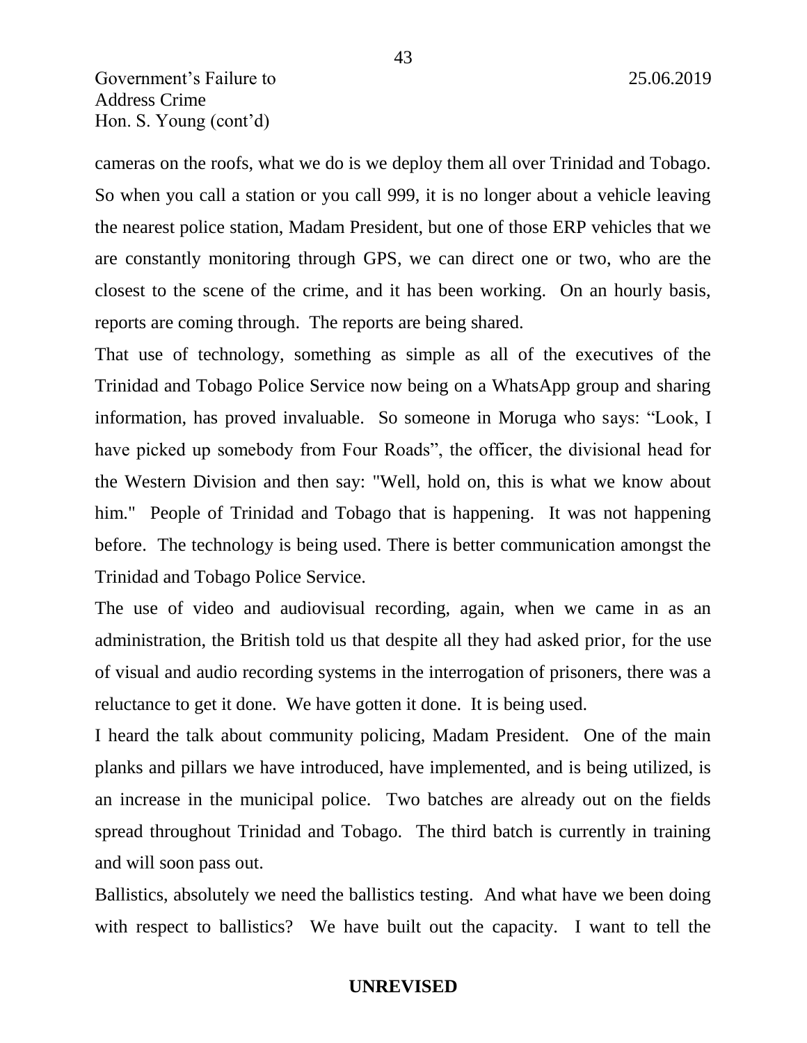cameras on the roofs, what we do is we deploy them all over Trinidad and Tobago. So when you call a station or you call 999, it is no longer about a vehicle leaving the nearest police station, Madam President, but one of those ERP vehicles that we are constantly monitoring through GPS, we can direct one or two, who are the closest to the scene of the crime, and it has been working. On an hourly basis, reports are coming through. The reports are being shared.

That use of technology, something as simple as all of the executives of the Trinidad and Tobago Police Service now being on a WhatsApp group and sharing information, has proved invaluable. So someone in Moruga who says: "Look, I have picked up somebody from Four Roads", the officer, the divisional head for the Western Division and then say: "Well, hold on, this is what we know about him." People of Trinidad and Tobago that is happening. It was not happening before. The technology is being used. There is better communication amongst the Trinidad and Tobago Police Service.

The use of video and audiovisual recording, again, when we came in as an administration, the British told us that despite all they had asked prior, for the use of visual and audio recording systems in the interrogation of prisoners, there was a reluctance to get it done. We have gotten it done. It is being used.

I heard the talk about community policing, Madam President. One of the main planks and pillars we have introduced, have implemented, and is being utilized, is an increase in the municipal police. Two batches are already out on the fields spread throughout Trinidad and Tobago. The third batch is currently in training and will soon pass out.

Ballistics, absolutely we need the ballistics testing. And what have we been doing with respect to ballistics? We have built out the capacity. I want to tell the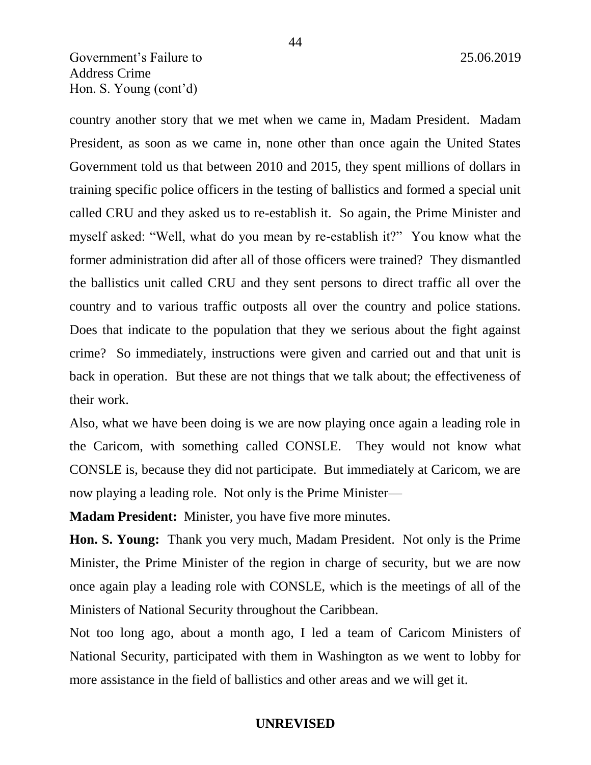country another story that we met when we came in, Madam President. Madam President, as soon as we came in, none other than once again the United States Government told us that between 2010 and 2015, they spent millions of dollars in training specific police officers in the testing of ballistics and formed a special unit called CRU and they asked us to re-establish it. So again, the Prime Minister and myself asked: "Well, what do you mean by re-establish it?" You know what the former administration did after all of those officers were trained? They dismantled the ballistics unit called CRU and they sent persons to direct traffic all over the country and to various traffic outposts all over the country and police stations. Does that indicate to the population that they we serious about the fight against crime? So immediately, instructions were given and carried out and that unit is back in operation. But these are not things that we talk about; the effectiveness of their work.

Also, what we have been doing is we are now playing once again a leading role in the Caricom, with something called CONSLE. They would not know what CONSLE is, because they did not participate. But immediately at Caricom, we are now playing a leading role. Not only is the Prime Minister—

**Madam President:** Minister, you have five more minutes.

**Hon. S. Young:** Thank you very much, Madam President. Not only is the Prime Minister, the Prime Minister of the region in charge of security, but we are now once again play a leading role with CONSLE, which is the meetings of all of the Ministers of National Security throughout the Caribbean.

Not too long ago, about a month ago, I led a team of Caricom Ministers of National Security, participated with them in Washington as we went to lobby for more assistance in the field of ballistics and other areas and we will get it.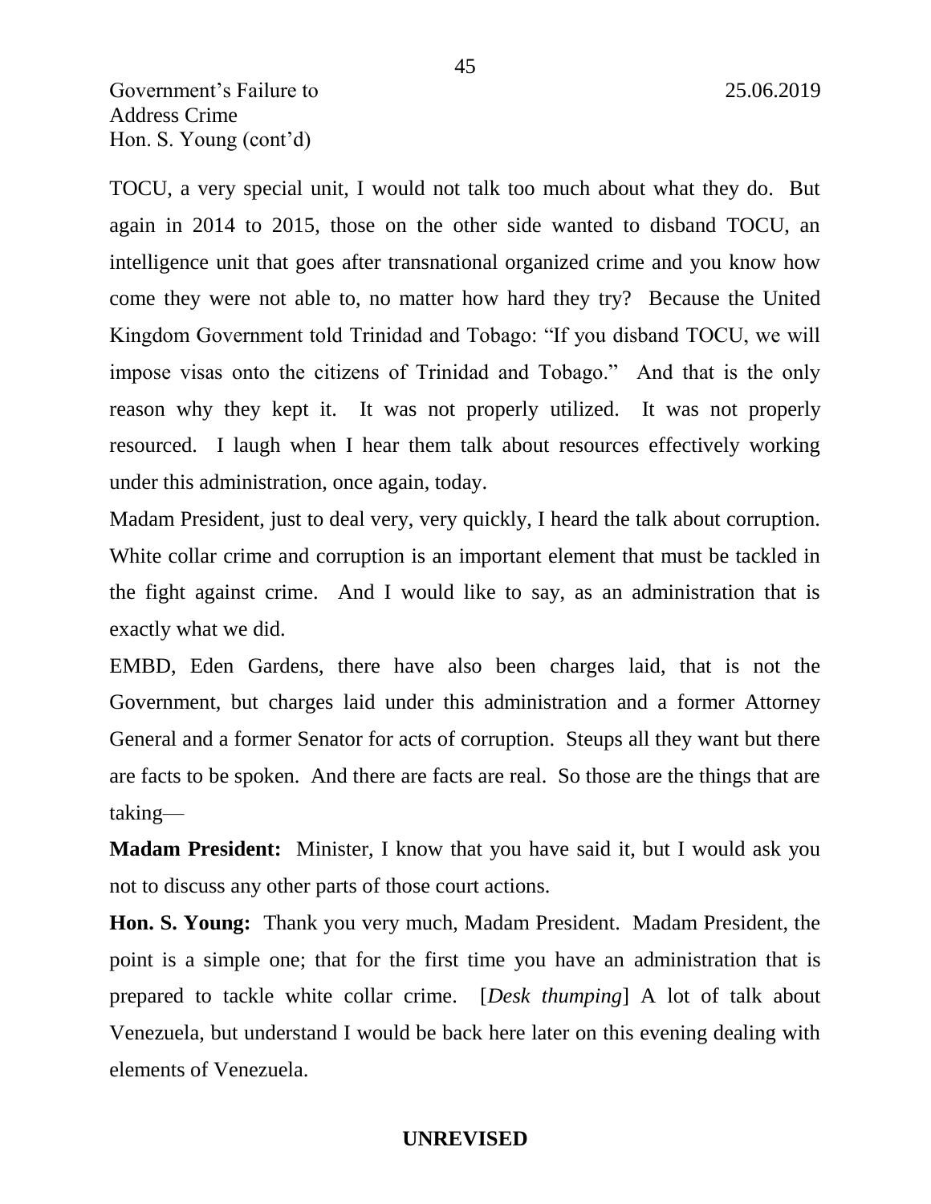TOCU, a very special unit, I would not talk too much about what they do. But again in 2014 to 2015, those on the other side wanted to disband TOCU, an intelligence unit that goes after transnational organized crime and you know how come they were not able to, no matter how hard they try? Because the United Kingdom Government told Trinidad and Tobago: "If you disband TOCU, we will impose visas onto the citizens of Trinidad and Tobago." And that is the only reason why they kept it. It was not properly utilized. It was not properly resourced. I laugh when I hear them talk about resources effectively working under this administration, once again, today.

Madam President, just to deal very, very quickly, I heard the talk about corruption. White collar crime and corruption is an important element that must be tackled in the fight against crime. And I would like to say, as an administration that is exactly what we did.

EMBD, Eden Gardens, there have also been charges laid, that is not the Government, but charges laid under this administration and a former Attorney General and a former Senator for acts of corruption. Steups all they want but there are facts to be spoken. And there are facts are real. So those are the things that are taking—

**Madam President:** Minister, I know that you have said it, but I would ask you not to discuss any other parts of those court actions.

**Hon. S. Young:** Thank you very much, Madam President. Madam President, the point is a simple one; that for the first time you have an administration that is prepared to tackle white collar crime. [*Desk thumping*] A lot of talk about Venezuela, but understand I would be back here later on this evening dealing with elements of Venezuela.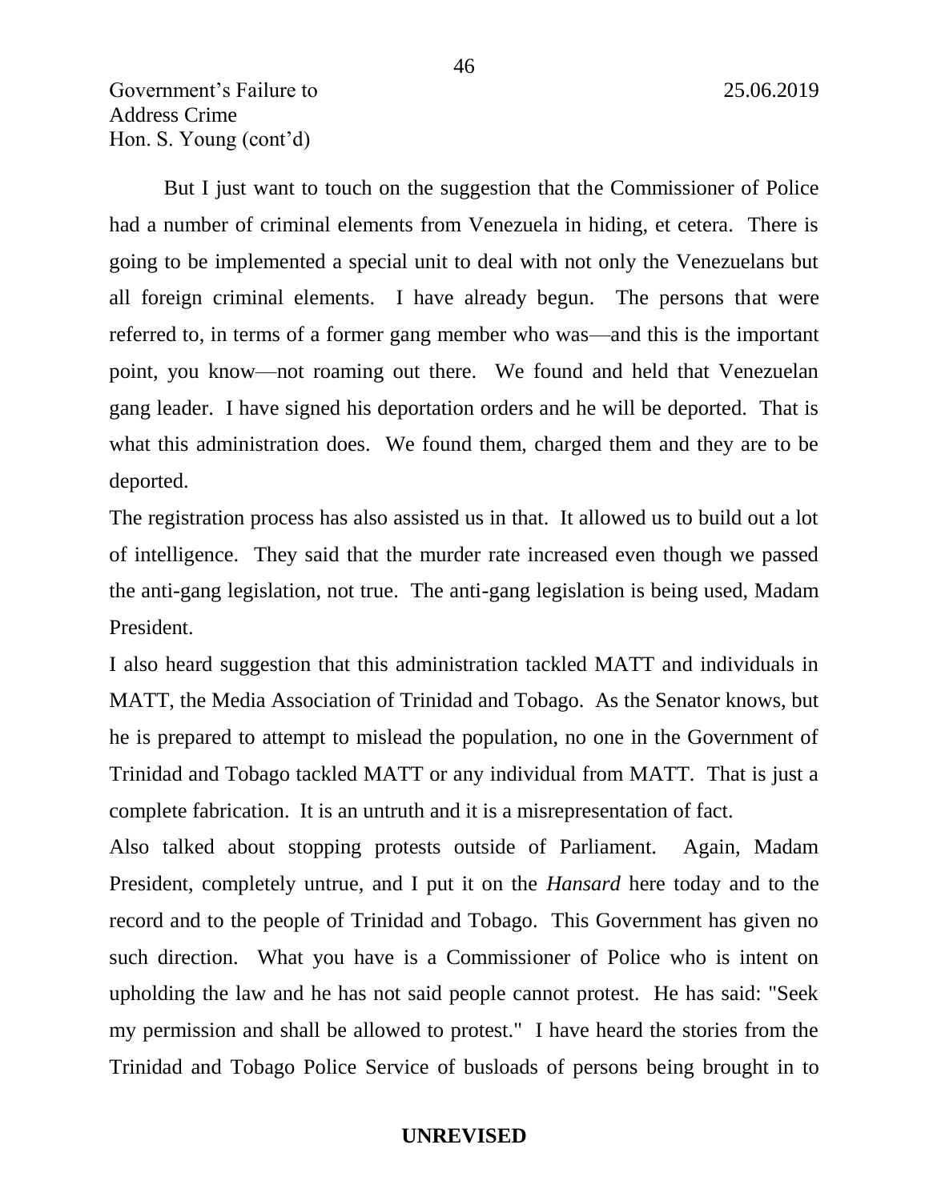But I just want to touch on the suggestion that the Commissioner of Police had a number of criminal elements from Venezuela in hiding, et cetera. There is going to be implemented a special unit to deal with not only the Venezuelans but all foreign criminal elements. I have already begun. The persons that were referred to, in terms of a former gang member who was—and this is the important point, you know—not roaming out there. We found and held that Venezuelan gang leader. I have signed his deportation orders and he will be deported. That is what this administration does. We found them, charged them and they are to be deported.

The registration process has also assisted us in that. It allowed us to build out a lot of intelligence. They said that the murder rate increased even though we passed the anti-gang legislation, not true. The anti-gang legislation is being used, Madam President.

I also heard suggestion that this administration tackled MATT and individuals in MATT, the Media Association of Trinidad and Tobago. As the Senator knows, but he is prepared to attempt to mislead the population, no one in the Government of Trinidad and Tobago tackled MATT or any individual from MATT. That is just a complete fabrication. It is an untruth and it is a misrepresentation of fact.

Also talked about stopping protests outside of Parliament. Again, Madam President, completely untrue, and I put it on the *Hansard* here today and to the record and to the people of Trinidad and Tobago. This Government has given no such direction. What you have is a Commissioner of Police who is intent on upholding the law and he has not said people cannot protest. He has said: "Seek my permission and shall be allowed to protest." I have heard the stories from the Trinidad and Tobago Police Service of busloads of persons being brought in to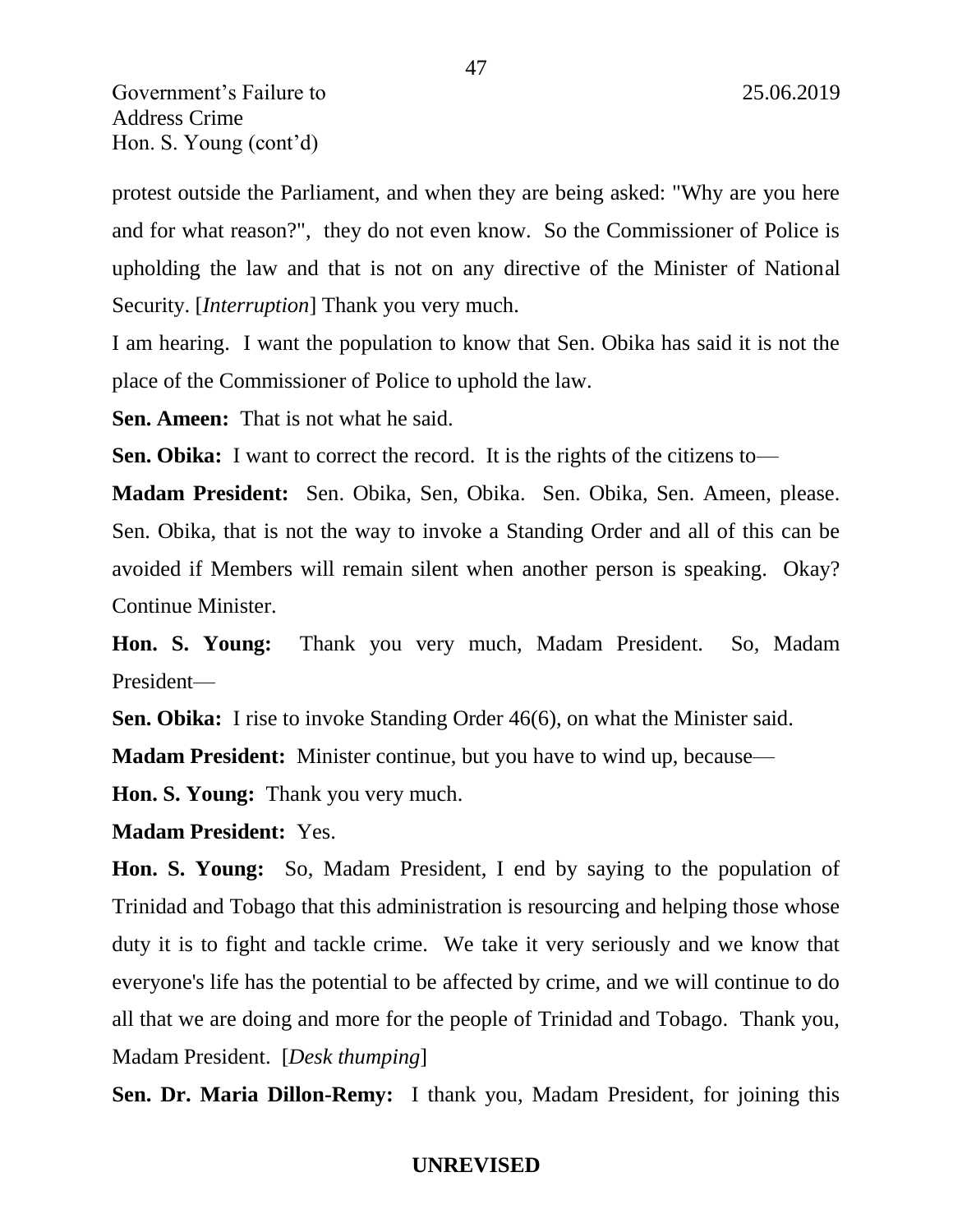protest outside the Parliament, and when they are being asked: "Why are you here and for what reason?", they do not even know. So the Commissioner of Police is upholding the law and that is not on any directive of the Minister of National Security. [*Interruption*] Thank you very much.

I am hearing. I want the population to know that Sen. Obika has said it is not the place of the Commissioner of Police to uphold the law.

**Sen. Ameen:** That is not what he said.

**Sen. Obika:** I want to correct the record. It is the rights of the citizens to—

**Madam President:** Sen. Obika, Sen, Obika. Sen. Obika, Sen. Ameen, please. Sen. Obika, that is not the way to invoke a Standing Order and all of this can be avoided if Members will remain silent when another person is speaking. Okay? Continue Minister.

**Hon. S. Young:** Thank you very much, Madam President. So, Madam President—

**Sen. Obika:** I rise to invoke Standing Order 46(6), on what the Minister said.

**Madam President:** Minister continue, but you have to wind up, because—

**Hon. S. Young:** Thank you very much.

**Madam President:** Yes.

**Hon. S. Young:** So, Madam President, I end by saying to the population of Trinidad and Tobago that this administration is resourcing and helping those whose duty it is to fight and tackle crime. We take it very seriously and we know that everyone's life has the potential to be affected by crime, and we will continue to do all that we are doing and more for the people of Trinidad and Tobago. Thank you, Madam President. [*Desk thumping*]

**Sen. Dr. Maria Dillon-Remy:** I thank you, Madam President, for joining this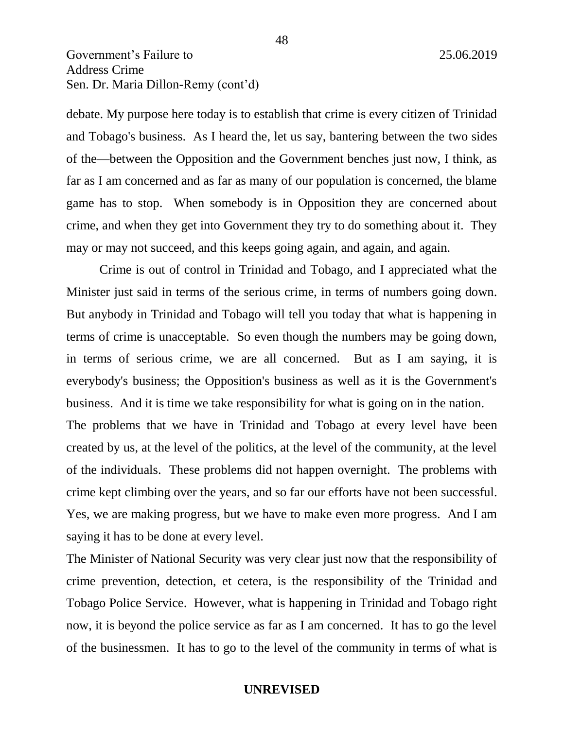debate. My purpose here today is to establish that crime is every citizen of Trinidad and Tobago's business. As I heard the, let us say, bantering between the two sides of the—between the Opposition and the Government benches just now, I think, as far as I am concerned and as far as many of our population is concerned, the blame game has to stop. When somebody is in Opposition they are concerned about crime, and when they get into Government they try to do something about it. They may or may not succeed, and this keeps going again, and again, and again.

Crime is out of control in Trinidad and Tobago, and I appreciated what the Minister just said in terms of the serious crime, in terms of numbers going down. But anybody in Trinidad and Tobago will tell you today that what is happening in terms of crime is unacceptable. So even though the numbers may be going down, in terms of serious crime, we are all concerned. But as I am saying, it is everybody's business; the Opposition's business as well as it is the Government's business. And it is time we take responsibility for what is going on in the nation.

The problems that we have in Trinidad and Tobago at every level have been created by us, at the level of the politics, at the level of the community, at the level of the individuals. These problems did not happen overnight. The problems with crime kept climbing over the years, and so far our efforts have not been successful. Yes, we are making progress, but we have to make even more progress. And I am saying it has to be done at every level.

The Minister of National Security was very clear just now that the responsibility of crime prevention, detection, et cetera, is the responsibility of the Trinidad and Tobago Police Service. However, what is happening in Trinidad and Tobago right now, it is beyond the police service as far as I am concerned. It has to go the level of the businessmen. It has to go to the level of the community in terms of what is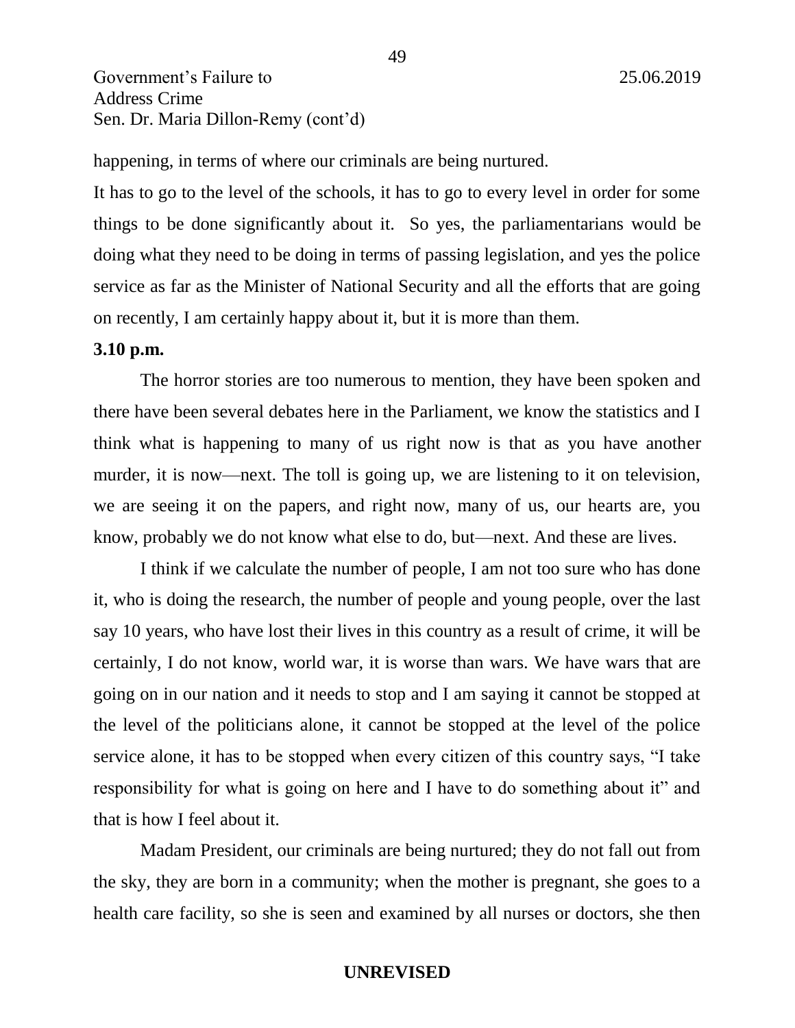happening, in terms of where our criminals are being nurtured.

It has to go to the level of the schools, it has to go to every level in order for some things to be done significantly about it. So yes, the parliamentarians would be doing what they need to be doing in terms of passing legislation, and yes the police service as far as the Minister of National Security and all the efforts that are going on recently, I am certainly happy about it, but it is more than them.

**3.10 p.m.**

The horror stories are too numerous to mention, they have been spoken and there have been several debates here in the Parliament, we know the statistics and I think what is happening to many of us right now is that as you have another murder, it is now—next. The toll is going up, we are listening to it on television, we are seeing it on the papers, and right now, many of us, our hearts are, you know, probably we do not know what else to do, but—next. And these are lives.

I think if we calculate the number of people, I am not too sure who has done it, who is doing the research, the number of people and young people, over the last say 10 years, who have lost their lives in this country as a result of crime, it will be certainly, I do not know, world war, it is worse than wars. We have wars that are going on in our nation and it needs to stop and I am saying it cannot be stopped at the level of the politicians alone, it cannot be stopped at the level of the police service alone, it has to be stopped when every citizen of this country says, "I take responsibility for what is going on here and I have to do something about it" and that is how I feel about it.

Madam President, our criminals are being nurtured; they do not fall out from the sky, they are born in a community; when the mother is pregnant, she goes to a health care facility, so she is seen and examined by all nurses or doctors, she then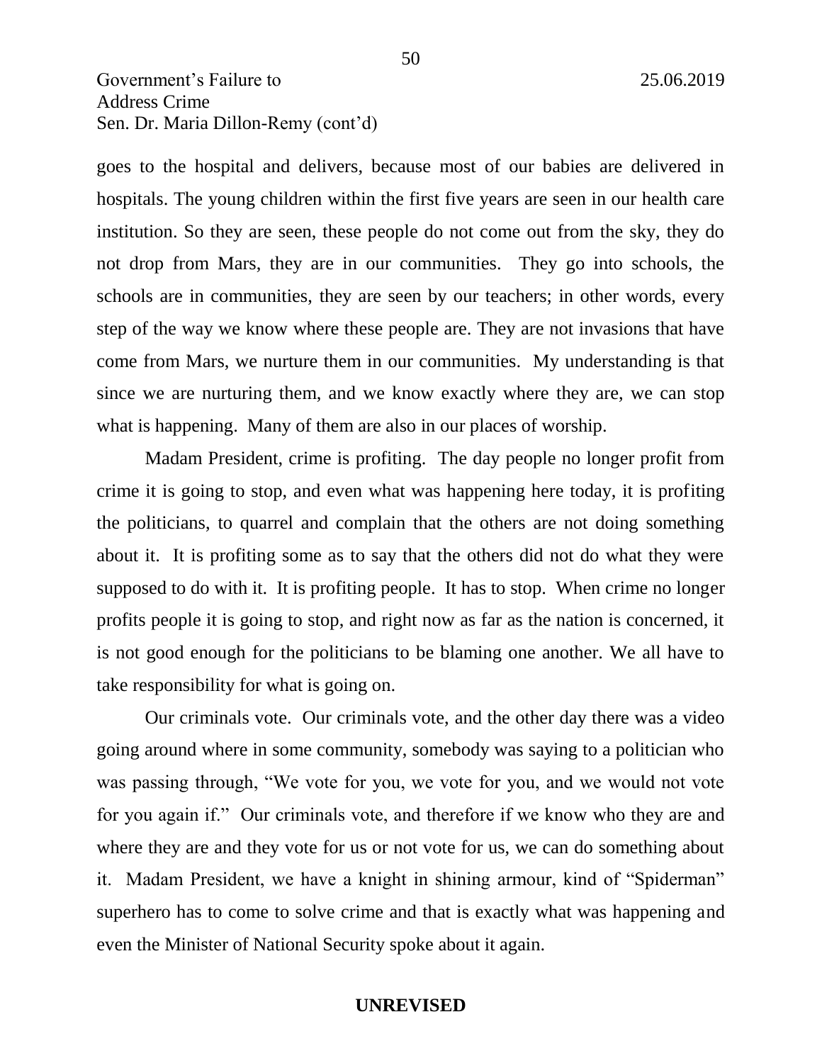goes to the hospital and delivers, because most of our babies are delivered in hospitals. The young children within the first five years are seen in our health care institution. So they are seen, these people do not come out from the sky, they do not drop from Mars, they are in our communities. They go into schools, the schools are in communities, they are seen by our teachers; in other words, every step of the way we know where these people are. They are not invasions that have come from Mars, we nurture them in our communities. My understanding is that since we are nurturing them, and we know exactly where they are, we can stop what is happening. Many of them are also in our places of worship.

Madam President, crime is profiting. The day people no longer profit from crime it is going to stop, and even what was happening here today, it is profiting the politicians, to quarrel and complain that the others are not doing something about it. It is profiting some as to say that the others did not do what they were supposed to do with it. It is profiting people. It has to stop. When crime no longer profits people it is going to stop, and right now as far as the nation is concerned, it is not good enough for the politicians to be blaming one another. We all have to take responsibility for what is going on.

Our criminals vote. Our criminals vote, and the other day there was a video going around where in some community, somebody was saying to a politician who was passing through, "We vote for you, we vote for you, and we would not vote for you again if." Our criminals vote, and therefore if we know who they are and where they are and they vote for us or not vote for us, we can do something about it. Madam President, we have a knight in shining armour, kind of "Spiderman" superhero has to come to solve crime and that is exactly what was happening and even the Minister of National Security spoke about it again.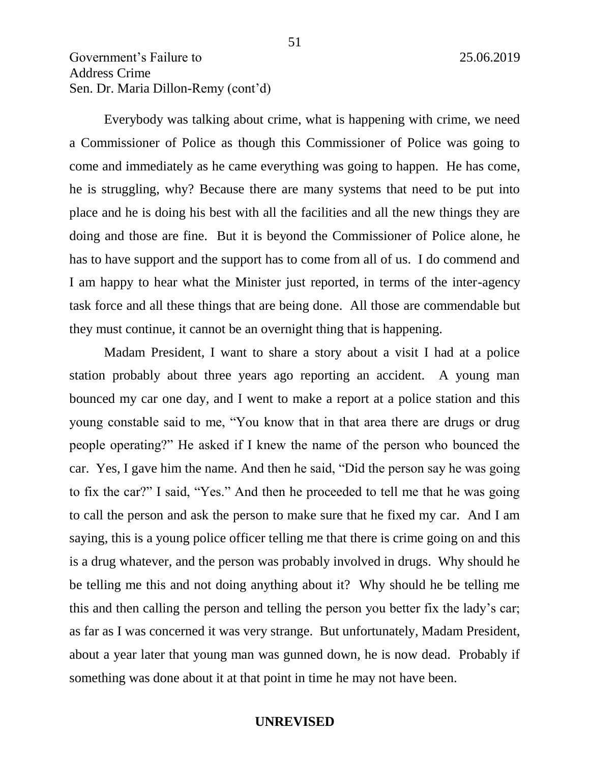Everybody was talking about crime, what is happening with crime, we need a Commissioner of Police as though this Commissioner of Police was going to come and immediately as he came everything was going to happen. He has come, he is struggling, why? Because there are many systems that need to be put into place and he is doing his best with all the facilities and all the new things they are doing and those are fine. But it is beyond the Commissioner of Police alone, he has to have support and the support has to come from all of us. I do commend and I am happy to hear what the Minister just reported, in terms of the inter-agency task force and all these things that are being done. All those are commendable but they must continue, it cannot be an overnight thing that is happening.

Madam President, I want to share a story about a visit I had at a police station probably about three years ago reporting an accident. A young man bounced my car one day, and I went to make a report at a police station and this young constable said to me, "You know that in that area there are drugs or drug people operating?" He asked if I knew the name of the person who bounced the car. Yes, I gave him the name. And then he said, "Did the person say he was going to fix the car?" I said, "Yes." And then he proceeded to tell me that he was going to call the person and ask the person to make sure that he fixed my car. And I am saying, this is a young police officer telling me that there is crime going on and this is a drug whatever, and the person was probably involved in drugs. Why should he be telling me this and not doing anything about it? Why should he be telling me this and then calling the person and telling the person you better fix the lady's car; as far as I was concerned it was very strange. But unfortunately, Madam President, about a year later that young man was gunned down, he is now dead. Probably if something was done about it at that point in time he may not have been.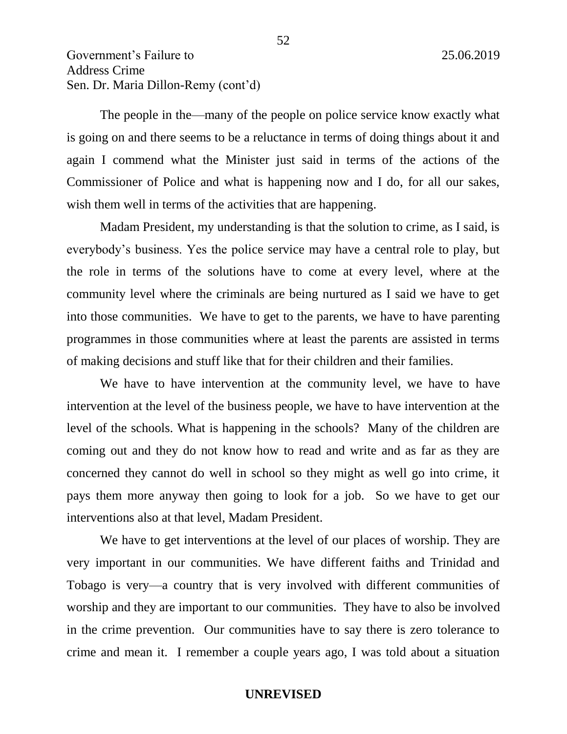The people in the—many of the people on police service know exactly what is going on and there seems to be a reluctance in terms of doing things about it and again I commend what the Minister just said in terms of the actions of the Commissioner of Police and what is happening now and I do, for all our sakes, wish them well in terms of the activities that are happening.

Madam President, my understanding is that the solution to crime, as I said, is everybody's business. Yes the police service may have a central role to play, but the role in terms of the solutions have to come at every level, where at the community level where the criminals are being nurtured as I said we have to get into those communities. We have to get to the parents, we have to have parenting programmes in those communities where at least the parents are assisted in terms of making decisions and stuff like that for their children and their families.

We have to have intervention at the community level, we have to have intervention at the level of the business people, we have to have intervention at the level of the schools. What is happening in the schools? Many of the children are coming out and they do not know how to read and write and as far as they are concerned they cannot do well in school so they might as well go into crime, it pays them more anyway then going to look for a job. So we have to get our interventions also at that level, Madam President.

We have to get interventions at the level of our places of worship. They are very important in our communities. We have different faiths and Trinidad and Tobago is very—a country that is very involved with different communities of worship and they are important to our communities. They have to also be involved in the crime prevention. Our communities have to say there is zero tolerance to crime and mean it. I remember a couple years ago, I was told about a situation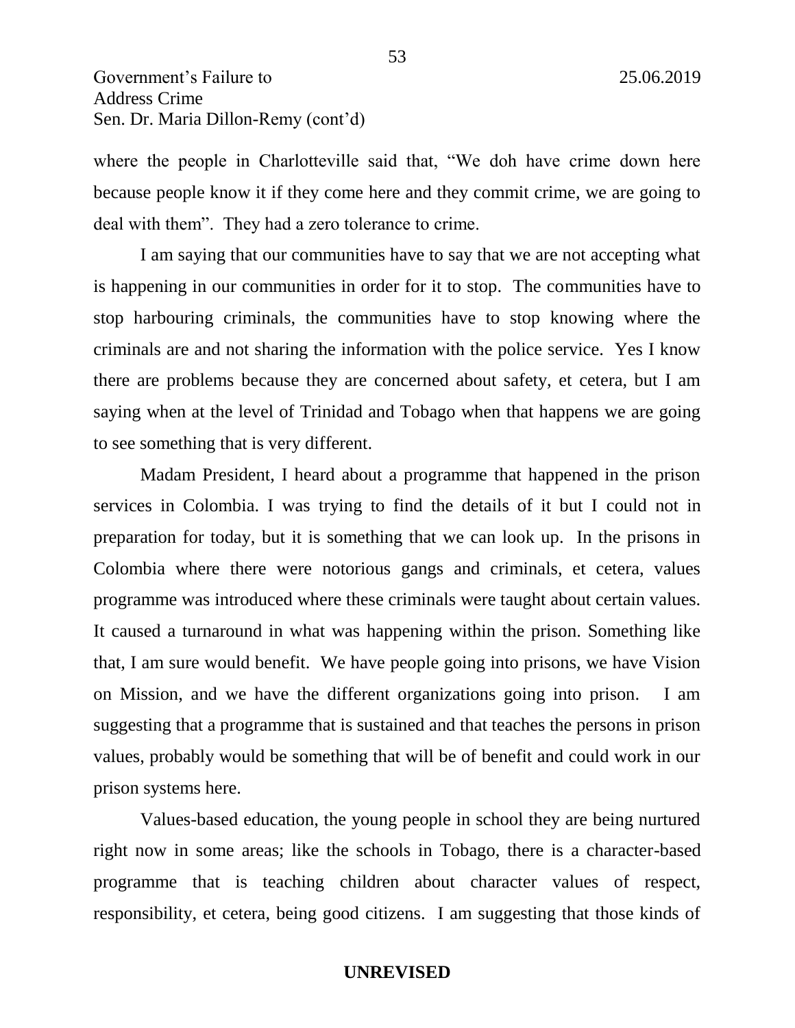where the people in Charlotteville said that, "We doh have crime down here because people know it if they come here and they commit crime, we are going to deal with them". They had a zero tolerance to crime.

I am saying that our communities have to say that we are not accepting what is happening in our communities in order for it to stop. The communities have to stop harbouring criminals, the communities have to stop knowing where the criminals are and not sharing the information with the police service. Yes I know there are problems because they are concerned about safety, et cetera, but I am saying when at the level of Trinidad and Tobago when that happens we are going to see something that is very different.

Madam President, I heard about a programme that happened in the prison services in Colombia. I was trying to find the details of it but I could not in preparation for today, but it is something that we can look up. In the prisons in Colombia where there were notorious gangs and criminals, et cetera, values programme was introduced where these criminals were taught about certain values. It caused a turnaround in what was happening within the prison. Something like that, I am sure would benefit. We have people going into prisons, we have Vision on Mission, and we have the different organizations going into prison. I am suggesting that a programme that is sustained and that teaches the persons in prison values, probably would be something that will be of benefit and could work in our prison systems here.

Values-based education, the young people in school they are being nurtured right now in some areas; like the schools in Tobago, there is a character-based programme that is teaching children about character values of respect, responsibility, et cetera, being good citizens. I am suggesting that those kinds of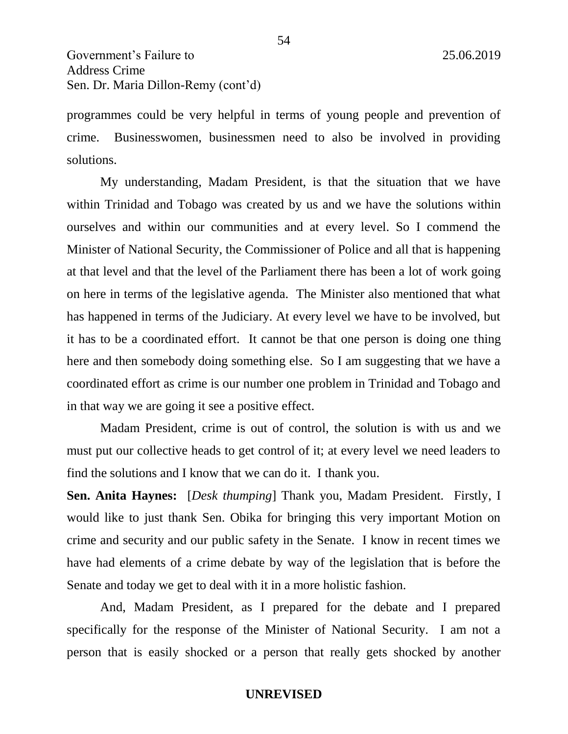programmes could be very helpful in terms of young people and prevention of crime. Businesswomen, businessmen need to also be involved in providing solutions.

My understanding, Madam President, is that the situation that we have within Trinidad and Tobago was created by us and we have the solutions within ourselves and within our communities and at every level. So I commend the Minister of National Security, the Commissioner of Police and all that is happening at that level and that the level of the Parliament there has been a lot of work going on here in terms of the legislative agenda. The Minister also mentioned that what has happened in terms of the Judiciary. At every level we have to be involved, but it has to be a coordinated effort. It cannot be that one person is doing one thing here and then somebody doing something else. So I am suggesting that we have a coordinated effort as crime is our number one problem in Trinidad and Tobago and in that way we are going it see a positive effect.

Madam President, crime is out of control, the solution is with us and we must put our collective heads to get control of it; at every level we need leaders to find the solutions and I know that we can do it. I thank you.

**Sen. Anita Haynes:** [*Desk thumping*] Thank you, Madam President. Firstly, I would like to just thank Sen. Obika for bringing this very important Motion on crime and security and our public safety in the Senate. I know in recent times we have had elements of a crime debate by way of the legislation that is before the Senate and today we get to deal with it in a more holistic fashion.

And, Madam President, as I prepared for the debate and I prepared specifically for the response of the Minister of National Security. I am not a person that is easily shocked or a person that really gets shocked by another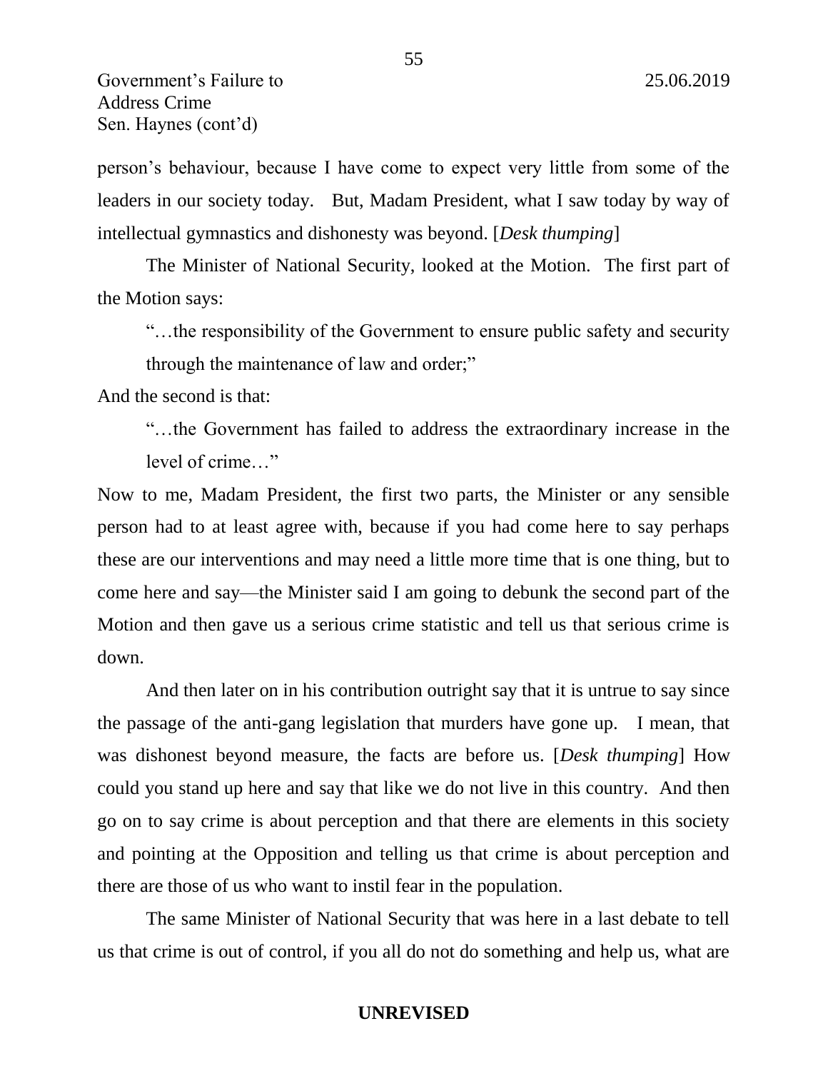person's behaviour, because I have come to expect very little from some of the leaders in our society today. But, Madam President, what I saw today by way of intellectual gymnastics and dishonesty was beyond. [*Desk thumping*]

The Minister of National Security, looked at the Motion. The first part of the Motion says:

> "…the responsibility of the Government to ensure public safety and security through the maintenance of law and order;"

And the second is that:

> "…the Government has failed to address the extraordinary increase in the level of crime…"

Now to me, Madam President, the first two parts, the Minister or any sensible person had to at least agree with, because if you had come here to say perhaps these are our interventions and may need a little more time that is one thing, but to come here and say—the Minister said I am going to debunk the second part of the Motion and then gave us a serious crime statistic and tell us that serious crime is down.

And then later on in his contribution outright say that it is untrue to say since the passage of the anti-gang legislation that murders have gone up. I mean, that was dishonest beyond measure, the facts are before us. [*Desk thumping*] How could you stand up here and say that like we do not live in this country. And then go on to say crime is about perception and that there are elements in this society and pointing at the Opposition and telling us that crime is about perception and there are those of us who want to instil fear in the population.

The same Minister of National Security that was here in a last debate to tell us that crime is out of control, if you all do not do something and help us, what are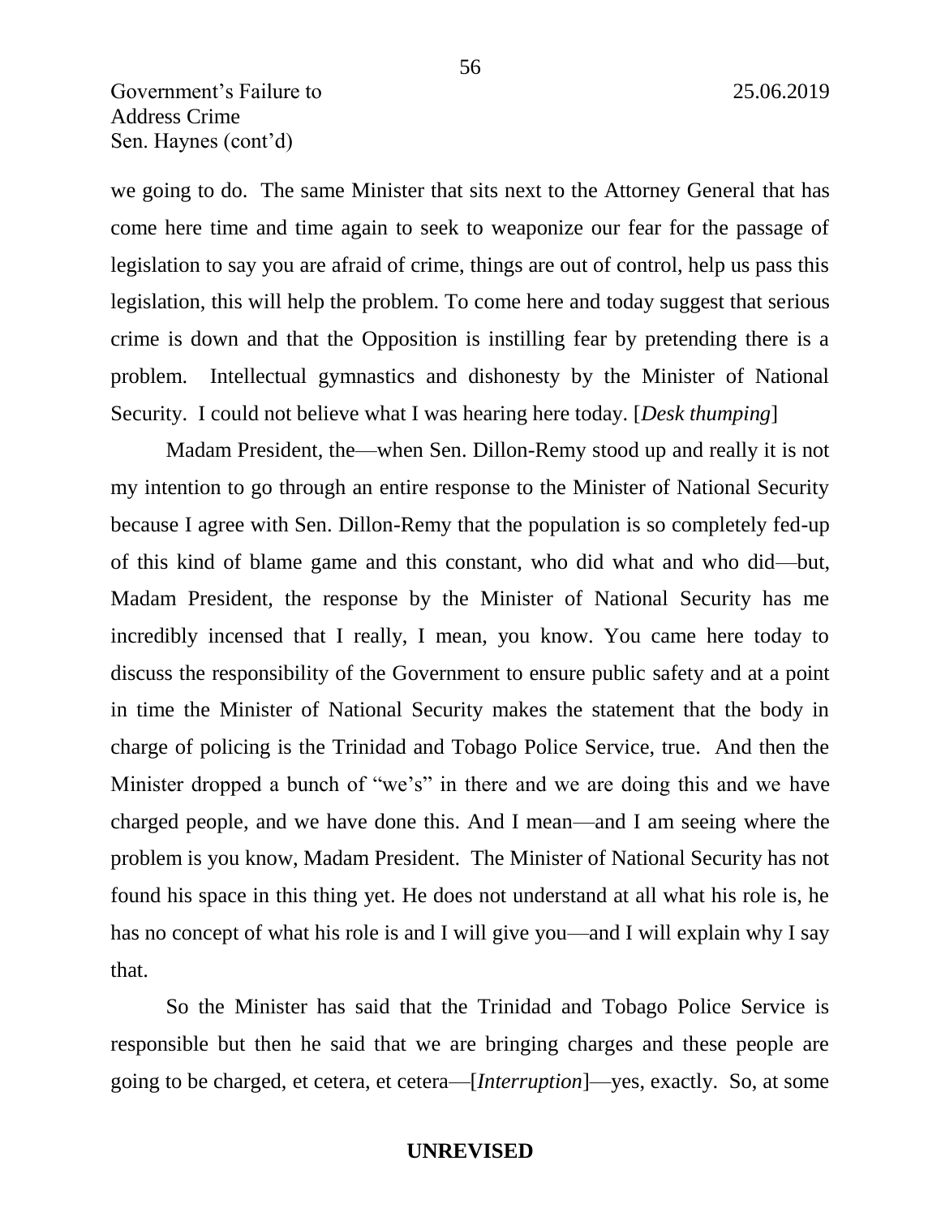we going to do. The same Minister that sits next to the Attorney General that has come here time and time again to seek to weaponize our fear for the passage of legislation to say you are afraid of crime, things are out of control, help us pass this legislation, this will help the problem. To come here and today suggest that serious crime is down and that the Opposition is instilling fear by pretending there is a problem. Intellectual gymnastics and dishonesty by the Minister of National Security. I could not believe what I was hearing here today. [*Desk thumping*]

Madam President, the—when Sen. Dillon-Remy stood up and really it is not my intention to go through an entire response to the Minister of National Security because I agree with Sen. Dillon-Remy that the population is so completely fed-up of this kind of blame game and this constant, who did what and who did—but, Madam President, the response by the Minister of National Security has me incredibly incensed that I really, I mean, you know. You came here today to discuss the responsibility of the Government to ensure public safety and at a point in time the Minister of National Security makes the statement that the body in charge of policing is the Trinidad and Tobago Police Service, true. And then the Minister dropped a bunch of "we's" in there and we are doing this and we have charged people, and we have done this. And I mean—and I am seeing where the problem is you know, Madam President. The Minister of National Security has not found his space in this thing yet. He does not understand at all what his role is, he has no concept of what his role is and I will give you—and I will explain why I say that.

So the Minister has said that the Trinidad and Tobago Police Service is responsible but then he said that we are bringing charges and these people are going to be charged, et cetera, et cetera—[*Interruption*]—yes, exactly. So, at some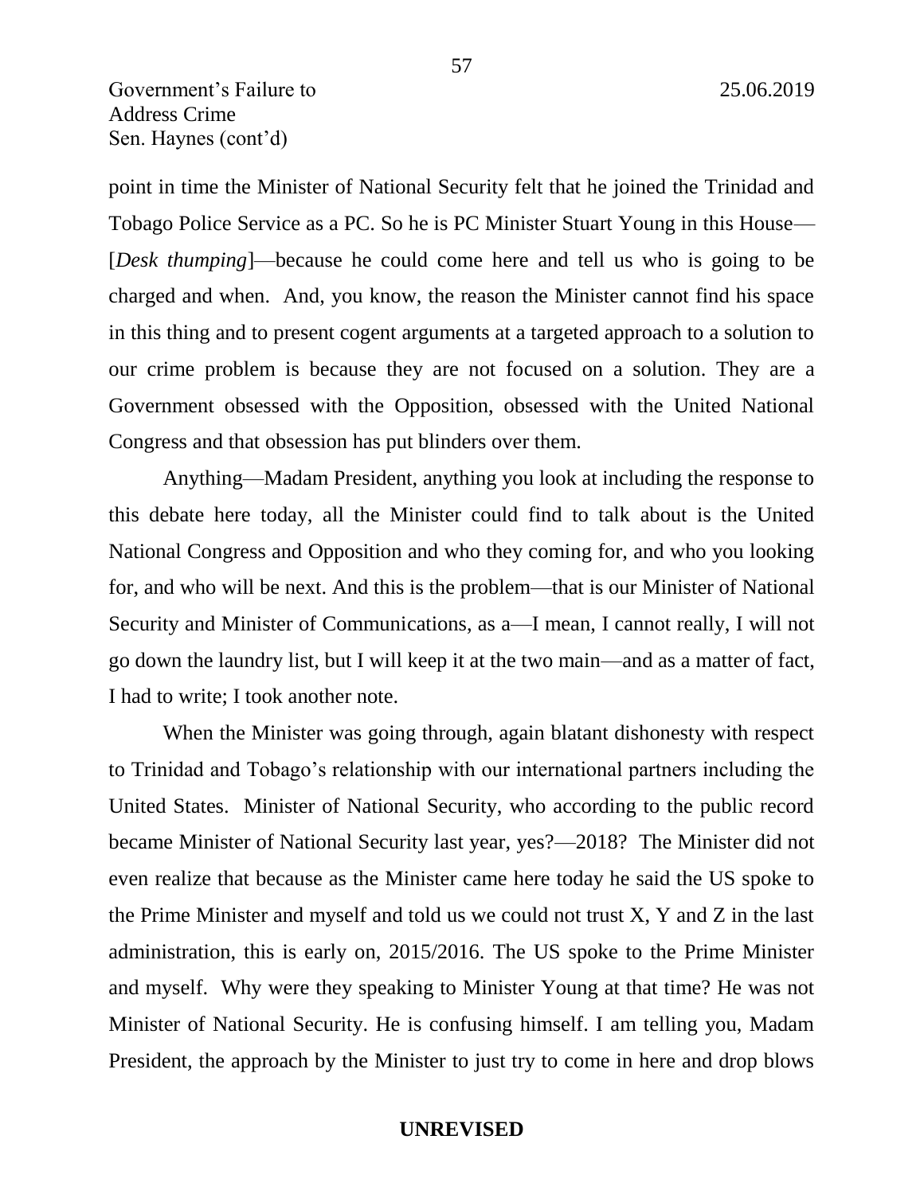point in time the Minister of National Security felt that he joined the Trinidad and Tobago Police Service as a PC. So he is PC Minister Stuart Young in this House—[*Desk thumping*]—because he could come here and tell us who is going to be charged and when. And, you know, the reason the Minister cannot find his space in this thing and to present cogent arguments at a targeted approach to a solution to our crime problem is because they are not focused on a solution. They are a Government obsessed with the Opposition, obsessed with the United National Congress and that obsession has put blinders over them.

Anything—Madam President, anything you look at including the response to this debate here today, all the Minister could find to talk about is the United National Congress and Opposition and who they coming for, and who you looking for, and who will be next. And this is the problem—that is our Minister of National Security and Minister of Communications, as a—I mean, I cannot really, I will not go down the laundry list, but I will keep it at the two main—and as a matter of fact, I had to write; I took another note.

When the Minister was going through, again blatant dishonesty with respect to Trinidad and Tobago's relationship with our international partners including the United States. Minister of National Security, who according to the public record became Minister of National Security last year, yes?—2018? The Minister did not even realize that because as the Minister came here today he said the US spoke to the Prime Minister and myself and told us we could not trust X, Y and Z in the last administration, this is early on, 2015/2016. The US spoke to the Prime Minister and myself. Why were they speaking to Minister Young at that time? He was not Minister of National Security. He is confusing himself. I am telling you, Madam President, the approach by the Minister to just try to come in here and drop blows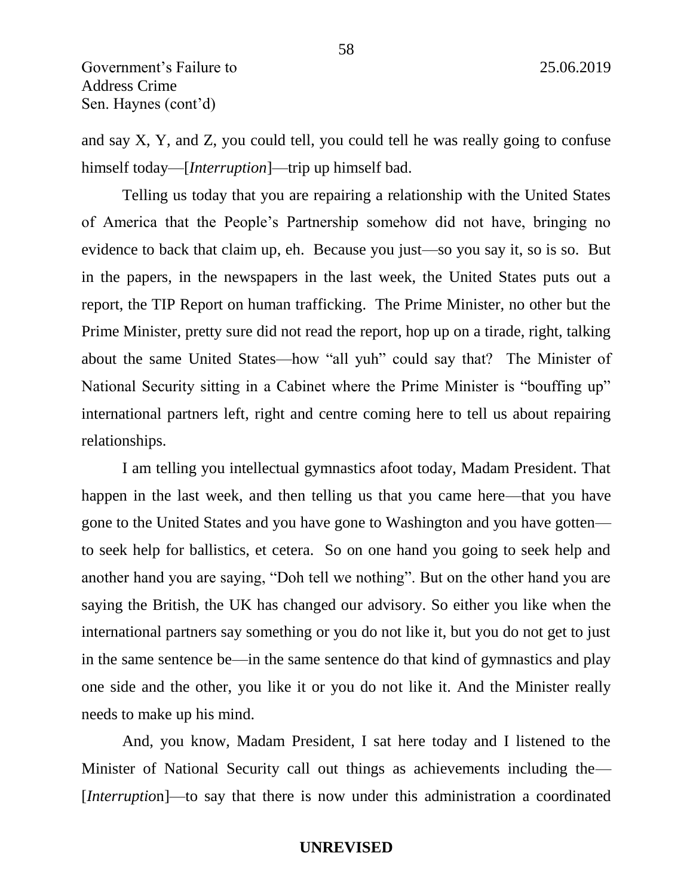and say X, Y, and Z, you could tell, you could tell he was really going to confuse himself today—[*Interruption*]—trip up himself bad.

Telling us today that you are repairing a relationship with the United States of America that the People's Partnership somehow did not have, bringing no evidence to back that claim up, eh. Because you just—so you say it, so is so. But in the papers, in the newspapers in the last week, the United States puts out a report, the TIP Report on human trafficking. The Prime Minister, no other but the Prime Minister, pretty sure did not read the report, hop up on a tirade, right, talking about the same United States—how "all yuh" could say that? The Minister of National Security sitting in a Cabinet where the Prime Minister is "bouffing up" international partners left, right and centre coming here to tell us about repairing relationships.

I am telling you intellectual gymnastics afoot today, Madam President. That happen in the last week, and then telling us that you came here—that you have gone to the United States and you have gone to Washington and you have gotten—to seek help for ballistics, et cetera. So on one hand you going to seek help and another hand you are saying, "Doh tell we nothing". But on the other hand you are saying the British, the UK has changed our advisory. So either you like when the international partners say something or you do not like it, but you do not get to just in the same sentence be—in the same sentence do that kind of gymnastics and play one side and the other, you like it or you do not like it. And the Minister really needs to make up his mind.

And, you know, Madam President, I sat here today and I listened to the Minister of National Security call out things as achievements including the—[*Interruption*]—to say that there is now under this administration a coordinated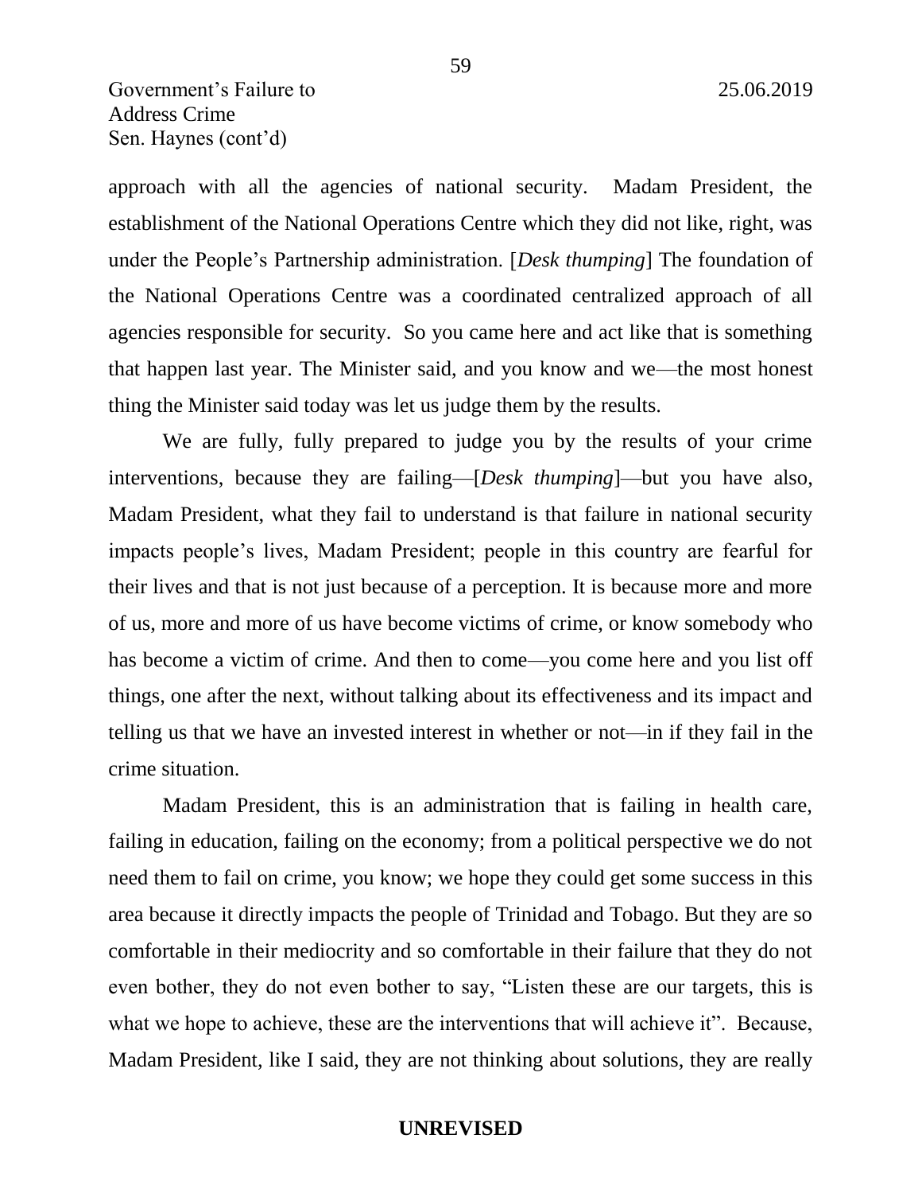approach with all the agencies of national security. Madam President, the establishment of the National Operations Centre which they did not like, right, was under the People's Partnership administration. [*Desk thumping*] The foundation of the National Operations Centre was a coordinated centralized approach of all agencies responsible for security. So you came here and act like that is something that happen last year. The Minister said, and you know and we—the most honest thing the Minister said today was let us judge them by the results.

We are fully, fully prepared to judge you by the results of your crime interventions, because they are failing—[*Desk thumping*]—but you have also, Madam President, what they fail to understand is that failure in national security impacts people's lives, Madam President; people in this country are fearful for their lives and that is not just because of a perception. It is because more and more of us, more and more of us have become victims of crime, or know somebody who has become a victim of crime. And then to come—you come here and you list off things, one after the next, without talking about its effectiveness and its impact and telling us that we have an invested interest in whether or not—in if they fail in the crime situation.

Madam President, this is an administration that is failing in health care, failing in education, failing on the economy; from a political perspective we do not need them to fail on crime, you know; we hope they could get some success in this area because it directly impacts the people of Trinidad and Tobago. But they are so comfortable in their mediocrity and so comfortable in their failure that they do not even bother, they do not even bother to say, "Listen these are our targets, this is what we hope to achieve, these are the interventions that will achieve it". Because, Madam President, like I said, they are not thinking about solutions, they are really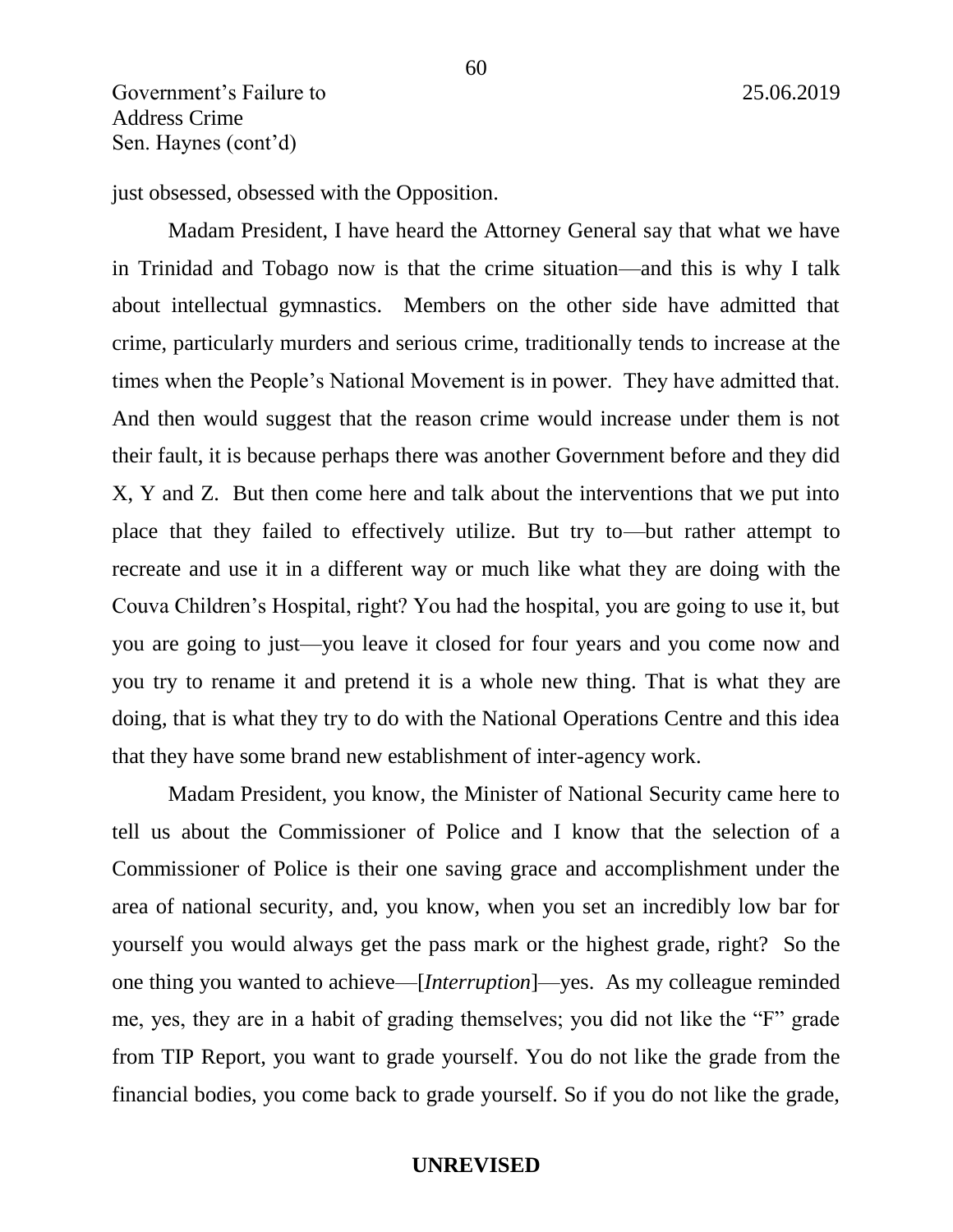just obsessed, obsessed with the Opposition.

Madam President, I have heard the Attorney General say that what we have in Trinidad and Tobago now is that the crime situation—and this is why I talk about intellectual gymnastics. Members on the other side have admitted that crime, particularly murders and serious crime, traditionally tends to increase at the times when the People's National Movement is in power. They have admitted that. And then would suggest that the reason crime would increase under them is not their fault, it is because perhaps there was another Government before and they did X, Y and Z. But then come here and talk about the interventions that we put into place that they failed to effectively utilize. But try to—but rather attempt to recreate and use it in a different way or much like what they are doing with the Couva Children's Hospital, right? You had the hospital, you are going to use it, but you are going to just—you leave it closed for four years and you come now and you try to rename it and pretend it is a whole new thing. That is what they are doing, that is what they try to do with the National Operations Centre and this idea that they have some brand new establishment of inter-agency work.

Madam President, you know, the Minister of National Security came here to tell us about the Commissioner of Police and I know that the selection of a Commissioner of Police is their one saving grace and accomplishment under the area of national security, and, you know, when you set an incredibly low bar for yourself you would always get the pass mark or the highest grade, right? So the one thing you wanted to achieve—[*Interruption*]—yes. As my colleague reminded me, yes, they are in a habit of grading themselves; you did not like the "F" grade from TIP Report, you want to grade yourself. You do not like the grade from the financial bodies, you come back to grade yourself. So if you do not like the grade,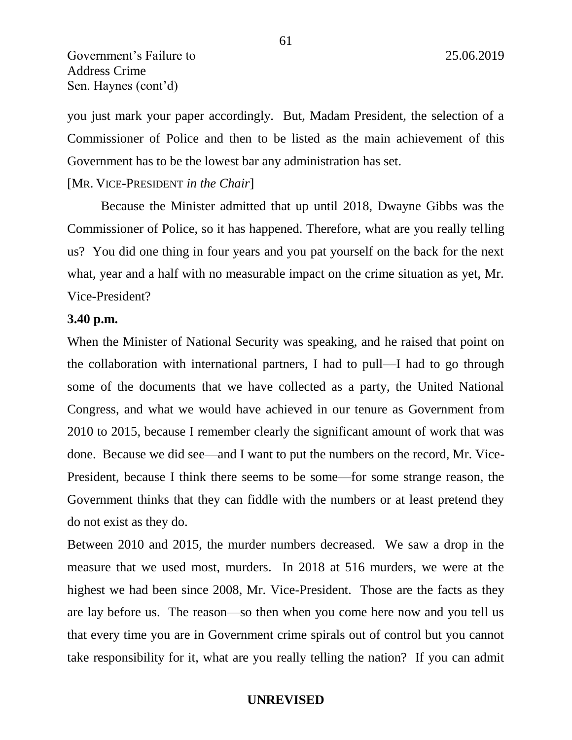you just mark your paper accordingly. But, Madam President, the selection of a Commissioner of Police and then to be listed as the main achievement of this Government has to be the lowest bar any administration has set.

[MR. VICE-PRESIDENT *in the Chair*]

Because the Minister admitted that up until 2018, Dwayne Gibbs was the Commissioner of Police, so it has happened. Therefore, what are you really telling us? You did one thing in four years and you pat yourself on the back for the next what, year and a half with no measurable impact on the crime situation as yet, Mr. Vice-President?

**3.40 p.m.**

When the Minister of National Security was speaking, and he raised that point on the collaboration with international partners, I had to pull—I had to go through some of the documents that we have collected as a party, the United National Congress, and what we would have achieved in our tenure as Government from 2010 to 2015, because I remember clearly the significant amount of work that was done. Because we did see—and I want to put the numbers on the record, Mr. Vice-President, because I think there seems to be some—for some strange reason, the Government thinks that they can fiddle with the numbers or at least pretend they do not exist as they do.

Between 2010 and 2015, the murder numbers decreased. We saw a drop in the measure that we used most, murders. In 2018 at 516 murders, we were at the highest we had been since 2008, Mr. Vice-President. Those are the facts as they are lay before us. The reason—so then when you come here now and you tell us that every time you are in Government crime spirals out of control but you cannot take responsibility for it, what are you really telling the nation? If you can admit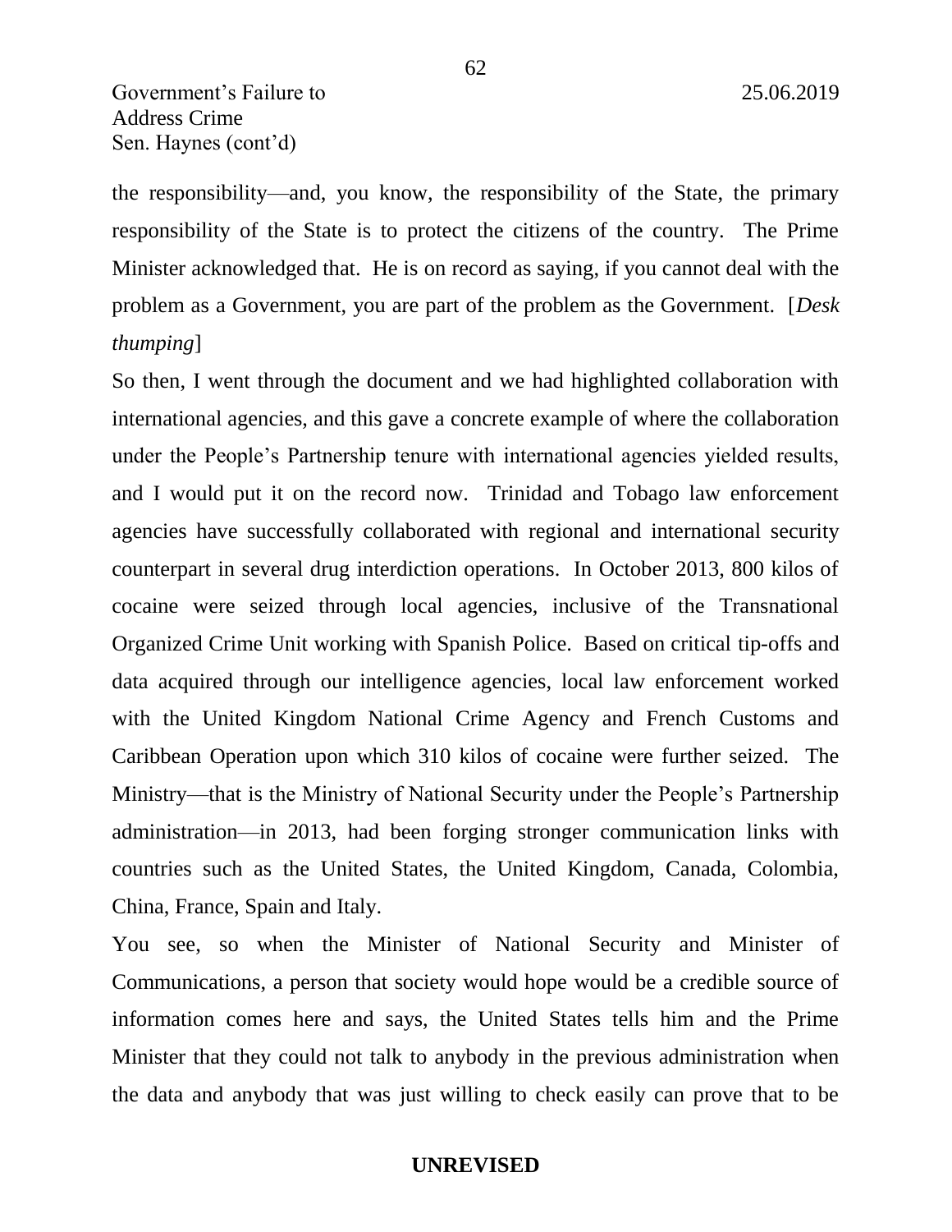the responsibility—and, you know, the responsibility of the State, the primary responsibility of the State is to protect the citizens of the country. The Prime Minister acknowledged that. He is on record as saying, if you cannot deal with the problem as a Government, you are part of the problem as the Government. [*Desk thumping*]

So then, I went through the document and we had highlighted collaboration with international agencies, and this gave a concrete example of where the collaboration under the People's Partnership tenure with international agencies yielded results, and I would put it on the record now. Trinidad and Tobago law enforcement agencies have successfully collaborated with regional and international security counterpart in several drug interdiction operations. In October 2013, 800 kilos of cocaine were seized through local agencies, inclusive of the Transnational Organized Crime Unit working with Spanish Police. Based on critical tip-offs and data acquired through our intelligence agencies, local law enforcement worked with the United Kingdom National Crime Agency and French Customs and Caribbean Operation upon which 310 kilos of cocaine were further seized. The Ministry—that is the Ministry of National Security under the People's Partnership administration—in 2013, had been forging stronger communication links with countries such as the United States, the United Kingdom, Canada, Colombia, China, France, Spain and Italy.

You see, so when the Minister of National Security and Minister of Communications, a person that society would hope would be a credible source of information comes here and says, the United States tells him and the Prime Minister that they could not talk to anybody in the previous administration when the data and anybody that was just willing to check easily can prove that to be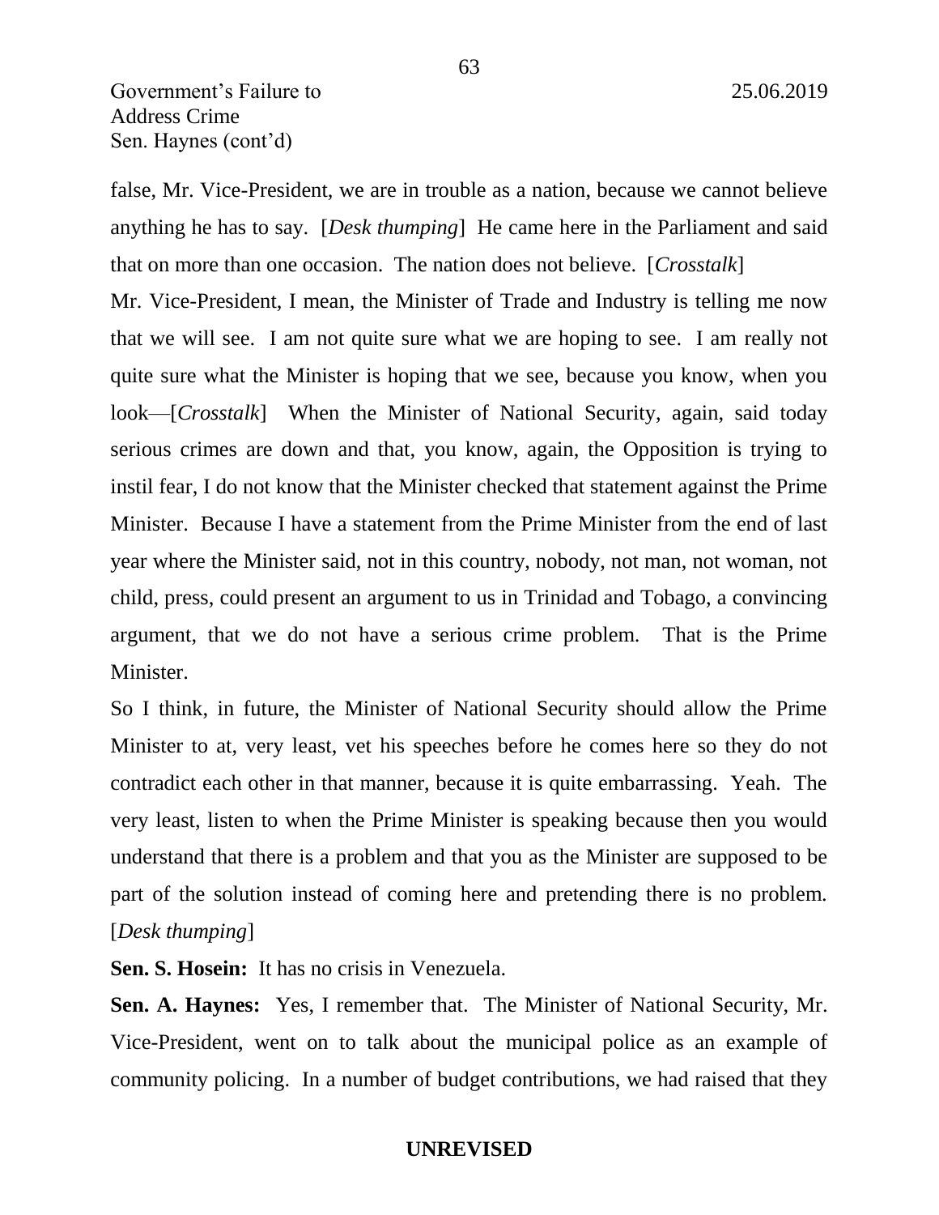false, Mr. Vice-President, we are in trouble as a nation, because we cannot believe anything he has to say. [*Desk thumping*] He came here in the Parliament and said that on more than one occasion. The nation does not believe. [*Crosstalk*]

Mr. Vice-President, I mean, the Minister of Trade and Industry is telling me now that we will see. I am not quite sure what we are hoping to see. I am really not quite sure what the Minister is hoping that we see, because you know, when you look—[*Crosstalk*] When the Minister of National Security, again, said today serious crimes are down and that, you know, again, the Opposition is trying to instil fear, I do not know that the Minister checked that statement against the Prime Minister. Because I have a statement from the Prime Minister from the end of last year where the Minister said, not in this country, nobody, not man, not woman, not child, press, could present an argument to us in Trinidad and Tobago, a convincing argument, that we do not have a serious crime problem. That is the Prime Minister.

So I think, in future, the Minister of National Security should allow the Prime Minister to at, very least, vet his speeches before he comes here so they do not contradict each other in that manner, because it is quite embarrassing. Yeah. The very least, listen to when the Prime Minister is speaking because then you would understand that there is a problem and that you as the Minister are supposed to be part of the solution instead of coming here and pretending there is no problem. [*Desk thumping*]

**Sen. S. Hosein:** It has no crisis in Venezuela.

**Sen. A. Haynes:** Yes, I remember that. The Minister of National Security, Mr. Vice-President, went on to talk about the municipal police as an example of community policing. In a number of budget contributions, we had raised that they

**UNREVISED**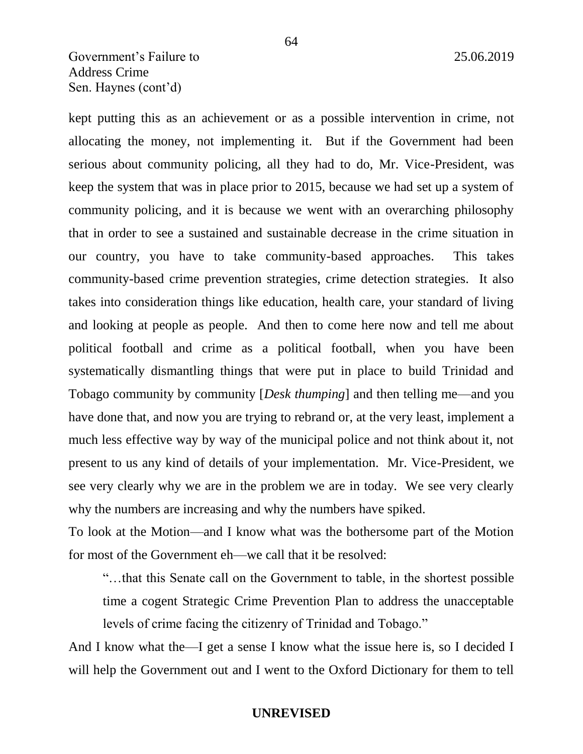kept putting this as an achievement or as a possible intervention in crime, not allocating the money, not implementing it. But if the Government had been serious about community policing, all they had to do, Mr. Vice-President, was keep the system that was in place prior to 2015, because we had set up a system of community policing, and it is because we went with an overarching philosophy that in order to see a sustained and sustainable decrease in the crime situation in our country, you have to take community-based approaches. This takes community-based crime prevention strategies, crime detection strategies. It also takes into consideration things like education, health care, your standard of living and looking at people as people. And then to come here now and tell me about political football and crime as a political football, when you have been systematically dismantling things that were put in place to build Trinidad and Tobago community by community [*Desk thumping*] and then telling me—and you have done that, and now you are trying to rebrand or, at the very least, implement a much less effective way by way of the municipal police and not think about it, not present to us any kind of details of your implementation. Mr. Vice-President, we see very clearly why we are in the problem we are in today. We see very clearly why the numbers are increasing and why the numbers have spiked.

To look at the Motion—and I know what was the bothersome part of the Motion for most of the Government eh—we call that it be resolved:

> "…that this Senate call on the Government to table, in the shortest possible time a cogent Strategic Crime Prevention Plan to address the unacceptable levels of crime facing the citizenry of Trinidad and Tobago."

And I know what the—I get a sense I know what the issue here is, so I decided I will help the Government out and I went to the Oxford Dictionary for them to tell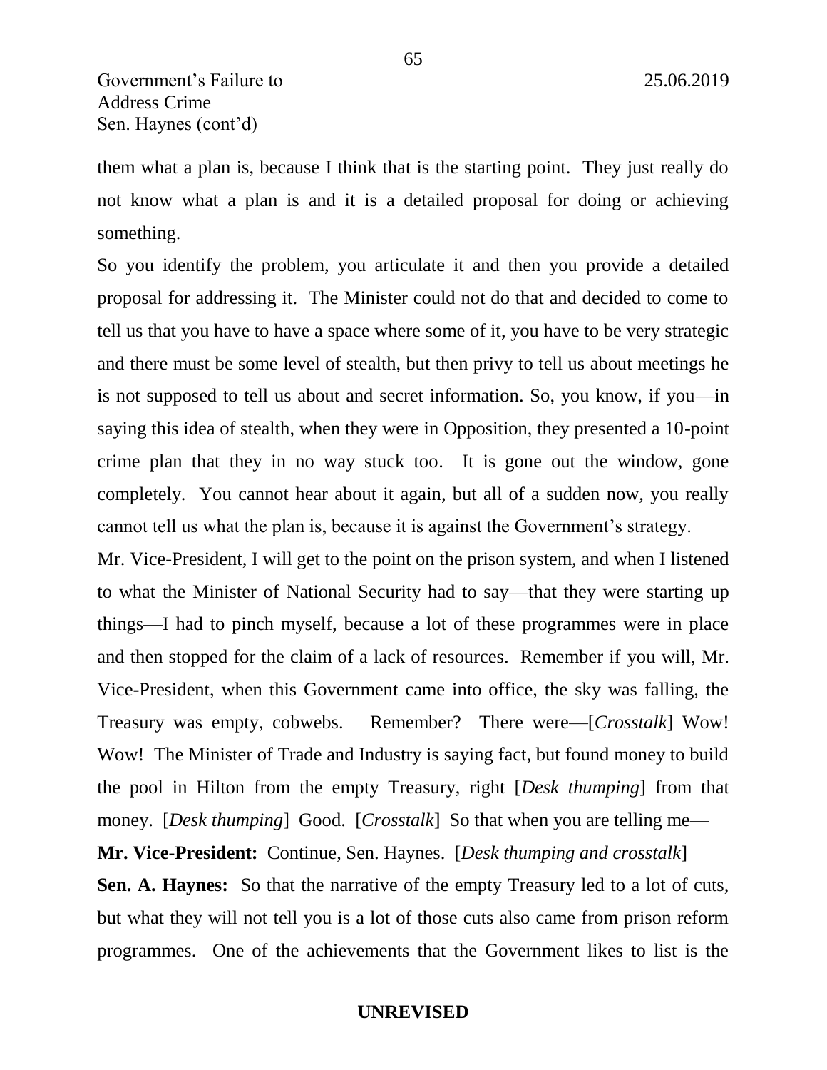them what a plan is, because I think that is the starting point. They just really do not know what a plan is and it is a detailed proposal for doing or achieving something.

So you identify the problem, you articulate it and then you provide a detailed proposal for addressing it. The Minister could not do that and decided to come to tell us that you have to have a space where some of it, you have to be very strategic and there must be some level of stealth, but then privy to tell us about meetings he is not supposed to tell us about and secret information. So, you know, if you—in saying this idea of stealth, when they were in Opposition, they presented a 10-point crime plan that they in no way stuck too. It is gone out the window, gone completely. You cannot hear about it again, but all of a sudden now, you really cannot tell us what the plan is, because it is against the Government's strategy.

Mr. Vice-President, I will get to the point on the prison system, and when I listened to what the Minister of National Security had to say—that they were starting up things—I had to pinch myself, because a lot of these programmes were in place and then stopped for the claim of a lack of resources. Remember if you will, Mr. Vice-President, when this Government came into office, the sky was falling, the Treasury was empty, cobwebs. Remember? There were—[*Crosstalk*] Wow! Wow! The Minister of Trade and Industry is saying fact, but found money to build the pool in Hilton from the empty Treasury, right [*Desk thumping*] from that money. [*Desk thumping*] Good. [*Crosstalk*] So that when you are telling me—

**Mr. Vice-President:** Continue, Sen. Haynes. [*Desk thumping and crosstalk*]

**Sen. A. Haynes:** So that the narrative of the empty Treasury led to a lot of cuts, but what they will not tell you is a lot of those cuts also came from prison reform programmes. One of the achievements that the Government likes to list is the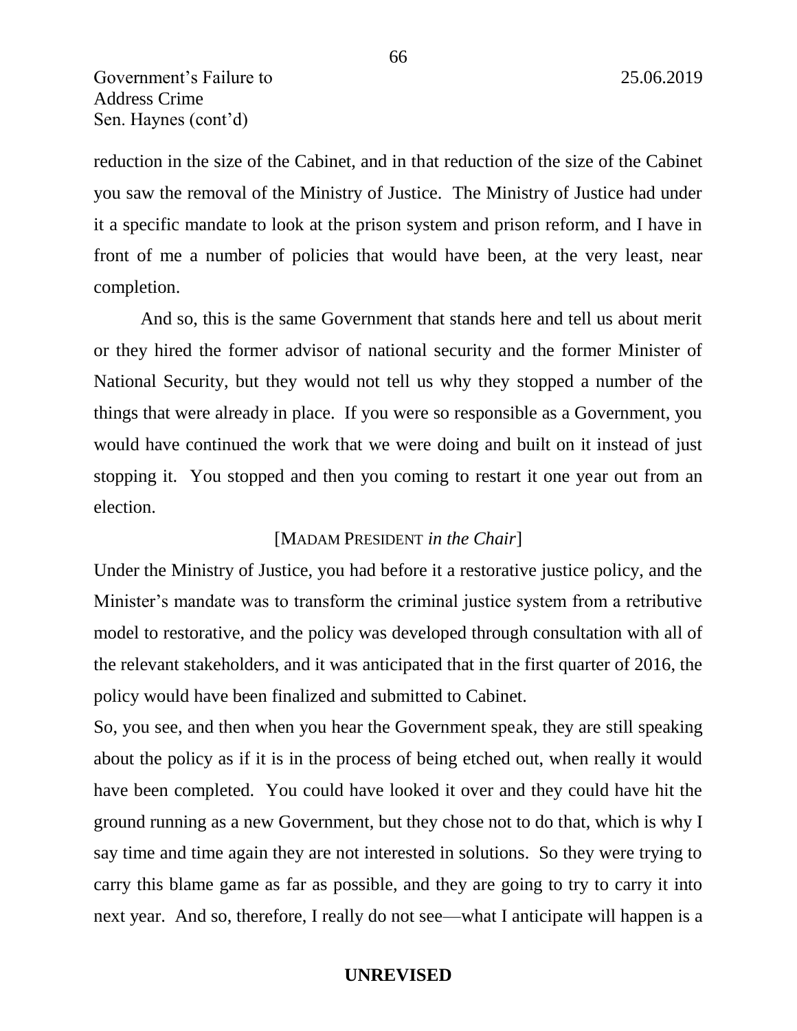reduction in the size of the Cabinet, and in that reduction of the size of the Cabinet you saw the removal of the Ministry of Justice. The Ministry of Justice had under it a specific mandate to look at the prison system and prison reform, and I have in front of me a number of policies that would have been, at the very least, near completion.

And so, this is the same Government that stands here and tell us about merit or they hired the former advisor of national security and the former Minister of National Security, but they would not tell us why they stopped a number of the things that were already in place. If you were so responsible as a Government, you would have continued the work that we were doing and built on it instead of just stopping it. You stopped and then you coming to restart it one year out from an election.

[MADAM PRESIDENT *in the Chair*]

Under the Ministry of Justice, you had before it a restorative justice policy, and the Minister's mandate was to transform the criminal justice system from a retributive model to restorative, and the policy was developed through consultation with all of the relevant stakeholders, and it was anticipated that in the first quarter of 2016, the policy would have been finalized and submitted to Cabinet.

So, you see, and then when you hear the Government speak, they are still speaking about the policy as if it is in the process of being etched out, when really it would have been completed. You could have looked it over and they could have hit the ground running as a new Government, but they chose not to do that, which is why I say time and time again they are not interested in solutions. So they were trying to carry this blame game as far as possible, and they are going to try to carry it into next year. And so, therefore, I really do not see—what I anticipate will happen is a

**UNREVISED**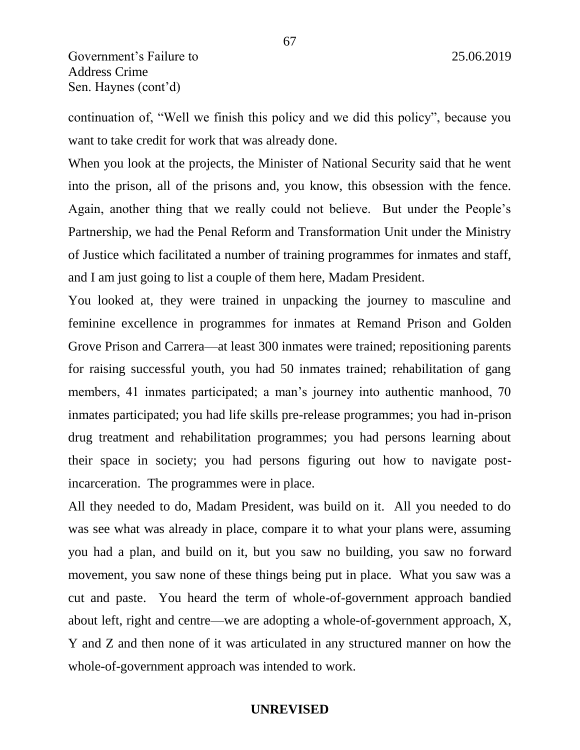continuation of, "Well we finish this policy and we did this policy", because you want to take credit for work that was already done.

When you look at the projects, the Minister of National Security said that he went into the prison, all of the prisons and, you know, this obsession with the fence. Again, another thing that we really could not believe. But under the People's Partnership, we had the Penal Reform and Transformation Unit under the Ministry of Justice which facilitated a number of training programmes for inmates and staff, and I am just going to list a couple of them here, Madam President.

You looked at, they were trained in unpacking the journey to masculine and feminine excellence in programmes for inmates at Remand Prison and Golden Grove Prison and Carrera—at least 300 inmates were trained; repositioning parents for raising successful youth, you had 50 inmates trained; rehabilitation of gang members, 41 inmates participated; a man's journey into authentic manhood, 70 inmates participated; you had life skills pre-release programmes; you had in-prison drug treatment and rehabilitation programmes; you had persons learning about their space in society; you had persons figuring out how to navigate post-incarceration. The programmes were in place.

All they needed to do, Madam President, was build on it. All you needed to do was see what was already in place, compare it to what your plans were, assuming you had a plan, and build on it, but you saw no building, you saw no forward movement, you saw none of these things being put in place. What you saw was a cut and paste. You heard the term of whole-of-government approach bandied about left, right and centre—we are adopting a whole-of-government approach, X, Y and Z and then none of it was articulated in any structured manner on how the whole-of-government approach was intended to work.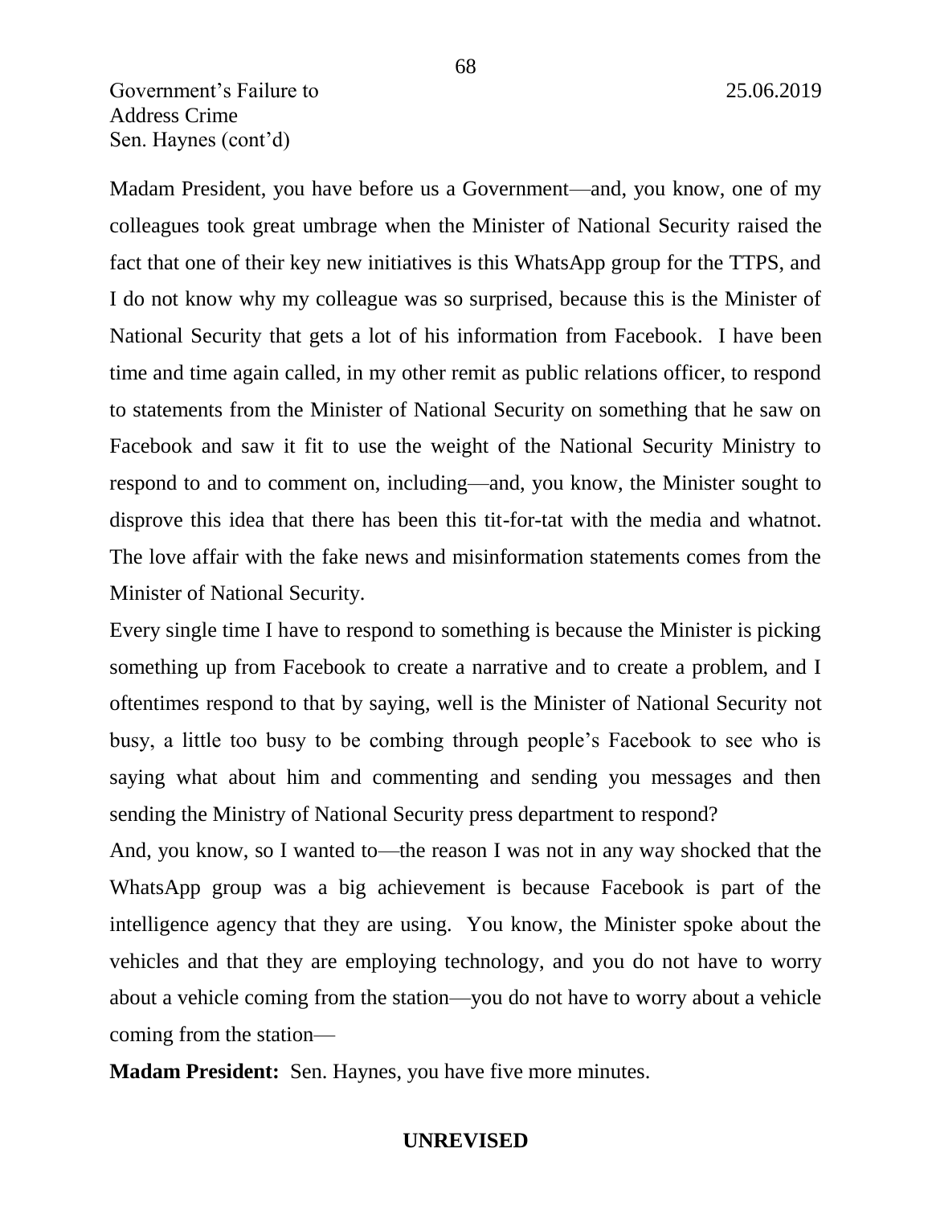Madam President, you have before us a Government—and, you know, one of my colleagues took great umbrage when the Minister of National Security raised the fact that one of their key new initiatives is this WhatsApp group for the TTPS, and I do not know why my colleague was so surprised, because this is the Minister of National Security that gets a lot of his information from Facebook. I have been time and time again called, in my other remit as public relations officer, to respond to statements from the Minister of National Security on something that he saw on Facebook and saw it fit to use the weight of the National Security Ministry to respond to and to comment on, including—and, you know, the Minister sought to disprove this idea that there has been this tit-for-tat with the media and whatnot. The love affair with the fake news and misinformation statements comes from the Minister of National Security.

Every single time I have to respond to something is because the Minister is picking something up from Facebook to create a narrative and to create a problem, and I oftentimes respond to that by saying, well is the Minister of National Security not busy, a little too busy to be combing through people's Facebook to see who is saying what about him and commenting and sending you messages and then sending the Ministry of National Security press department to respond?

And, you know, so I wanted to—the reason I was not in any way shocked that the WhatsApp group was a big achievement is because Facebook is part of the intelligence agency that they are using. You know, the Minister spoke about the vehicles and that they are employing technology, and you do not have to worry about a vehicle coming from the station—you do not have to worry about a vehicle coming from the station—

**Madam President:** Sen. Haynes, you have five more minutes.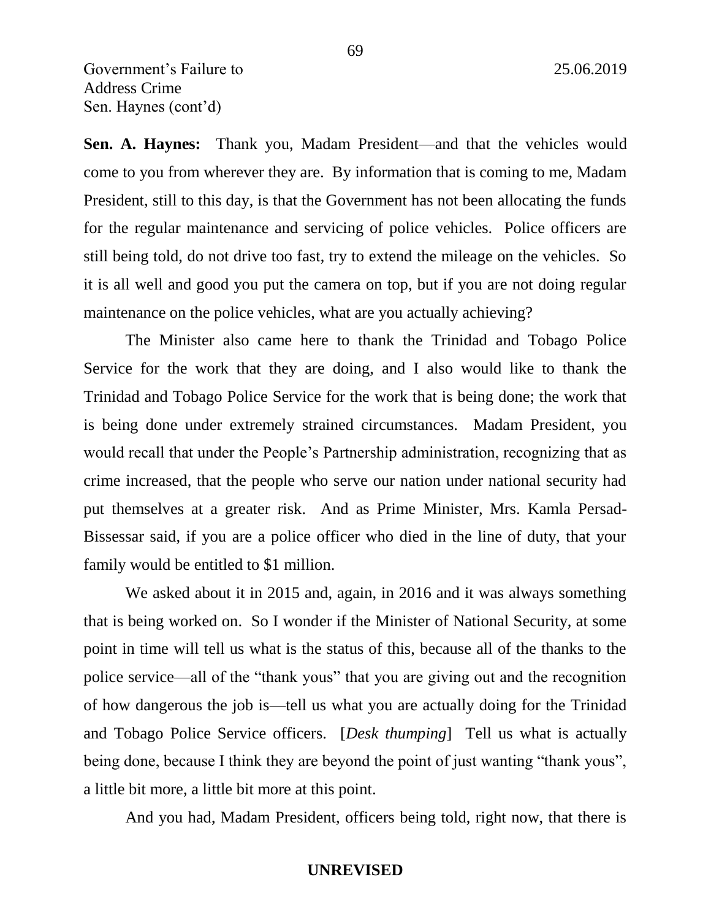**Sen. A. Haynes:** Thank you, Madam President—and that the vehicles would come to you from wherever they are. By information that is coming to me, Madam President, still to this day, is that the Government has not been allocating the funds for the regular maintenance and servicing of police vehicles. Police officers are still being told, do not drive too fast, try to extend the mileage on the vehicles. So it is all well and good you put the camera on top, but if you are not doing regular maintenance on the police vehicles, what are you actually achieving?

The Minister also came here to thank the Trinidad and Tobago Police Service for the work that they are doing, and I also would like to thank the Trinidad and Tobago Police Service for the work that is being done; the work that is being done under extremely strained circumstances. Madam President, you would recall that under the People's Partnership administration, recognizing that as crime increased, that the people who serve our nation under national security had put themselves at a greater risk. And as Prime Minister, Mrs. Kamla Persad-Bissessar said, if you are a police officer who died in the line of duty, that your family would be entitled to $1 million.

We asked about it in 2015 and, again, in 2016 and it was always something that is being worked on. So I wonder if the Minister of National Security, at some point in time will tell us what is the status of this, because all of the thanks to the police service—all of the "thank yous" that you are giving out and the recognition of how dangerous the job is—tell us what you are actually doing for the Trinidad and Tobago Police Service officers. [*Desk thumping*] Tell us what is actually being done, because I think they are beyond the point of just wanting "thank yous", a little bit more, a little bit more at this point.

And you had, Madam President, officers being told, right now, that there is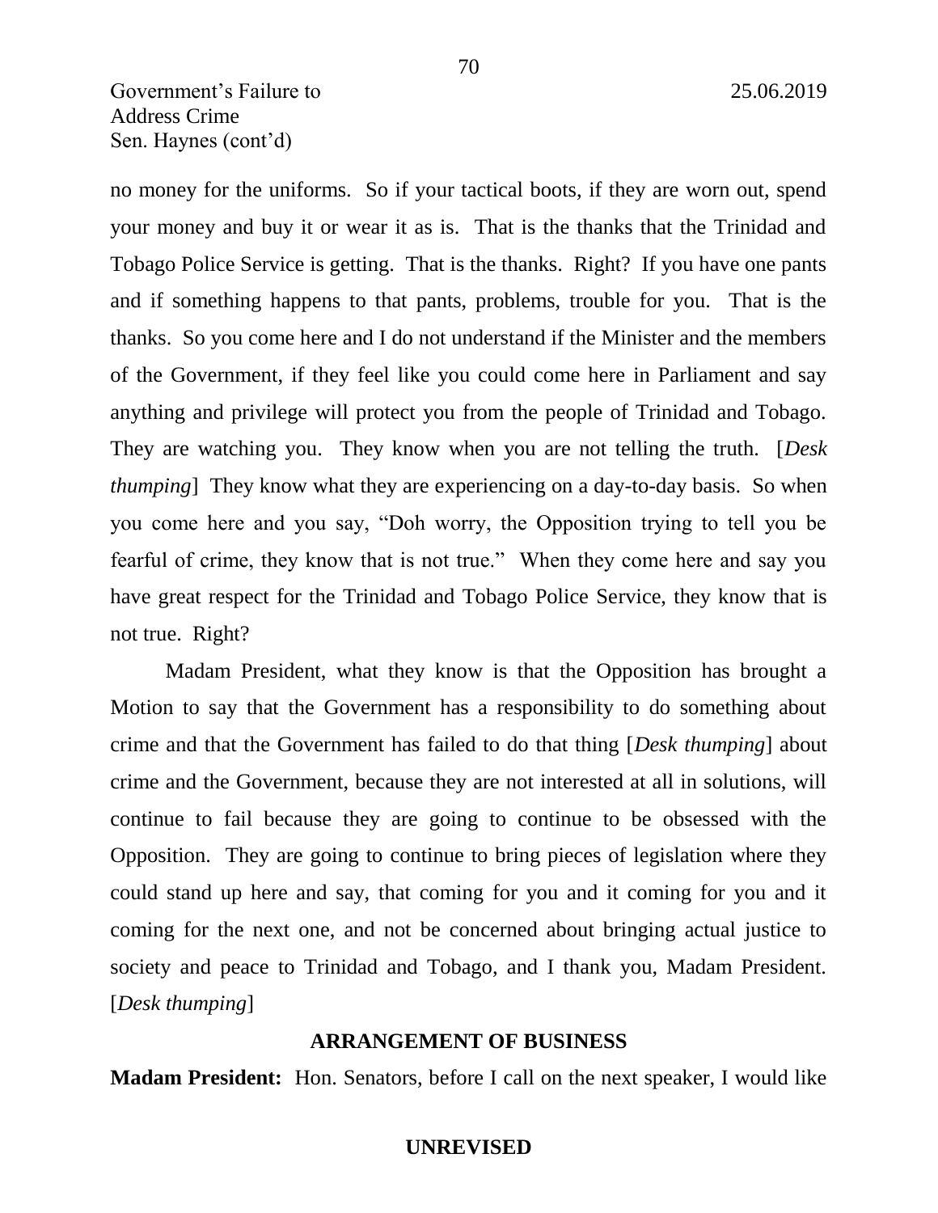no money for the uniforms. So if your tactical boots, if they are worn out, spend your money and buy it or wear it as is. That is the thanks that the Trinidad and Tobago Police Service is getting. That is the thanks. Right? If you have one pants and if something happens to that pants, problems, trouble for you. That is the thanks. So you come here and I do not understand if the Minister and the members of the Government, if they feel like you could come here in Parliament and say anything and privilege will protect you from the people of Trinidad and Tobago. They are watching you. They know when you are not telling the truth. [*Desk thumping*] They know what they are experiencing on a day-to-day basis. So when you come here and you say, "Doh worry, the Opposition trying to tell you be fearful of crime, they know that is not true." When they come here and say you have great respect for the Trinidad and Tobago Police Service, they know that is not true. Right?

Madam President, what they know is that the Opposition has brought a Motion to say that the Government has a responsibility to do something about crime and that the Government has failed to do that thing [*Desk thumping*] about crime and the Government, because they are not interested at all in solutions, will continue to fail because they are going to continue to be obsessed with the Opposition. They are going to continue to bring pieces of legislation where they could stand up here and say, that coming for you and it coming for you and it coming for the next one, and not be concerned about bringing actual justice to society and peace to Trinidad and Tobago, and I thank you, Madam President. [*Desk thumping*]

## ARRANGEMENT OF BUSINESS

**Madam President:** Hon. Senators, before I call on the next speaker, I would like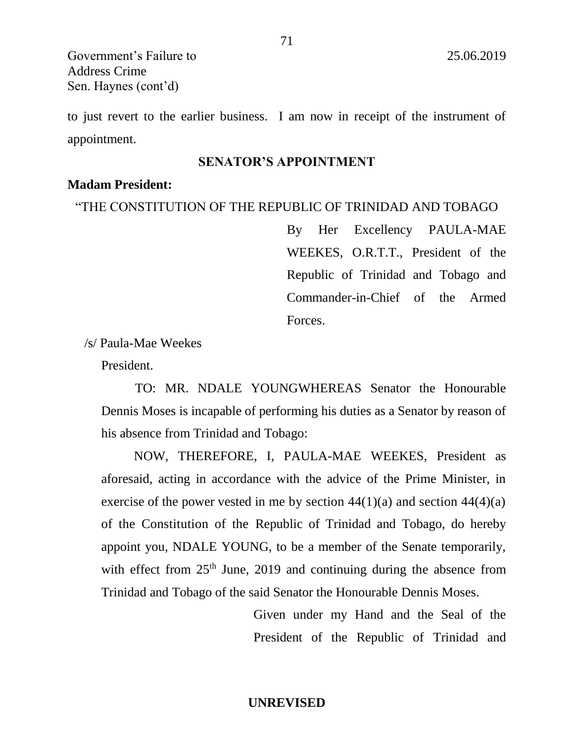to just revert to the earlier business. I am now in receipt of the instrument of appointment.

## SENATOR'S APPOINTMENT

**Madam President:**

"THE CONSTITUTION OF THE REPUBLIC OF TRINIDAD AND TOBAGO

By Her Excellency PAULA-MAE WEEKES, O.R.T.T., President of the Republic of Trinidad and Tobago and Commander-in-Chief of the Armed Forces.

/s/ Paula-Mae Weekes

President.

TO: MR. NDALE YOUNGWHEREAS Senator the Honourable Dennis Moses is incapable of performing his duties as a Senator by reason of his absence from Trinidad and Tobago:

NOW, THEREFORE, I, PAULA-MAE WEEKES, President as aforesaid, acting in accordance with the advice of the Prime Minister, in exercise of the power vested in me by section 44(1)(a) and section 44(4)(a) of the Constitution of the Republic of Trinidad and Tobago, do hereby appoint you, NDALE YOUNG, to be a member of the Senate temporarily, with effect from 25th June, 2019 and continuing during the absence from Trinidad and Tobago of the said Senator the Honourable Dennis Moses.

Given under my Hand and the Seal of the President of the Republic of Trinidad and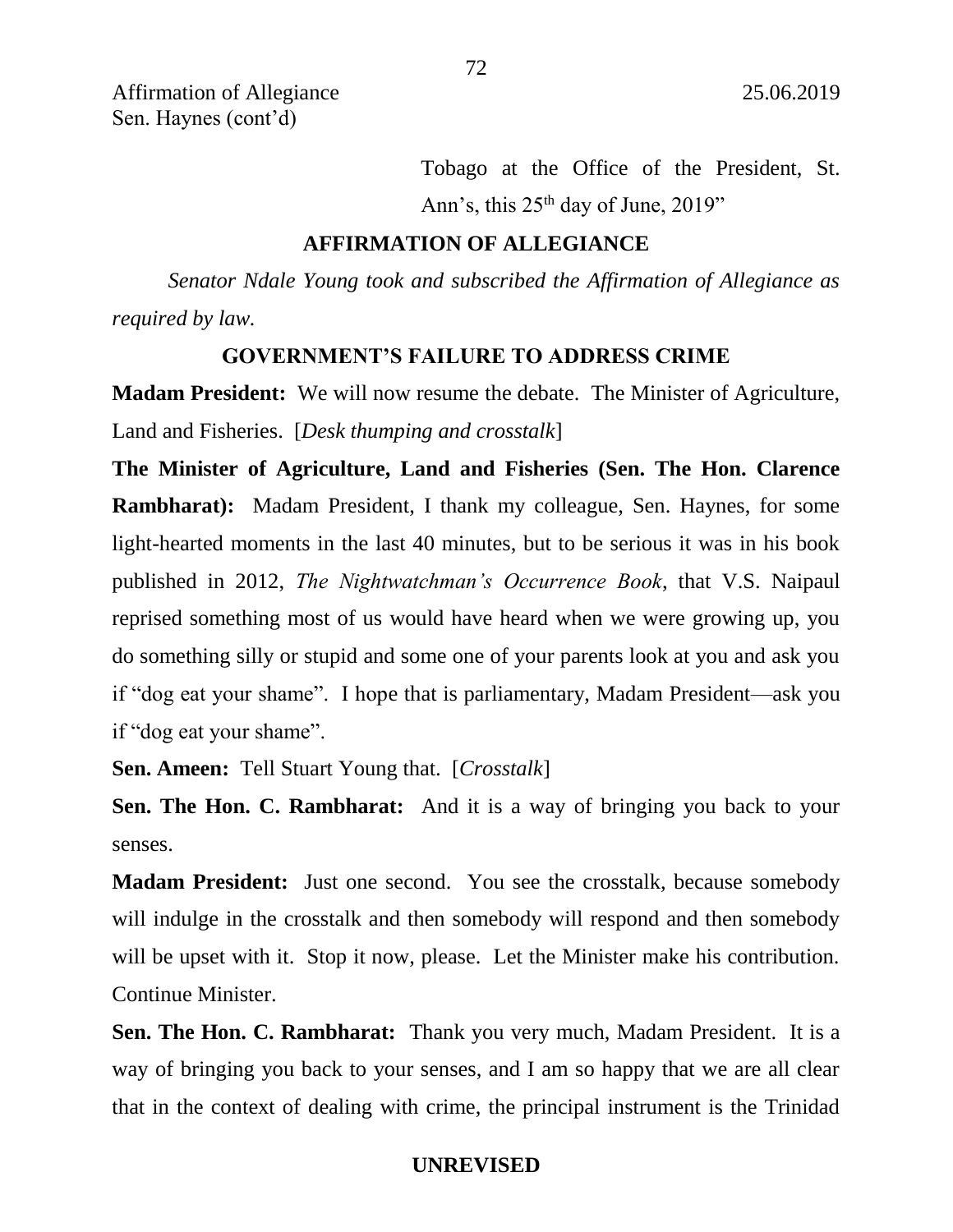Tobago at the Office of the President, St. Ann's, this 25th day of June, 2019"

## AFFIRMATION OF ALLEGIANCE

*Senator Ndale Young took and subscribed the Affirmation of Allegiance as required by law.*

## GOVERNMENT'S FAILURE TO ADDRESS CRIME

**Madam President:** We will now resume the debate. The Minister of Agriculture, Land and Fisheries. [*Desk thumping and crosstalk*]

**The Minister of Agriculture, Land and Fisheries (Sen. The Hon. Clarence Rambharat):** Madam President, I thank my colleague, Sen. Haynes, for some light-hearted moments in the last 40 minutes, but to be serious it was in his book published in 2012, *The Nightwatchman's Occurrence Book*, that V.S. Naipaul reprised something most of us would have heard when we were growing up, you do something silly or stupid and some one of your parents look at you and ask you if "dog eat your shame". I hope that is parliamentary, Madam President—ask you if "dog eat your shame".

**Sen. Ameen:** Tell Stuart Young that. [*Crosstalk*]

**Sen. The Hon. C. Rambharat:** And it is a way of bringing you back to your senses.

**Madam President:** Just one second. You see the crosstalk, because somebody will indulge in the crosstalk and then somebody will respond and then somebody will be upset with it. Stop it now, please. Let the Minister make his contribution. Continue Minister.

**Sen. The Hon. C. Rambharat:** Thank you very much, Madam President. It is a way of bringing you back to your senses, and I am so happy that we are all clear that in the context of dealing with crime, the principal instrument is the Trinidad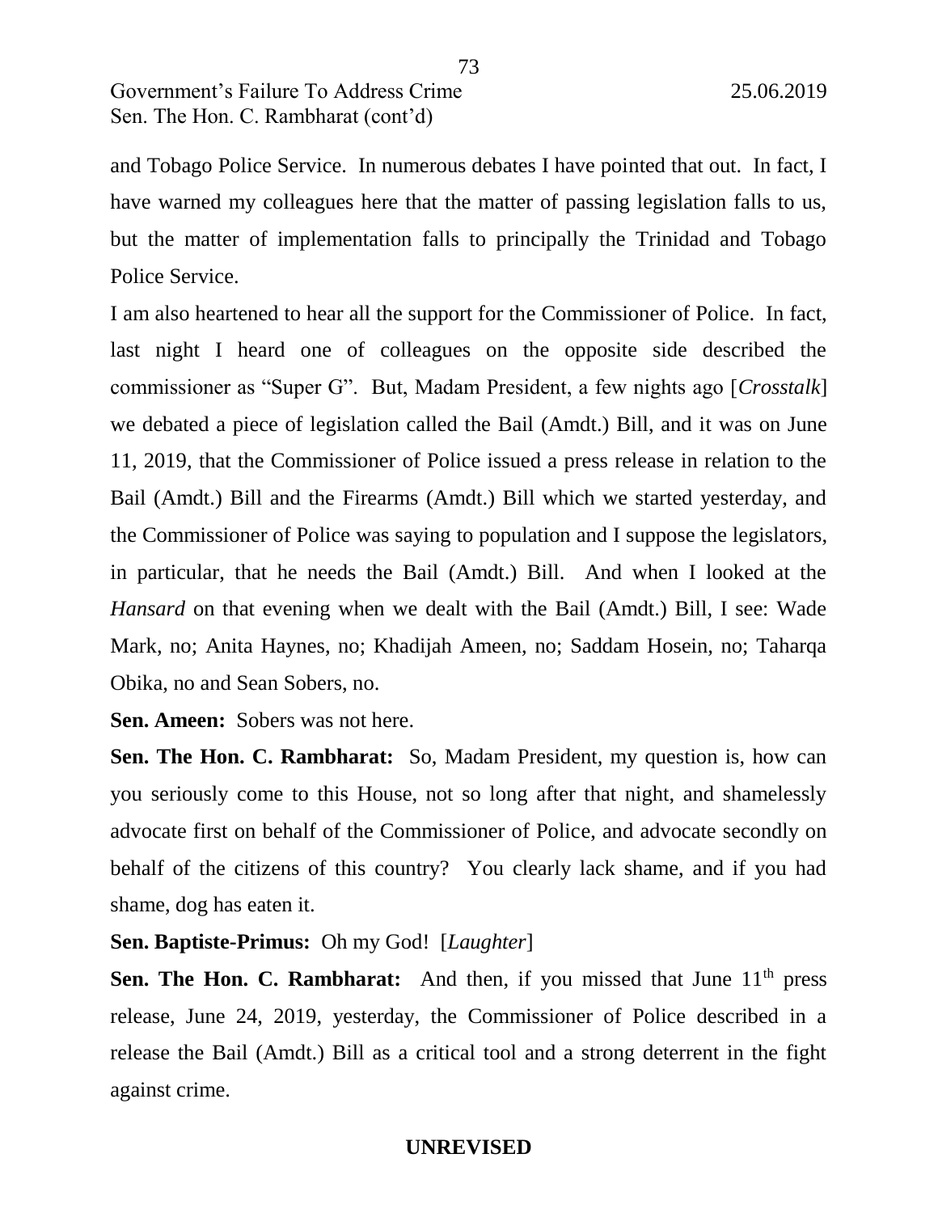and Tobago Police Service. In numerous debates I have pointed that out. In fact, I have warned my colleagues here that the matter of passing legislation falls to us, but the matter of implementation falls to principally the Trinidad and Tobago Police Service.

I am also heartened to hear all the support for the Commissioner of Police. In fact, last night I heard one of colleagues on the opposite side described the commissioner as "Super G". But, Madam President, a few nights ago [*Crosstalk*] we debated a piece of legislation called the Bail (Amdt.) Bill, and it was on June 11, 2019, that the Commissioner of Police issued a press release in relation to the Bail (Amdt.) Bill and the Firearms (Amdt.) Bill which we started yesterday, and the Commissioner of Police was saying to population and I suppose the legislators, in particular, that he needs the Bail (Amdt.) Bill. And when I looked at the *Hansard* on that evening when we dealt with the Bail (Amdt.) Bill, I see: Wade Mark, no; Anita Haynes, no; Khadijah Ameen, no; Saddam Hosein, no; Taharqa Obika, no and Sean Sobers, no.

**Sen. Ameen:** Sobers was not here.

**Sen. The Hon. C. Rambharat:** So, Madam President, my question is, how can you seriously come to this House, not so long after that night, and shamelessly advocate first on behalf of the Commissioner of Police, and advocate secondly on behalf of the citizens of this country? You clearly lack shame, and if you had shame, dog has eaten it.

**Sen. Baptiste-Primus:** Oh my God! [*Laughter*]

**Sen. The Hon. C. Rambharat:** And then, if you missed that June 11th press release, June 24, 2019, yesterday, the Commissioner of Police described in a release the Bail (Amdt.) Bill as a critical tool and a strong deterrent in the fight against crime.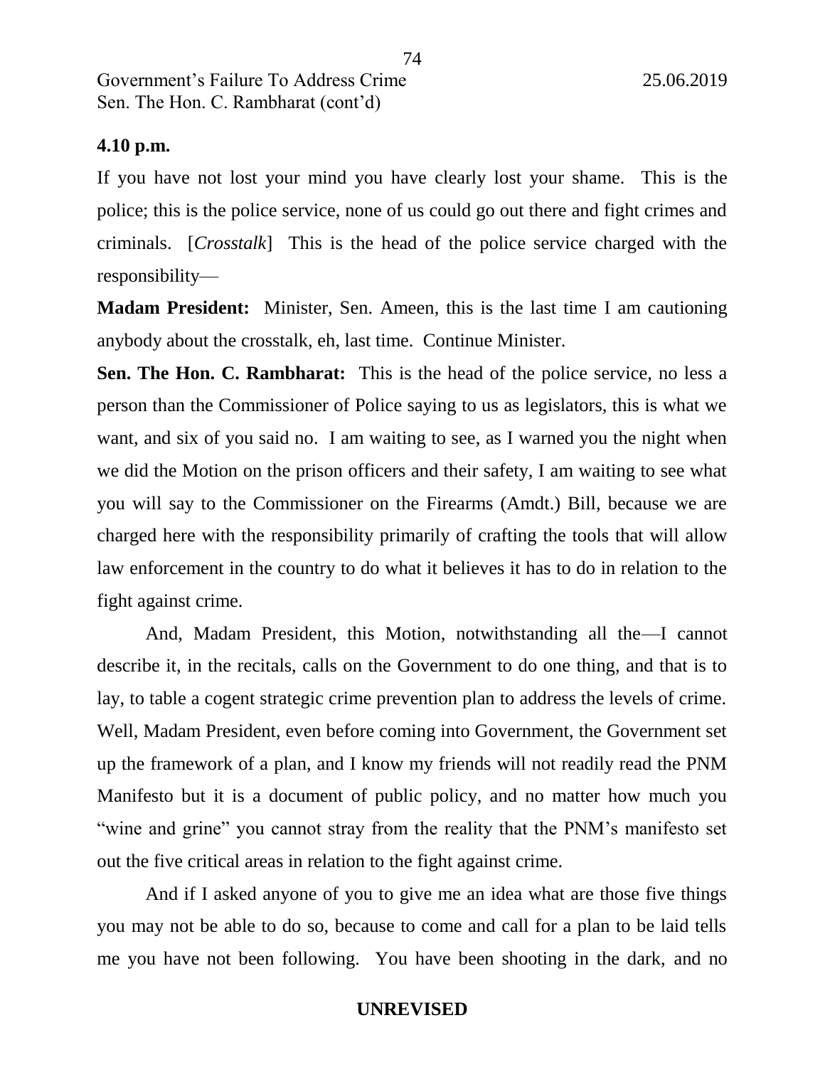**4.10 p.m.**

If you have not lost your mind you have clearly lost your shame. This is the police; this is the police service, none of us could go out there and fight crimes and criminals. [*Crosstalk*] This is the head of the police service charged with the responsibility—

**Madam President:** Minister, Sen. Ameen, this is the last time I am cautioning anybody about the crosstalk, eh, last time. Continue Minister.

**Sen. The Hon. C. Rambharat:** This is the head of the police service, no less a person than the Commissioner of Police saying to us as legislators, this is what we want, and six of you said no. I am waiting to see, as I warned you the night when we did the Motion on the prison officers and their safety, I am waiting to see what you will say to the Commissioner on the Firearms (Amdt.) Bill, because we are charged here with the responsibility primarily of crafting the tools that will allow law enforcement in the country to do what it believes it has to do in relation to the fight against crime.

And, Madam President, this Motion, notwithstanding all the—I cannot describe it, in the recitals, calls on the Government to do one thing, and that is to lay, to table a cogent strategic crime prevention plan to address the levels of crime. Well, Madam President, even before coming into Government, the Government set up the framework of a plan, and I know my friends will not readily read the PNM Manifesto but it is a document of public policy, and no matter how much you "wine and grine" you cannot stray from the reality that the PNM's manifesto set out the five critical areas in relation to the fight against crime.

And if I asked anyone of you to give me an idea what are those five things you may not be able to do so, because to come and call for a plan to be laid tells me you have not been following. You have been shooting in the dark, and no

**UNREVISED**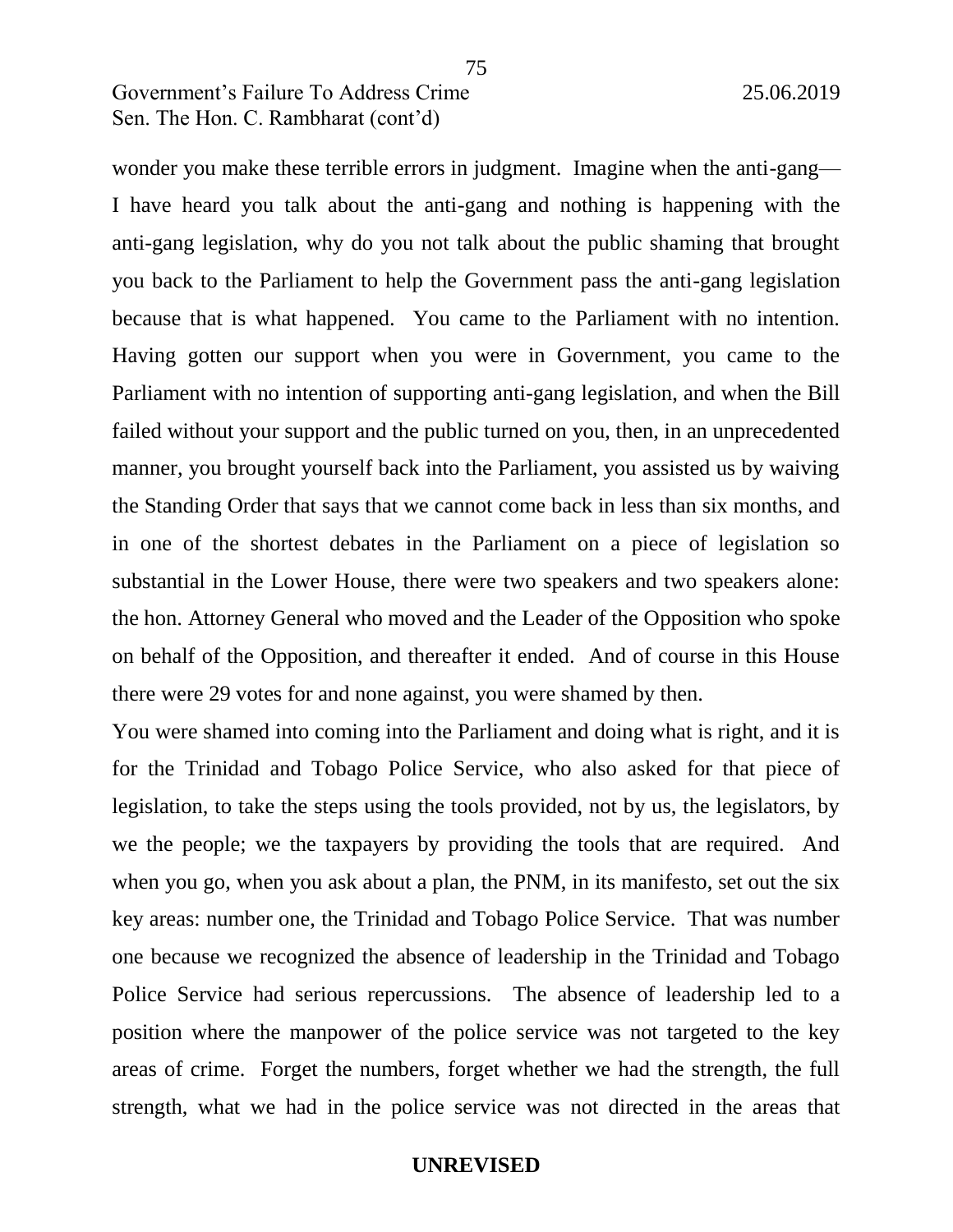wonder you make these terrible errors in judgment. Imagine when the anti-gang—I have heard you talk about the anti-gang and nothing is happening with the anti-gang legislation, why do you not talk about the public shaming that brought you back to the Parliament to help the Government pass the anti-gang legislation because that is what happened. You came to the Parliament with no intention. Having gotten our support when you were in Government, you came to the Parliament with no intention of supporting anti-gang legislation, and when the Bill failed without your support and the public turned on you, then, in an unprecedented manner, you brought yourself back into the Parliament, you assisted us by waiving the Standing Order that says that we cannot come back in less than six months, and in one of the shortest debates in the Parliament on a piece of legislation so substantial in the Lower House, there were two speakers and two speakers alone: the hon. Attorney General who moved and the Leader of the Opposition who spoke on behalf of the Opposition, and thereafter it ended. And of course in this House there were 29 votes for and none against, you were shamed by then.

You were shamed into coming into the Parliament and doing what is right, and it is for the Trinidad and Tobago Police Service, who also asked for that piece of legislation, to take the steps using the tools provided, not by us, the legislators, by we the people; we the taxpayers by providing the tools that are required. And when you go, when you ask about a plan, the PNM, in its manifesto, set out the six key areas: number one, the Trinidad and Tobago Police Service. That was number one because we recognized the absence of leadership in the Trinidad and Tobago Police Service had serious repercussions. The absence of leadership led to a position where the manpower of the police service was not targeted to the key areas of crime. Forget the numbers, forget whether we had the strength, the full strength, what we had in the police service was not directed in the areas that

**UNREVISED**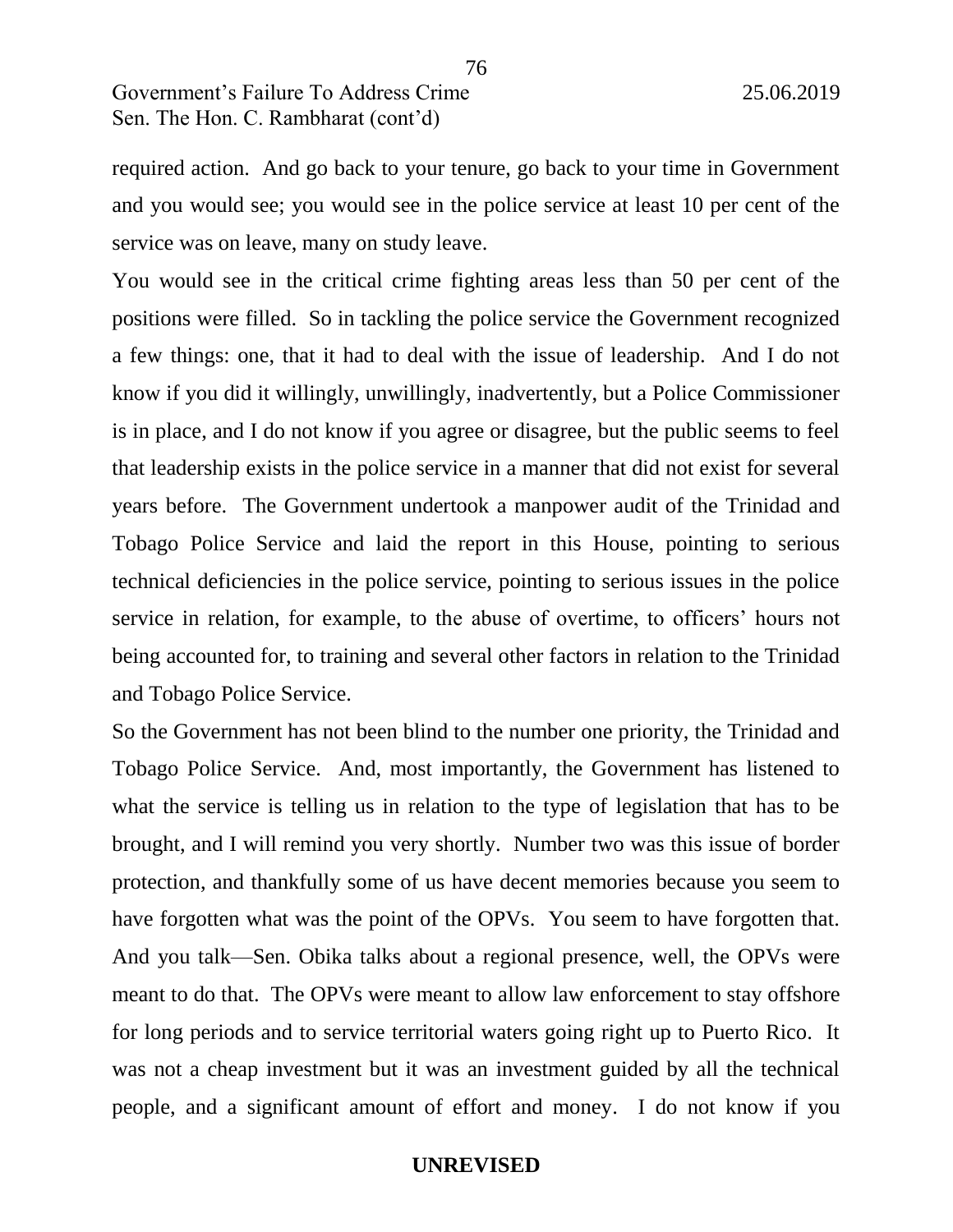required action. And go back to your tenure, go back to your time in Government and you would see; you would see in the police service at least 10 per cent of the service was on leave, many on study leave.

You would see in the critical crime fighting areas less than 50 per cent of the positions were filled. So in tackling the police service the Government recognized a few things: one, that it had to deal with the issue of leadership. And I do not know if you did it willingly, unwillingly, inadvertently, but a Police Commissioner is in place, and I do not know if you agree or disagree, but the public seems to feel that leadership exists in the police service in a manner that did not exist for several years before. The Government undertook a manpower audit of the Trinidad and Tobago Police Service and laid the report in this House, pointing to serious technical deficiencies in the police service, pointing to serious issues in the police service in relation, for example, to the abuse of overtime, to officers' hours not being accounted for, to training and several other factors in relation to the Trinidad and Tobago Police Service.

So the Government has not been blind to the number one priority, the Trinidad and Tobago Police Service. And, most importantly, the Government has listened to what the service is telling us in relation to the type of legislation that has to be brought, and I will remind you very shortly. Number two was this issue of border protection, and thankfully some of us have decent memories because you seem to have forgotten what was the point of the OPVs. You seem to have forgotten that. And you talk—Sen. Obika talks about a regional presence, well, the OPVs were meant to do that. The OPVs were meant to allow law enforcement to stay offshore for long periods and to service territorial waters going right up to Puerto Rico. It was not a cheap investment but it was an investment guided by all the technical people, and a significant amount of effort and money. I do not know if you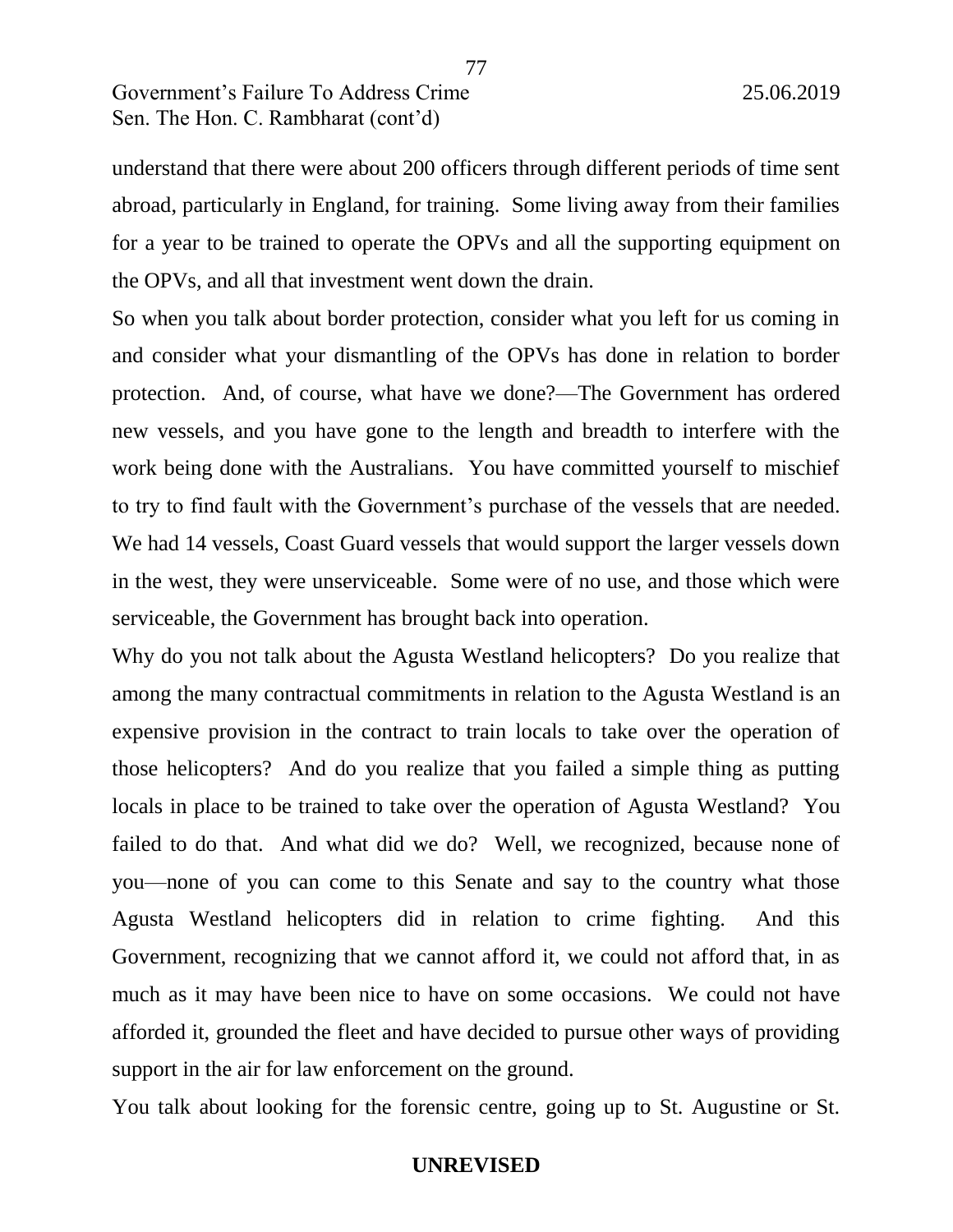understand that there were about 200 officers through different periods of time sent abroad, particularly in England, for training. Some living away from their families for a year to be trained to operate the OPVs and all the supporting equipment on the OPVs, and all that investment went down the drain.

So when you talk about border protection, consider what you left for us coming in and consider what your dismantling of the OPVs has done in relation to border protection. And, of course, what have we done?—The Government has ordered new vessels, and you have gone to the length and breadth to interfere with the work being done with the Australians. You have committed yourself to mischief to try to find fault with the Government's purchase of the vessels that are needed. We had 14 vessels, Coast Guard vessels that would support the larger vessels down in the west, they were unserviceable. Some were of no use, and those which were serviceable, the Government has brought back into operation.

Why do you not talk about the Agusta Westland helicopters? Do you realize that among the many contractual commitments in relation to the Agusta Westland is an expensive provision in the contract to train locals to take over the operation of those helicopters? And do you realize that you failed a simple thing as putting locals in place to be trained to take over the operation of Agusta Westland? You failed to do that. And what did we do? Well, we recognized, because none of you—none of you can come to this Senate and say to the country what those Agusta Westland helicopters did in relation to crime fighting. And this Government, recognizing that we cannot afford it, we could not afford that, in as much as it may have been nice to have on some occasions. We could not have afforded it, grounded the fleet and have decided to pursue other ways of providing support in the air for law enforcement on the ground.

You talk about looking for the forensic centre, going up to St. Augustine or St.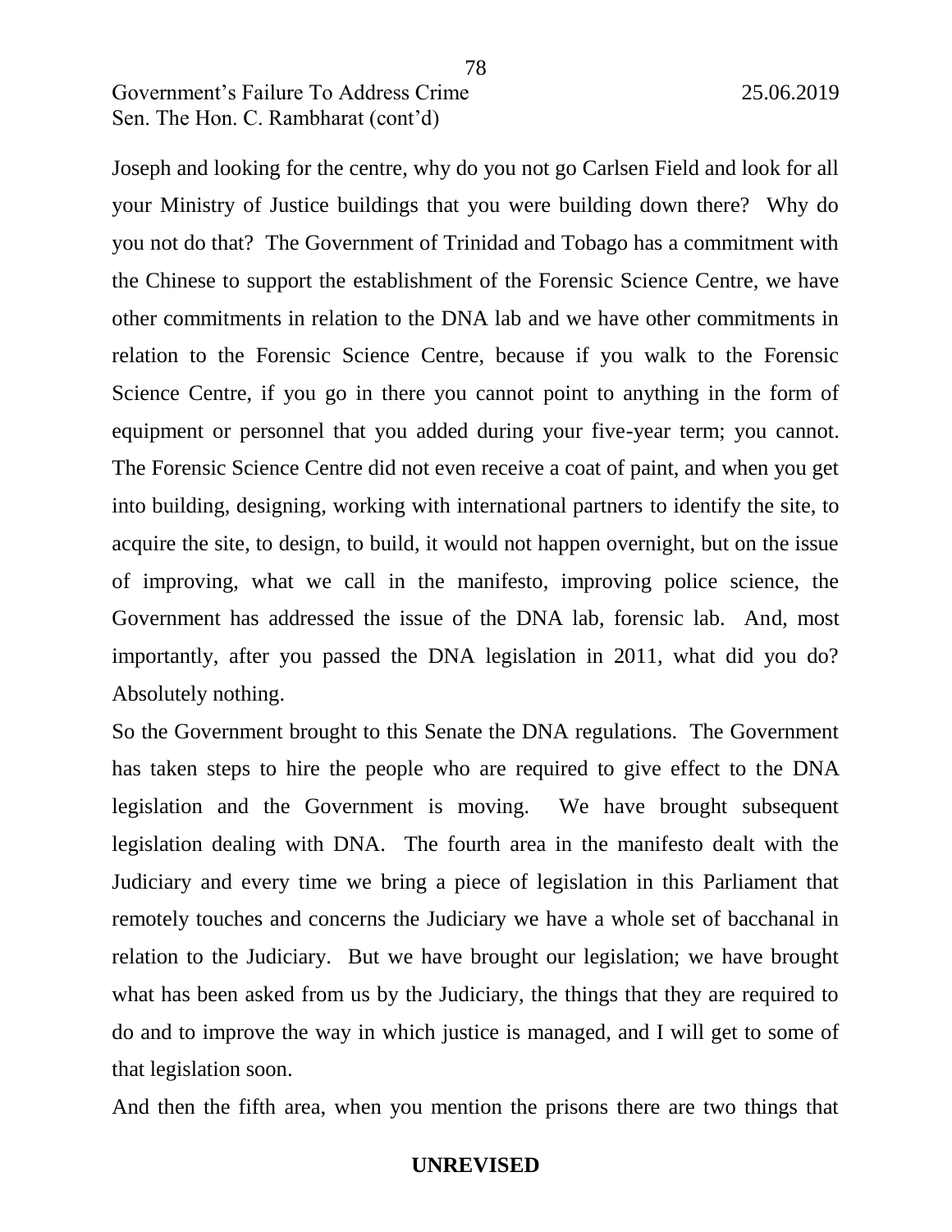Joseph and looking for the centre, why do you not go Carlsen Field and look for all your Ministry of Justice buildings that you were building down there? Why do you not do that? The Government of Trinidad and Tobago has a commitment with the Chinese to support the establishment of the Forensic Science Centre, we have other commitments in relation to the DNA lab and we have other commitments in relation to the Forensic Science Centre, because if you walk to the Forensic Science Centre, if you go in there you cannot point to anything in the form of equipment or personnel that you added during your five-year term; you cannot. The Forensic Science Centre did not even receive a coat of paint, and when you get into building, designing, working with international partners to identify the site, to acquire the site, to design, to build, it would not happen overnight, but on the issue of improving, what we call in the manifesto, improving police science, the Government has addressed the issue of the DNA lab, forensic lab. And, most importantly, after you passed the DNA legislation in 2011, what did you do? Absolutely nothing.

So the Government brought to this Senate the DNA regulations. The Government has taken steps to hire the people who are required to give effect to the DNA legislation and the Government is moving. We have brought subsequent legislation dealing with DNA. The fourth area in the manifesto dealt with the Judiciary and every time we bring a piece of legislation in this Parliament that remotely touches and concerns the Judiciary we have a whole set of bacchanal in relation to the Judiciary. But we have brought our legislation; we have brought what has been asked from us by the Judiciary, the things that they are required to do and to improve the way in which justice is managed, and I will get to some of that legislation soon.

And then the fifth area, when you mention the prisons there are two things that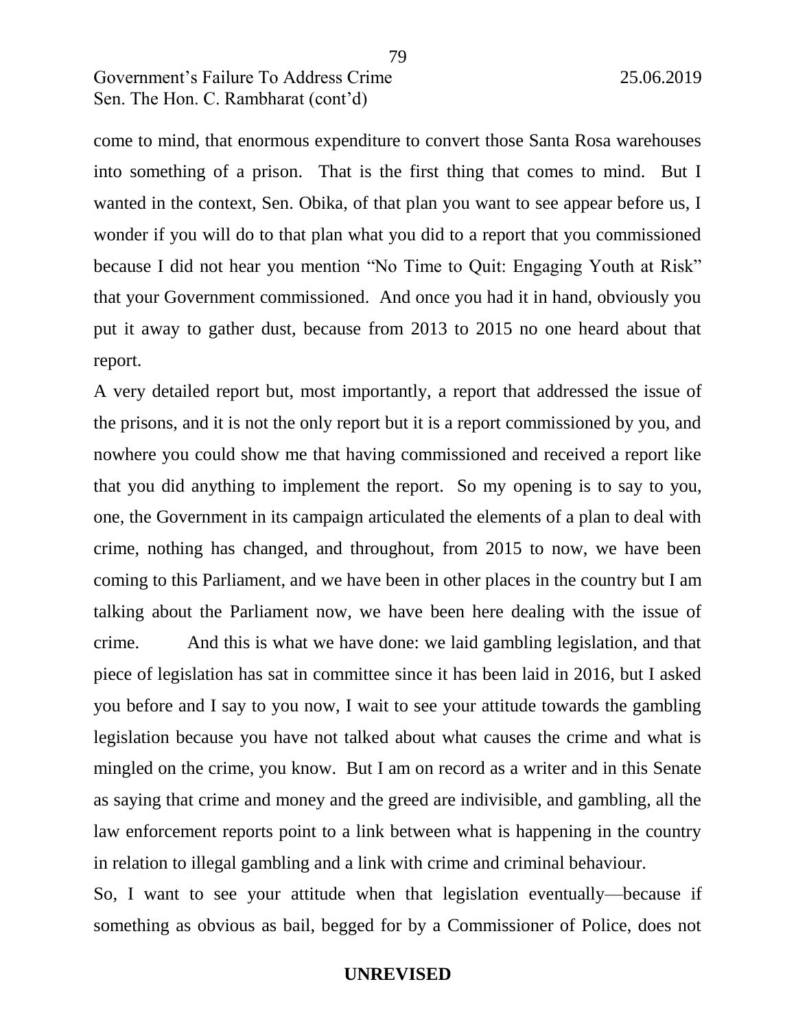come to mind, that enormous expenditure to convert those Santa Rosa warehouses into something of a prison. That is the first thing that comes to mind. But I wanted in the context, Sen. Obika, of that plan you want to see appear before us, I wonder if you will do to that plan what you did to a report that you commissioned because I did not hear you mention "No Time to Quit: Engaging Youth at Risk" that your Government commissioned. And once you had it in hand, obviously you put it away to gather dust, because from 2013 to 2015 no one heard about that report.

A very detailed report but, most importantly, a report that addressed the issue of the prisons, and it is not the only report but it is a report commissioned by you, and nowhere you could show me that having commissioned and received a report like that you did anything to implement the report. So my opening is to say to you, one, the Government in its campaign articulated the elements of a plan to deal with crime, nothing has changed, and throughout, from 2015 to now, we have been coming to this Parliament, and we have been in other places in the country but I am talking about the Parliament now, we have been here dealing with the issue of crime. And this is what we have done: we laid gambling legislation, and that piece of legislation has sat in committee since it has been laid in 2016, but I asked you before and I say to you now, I wait to see your attitude towards the gambling legislation because you have not talked about what causes the crime and what is mingled on the crime, you know. But I am on record as a writer and in this Senate as saying that crime and money and the greed are indivisible, and gambling, all the law enforcement reports point to a link between what is happening in the country in relation to illegal gambling and a link with crime and criminal behaviour.

So, I want to see your attitude when that legislation eventually—because if something as obvious as bail, begged for by a Commissioner of Police, does not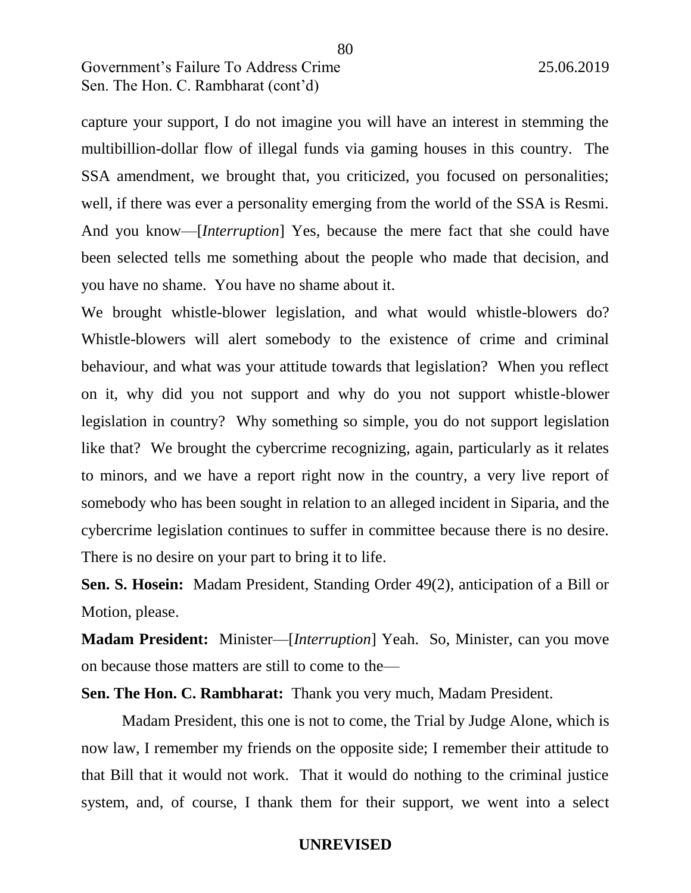capture your support, I do not imagine you will have an interest in stemming the multibillion-dollar flow of illegal funds via gaming houses in this country. The SSA amendment, we brought that, you criticized, you focused on personalities; well, if there was ever a personality emerging from the world of the SSA is Resmi. And you know—[*Interruption*] Yes, because the mere fact that she could have been selected tells me something about the people who made that decision, and you have no shame. You have no shame about it.

We brought whistle-blower legislation, and what would whistle-blowers do? Whistle-blowers will alert somebody to the existence of crime and criminal behaviour, and what was your attitude towards that legislation? When you reflect on it, why did you not support and why do you not support whistle-blower legislation in country? Why something so simple, you do not support legislation like that? We brought the cybercrime recognizing, again, particularly as it relates to minors, and we have a report right now in the country, a very live report of somebody who has been sought in relation to an alleged incident in Siparia, and the cybercrime legislation continues to suffer in committee because there is no desire. There is no desire on your part to bring it to life.

**Sen. S. Hosein:** Madam President, Standing Order 49(2), anticipation of a Bill or Motion, please.

**Madam President:** Minister—[*Interruption*] Yeah. So, Minister, can you move on because those matters are still to come to the—

**Sen. The Hon. C. Rambharat:** Thank you very much, Madam President.

Madam President, this one is not to come, the Trial by Judge Alone, which is now law, I remember my friends on the opposite side; I remember their attitude to that Bill that it would not work. That it would do nothing to the criminal justice system, and, of course, I thank them for their support, we went into a select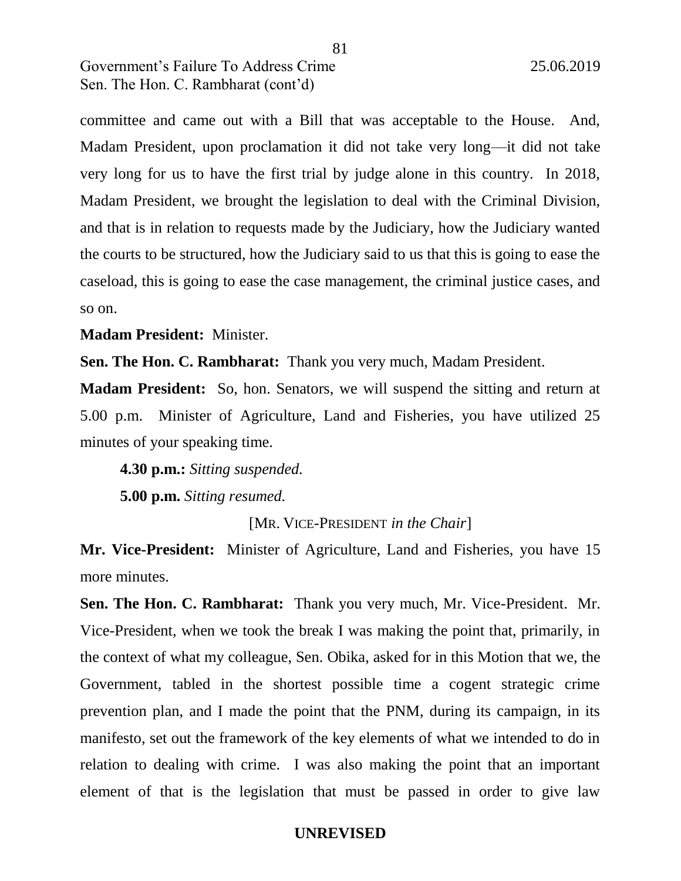committee and came out with a Bill that was acceptable to the House. And, Madam President, upon proclamation it did not take very long—it did not take very long for us to have the first trial by judge alone in this country. In 2018, Madam President, we brought the legislation to deal with the Criminal Division, and that is in relation to requests made by the Judiciary, how the Judiciary wanted the courts to be structured, how the Judiciary said to us that this is going to ease the caseload, this is going to ease the case management, the criminal justice cases, and so on.

**Madam President:** Minister.

**Sen. The Hon. C. Rambharat:** Thank you very much, Madam President.

**Madam President:** So, hon. Senators, we will suspend the sitting and return at 5.00 p.m. Minister of Agriculture, Land and Fisheries, you have utilized 25 minutes of your speaking time.

**4.30 p.m.:** *Sitting suspended.*

**5.00 p.m.** *Sitting resumed.*

[MR. VICE-PRESIDENT *in the Chair*]

**Mr. Vice-President:** Minister of Agriculture, Land and Fisheries, you have 15 more minutes.

**Sen. The Hon. C. Rambharat:** Thank you very much, Mr. Vice-President. Mr. Vice-President, when we took the break I was making the point that, primarily, in the context of what my colleague, Sen. Obika, asked for in this Motion that we, the Government, tabled in the shortest possible time a cogent strategic crime prevention plan, and I made the point that the PNM, during its campaign, in its manifesto, set out the framework of the key elements of what we intended to do in relation to dealing with crime. I was also making the point that an important element of that is the legislation that must be passed in order to give law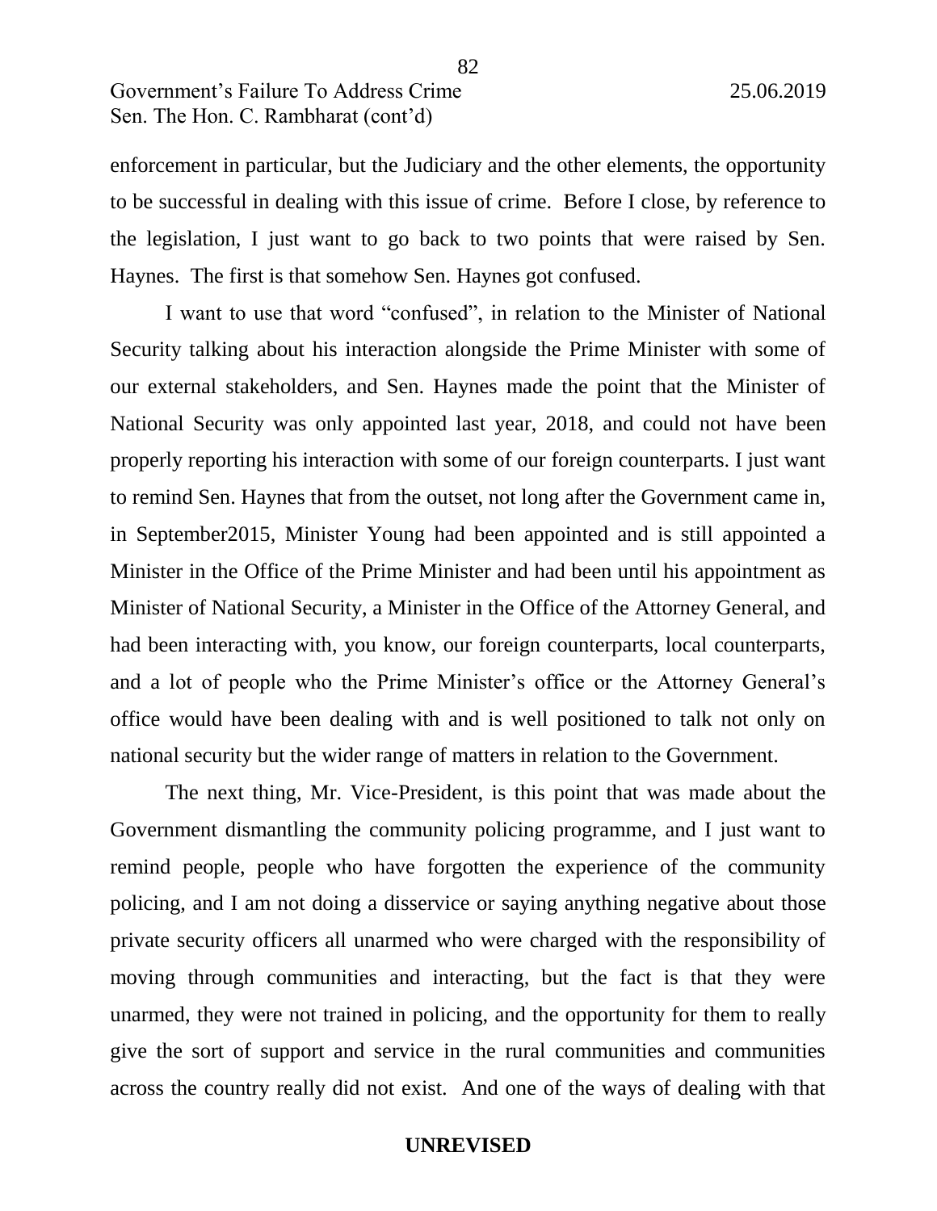enforcement in particular, but the Judiciary and the other elements, the opportunity to be successful in dealing with this issue of crime. Before I close, by reference to the legislation, I just want to go back to two points that were raised by Sen. Haynes. The first is that somehow Sen. Haynes got confused.

I want to use that word "confused", in relation to the Minister of National Security talking about his interaction alongside the Prime Minister with some of our external stakeholders, and Sen. Haynes made the point that the Minister of National Security was only appointed last year, 2018, and could not have been properly reporting his interaction with some of our foreign counterparts. I just want to remind Sen. Haynes that from the outset, not long after the Government came in, in September2015, Minister Young had been appointed and is still appointed a Minister in the Office of the Prime Minister and had been until his appointment as Minister of National Security, a Minister in the Office of the Attorney General, and had been interacting with, you know, our foreign counterparts, local counterparts, and a lot of people who the Prime Minister's office or the Attorney General's office would have been dealing with and is well positioned to talk not only on national security but the wider range of matters in relation to the Government.

The next thing, Mr. Vice-President, is this point that was made about the Government dismantling the community policing programme, and I just want to remind people, people who have forgotten the experience of the community policing, and I am not doing a disservice or saying anything negative about those private security officers all unarmed who were charged with the responsibility of moving through communities and interacting, but the fact is that they were unarmed, they were not trained in policing, and the opportunity for them to really give the sort of support and service in the rural communities and communities across the country really did not exist. And one of the ways of dealing with that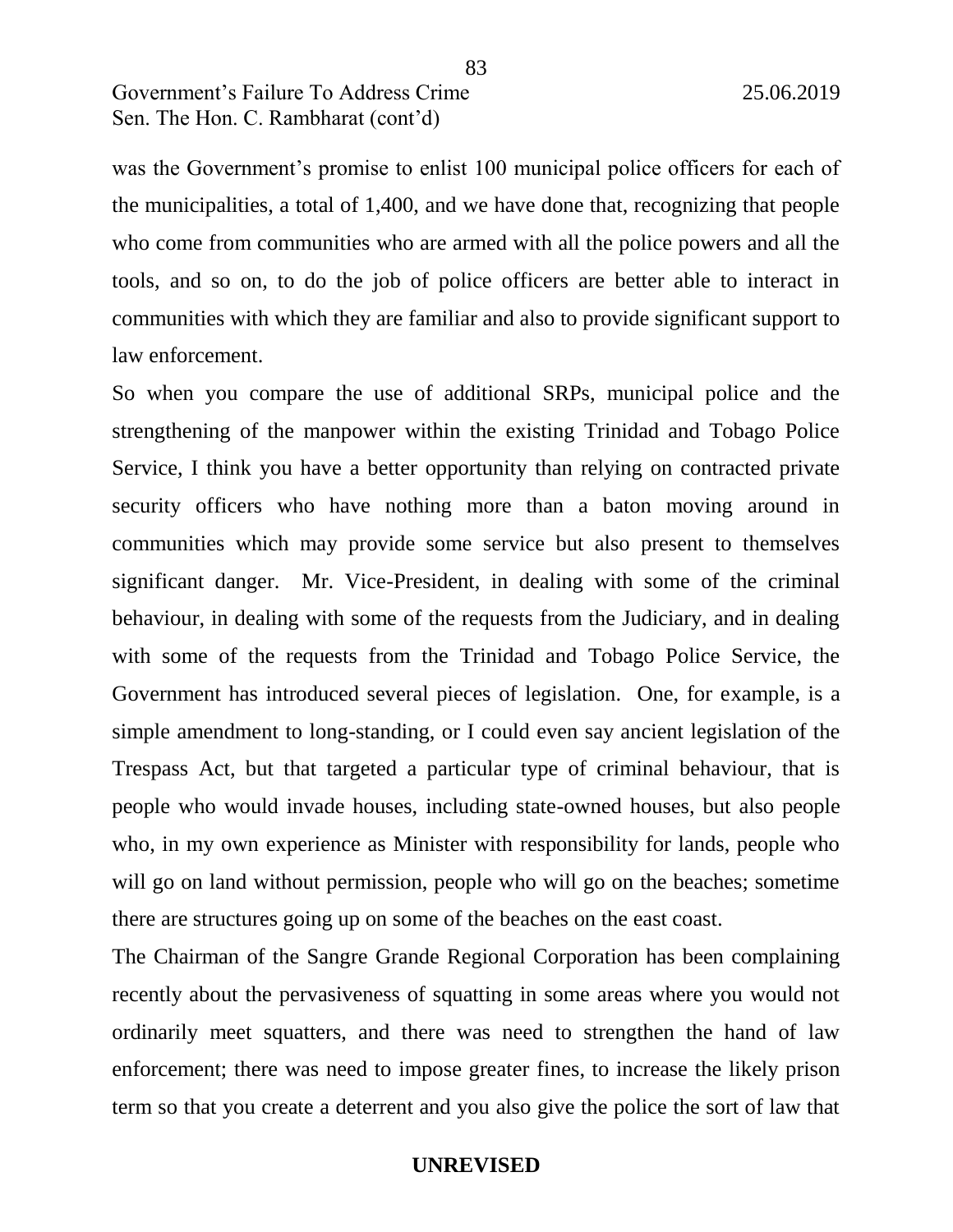was the Government's promise to enlist 100 municipal police officers for each of the municipalities, a total of 1,400, and we have done that, recognizing that people who come from communities who are armed with all the police powers and all the tools, and so on, to do the job of police officers are better able to interact in communities with which they are familiar and also to provide significant support to law enforcement.

So when you compare the use of additional SRPs, municipal police and the strengthening of the manpower within the existing Trinidad and Tobago Police Service, I think you have a better opportunity than relying on contracted private security officers who have nothing more than a baton moving around in communities which may provide some service but also present to themselves significant danger. Mr. Vice-President, in dealing with some of the criminal behaviour, in dealing with some of the requests from the Judiciary, and in dealing with some of the requests from the Trinidad and Tobago Police Service, the Government has introduced several pieces of legislation. One, for example, is a simple amendment to long-standing, or I could even say ancient legislation of the Trespass Act, but that targeted a particular type of criminal behaviour, that is people who would invade houses, including state-owned houses, but also people who, in my own experience as Minister with responsibility for lands, people who will go on land without permission, people who will go on the beaches; sometime there are structures going up on some of the beaches on the east coast.

The Chairman of the Sangre Grande Regional Corporation has been complaining recently about the pervasiveness of squatting in some areas where you would not ordinarily meet squatters, and there was need to strengthen the hand of law enforcement; there was need to impose greater fines, to increase the likely prison term so that you create a deterrent and you also give the police the sort of law that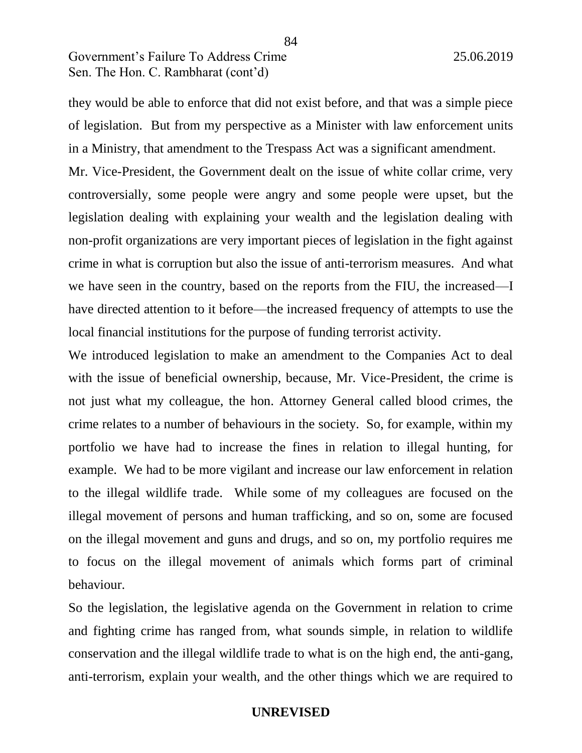they would be able to enforce that did not exist before, and that was a simple piece of legislation. But from my perspective as a Minister with law enforcement units in a Ministry, that amendment to the Trespass Act was a significant amendment.

Mr. Vice-President, the Government dealt on the issue of white collar crime, very controversially, some people were angry and some people were upset, but the legislation dealing with explaining your wealth and the legislation dealing with non-profit organizations are very important pieces of legislation in the fight against crime in what is corruption but also the issue of anti-terrorism measures. And what we have seen in the country, based on the reports from the FIU, the increased—I have directed attention to it before—the increased frequency of attempts to use the local financial institutions for the purpose of funding terrorist activity.

We introduced legislation to make an amendment to the Companies Act to deal with the issue of beneficial ownership, because, Mr. Vice-President, the crime is not just what my colleague, the hon. Attorney General called blood crimes, the crime relates to a number of behaviours in the society. So, for example, within my portfolio we have had to increase the fines in relation to illegal hunting, for example. We had to be more vigilant and increase our law enforcement in relation to the illegal wildlife trade. While some of my colleagues are focused on the illegal movement of persons and human trafficking, and so on, some are focused on the illegal movement and guns and drugs, and so on, my portfolio requires me to focus on the illegal movement of animals which forms part of criminal behaviour.

So the legislation, the legislative agenda on the Government in relation to crime and fighting crime has ranged from, what sounds simple, in relation to wildlife conservation and the illegal wildlife trade to what is on the high end, the anti-gang, anti-terrorism, explain your wealth, and the other things which we are required to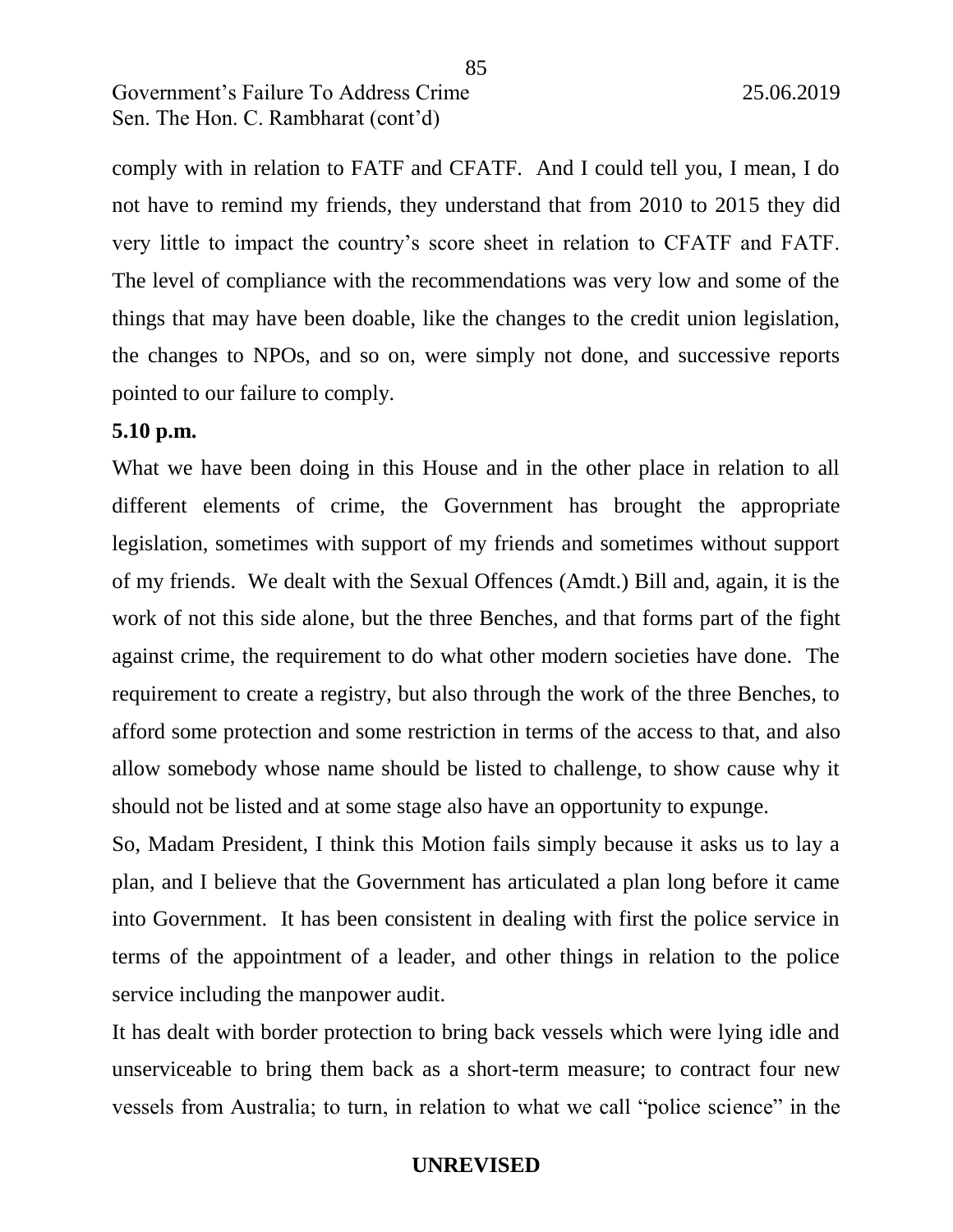comply with in relation to FATF and CFATF. And I could tell you, I mean, I do not have to remind my friends, they understand that from 2010 to 2015 they did very little to impact the country's score sheet in relation to CFATF and FATF. The level of compliance with the recommendations was very low and some of the things that may have been doable, like the changes to the credit union legislation, the changes to NPOs, and so on, were simply not done, and successive reports pointed to our failure to comply.

**5.10 p.m.**

What we have been doing in this House and in the other place in relation to all different elements of crime, the Government has brought the appropriate legislation, sometimes with support of my friends and sometimes without support of my friends. We dealt with the Sexual Offences (Amdt.) Bill and, again, it is the work of not this side alone, but the three Benches, and that forms part of the fight against crime, the requirement to do what other modern societies have done. The requirement to create a registry, but also through the work of the three Benches, to afford some protection and some restriction in terms of the access to that, and also allow somebody whose name should be listed to challenge, to show cause why it should not be listed and at some stage also have an opportunity to expunge.

So, Madam President, I think this Motion fails simply because it asks us to lay a plan, and I believe that the Government has articulated a plan long before it came into Government. It has been consistent in dealing with first the police service in terms of the appointment of a leader, and other things in relation to the police service including the manpower audit.

It has dealt with border protection to bring back vessels which were lying idle and unserviceable to bring them back as a short-term measure; to contract four new vessels from Australia; to turn, in relation to what we call "police science" in the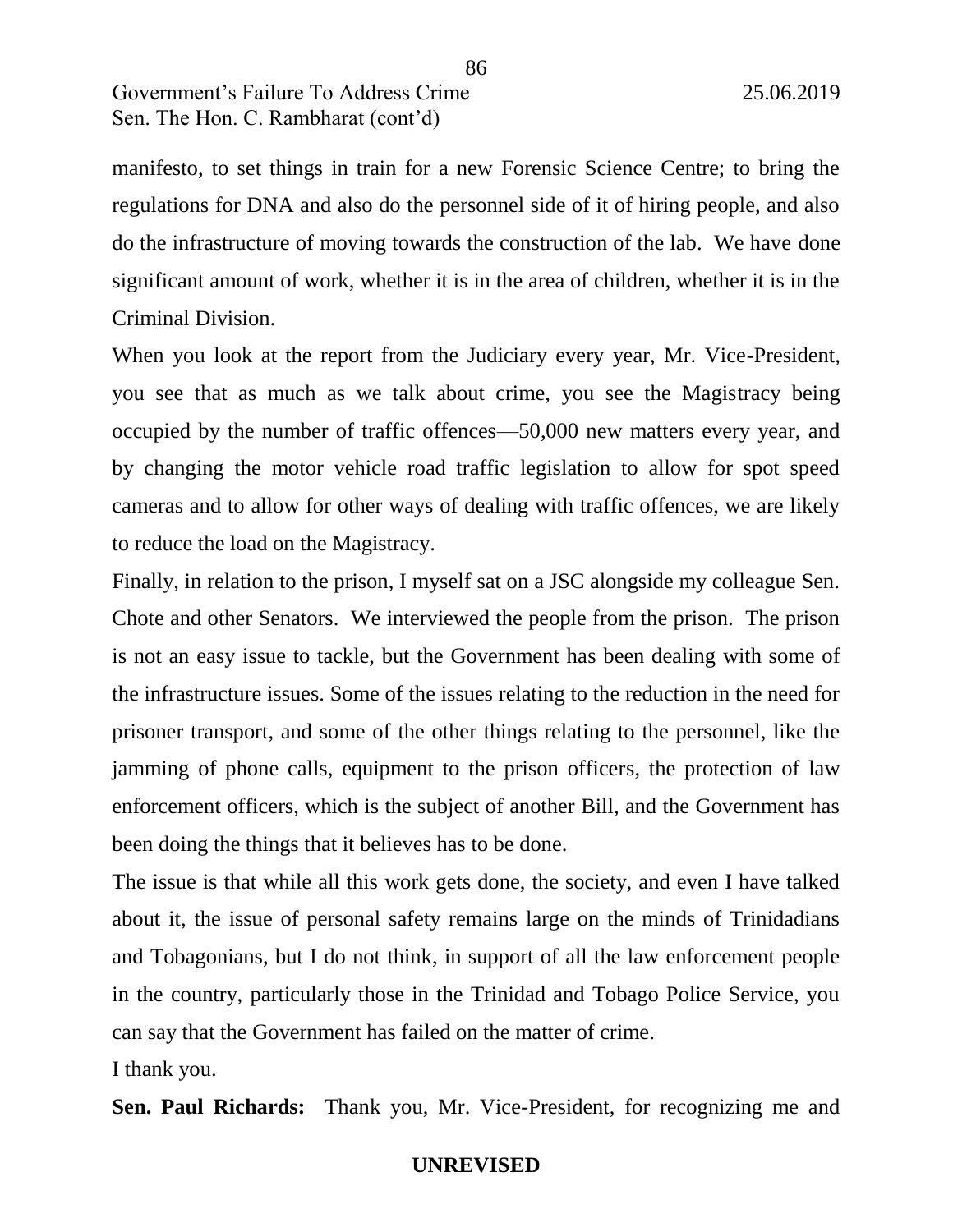manifesto, to set things in train for a new Forensic Science Centre; to bring the regulations for DNA and also do the personnel side of it of hiring people, and also do the infrastructure of moving towards the construction of the lab. We have done significant amount of work, whether it is in the area of children, whether it is in the Criminal Division.

When you look at the report from the Judiciary every year, Mr. Vice-President, you see that as much as we talk about crime, you see the Magistracy being occupied by the number of traffic offences—50,000 new matters every year, and by changing the motor vehicle road traffic legislation to allow for spot speed cameras and to allow for other ways of dealing with traffic offences, we are likely to reduce the load on the Magistracy.

Finally, in relation to the prison, I myself sat on a JSC alongside my colleague Sen. Chote and other Senators. We interviewed the people from the prison. The prison is not an easy issue to tackle, but the Government has been dealing with some of the infrastructure issues. Some of the issues relating to the reduction in the need for prisoner transport, and some of the other things relating to the personnel, like the jamming of phone calls, equipment to the prison officers, the protection of law enforcement officers, which is the subject of another Bill, and the Government has been doing the things that it believes has to be done.

The issue is that while all this work gets done, the society, and even I have talked about it, the issue of personal safety remains large on the minds of Trinidadians and Tobagonians, but I do not think, in support of all the law enforcement people in the country, particularly those in the Trinidad and Tobago Police Service, you can say that the Government has failed on the matter of crime.

I thank you.

**Sen. Paul Richards:** Thank you, Mr. Vice-President, for recognizing me and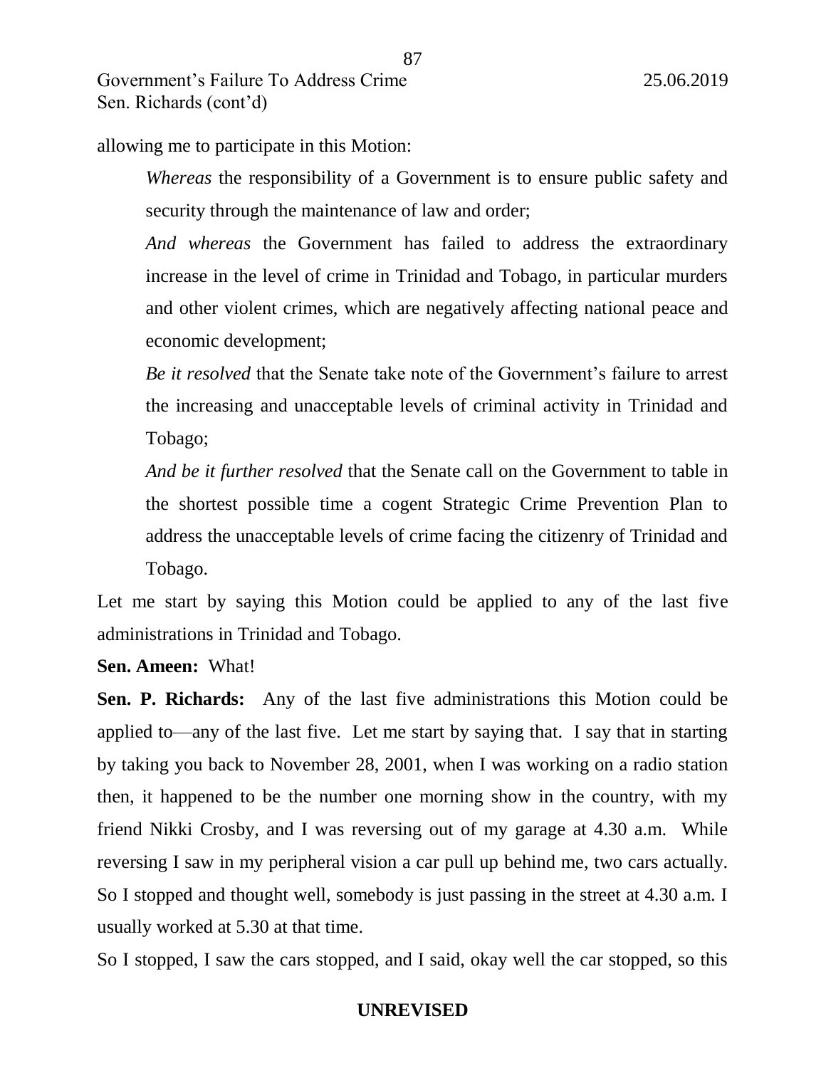allowing me to participate in this Motion:

> *Whereas* the responsibility of a Government is to ensure public safety and security through the maintenance of law and order;
>
> *And whereas* the Government has failed to address the extraordinary increase in the level of crime in Trinidad and Tobago, in particular murders and other violent crimes, which are negatively affecting national peace and economic development;
>
> *Be it resolved* that the Senate take note of the Government's failure to arrest the increasing and unacceptable levels of criminal activity in Trinidad and Tobago;
>
> *And be it further resolved* that the Senate call on the Government to table in the shortest possible time a cogent Strategic Crime Prevention Plan to address the unacceptable levels of crime facing the citizenry of Trinidad and Tobago.

Let me start by saying this Motion could be applied to any of the last five administrations in Trinidad and Tobago.

**Sen. Ameen:** What!

**Sen. P. Richards:** Any of the last five administrations this Motion could be applied to—any of the last five. Let me start by saying that. I say that in starting by taking you back to November 28, 2001, when I was working on a radio station then, it happened to be the number one morning show in the country, with my friend Nikki Crosby, and I was reversing out of my garage at 4.30 a.m. While reversing I saw in my peripheral vision a car pull up behind me, two cars actually. So I stopped and thought well, somebody is just passing in the street at 4.30 a.m. I usually worked at 5.30 at that time.

So I stopped, I saw the cars stopped, and I said, okay well the car stopped, so this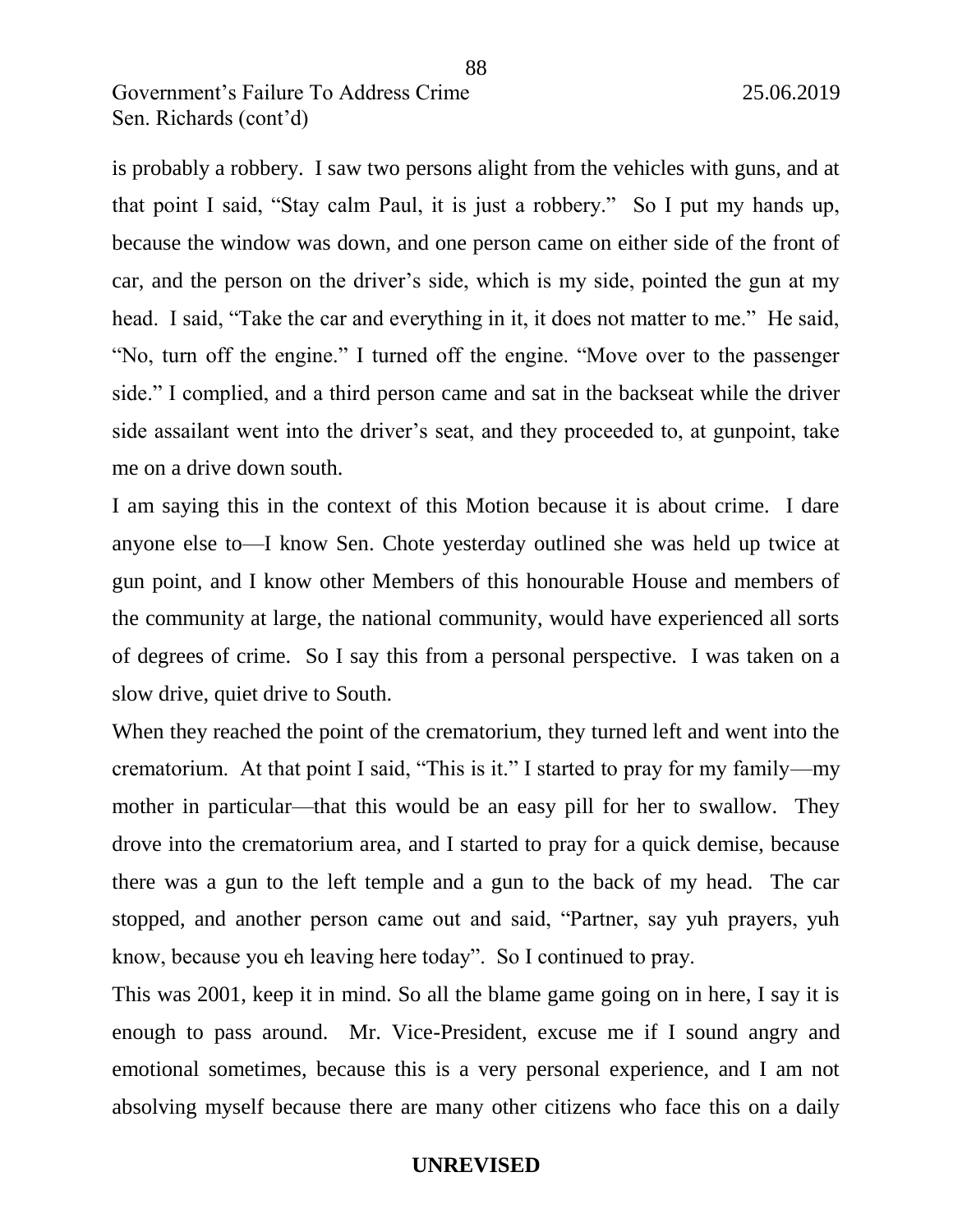is probably a robbery. I saw two persons alight from the vehicles with guns, and at that point I said, "Stay calm Paul, it is just a robbery." So I put my hands up, because the window was down, and one person came on either side of the front of car, and the person on the driver's side, which is my side, pointed the gun at my head. I said, "Take the car and everything in it, it does not matter to me." He said, "No, turn off the engine." I turned off the engine. "Move over to the passenger side." I complied, and a third person came and sat in the backseat while the driver side assailant went into the driver's seat, and they proceeded to, at gunpoint, take me on a drive down south.

I am saying this in the context of this Motion because it is about crime. I dare anyone else to—I know Sen. Chote yesterday outlined she was held up twice at gun point, and I know other Members of this honourable House and members of the community at large, the national community, would have experienced all sorts of degrees of crime. So I say this from a personal perspective. I was taken on a slow drive, quiet drive to South.

When they reached the point of the crematorium, they turned left and went into the crematorium. At that point I said, "This is it." I started to pray for my family—my mother in particular—that this would be an easy pill for her to swallow. They drove into the crematorium area, and I started to pray for a quick demise, because there was a gun to the left temple and a gun to the back of my head. The car stopped, and another person came out and said, "Partner, say yuh prayers, yuh know, because you eh leaving here today". So I continued to pray.

This was 2001, keep it in mind. So all the blame game going on in here, I say it is enough to pass around. Mr. Vice-President, excuse me if I sound angry and emotional sometimes, because this is a very personal experience, and I am not absolving myself because there are many other citizens who face this on a daily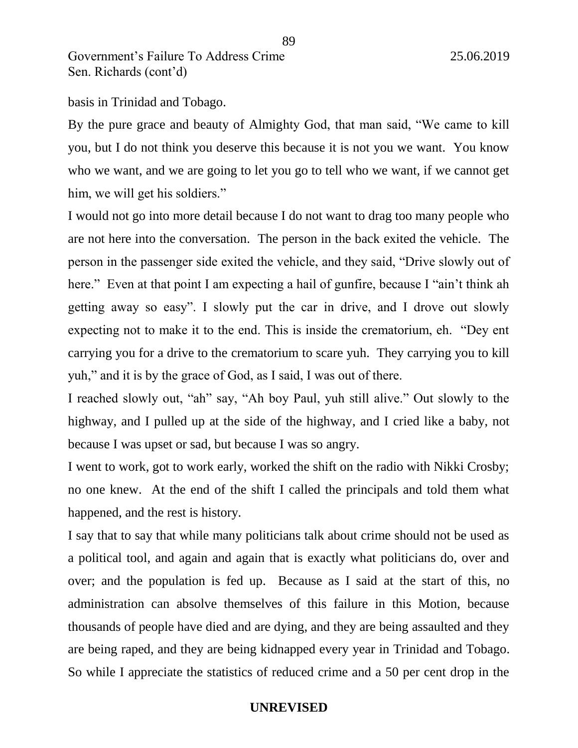basis in Trinidad and Tobago.

By the pure grace and beauty of Almighty God, that man said, "We came to kill you, but I do not think you deserve this because it is not you we want. You know who we want, and we are going to let you go to tell who we want, if we cannot get him, we will get his soldiers."

I would not go into more detail because I do not want to drag too many people who are not here into the conversation. The person in the back exited the vehicle. The person in the passenger side exited the vehicle, and they said, "Drive slowly out of here." Even at that point I am expecting a hail of gunfire, because I "ain't think ah getting away so easy". I slowly put the car in drive, and I drove out slowly expecting not to make it to the end. This is inside the crematorium, eh. "Dey ent carrying you for a drive to the crematorium to scare yuh. They carrying you to kill yuh," and it is by the grace of God, as I said, I was out of there.

I reached slowly out, "ah" say, "Ah boy Paul, yuh still alive." Out slowly to the highway, and I pulled up at the side of the highway, and I cried like a baby, not because I was upset or sad, but because I was so angry.

I went to work, got to work early, worked the shift on the radio with Nikki Crosby; no one knew. At the end of the shift I called the principals and told them what happened, and the rest is history.

I say that to say that while many politicians talk about crime should not be used as a political tool, and again and again that is exactly what politicians do, over and over; and the population is fed up. Because as I said at the start of this, no administration can absolve themselves of this failure in this Motion, because thousands of people have died and are dying, and they are being assaulted and they are being raped, and they are being kidnapped every year in Trinidad and Tobago. So while I appreciate the statistics of reduced crime and a 50 per cent drop in the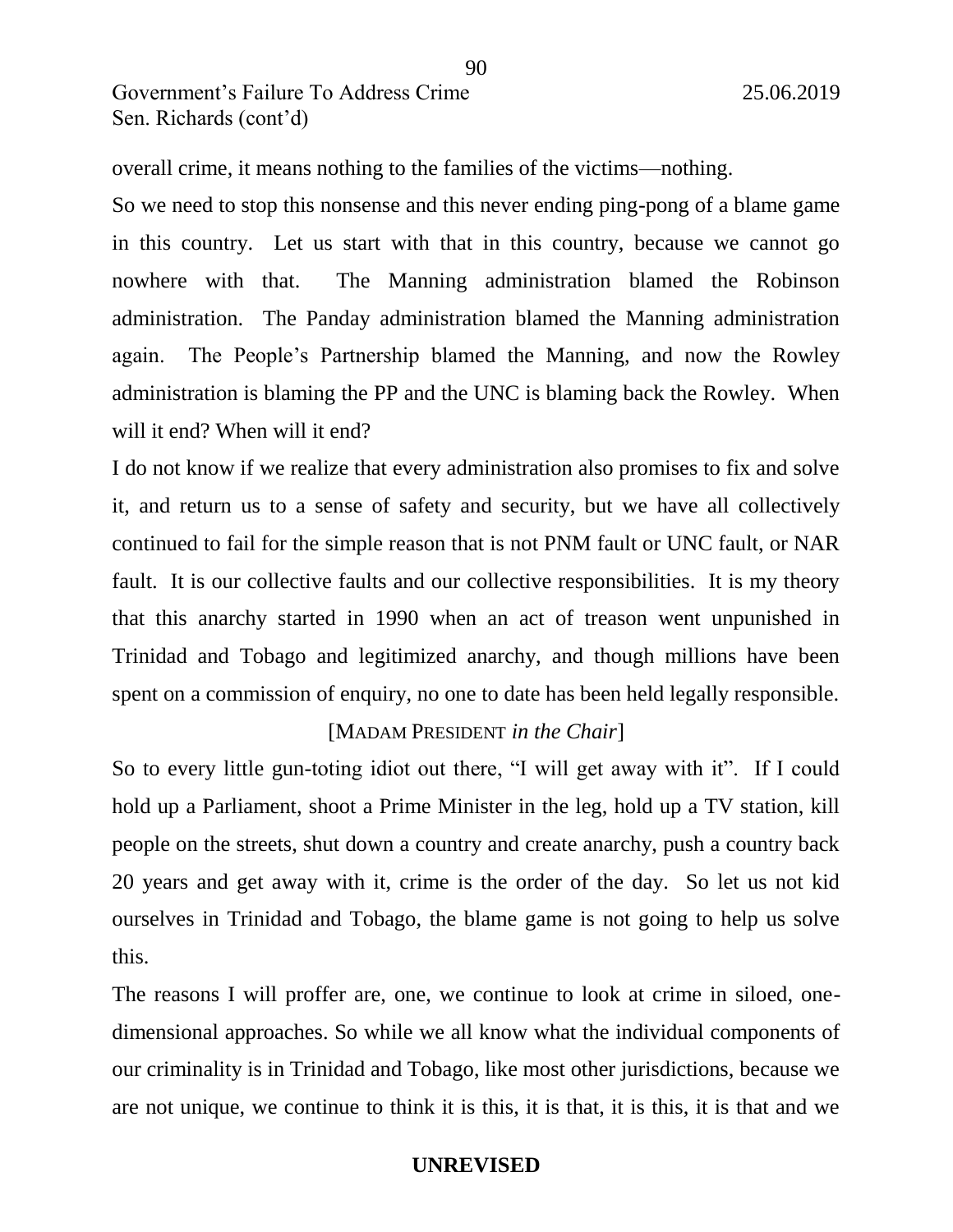overall crime, it means nothing to the families of the victims—nothing.

So we need to stop this nonsense and this never ending ping-pong of a blame game in this country. Let us start with that in this country, because we cannot go nowhere with that. The Manning administration blamed the Robinson administration. The Panday administration blamed the Manning administration again. The People's Partnership blamed the Manning, and now the Rowley administration is blaming the PP and the UNC is blaming back the Rowley. When will it end? When will it end?

I do not know if we realize that every administration also promises to fix and solve it, and return us to a sense of safety and security, but we have all collectively continued to fail for the simple reason that is not PNM fault or UNC fault, or NAR fault. It is our collective faults and our collective responsibilities. It is my theory that this anarchy started in 1990 when an act of treason went unpunished in Trinidad and Tobago and legitimized anarchy, and though millions have been spent on a commission of enquiry, no one to date has been held legally responsible.

[MADAM PRESIDENT *in the Chair*]

So to every little gun-toting idiot out there, "I will get away with it". If I could hold up a Parliament, shoot a Prime Minister in the leg, hold up a TV station, kill people on the streets, shut down a country and create anarchy, push a country back 20 years and get away with it, crime is the order of the day. So let us not kid ourselves in Trinidad and Tobago, the blame game is not going to help us solve this.

The reasons I will proffer are, one, we continue to look at crime in siloed, one-dimensional approaches. So while we all know what the individual components of our criminality is in Trinidad and Tobago, like most other jurisdictions, because we are not unique, we continue to think it is this, it is that, it is this, it is that and we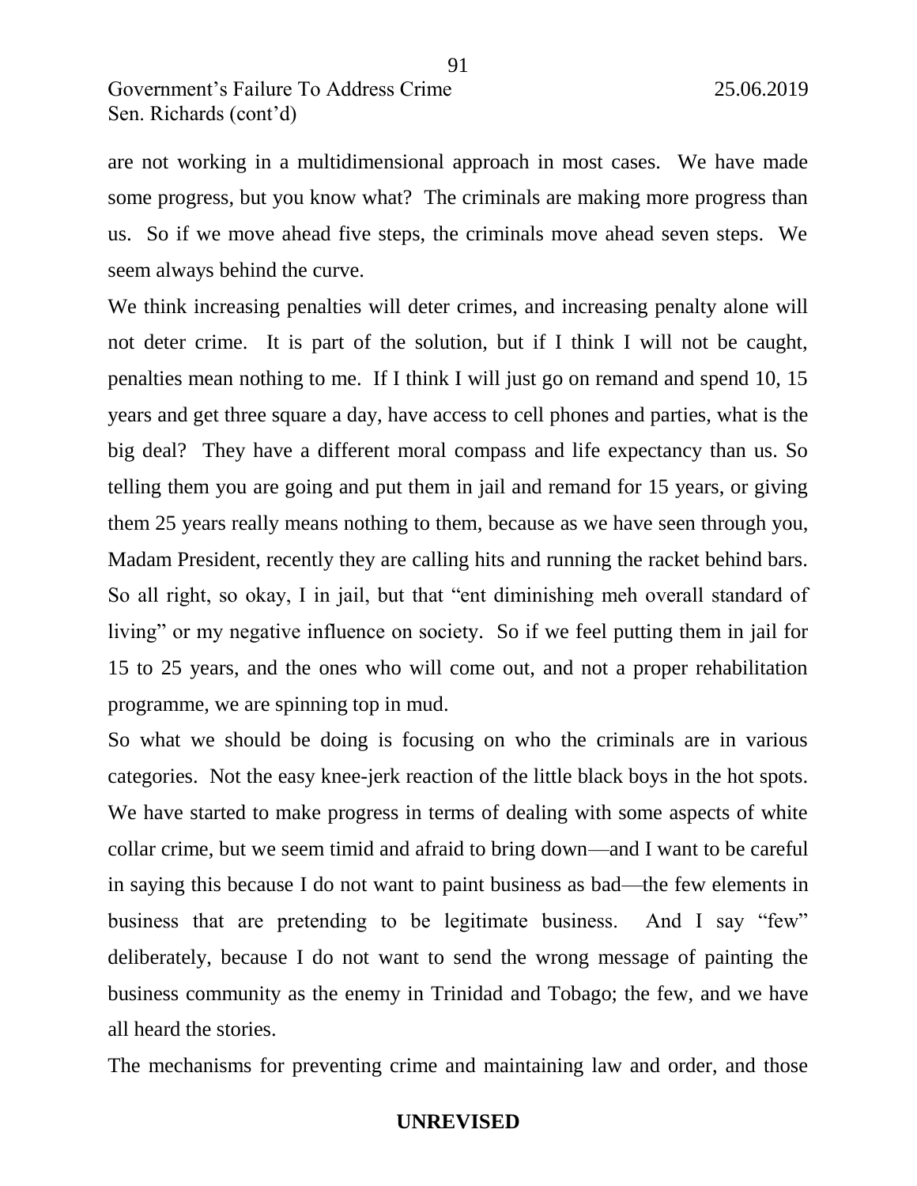are not working in a multidimensional approach in most cases. We have made some progress, but you know what? The criminals are making more progress than us. So if we move ahead five steps, the criminals move ahead seven steps. We seem always behind the curve.

We think increasing penalties will deter crimes, and increasing penalty alone will not deter crime. It is part of the solution, but if I think I will not be caught, penalties mean nothing to me. If I think I will just go on remand and spend 10, 15 years and get three square a day, have access to cell phones and parties, what is the big deal? They have a different moral compass and life expectancy than us. So telling them you are going and put them in jail and remand for 15 years, or giving them 25 years really means nothing to them, because as we have seen through you, Madam President, recently they are calling hits and running the racket behind bars. So all right, so okay, I in jail, but that "ent diminishing meh overall standard of living" or my negative influence on society. So if we feel putting them in jail for 15 to 25 years, and the ones who will come out, and not a proper rehabilitation programme, we are spinning top in mud.

So what we should be doing is focusing on who the criminals are in various categories. Not the easy knee-jerk reaction of the little black boys in the hot spots. We have started to make progress in terms of dealing with some aspects of white collar crime, but we seem timid and afraid to bring down—and I want to be careful in saying this because I do not want to paint business as bad—the few elements in business that are pretending to be legitimate business. And I say "few" deliberately, because I do not want to send the wrong message of painting the business community as the enemy in Trinidad and Tobago; the few, and we have all heard the stories.

The mechanisms for preventing crime and maintaining law and order, and those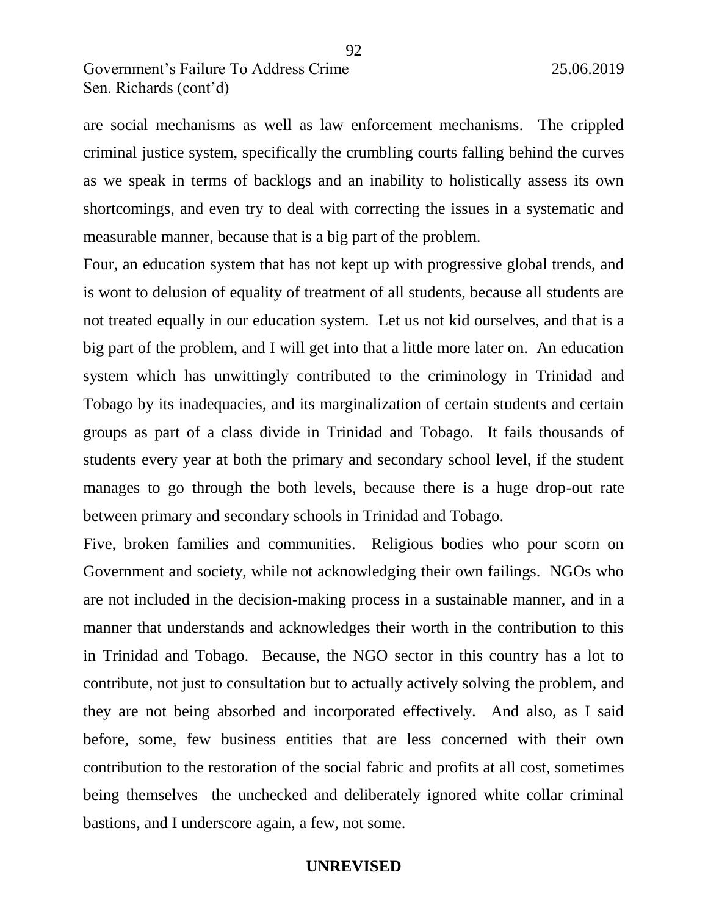are social mechanisms as well as law enforcement mechanisms. The crippled criminal justice system, specifically the crumbling courts falling behind the curves as we speak in terms of backlogs and an inability to holistically assess its own shortcomings, and even try to deal with correcting the issues in a systematic and measurable manner, because that is a big part of the problem.

Four, an education system that has not kept up with progressive global trends, and is wont to delusion of equality of treatment of all students, because all students are not treated equally in our education system. Let us not kid ourselves, and that is a big part of the problem, and I will get into that a little more later on. An education system which has unwittingly contributed to the criminology in Trinidad and Tobago by its inadequacies, and its marginalization of certain students and certain groups as part of a class divide in Trinidad and Tobago. It fails thousands of students every year at both the primary and secondary school level, if the student manages to go through the both levels, because there is a huge drop-out rate between primary and secondary schools in Trinidad and Tobago.

Five, broken families and communities. Religious bodies who pour scorn on Government and society, while not acknowledging their own failings. NGOs who are not included in the decision-making process in a sustainable manner, and in a manner that understands and acknowledges their worth in the contribution to this in Trinidad and Tobago. Because, the NGO sector in this country has a lot to contribute, not just to consultation but to actually actively solving the problem, and they are not being absorbed and incorporated effectively. And also, as I said before, some, few business entities that are less concerned with their own contribution to the restoration of the social fabric and profits at all cost, sometimes being themselves the unchecked and deliberately ignored white collar criminal bastions, and I underscore again, a few, not some.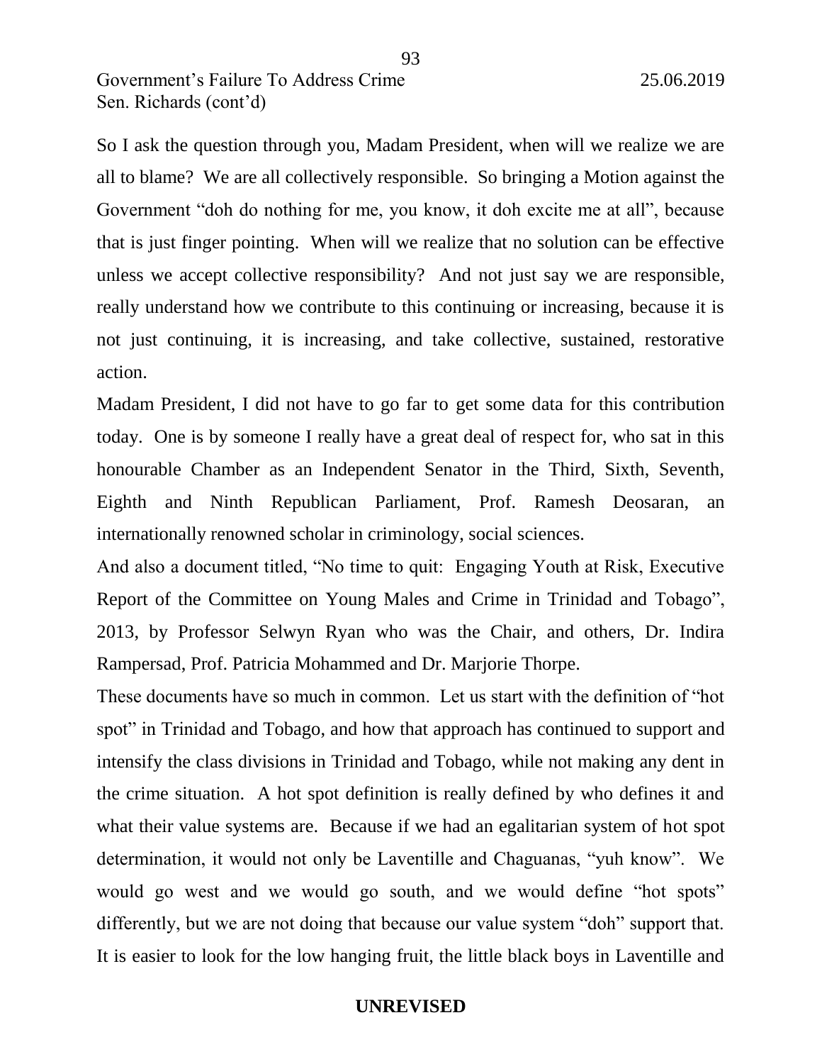So I ask the question through you, Madam President, when will we realize we are all to blame? We are all collectively responsible. So bringing a Motion against the Government "doh do nothing for me, you know, it doh excite me at all", because that is just finger pointing. When will we realize that no solution can be effective unless we accept collective responsibility? And not just say we are responsible, really understand how we contribute to this continuing or increasing, because it is not just continuing, it is increasing, and take collective, sustained, restorative action.

Madam President, I did not have to go far to get some data for this contribution today. One is by someone I really have a great deal of respect for, who sat in this honourable Chamber as an Independent Senator in the Third, Sixth, Seventh, Eighth and Ninth Republican Parliament, Prof. Ramesh Deosaran, an internationally renowned scholar in criminology, social sciences.

And also a document titled, "No time to quit: Engaging Youth at Risk, Executive Report of the Committee on Young Males and Crime in Trinidad and Tobago", 2013, by Professor Selwyn Ryan who was the Chair, and others, Dr. Indira Rampersad, Prof. Patricia Mohammed and Dr. Marjorie Thorpe.

These documents have so much in common. Let us start with the definition of "hot spot" in Trinidad and Tobago, and how that approach has continued to support and intensify the class divisions in Trinidad and Tobago, while not making any dent in the crime situation. A hot spot definition is really defined by who defines it and what their value systems are. Because if we had an egalitarian system of hot spot determination, it would not only be Laventille and Chaguanas, "yuh know". We would go west and we would go south, and we would define "hot spots" differently, but we are not doing that because our value system "doh" support that. It is easier to look for the low hanging fruit, the little black boys in Laventille and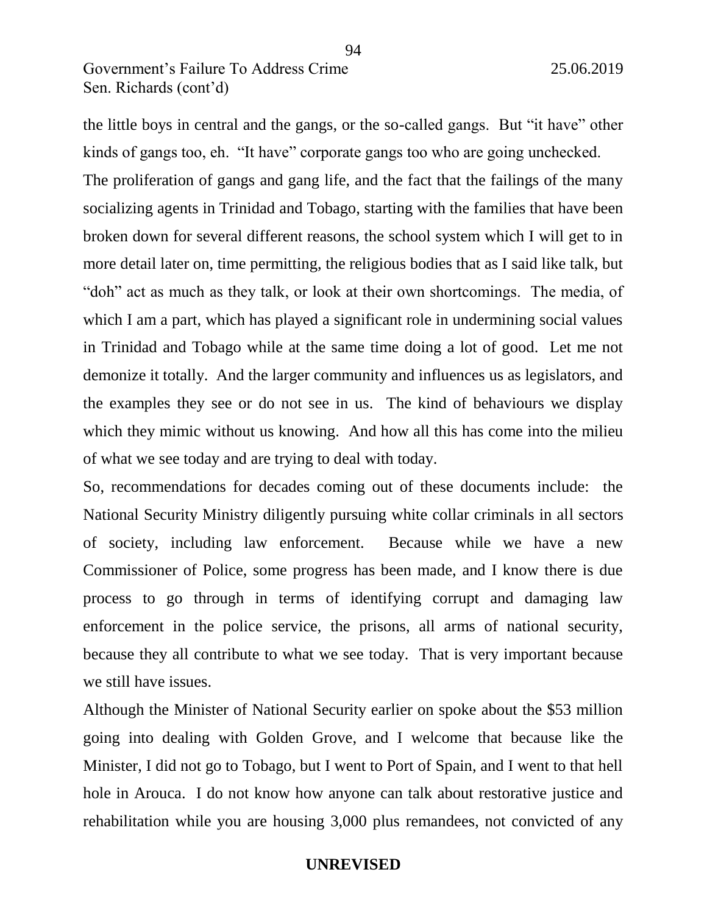the little boys in central and the gangs, or the so-called gangs. But "it have" other kinds of gangs too, eh. "It have" corporate gangs too who are going unchecked.

The proliferation of gangs and gang life, and the fact that the failings of the many socializing agents in Trinidad and Tobago, starting with the families that have been broken down for several different reasons, the school system which I will get to in more detail later on, time permitting, the religious bodies that as I said like talk, but "doh" act as much as they talk, or look at their own shortcomings. The media, of which I am a part, which has played a significant role in undermining social values in Trinidad and Tobago while at the same time doing a lot of good. Let me not demonize it totally. And the larger community and influences us as legislators, and the examples they see or do not see in us. The kind of behaviours we display which they mimic without us knowing. And how all this has come into the milieu of what we see today and are trying to deal with today.

So, recommendations for decades coming out of these documents include: the National Security Ministry diligently pursuing white collar criminals in all sectors of society, including law enforcement. Because while we have a new Commissioner of Police, some progress has been made, and I know there is due process to go through in terms of identifying corrupt and damaging law enforcement in the police service, the prisons, all arms of national security, because they all contribute to what we see today. That is very important because we still have issues.

Although the Minister of National Security earlier on spoke about the $53 million going into dealing with Golden Grove, and I welcome that because like the Minister, I did not go to Tobago, but I went to Port of Spain, and I went to that hell hole in Arouca. I do not know how anyone can talk about restorative justice and rehabilitation while you are housing 3,000 plus remandees, not convicted of any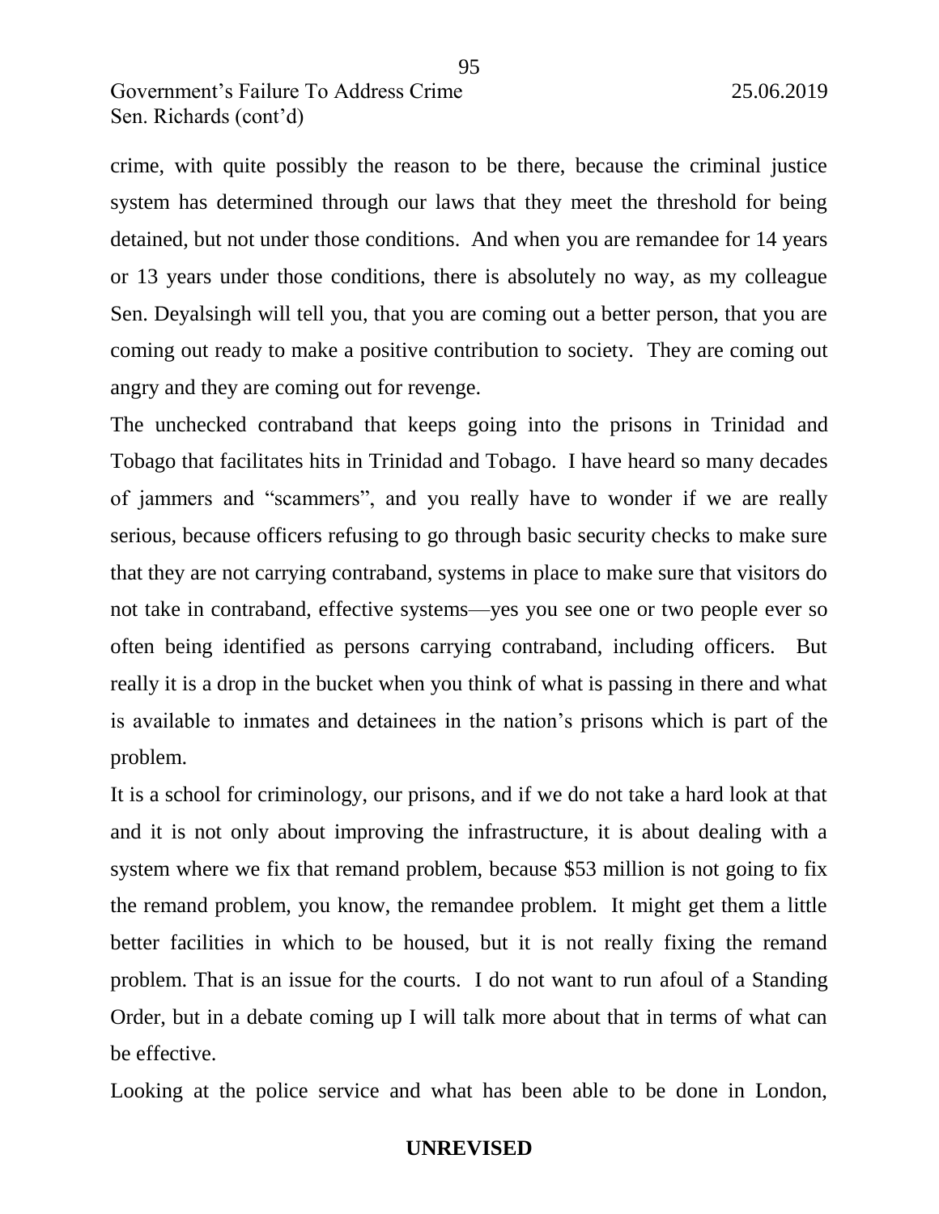crime, with quite possibly the reason to be there, because the criminal justice system has determined through our laws that they meet the threshold for being detained, but not under those conditions. And when you are remandee for 14 years or 13 years under those conditions, there is absolutely no way, as my colleague Sen. Deyalsingh will tell you, that you are coming out a better person, that you are coming out ready to make a positive contribution to society. They are coming out angry and they are coming out for revenge.

The unchecked contraband that keeps going into the prisons in Trinidad and Tobago that facilitates hits in Trinidad and Tobago. I have heard so many decades of jammers and "scammers", and you really have to wonder if we are really serious, because officers refusing to go through basic security checks to make sure that they are not carrying contraband, systems in place to make sure that visitors do not take in contraband, effective systems—yes you see one or two people ever so often being identified as persons carrying contraband, including officers. But really it is a drop in the bucket when you think of what is passing in there and what is available to inmates and detainees in the nation's prisons which is part of the problem.

It is a school for criminology, our prisons, and if we do not take a hard look at that and it is not only about improving the infrastructure, it is about dealing with a system where we fix that remand problem, because $53 million is not going to fix the remand problem, you know, the remandee problem. It might get them a little better facilities in which to be housed, but it is not really fixing the remand problem. That is an issue for the courts. I do not want to run afoul of a Standing Order, but in a debate coming up I will talk more about that in terms of what can be effective.

Looking at the police service and what has been able to be done in London,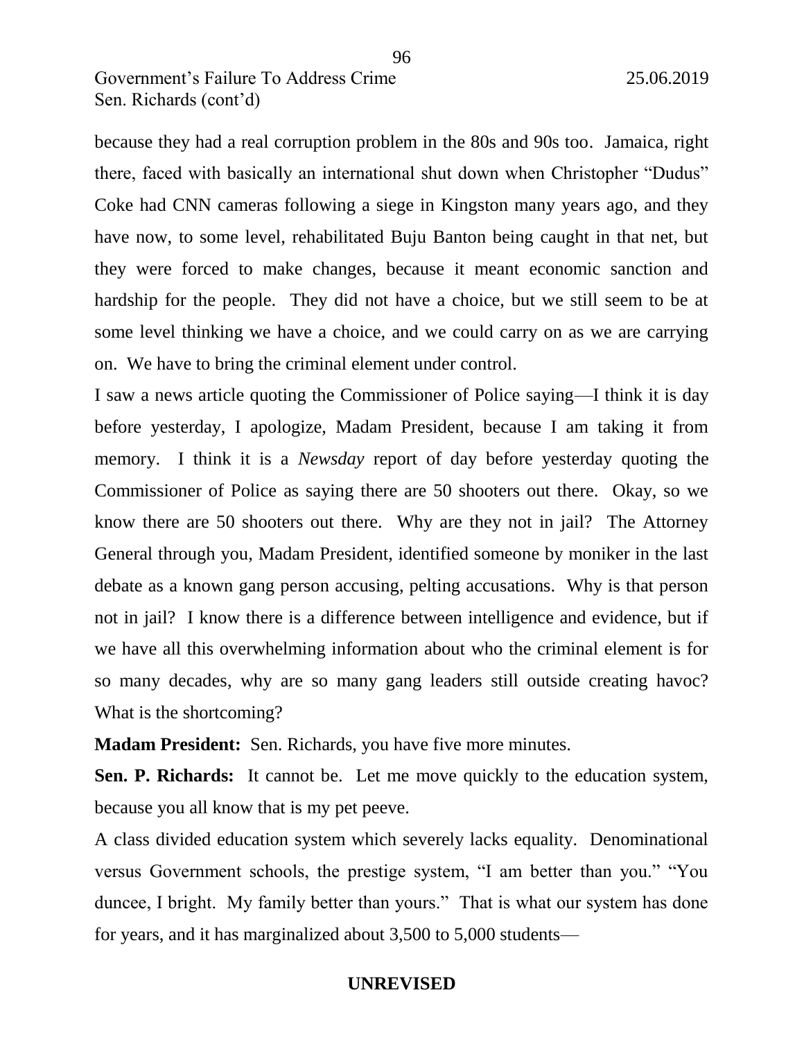because they had a real corruption problem in the 80s and 90s too. Jamaica, right there, faced with basically an international shut down when Christopher "Dudus" Coke had CNN cameras following a siege in Kingston many years ago, and they have now, to some level, rehabilitated Buju Banton being caught in that net, but they were forced to make changes, because it meant economic sanction and hardship for the people. They did not have a choice, but we still seem to be at some level thinking we have a choice, and we could carry on as we are carrying on. We have to bring the criminal element under control.

I saw a news article quoting the Commissioner of Police saying—I think it is day before yesterday, I apologize, Madam President, because I am taking it from memory. I think it is a *Newsday* report of day before yesterday quoting the Commissioner of Police as saying there are 50 shooters out there. Okay, so we know there are 50 shooters out there. Why are they not in jail? The Attorney General through you, Madam President, identified someone by moniker in the last debate as a known gang person accusing, pelting accusations. Why is that person not in jail? I know there is a difference between intelligence and evidence, but if we have all this overwhelming information about who the criminal element is for so many decades, why are so many gang leaders still outside creating havoc? What is the shortcoming?

**Madam President:** Sen. Richards, you have five more minutes.

**Sen. P. Richards:** It cannot be. Let me move quickly to the education system, because you all know that is my pet peeve.

A class divided education system which severely lacks equality. Denominational versus Government schools, the prestige system, "I am better than you." "You duncee, I bright. My family better than yours." That is what our system has done for years, and it has marginalized about 3,500 to 5,000 students—

**UNREVISED**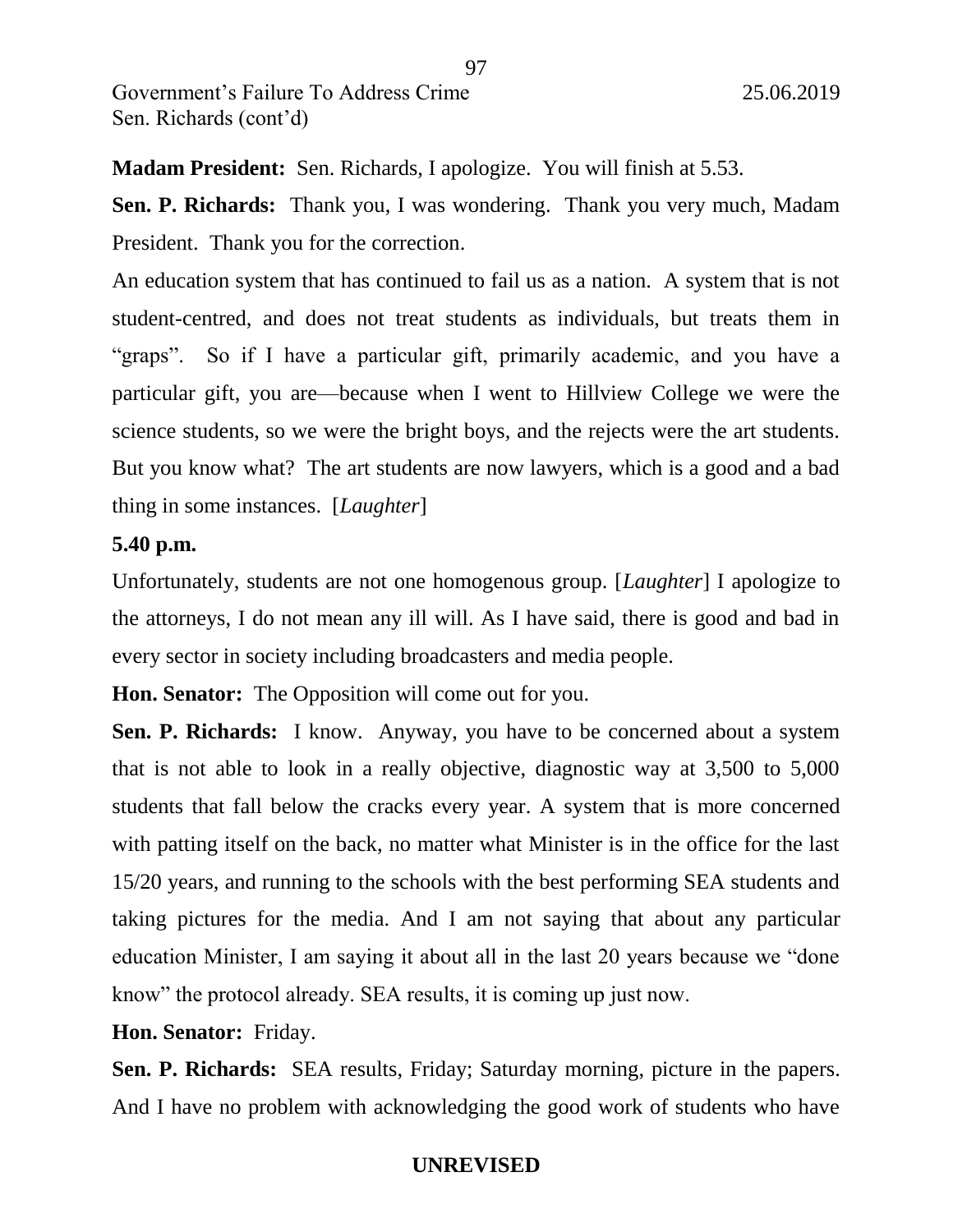**Madam President:** Sen. Richards, I apologize. You will finish at 5.53.

**Sen. P. Richards:** Thank you, I was wondering. Thank you very much, Madam President. Thank you for the correction.

An education system that has continued to fail us as a nation. A system that is not student-centred, and does not treat students as individuals, but treats them in "graps". So if I have a particular gift, primarily academic, and you have a particular gift, you are—because when I went to Hillview College we were the science students, so we were the bright boys, and the rejects were the art students. But you know what? The art students are now lawyers, which is a good and a bad thing in some instances. [*Laughter*]

**5.40 p.m.**

Unfortunately, students are not one homogenous group. [*Laughter*] I apologize to the attorneys, I do not mean any ill will. As I have said, there is good and bad in every sector in society including broadcasters and media people.

**Hon. Senator:** The Opposition will come out for you.

**Sen. P. Richards:** I know. Anyway, you have to be concerned about a system that is not able to look in a really objective, diagnostic way at 3,500 to 5,000 students that fall below the cracks every year. A system that is more concerned with patting itself on the back, no matter what Minister is in the office for the last 15/20 years, and running to the schools with the best performing SEA students and taking pictures for the media. And I am not saying that about any particular education Minister, I am saying it about all in the last 20 years because we "done know" the protocol already. SEA results, it is coming up just now.

**Hon. Senator:** Friday.

**Sen. P. Richards:** SEA results, Friday; Saturday morning, picture in the papers. And I have no problem with acknowledging the good work of students who have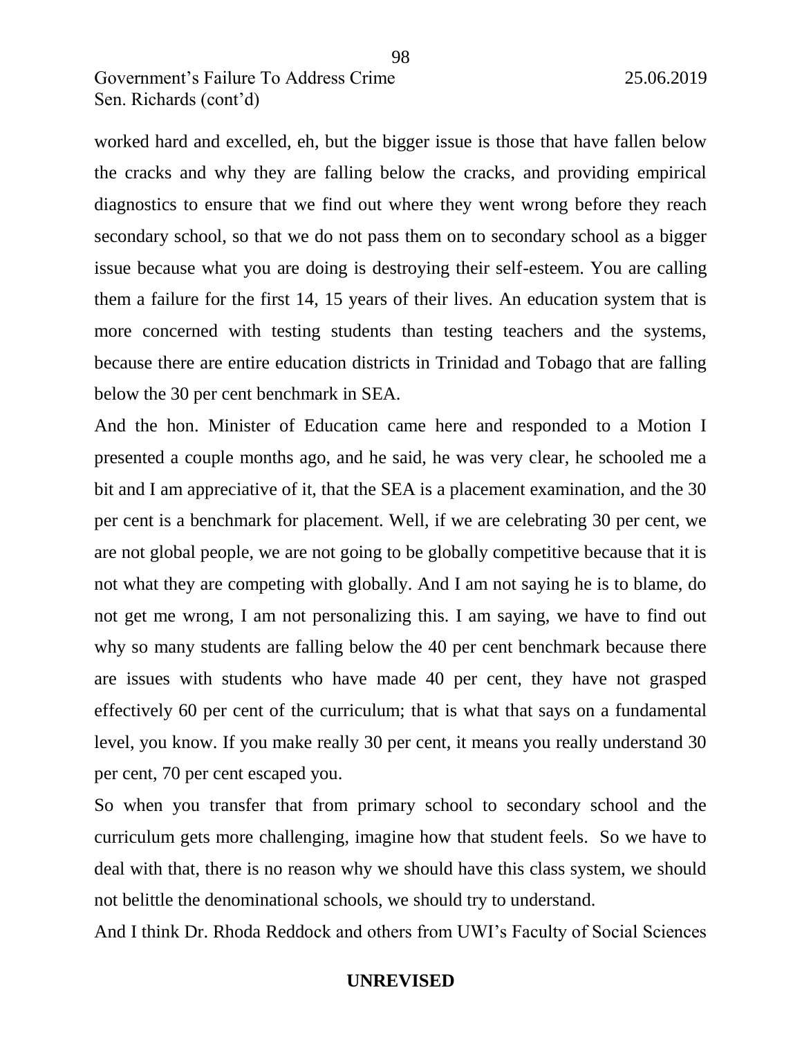worked hard and excelled, eh, but the bigger issue is those that have fallen below the cracks and why they are falling below the cracks, and providing empirical diagnostics to ensure that we find out where they went wrong before they reach secondary school, so that we do not pass them on to secondary school as a bigger issue because what you are doing is destroying their self-esteem. You are calling them a failure for the first 14, 15 years of their lives. An education system that is more concerned with testing students than testing teachers and the systems, because there are entire education districts in Trinidad and Tobago that are falling below the 30 per cent benchmark in SEA.

And the hon. Minister of Education came here and responded to a Motion I presented a couple months ago, and he said, he was very clear, he schooled me a bit and I am appreciative of it, that the SEA is a placement examination, and the 30 per cent is a benchmark for placement. Well, if we are celebrating 30 per cent, we are not global people, we are not going to be globally competitive because that it is not what they are competing with globally. And I am not saying he is to blame, do not get me wrong, I am not personalizing this. I am saying, we have to find out why so many students are falling below the 40 per cent benchmark because there are issues with students who have made 40 per cent, they have not grasped effectively 60 per cent of the curriculum; that is what that says on a fundamental level, you know. If you make really 30 per cent, it means you really understand 30 per cent, 70 per cent escaped you.

So when you transfer that from primary school to secondary school and the curriculum gets more challenging, imagine how that student feels. So we have to deal with that, there is no reason why we should have this class system, we should not belittle the denominational schools, we should try to understand.

And I think Dr. Rhoda Reddock and others from UWI's Faculty of Social Sciences

**UNREVISED**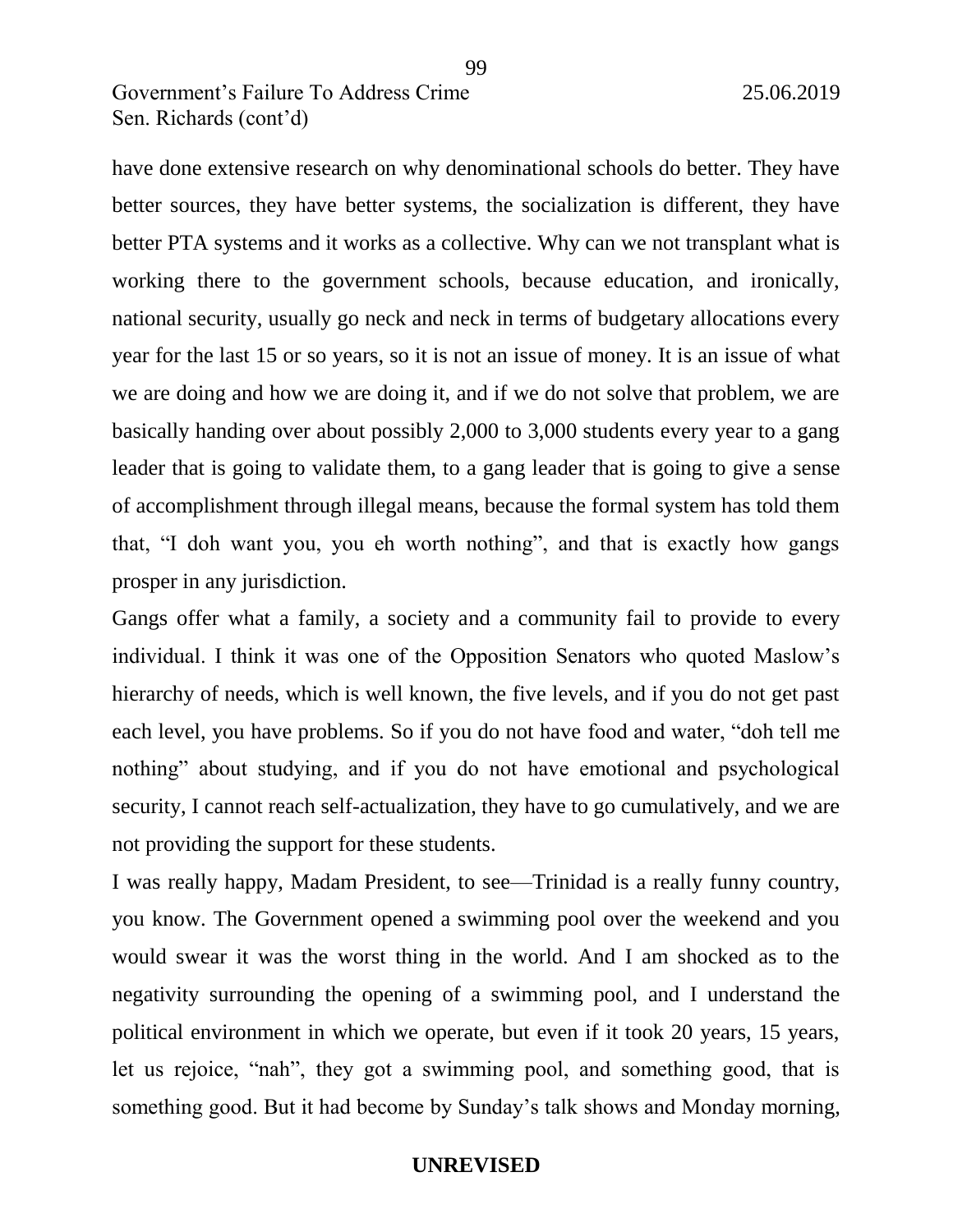have done extensive research on why denominational schools do better. They have better sources, they have better systems, the socialization is different, they have better PTA systems and it works as a collective. Why can we not transplant what is working there to the government schools, because education, and ironically, national security, usually go neck and neck in terms of budgetary allocations every year for the last 15 or so years, so it is not an issue of money. It is an issue of what we are doing and how we are doing it, and if we do not solve that problem, we are basically handing over about possibly 2,000 to 3,000 students every year to a gang leader that is going to validate them, to a gang leader that is going to give a sense of accomplishment through illegal means, because the formal system has told them that, "I doh want you, you eh worth nothing", and that is exactly how gangs prosper in any jurisdiction.

Gangs offer what a family, a society and a community fail to provide to every individual. I think it was one of the Opposition Senators who quoted Maslow's hierarchy of needs, which is well known, the five levels, and if you do not get past each level, you have problems. So if you do not have food and water, "doh tell me nothing" about studying, and if you do not have emotional and psychological security, I cannot reach self-actualization, they have to go cumulatively, and we are not providing the support for these students.

I was really happy, Madam President, to see—Trinidad is a really funny country, you know. The Government opened a swimming pool over the weekend and you would swear it was the worst thing in the world. And I am shocked as to the negativity surrounding the opening of a swimming pool, and I understand the political environment in which we operate, but even if it took 20 years, 15 years, let us rejoice, "nah", they got a swimming pool, and something good, that is something good. But it had become by Sunday's talk shows and Monday morning,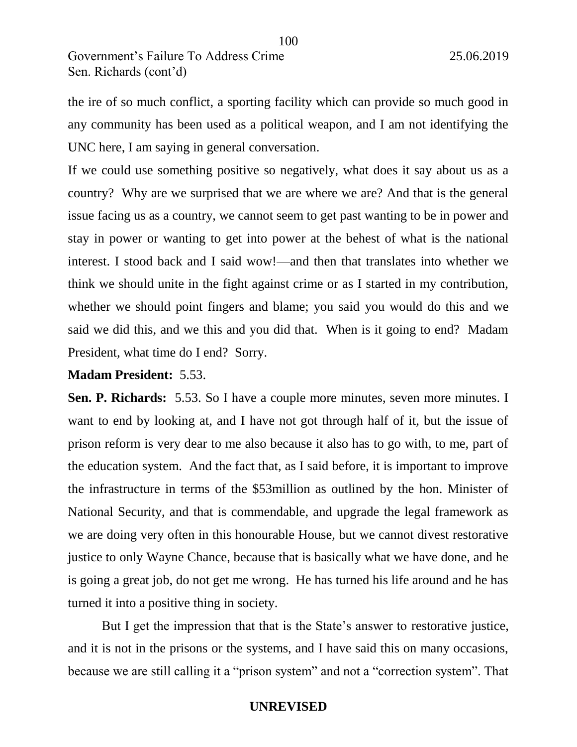the ire of so much conflict, a sporting facility which can provide so much good in any community has been used as a political weapon, and I am not identifying the UNC here, I am saying in general conversation.

If we could use something positive so negatively, what does it say about us as a country? Why are we surprised that we are where we are? And that is the general issue facing us as a country, we cannot seem to get past wanting to be in power and stay in power or wanting to get into power at the behest of what is the national interest. I stood back and I said wow!—and then that translates into whether we think we should unite in the fight against crime or as I started in my contribution, whether we should point fingers and blame; you said you would do this and we said we did this, and we this and you did that. When is it going to end? Madam President, what time do I end? Sorry.

**Madam President:** 5.53.

**Sen. P. Richards:** 5.53. So I have a couple more minutes, seven more minutes. I want to end by looking at, and I have not got through half of it, but the issue of prison reform is very dear to me also because it also has to go with, to me, part of the education system. And the fact that, as I said before, it is important to improve the infrastructure in terms of the $53million as outlined by the hon. Minister of National Security, and that is commendable, and upgrade the legal framework as we are doing very often in this honourable House, but we cannot divest restorative justice to only Wayne Chance, because that is basically what we have done, and he is going a great job, do not get me wrong. He has turned his life around and he has turned it into a positive thing in society.

But I get the impression that that is the State's answer to restorative justice, and it is not in the prisons or the systems, and I have said this on many occasions, because we are still calling it a "prison system" and not a "correction system". That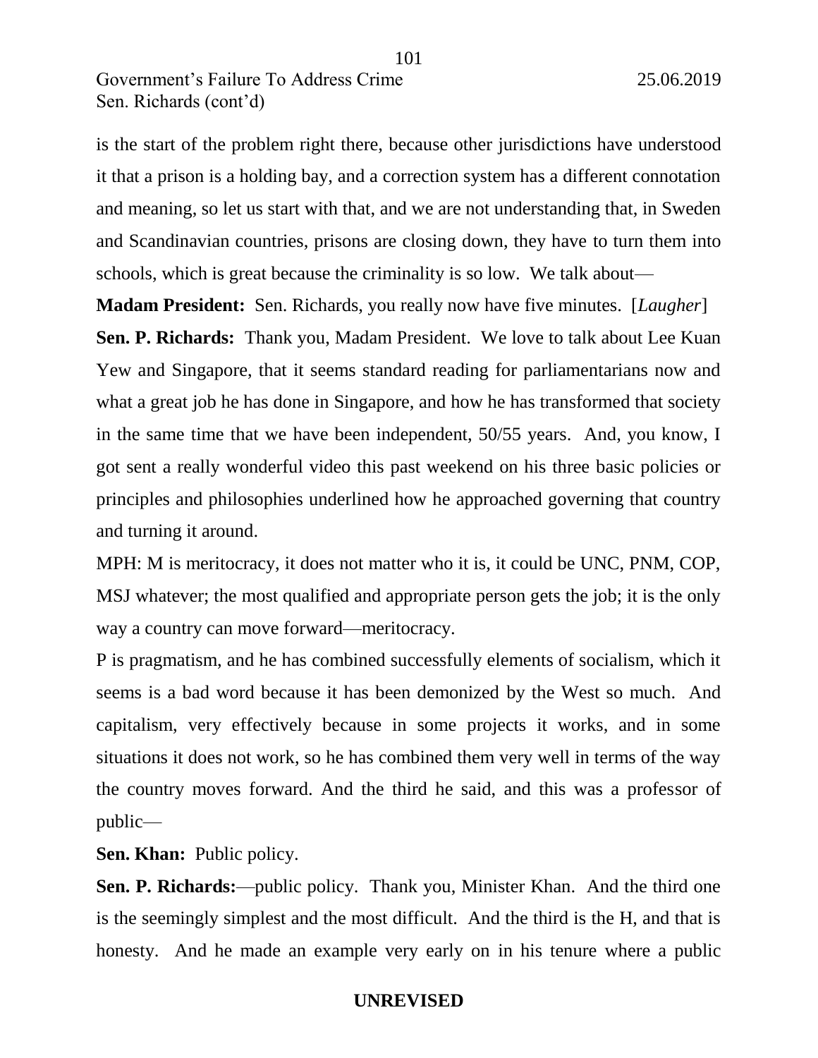is the start of the problem right there, because other jurisdictions have understood it that a prison is a holding bay, and a correction system has a different connotation and meaning, so let us start with that, and we are not understanding that, in Sweden and Scandinavian countries, prisons are closing down, they have to turn them into schools, which is great because the criminality is so low. We talk about—

**Madam President:** Sen. Richards, you really now have five minutes. [*Laugher*]

**Sen. P. Richards:** Thank you, Madam President. We love to talk about Lee Kuan Yew and Singapore, that it seems standard reading for parliamentarians now and what a great job he has done in Singapore, and how he has transformed that society in the same time that we have been independent, 50/55 years. And, you know, I got sent a really wonderful video this past weekend on his three basic policies or principles and philosophies underlined how he approached governing that country and turning it around.

MPH: M is meritocracy, it does not matter who it is, it could be UNC, PNM, COP, MSJ whatever; the most qualified and appropriate person gets the job; it is the only way a country can move forward—meritocracy.

P is pragmatism, and he has combined successfully elements of socialism, which it seems is a bad word because it has been demonized by the West so much. And capitalism, very effectively because in some projects it works, and in some situations it does not work, so he has combined them very well in terms of the way the country moves forward. And the third he said, and this was a professor of public—

**Sen. Khan:** Public policy.

**Sen. P. Richards:**—public policy. Thank you, Minister Khan. And the third one is the seemingly simplest and the most difficult. And the third is the H, and that is honesty. And he made an example very early on in his tenure where a public

**UNREVISED**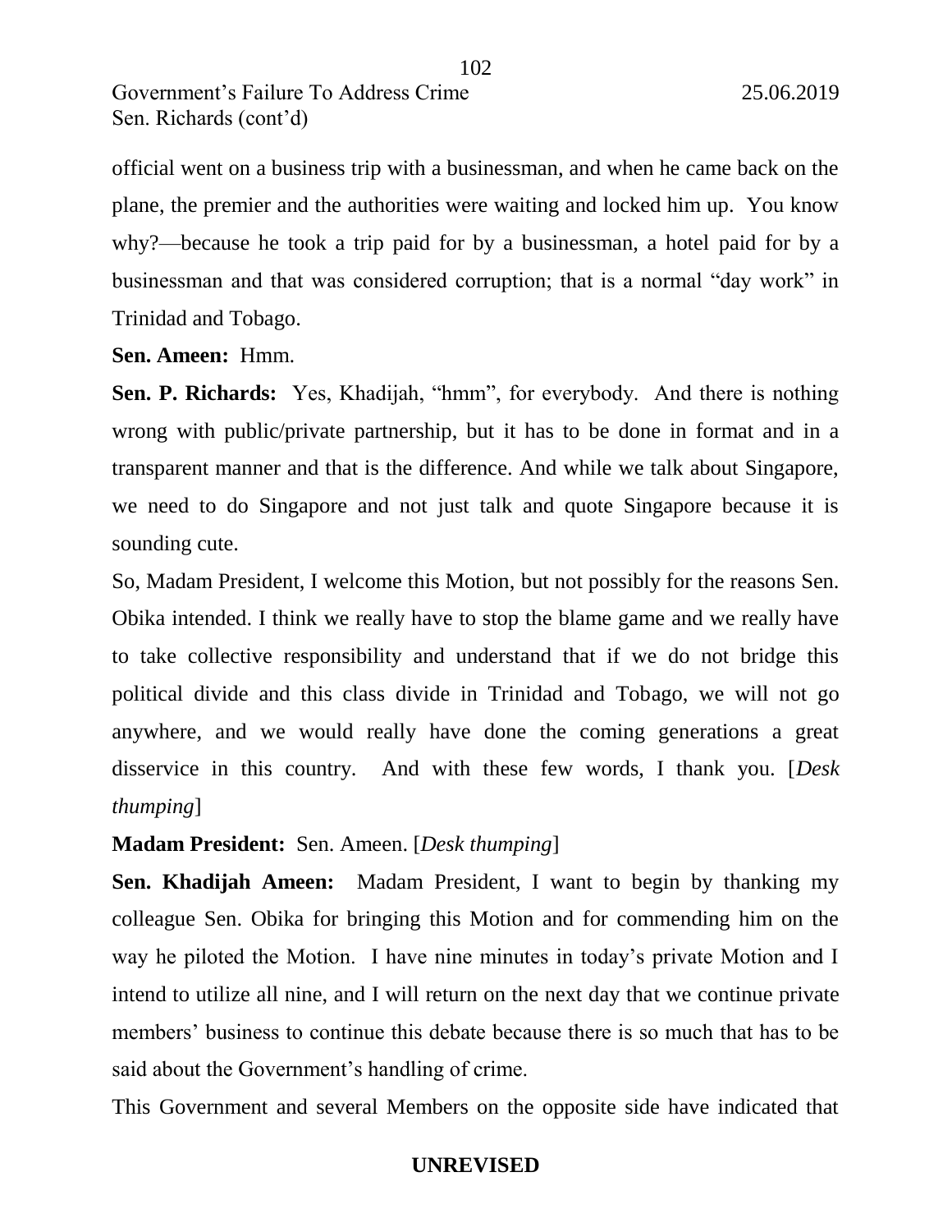official went on a business trip with a businessman, and when he came back on the plane, the premier and the authorities were waiting and locked him up. You know why?—because he took a trip paid for by a businessman, a hotel paid for by a businessman and that was considered corruption; that is a normal "day work" in Trinidad and Tobago.

**Sen. Ameen:** Hmm.

**Sen. P. Richards:** Yes, Khadijah, "hmm", for everybody. And there is nothing wrong with public/private partnership, but it has to be done in format and in a transparent manner and that is the difference. And while we talk about Singapore, we need to do Singapore and not just talk and quote Singapore because it is sounding cute.

So, Madam President, I welcome this Motion, but not possibly for the reasons Sen. Obika intended. I think we really have to stop the blame game and we really have to take collective responsibility and understand that if we do not bridge this political divide and this class divide in Trinidad and Tobago, we will not go anywhere, and we would really have done the coming generations a great disservice in this country. And with these few words, I thank you. [*Desk thumping*]

**Madam President:** Sen. Ameen. [*Desk thumping*]

**Sen. Khadijah Ameen:** Madam President, I want to begin by thanking my colleague Sen. Obika for bringing this Motion and for commending him on the way he piloted the Motion. I have nine minutes in today's private Motion and I intend to utilize all nine, and I will return on the next day that we continue private members' business to continue this debate because there is so much that has to be said about the Government's handling of crime.

This Government and several Members on the opposite side have indicated that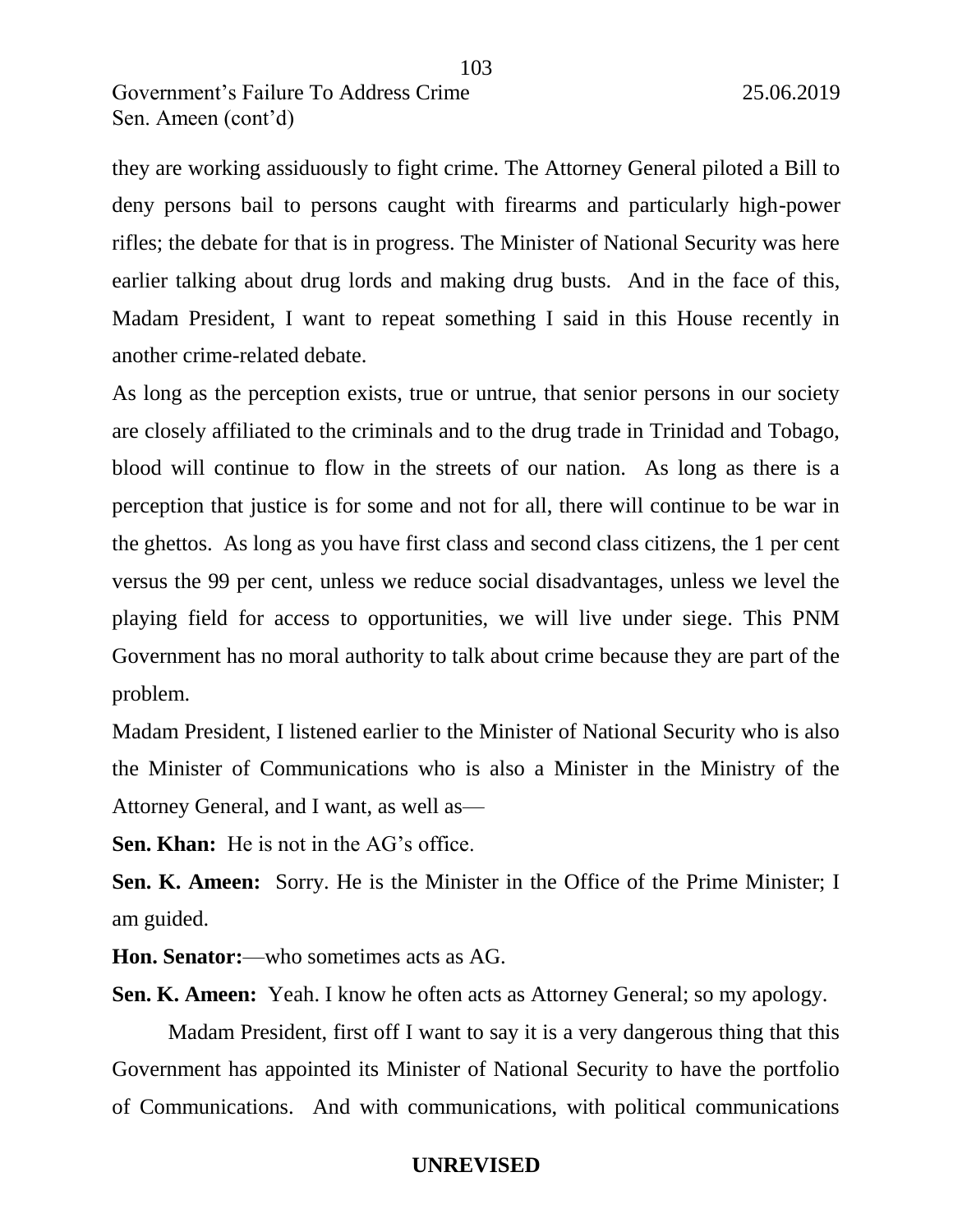they are working assiduously to fight crime. The Attorney General piloted a Bill to deny persons bail to persons caught with firearms and particularly high-power rifles; the debate for that is in progress. The Minister of National Security was here earlier talking about drug lords and making drug busts. And in the face of this, Madam President, I want to repeat something I said in this House recently in another crime-related debate.

As long as the perception exists, true or untrue, that senior persons in our society are closely affiliated to the criminals and to the drug trade in Trinidad and Tobago, blood will continue to flow in the streets of our nation. As long as there is a perception that justice is for some and not for all, there will continue to be war in the ghettos. As long as you have first class and second class citizens, the 1 per cent versus the 99 per cent, unless we reduce social disadvantages, unless we level the playing field for access to opportunities, we will live under siege. This PNM Government has no moral authority to talk about crime because they are part of the problem.

Madam President, I listened earlier to the Minister of National Security who is also the Minister of Communications who is also a Minister in the Ministry of the Attorney General, and I want, as well as—

**Sen. Khan:** He is not in the AG's office.

**Sen. K. Ameen:** Sorry. He is the Minister in the Office of the Prime Minister; I am guided.

**Hon. Senator:**—who sometimes acts as AG.

**Sen. K. Ameen:** Yeah. I know he often acts as Attorney General; so my apology.

Madam President, first off I want to say it is a very dangerous thing that this Government has appointed its Minister of National Security to have the portfolio of Communications. And with communications, with political communications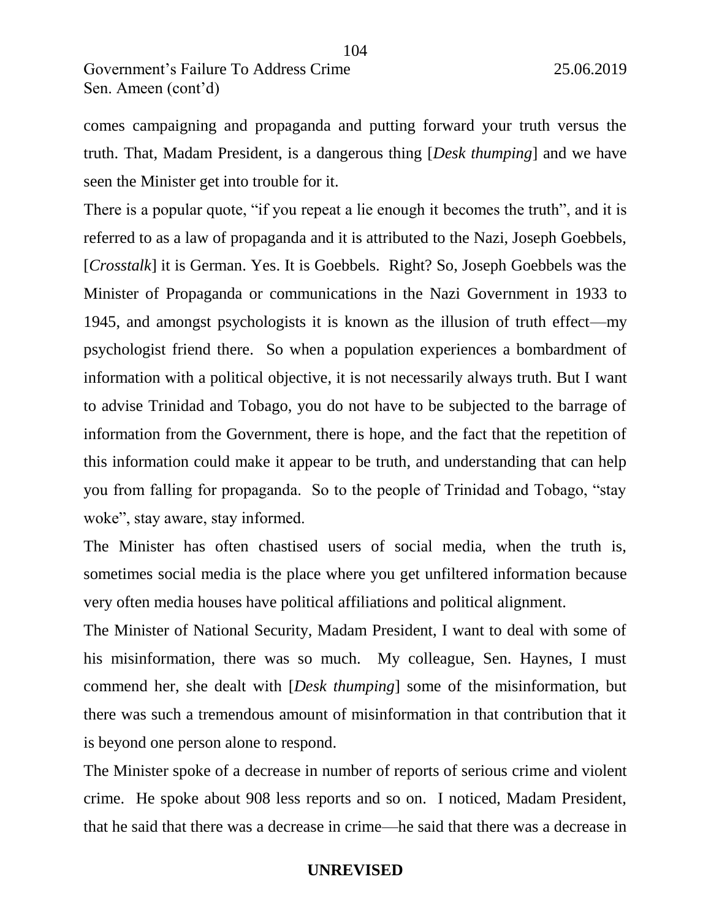comes campaigning and propaganda and putting forward your truth versus the truth. That, Madam President, is a dangerous thing [*Desk thumping*] and we have seen the Minister get into trouble for it.

There is a popular quote, "if you repeat a lie enough it becomes the truth", and it is referred to as a law of propaganda and it is attributed to the Nazi, Joseph Goebbels, [*Crosstalk*] it is German. Yes. It is Goebbels. Right? So, Joseph Goebbels was the Minister of Propaganda or communications in the Nazi Government in 1933 to 1945, and amongst psychologists it is known as the illusion of truth effect—my psychologist friend there. So when a population experiences a bombardment of information with a political objective, it is not necessarily always truth. But I want to advise Trinidad and Tobago, you do not have to be subjected to the barrage of information from the Government, there is hope, and the fact that the repetition of this information could make it appear to be truth, and understanding that can help you from falling for propaganda. So to the people of Trinidad and Tobago, "stay woke", stay aware, stay informed.

The Minister has often chastised users of social media, when the truth is, sometimes social media is the place where you get unfiltered information because very often media houses have political affiliations and political alignment.

The Minister of National Security, Madam President, I want to deal with some of his misinformation, there was so much. My colleague, Sen. Haynes, I must commend her, she dealt with [*Desk thumping*] some of the misinformation, but there was such a tremendous amount of misinformation in that contribution that it is beyond one person alone to respond.

The Minister spoke of a decrease in number of reports of serious crime and violent crime. He spoke about 908 less reports and so on. I noticed, Madam President, that he said that there was a decrease in crime—he said that there was a decrease in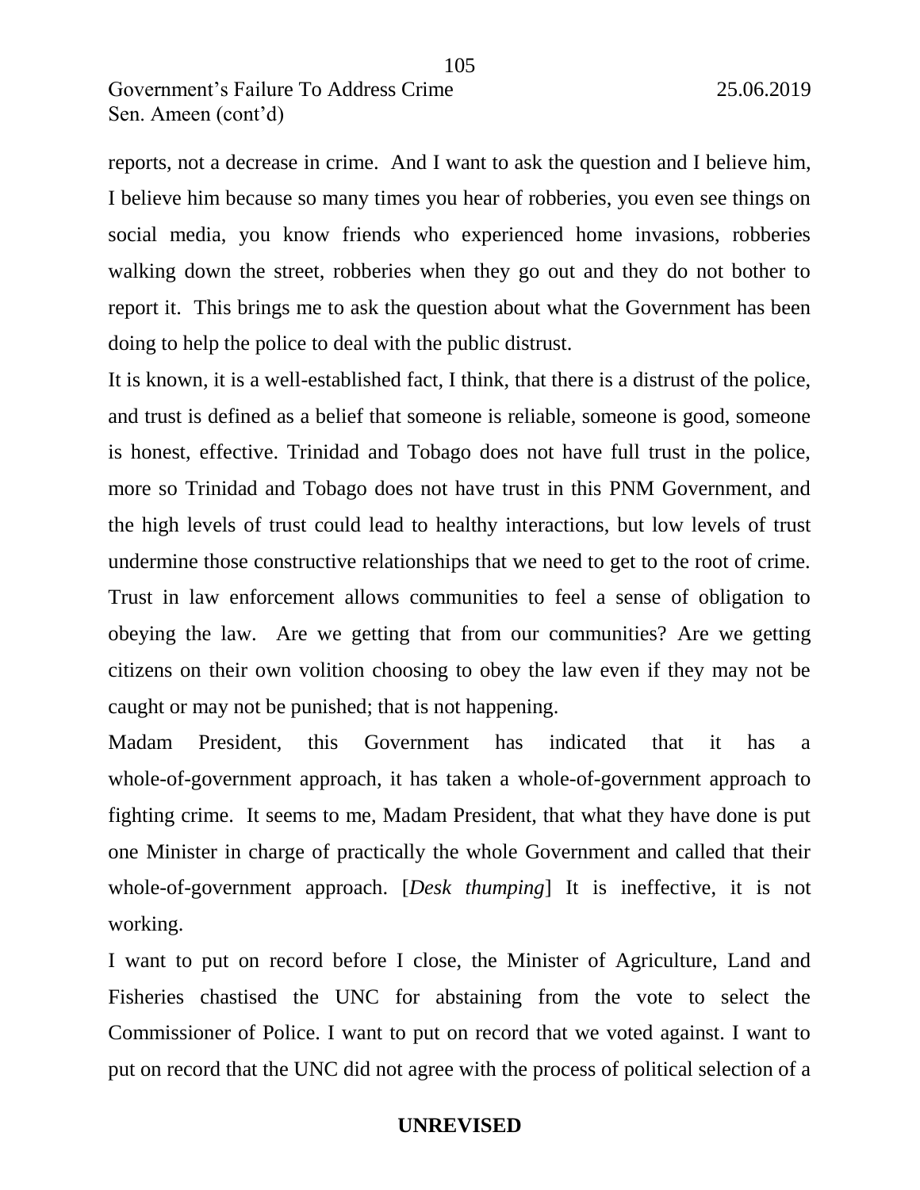reports, not a decrease in crime. And I want to ask the question and I believe him, I believe him because so many times you hear of robberies, you even see things on social media, you know friends who experienced home invasions, robberies walking down the street, robberies when they go out and they do not bother to report it. This brings me to ask the question about what the Government has been doing to help the police to deal with the public distrust.

It is known, it is a well-established fact, I think, that there is a distrust of the police, and trust is defined as a belief that someone is reliable, someone is good, someone is honest, effective. Trinidad and Tobago does not have full trust in the police, more so Trinidad and Tobago does not have trust in this PNM Government, and the high levels of trust could lead to healthy interactions, but low levels of trust undermine those constructive relationships that we need to get to the root of crime. Trust in law enforcement allows communities to feel a sense of obligation to obeying the law. Are we getting that from our communities? Are we getting citizens on their own volition choosing to obey the law even if they may not be caught or may not be punished; that is not happening.

Madam President, this Government has indicated that it has a whole-of-government approach, it has taken a whole-of-government approach to fighting crime. It seems to me, Madam President, that what they have done is put one Minister in charge of practically the whole Government and called that their whole-of-government approach. [*Desk thumping*] It is ineffective, it is not working.

I want to put on record before I close, the Minister of Agriculture, Land and Fisheries chastised the UNC for abstaining from the vote to select the Commissioner of Police. I want to put on record that we voted against. I want to put on record that the UNC did not agree with the process of political selection of a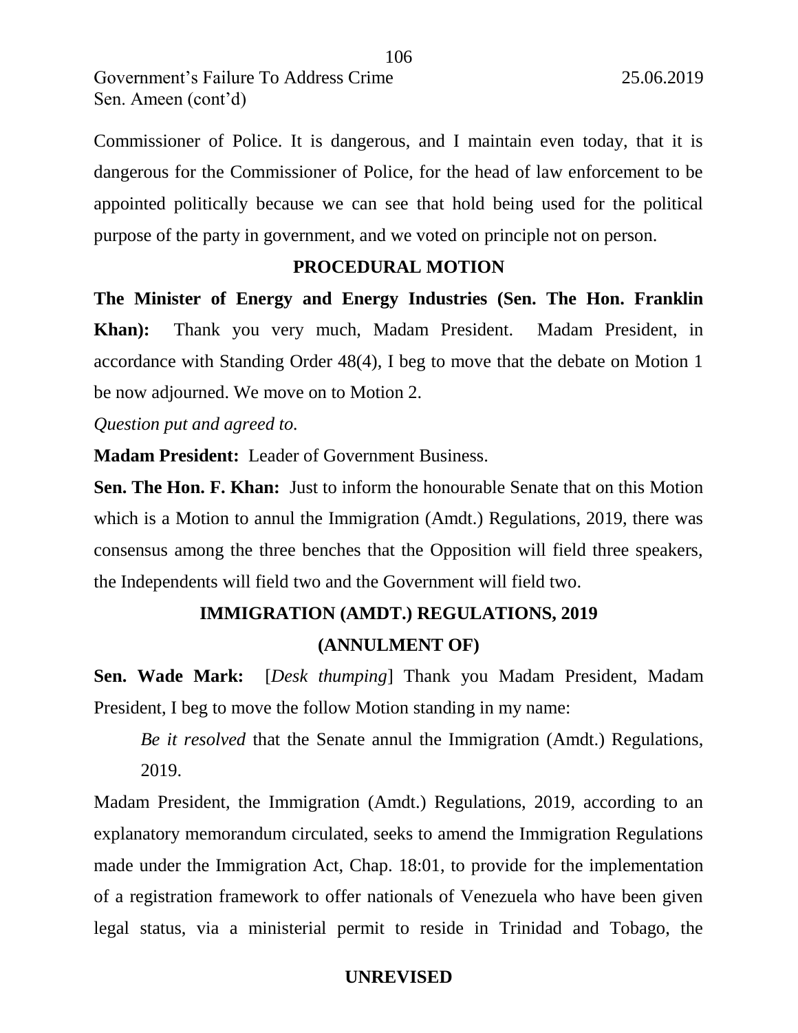Commissioner of Police. It is dangerous, and I maintain even today, that it is dangerous for the Commissioner of Police, for the head of law enforcement to be appointed politically because we can see that hold being used for the political purpose of the party in government, and we voted on principle not on person.

## PROCEDURAL MOTION

**The Minister of Energy and Energy Industries (Sen. The Hon. Franklin Khan):** Thank you very much, Madam President. Madam President, in accordance with Standing Order 48(4), I beg to move that the debate on Motion 1 be now adjourned. We move on to Motion 2.

*Question put and agreed to.*

**Madam President:** Leader of Government Business.

**Sen. The Hon. F. Khan:** Just to inform the honourable Senate that on this Motion which is a Motion to annul the Immigration (Amdt.) Regulations, 2019, there was consensus among the three benches that the Opposition will field three speakers, the Independents will field two and the Government will field two.

## IMMIGRATION (AMDT.) REGULATIONS, 2019
## (ANNULMENT OF)

**Sen. Wade Mark:** [*Desk thumping*] Thank you Madam President, Madam President, I beg to move the follow Motion standing in my name:

> *Be it resolved* that the Senate annul the Immigration (Amdt.) Regulations, 2019.

Madam President, the Immigration (Amdt.) Regulations, 2019, according to an explanatory memorandum circulated, seeks to amend the Immigration Regulations made under the Immigration Act, Chap. 18:01, to provide for the implementation of a registration framework to offer nationals of Venezuela who have been given legal status, via a ministerial permit to reside in Trinidad and Tobago, the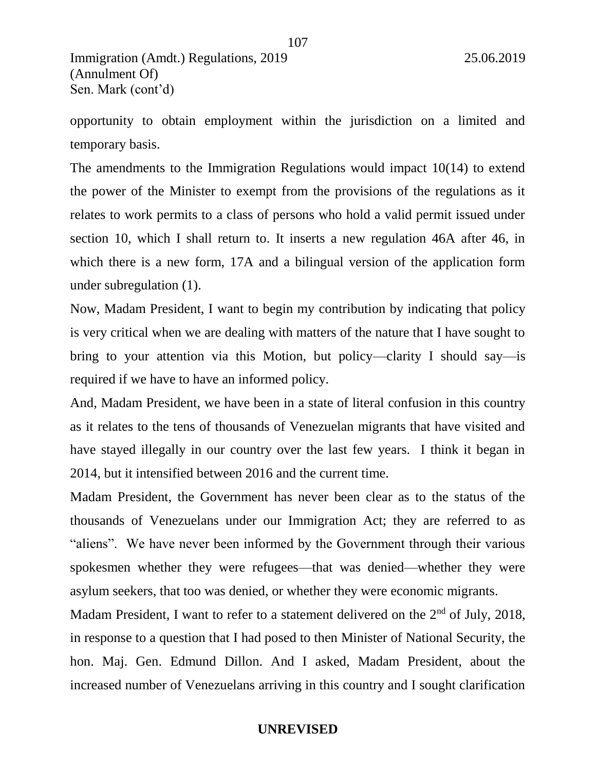opportunity to obtain employment within the jurisdiction on a limited and temporary basis.

The amendments to the Immigration Regulations would impact 10(14) to extend the power of the Minister to exempt from the provisions of the regulations as it relates to work permits to a class of persons who hold a valid permit issued under section 10, which I shall return to. It inserts a new regulation 46A after 46, in which there is a new form, 17A and a bilingual version of the application form under subregulation (1).

Now, Madam President, I want to begin my contribution by indicating that policy is very critical when we are dealing with matters of the nature that I have sought to bring to your attention via this Motion, but policy—clarity I should say—is required if we have to have an informed policy.

And, Madam President, we have been in a state of literal confusion in this country as it relates to the tens of thousands of Venezuelan migrants that have visited and have stayed illegally in our country over the last few years. I think it began in 2014, but it intensified between 2016 and the current time.

Madam President, the Government has never been clear as to the status of the thousands of Venezuelans under our Immigration Act; they are referred to as "aliens". We have never been informed by the Government through their various spokesmen whether they were refugees—that was denied—whether they were asylum seekers, that too was denied, or whether they were economic migrants.

Madam President, I want to refer to a statement delivered on the 2nd of July, 2018, in response to a question that I had posed to then Minister of National Security, the hon. Maj. Gen. Edmund Dillon. And I asked, Madam President, about the increased number of Venezuelans arriving in this country and I sought clarification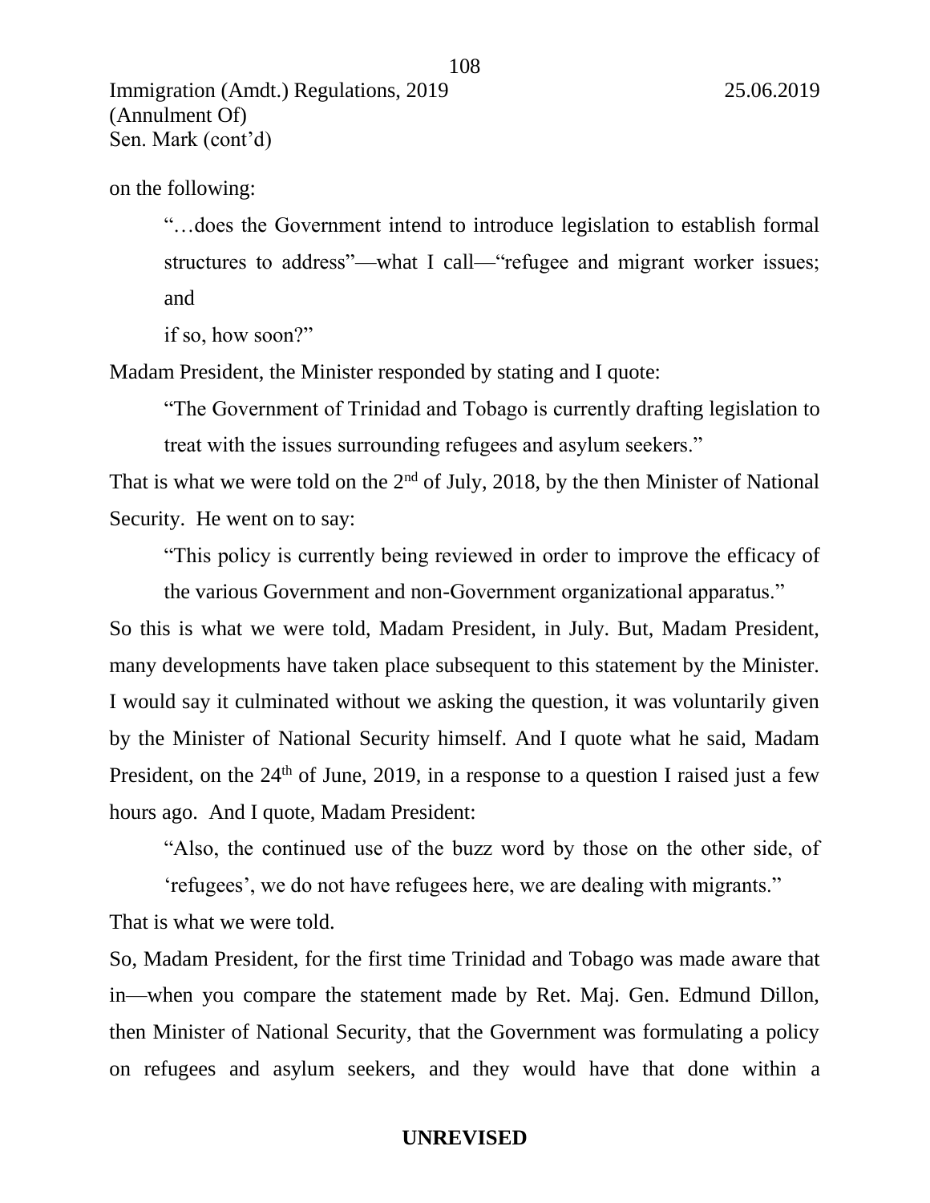on the following:

> "…does the Government intend to introduce legislation to establish formal structures to address"—what I call—"refugee and migrant worker issues; and
>
> if so, how soon?"

Madam President, the Minister responded by stating and I quote:

> "The Government of Trinidad and Tobago is currently drafting legislation to treat with the issues surrounding refugees and asylum seekers."

That is what we were told on the 2nd of July, 2018, by the then Minister of National Security. He went on to say:

> "This policy is currently being reviewed in order to improve the efficacy of the various Government and non-Government organizational apparatus."

So this is what we were told, Madam President, in July. But, Madam President, many developments have taken place subsequent to this statement by the Minister. I would say it culminated without we asking the question, it was voluntarily given by the Minister of National Security himself. And I quote what he said, Madam President, on the 24th of June, 2019, in a response to a question I raised just a few hours ago. And I quote, Madam President:

> "Also, the continued use of the buzz word by those on the other side, of 'refugees', we do not have refugees here, we are dealing with migrants."

That is what we were told.

So, Madam President, for the first time Trinidad and Tobago was made aware that in—when you compare the statement made by Ret. Maj. Gen. Edmund Dillon, then Minister of National Security, that the Government was formulating a policy on refugees and asylum seekers, and they would have that done within a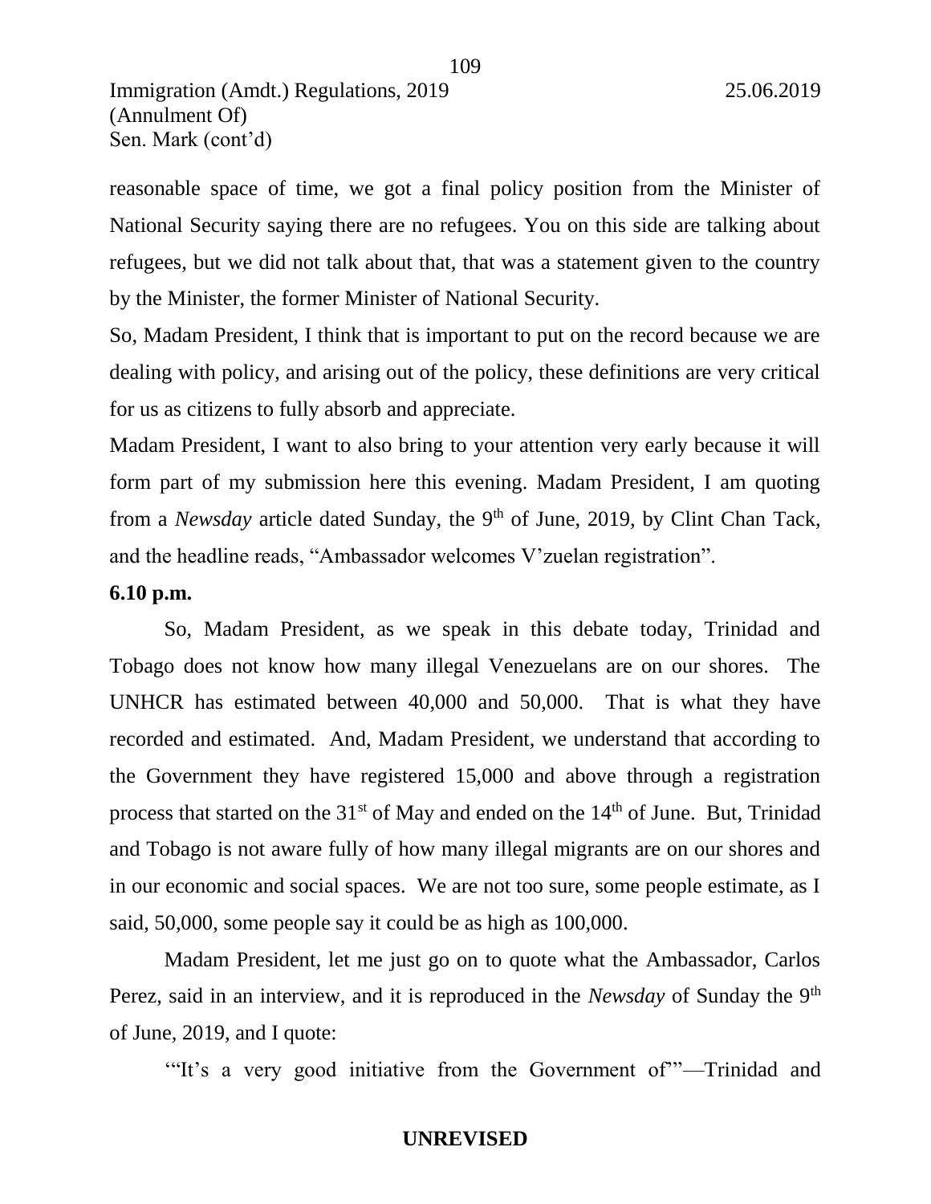reasonable space of time, we got a final policy position from the Minister of National Security saying there are no refugees. You on this side are talking about refugees, but we did not talk about that, that was a statement given to the country by the Minister, the former Minister of National Security.

So, Madam President, I think that is important to put on the record because we are dealing with policy, and arising out of the policy, these definitions are very critical for us as citizens to fully absorb and appreciate.

Madam President, I want to also bring to your attention very early because it will form part of my submission here this evening. Madam President, I am quoting from a *Newsday* article dated Sunday, the 9th of June, 2019, by Clint Chan Tack, and the headline reads, "Ambassador welcomes V'zuelan registration".

**6.10 p.m.**

So, Madam President, as we speak in this debate today, Trinidad and Tobago does not know how many illegal Venezuelans are on our shores. The UNHCR has estimated between 40,000 and 50,000. That is what they have recorded and estimated. And, Madam President, we understand that according to the Government they have registered 15,000 and above through a registration process that started on the 31st of May and ended on the 14th of June. But, Trinidad and Tobago is not aware fully of how many illegal migrants are on our shores and in our economic and social spaces. We are not too sure, some people estimate, as I said, 50,000, some people say it could be as high as 100,000.

Madam President, let me just go on to quote what the Ambassador, Carlos Perez, said in an interview, and it is reproduced in the *Newsday* of Sunday the 9th of June, 2019, and I quote:

"'It's a very good initiative from the Government of'"—Trinidad and

**UNREVISED**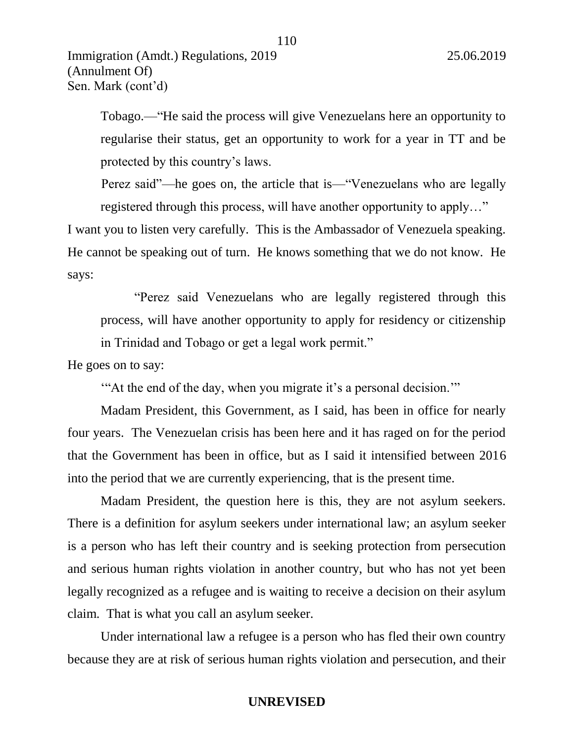Tobago.—"He said the process will give Venezuelans here an opportunity to regularise their status, get an opportunity to work for a year in TT and be protected by this country's laws.

Perez said"—he goes on, the article that is—"Venezuelans who are legally registered through this process, will have another opportunity to apply…"

I want you to listen very carefully. This is the Ambassador of Venezuela speaking. He cannot be speaking out of turn. He knows something that we do not know. He says:

> "Perez said Venezuelans who are legally registered through this process, will have another opportunity to apply for residency or citizenship in Trinidad and Tobago or get a legal work permit."

He goes on to say:

> '"At the end of the day, when you migrate it's a personal decision.'"

Madam President, this Government, as I said, has been in office for nearly four years. The Venezuelan crisis has been here and it has raged on for the period that the Government has been in office, but as I said it intensified between 2016 into the period that we are currently experiencing, that is the present time.

Madam President, the question here is this, they are not asylum seekers. There is a definition for asylum seekers under international law; an asylum seeker is a person who has left their country and is seeking protection from persecution and serious human rights violation in another country, but who has not yet been legally recognized as a refugee and is waiting to receive a decision on their asylum claim. That is what you call an asylum seeker.

Under international law a refugee is a person who has fled their own country because they are at risk of serious human rights violation and persecution, and their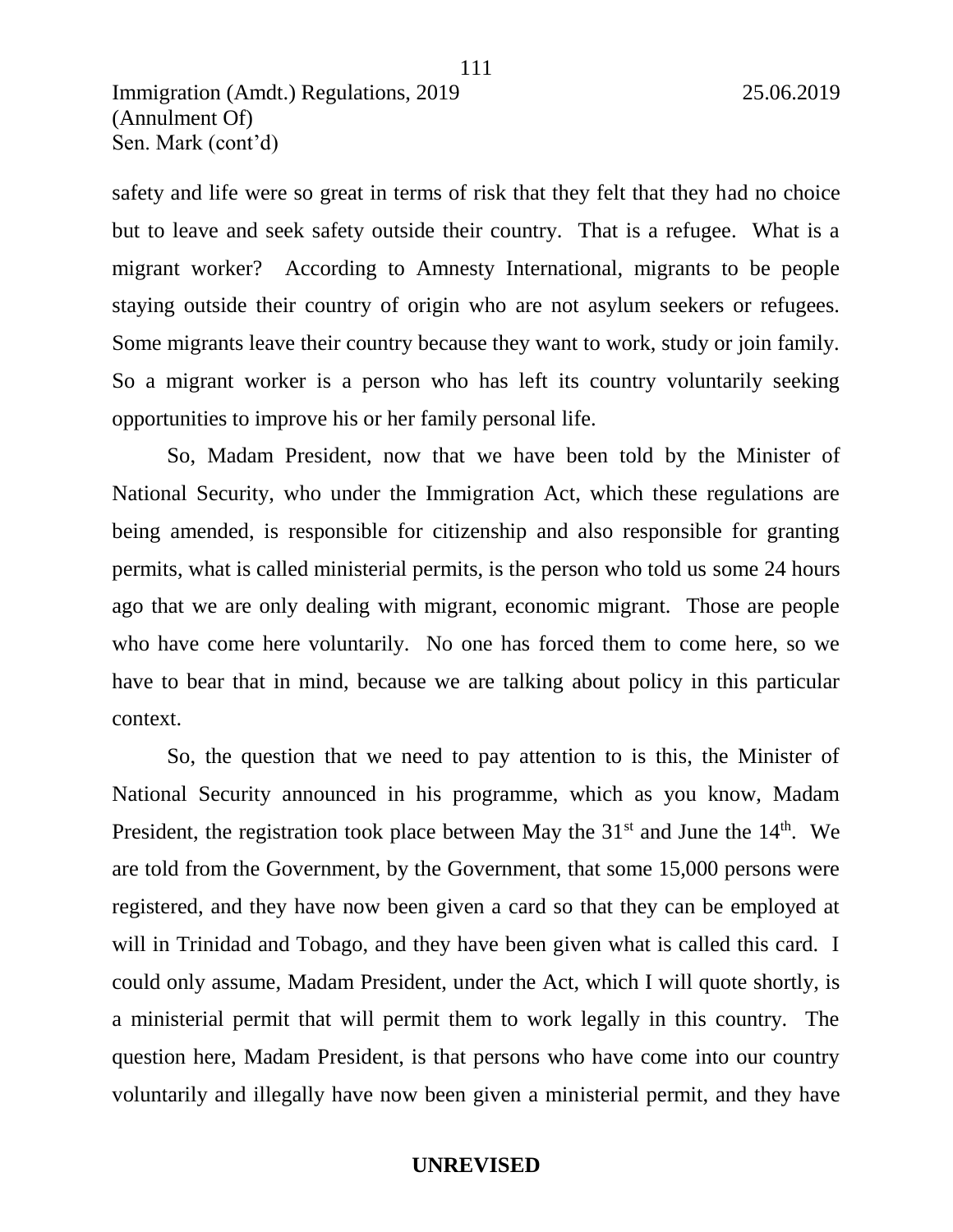safety and life were so great in terms of risk that they felt that they had no choice but to leave and seek safety outside their country. That is a refugee. What is a migrant worker? According to Amnesty International, migrants to be people staying outside their country of origin who are not asylum seekers or refugees. Some migrants leave their country because they want to work, study or join family. So a migrant worker is a person who has left its country voluntarily seeking opportunities to improve his or her family personal life.

So, Madam President, now that we have been told by the Minister of National Security, who under the Immigration Act, which these regulations are being amended, is responsible for citizenship and also responsible for granting permits, what is called ministerial permits, is the person who told us some 24 hours ago that we are only dealing with migrant, economic migrant. Those are people who have come here voluntarily. No one has forced them to come here, so we have to bear that in mind, because we are talking about policy in this particular context.

So, the question that we need to pay attention to is this, the Minister of National Security announced in his programme, which as you know, Madam President, the registration took place between May the 31st and June the 14th. We are told from the Government, by the Government, that some 15,000 persons were registered, and they have now been given a card so that they can be employed at will in Trinidad and Tobago, and they have been given what is called this card. I could only assume, Madam President, under the Act, which I will quote shortly, is a ministerial permit that will permit them to work legally in this country. The question here, Madam President, is that persons who have come into our country voluntarily and illegally have now been given a ministerial permit, and they have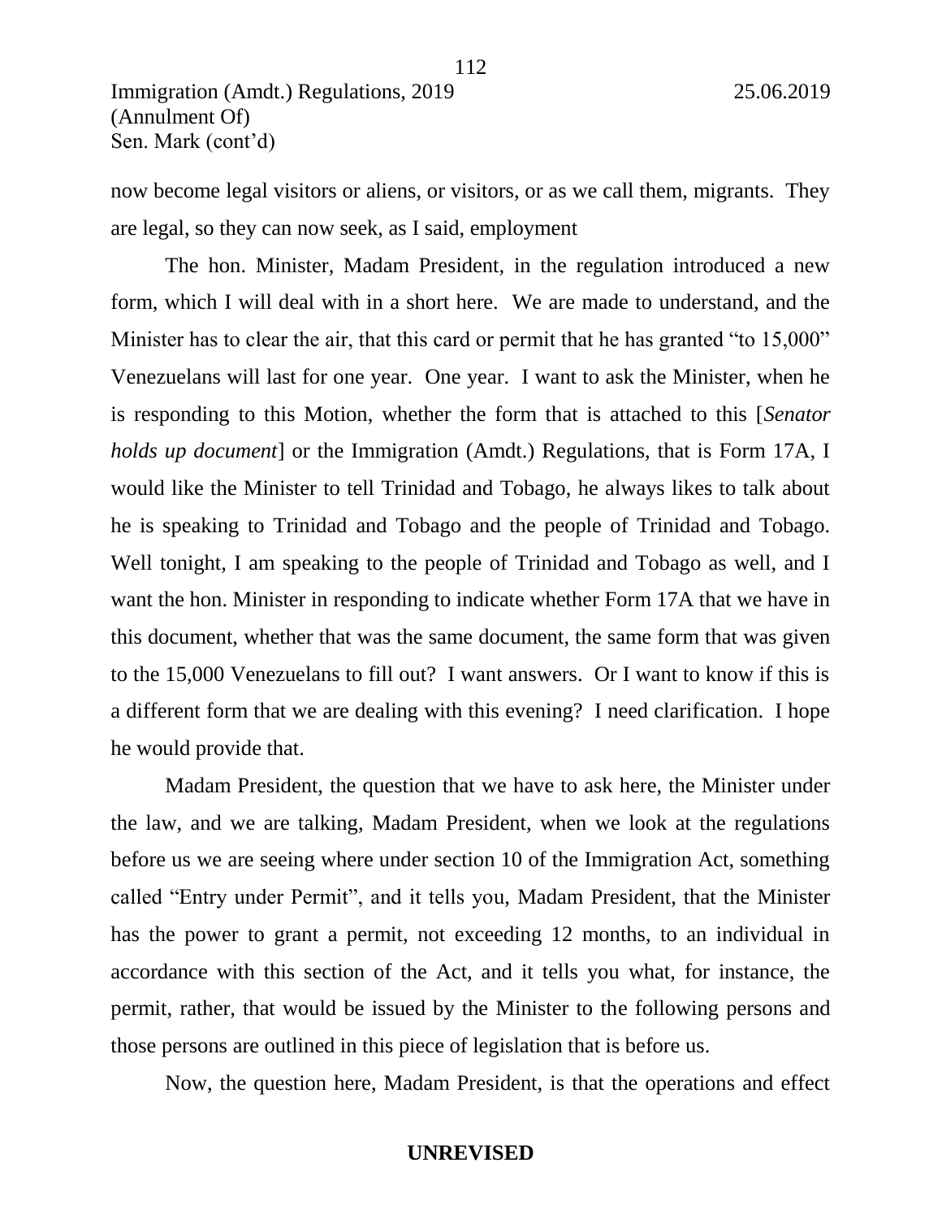now become legal visitors or aliens, or visitors, or as we call them, migrants. They are legal, so they can now seek, as I said, employment

The hon. Minister, Madam President, in the regulation introduced a new form, which I will deal with in a short here. We are made to understand, and the Minister has to clear the air, that this card or permit that he has granted "to 15,000" Venezuelans will last for one year. One year. I want to ask the Minister, when he is responding to this Motion, whether the form that is attached to this [*Senator holds up document*] or the Immigration (Amdt.) Regulations, that is Form 17A, I would like the Minister to tell Trinidad and Tobago, he always likes to talk about he is speaking to Trinidad and Tobago and the people of Trinidad and Tobago. Well tonight, I am speaking to the people of Trinidad and Tobago as well, and I want the hon. Minister in responding to indicate whether Form 17A that we have in this document, whether that was the same document, the same form that was given to the 15,000 Venezuelans to fill out? I want answers. Or I want to know if this is a different form that we are dealing with this evening? I need clarification. I hope he would provide that.

Madam President, the question that we have to ask here, the Minister under the law, and we are talking, Madam President, when we look at the regulations before us we are seeing where under section 10 of the Immigration Act, something called "Entry under Permit", and it tells you, Madam President, that the Minister has the power to grant a permit, not exceeding 12 months, to an individual in accordance with this section of the Act, and it tells you what, for instance, the permit, rather, that would be issued by the Minister to the following persons and those persons are outlined in this piece of legislation that is before us.

Now, the question here, Madam President, is that the operations and effect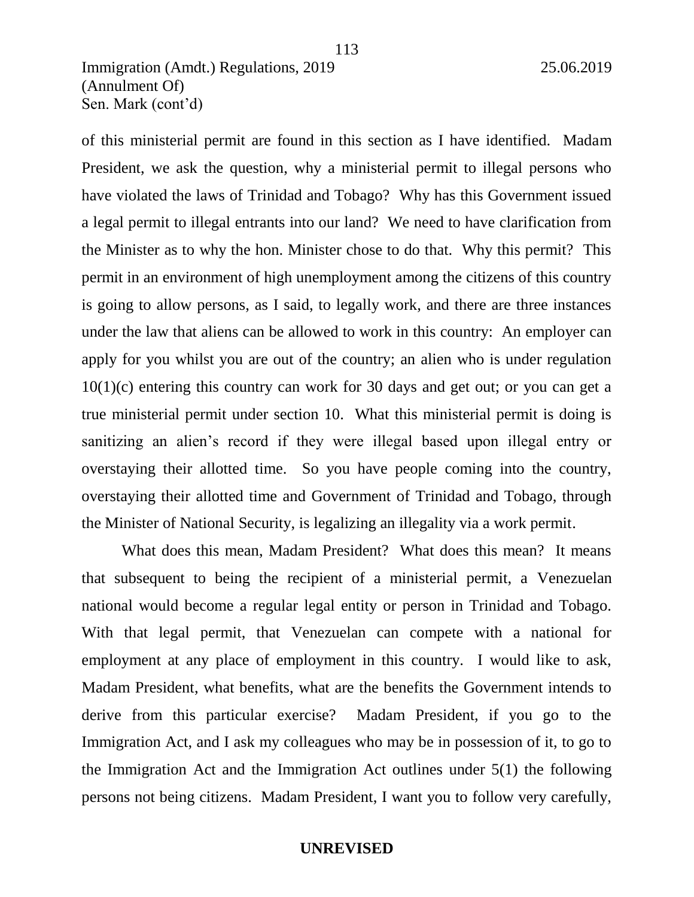of this ministerial permit are found in this section as I have identified. Madam President, we ask the question, why a ministerial permit to illegal persons who have violated the laws of Trinidad and Tobago? Why has this Government issued a legal permit to illegal entrants into our land? We need to have clarification from the Minister as to why the hon. Minister chose to do that. Why this permit? This permit in an environment of high unemployment among the citizens of this country is going to allow persons, as I said, to legally work, and there are three instances under the law that aliens can be allowed to work in this country: An employer can apply for you whilst you are out of the country; an alien who is under regulation 10(1)(c) entering this country can work for 30 days and get out; or you can get a true ministerial permit under section 10. What this ministerial permit is doing is sanitizing an alien's record if they were illegal based upon illegal entry or overstaying their allotted time. So you have people coming into the country, overstaying their allotted time and Government of Trinidad and Tobago, through the Minister of National Security, is legalizing an illegality via a work permit.

What does this mean, Madam President? What does this mean? It means that subsequent to being the recipient of a ministerial permit, a Venezuelan national would become a regular legal entity or person in Trinidad and Tobago. With that legal permit, that Venezuelan can compete with a national for employment at any place of employment in this country. I would like to ask, Madam President, what benefits, what are the benefits the Government intends to derive from this particular exercise? Madam President, if you go to the Immigration Act, and I ask my colleagues who may be in possession of it, to go to the Immigration Act and the Immigration Act outlines under 5(1) the following persons not being citizens. Madam President, I want you to follow very carefully,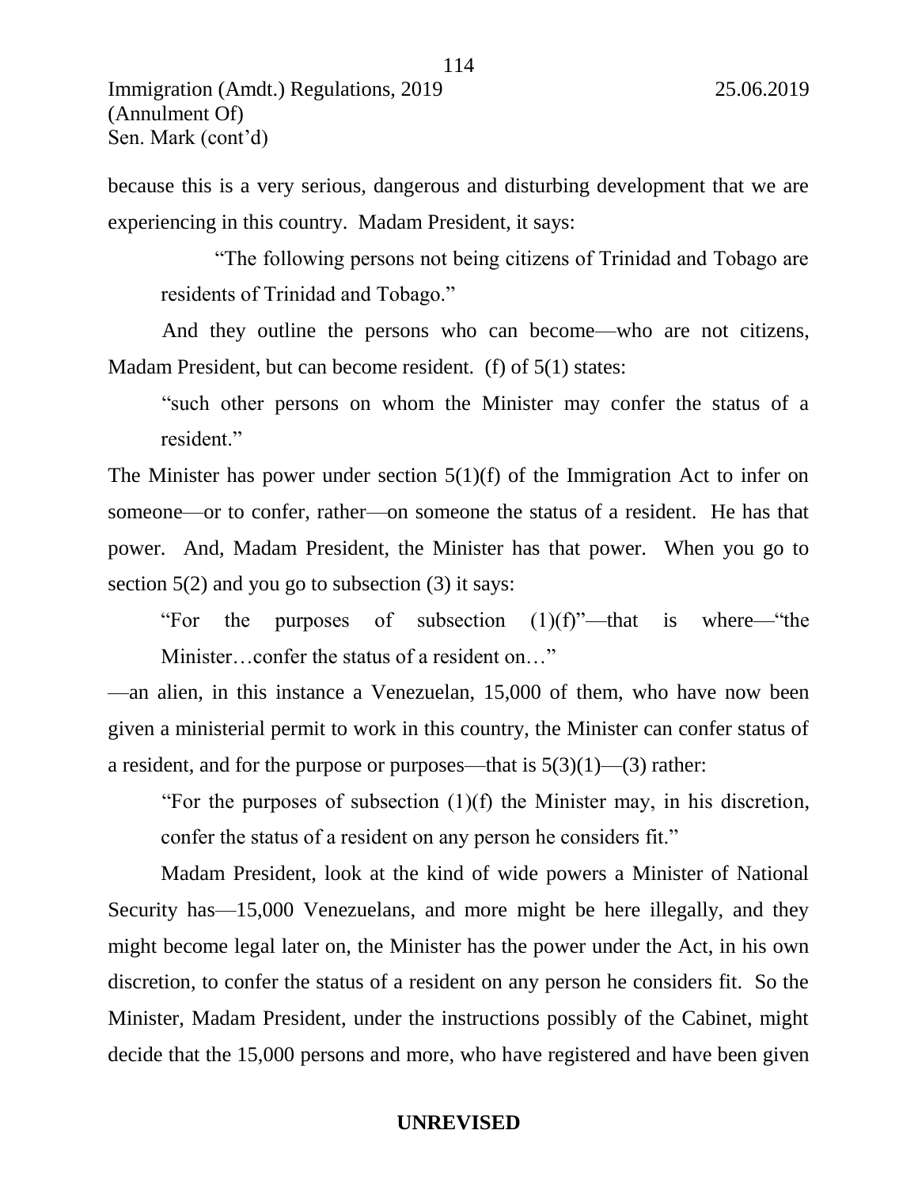because this is a very serious, dangerous and disturbing development that we are experiencing in this country. Madam President, it says:

> "The following persons not being citizens of Trinidad and Tobago are residents of Trinidad and Tobago."

And they outline the persons who can become—who are not citizens, Madam President, but can become resident. (f) of 5(1) states:

> "such other persons on whom the Minister may confer the status of a resident."

The Minister has power under section 5(1)(f) of the Immigration Act to infer on someone—or to confer, rather—on someone the status of a resident. He has that power. And, Madam President, the Minister has that power. When you go to section 5(2) and you go to subsection (3) it says:

> "For the purposes of subsection (1)(f)"—that is where—"the Minister…confer the status of a resident on…"

—an alien, in this instance a Venezuelan, 15,000 of them, who have now been given a ministerial permit to work in this country, the Minister can confer status of a resident, and for the purpose or purposes—that is 5(3)(1)—(3) rather:

> "For the purposes of subsection (1)(f) the Minister may, in his discretion, confer the status of a resident on any person he considers fit."

Madam President, look at the kind of wide powers a Minister of National Security has—15,000 Venezuelans, and more might be here illegally, and they might become legal later on, the Minister has the power under the Act, in his own discretion, to confer the status of a resident on any person he considers fit. So the Minister, Madam President, under the instructions possibly of the Cabinet, might decide that the 15,000 persons and more, who have registered and have been given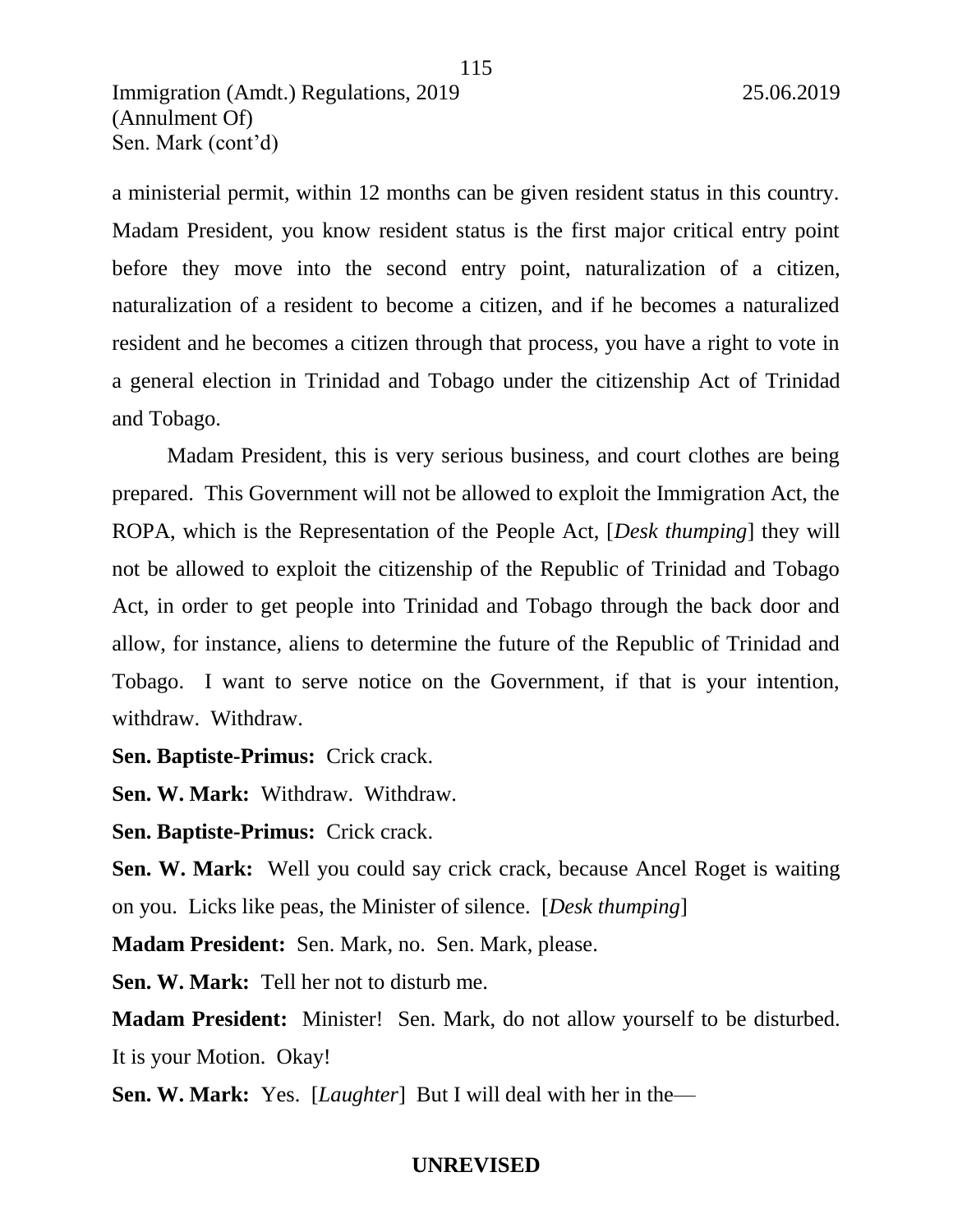a ministerial permit, within 12 months can be given resident status in this country. Madam President, you know resident status is the first major critical entry point before they move into the second entry point, naturalization of a citizen, naturalization of a resident to become a citizen, and if he becomes a naturalized resident and he becomes a citizen through that process, you have a right to vote in a general election in Trinidad and Tobago under the citizenship Act of Trinidad and Tobago.

Madam President, this is very serious business, and court clothes are being prepared. This Government will not be allowed to exploit the Immigration Act, the ROPA, which is the Representation of the People Act, [*Desk thumping*] they will not be allowed to exploit the citizenship of the Republic of Trinidad and Tobago Act, in order to get people into Trinidad and Tobago through the back door and allow, for instance, aliens to determine the future of the Republic of Trinidad and Tobago. I want to serve notice on the Government, if that is your intention, withdraw. Withdraw.

**Sen. Baptiste-Primus:** Crick crack.

**Sen. W. Mark:** Withdraw. Withdraw.

**Sen. Baptiste-Primus:** Crick crack.

**Sen. W. Mark:** Well you could say crick crack, because Ancel Roget is waiting on you. Licks like peas, the Minister of silence. [*Desk thumping*]

**Madam President:** Sen. Mark, no. Sen. Mark, please.

**Sen. W. Mark:** Tell her not to disturb me.

**Madam President:** Minister! Sen. Mark, do not allow yourself to be disturbed. It is your Motion. Okay!

**Sen. W. Mark:** Yes. [*Laughter*] But I will deal with her in the—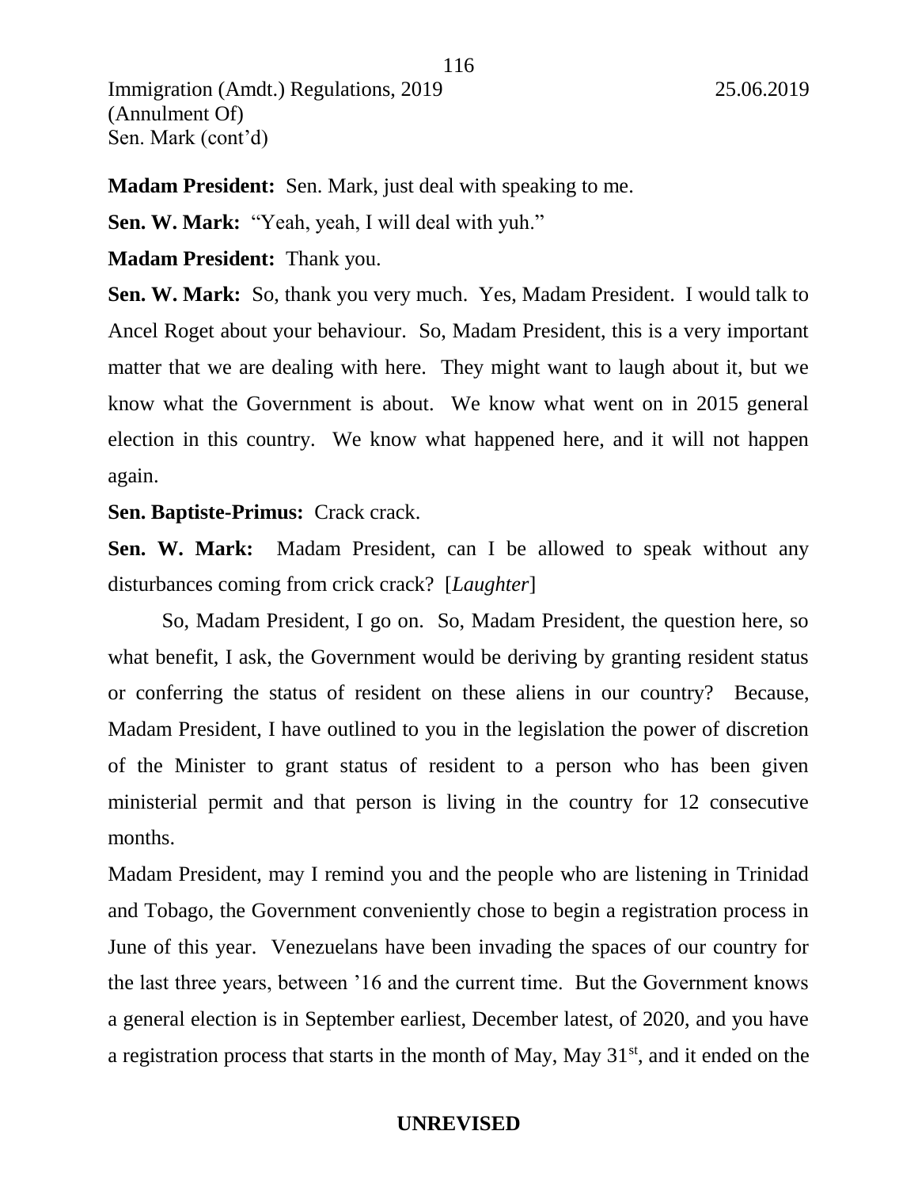**Madam President:** Sen. Mark, just deal with speaking to me.

**Sen. W. Mark:** "Yeah, yeah, I will deal with yuh."

**Madam President:** Thank you.

**Sen. W. Mark:** So, thank you very much. Yes, Madam President. I would talk to Ancel Roget about your behaviour. So, Madam President, this is a very important matter that we are dealing with here. They might want to laugh about it, but we know what the Government is about. We know what went on in 2015 general election in this country. We know what happened here, and it will not happen again.

**Sen. Baptiste-Primus:** Crack crack.

**Sen. W. Mark:** Madam President, can I be allowed to speak without any disturbances coming from crick crack? [*Laughter*]

So, Madam President, I go on. So, Madam President, the question here, so what benefit, I ask, the Government would be deriving by granting resident status or conferring the status of resident on these aliens in our country? Because, Madam President, I have outlined to you in the legislation the power of discretion of the Minister to grant status of resident to a person who has been given ministerial permit and that person is living in the country for 12 consecutive months.

Madam President, may I remind you and the people who are listening in Trinidad and Tobago, the Government conveniently chose to begin a registration process in June of this year. Venezuelans have been invading the spaces of our country for the last three years, between '16 and the current time. But the Government knows a general election is in September earliest, December latest, of 2020, and you have a registration process that starts in the month of May, May 31st, and it ended on the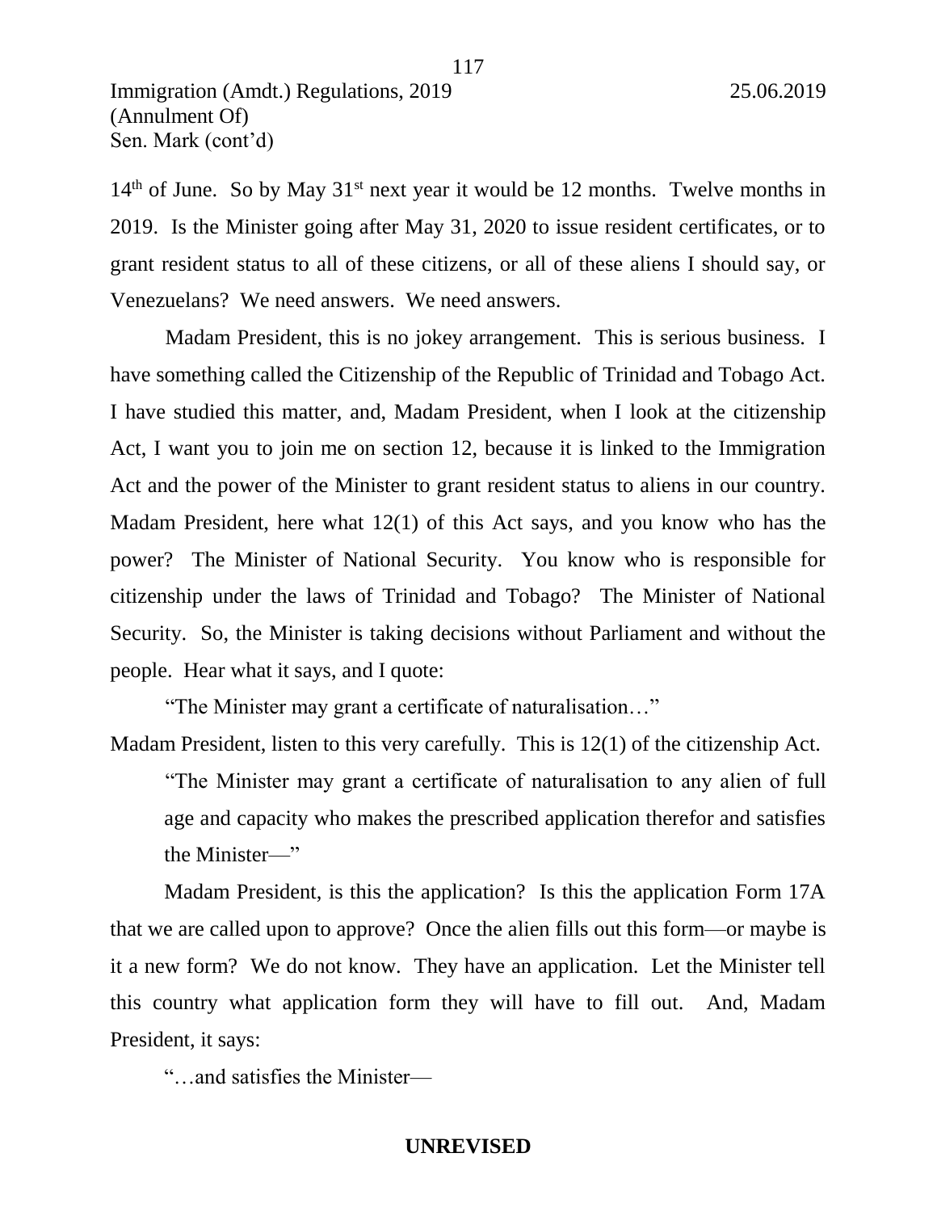14th of June. So by May 31st next year it would be 12 months. Twelve months in 2019. Is the Minister going after May 31, 2020 to issue resident certificates, or to grant resident status to all of these citizens, or all of these aliens I should say, or Venezuelans? We need answers. We need answers.

Madam President, this is no jokey arrangement. This is serious business. I have something called the Citizenship of the Republic of Trinidad and Tobago Act. I have studied this matter, and, Madam President, when I look at the citizenship Act, I want you to join me on section 12, because it is linked to the Immigration Act and the power of the Minister to grant resident status to aliens in our country. Madam President, here what 12(1) of this Act says, and you know who has the power? The Minister of National Security. You know who is responsible for citizenship under the laws of Trinidad and Tobago? The Minister of National Security. So, the Minister is taking decisions without Parliament and without the people. Hear what it says, and I quote:

"The Minister may grant a certificate of naturalisation…"

Madam President, listen to this very carefully. This is 12(1) of the citizenship Act.

> "The Minister may grant a certificate of naturalisation to any alien of full age and capacity who makes the prescribed application therefor and satisfies the Minister—"

Madam President, is this the application? Is this the application Form 17A that we are called upon to approve? Once the alien fills out this form—or maybe is it a new form? We do not know. They have an application. Let the Minister tell this country what application form they will have to fill out. And, Madam President, it says:

"…and satisfies the Minister—

**UNREVISED**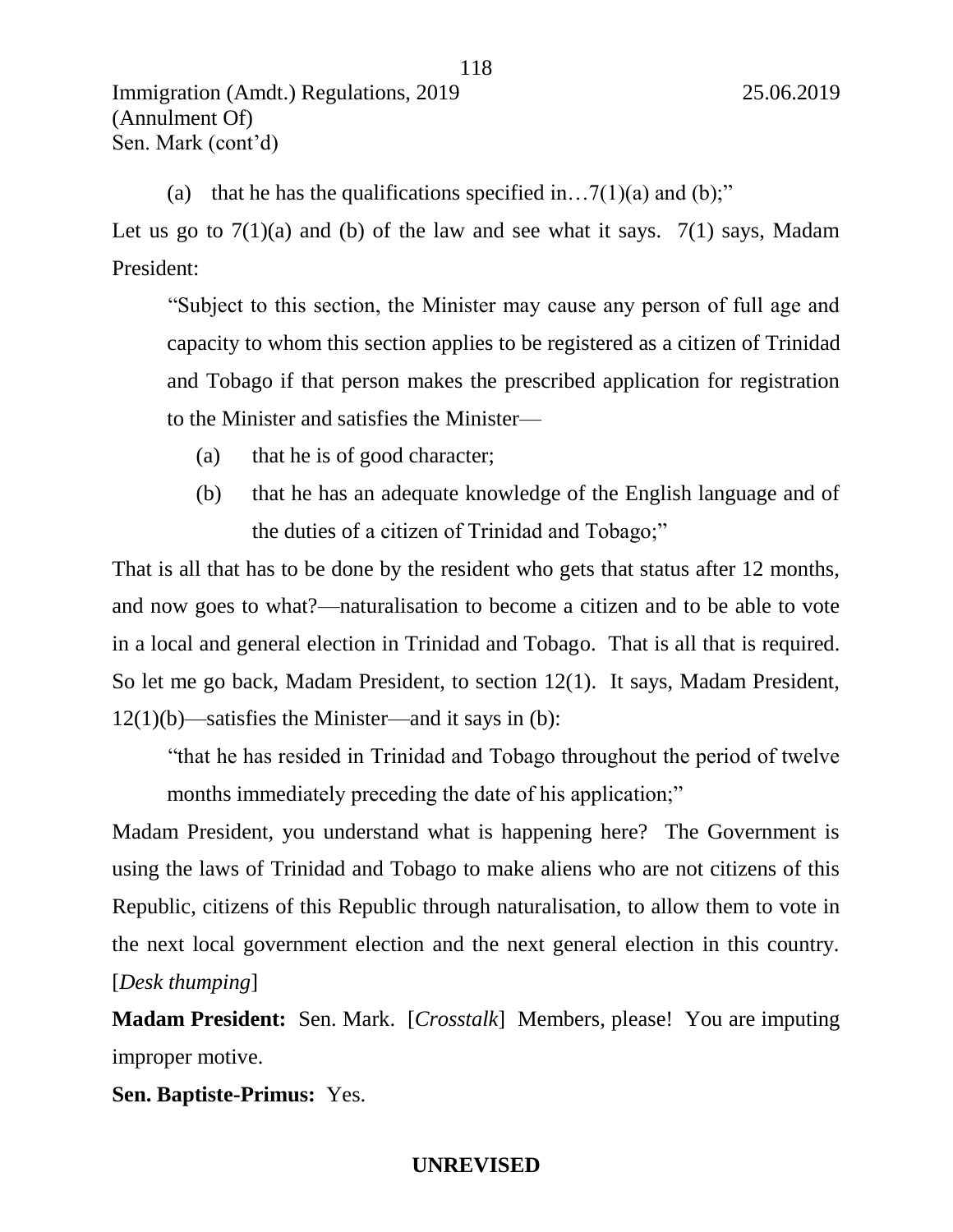(a) that he has the qualifications specified in…7(1)(a) and (b);"

Let us go to 7(1)(a) and (b) of the law and see what it says. 7(1) says, Madam President:

> "Subject to this section, the Minister may cause any person of full age and capacity to whom this section applies to be registered as a citizen of Trinidad and Tobago if that person makes the prescribed application for registration to the Minister and satisfies the Minister—
>
> (a) that he is of good character;
>
> (b) that he has an adequate knowledge of the English language and of the duties of a citizen of Trinidad and Tobago;"

That is all that has to be done by the resident who gets that status after 12 months, and now goes to what?—naturalisation to become a citizen and to be able to vote in a local and general election in Trinidad and Tobago. That is all that is required. So let me go back, Madam President, to section 12(1). It says, Madam President, 12(1)(b)—satisfies the Minister—and it says in (b):

> "that he has resided in Trinidad and Tobago throughout the period of twelve months immediately preceding the date of his application;"

Madam President, you understand what is happening here? The Government is using the laws of Trinidad and Tobago to make aliens who are not citizens of this Republic, citizens of this Republic through naturalisation, to allow them to vote in the next local government election and the next general election in this country. [*Desk thumping*]

**Madam President:** Sen. Mark. [*Crosstalk*] Members, please! You are imputing improper motive.

**Sen. Baptiste-Primus:** Yes.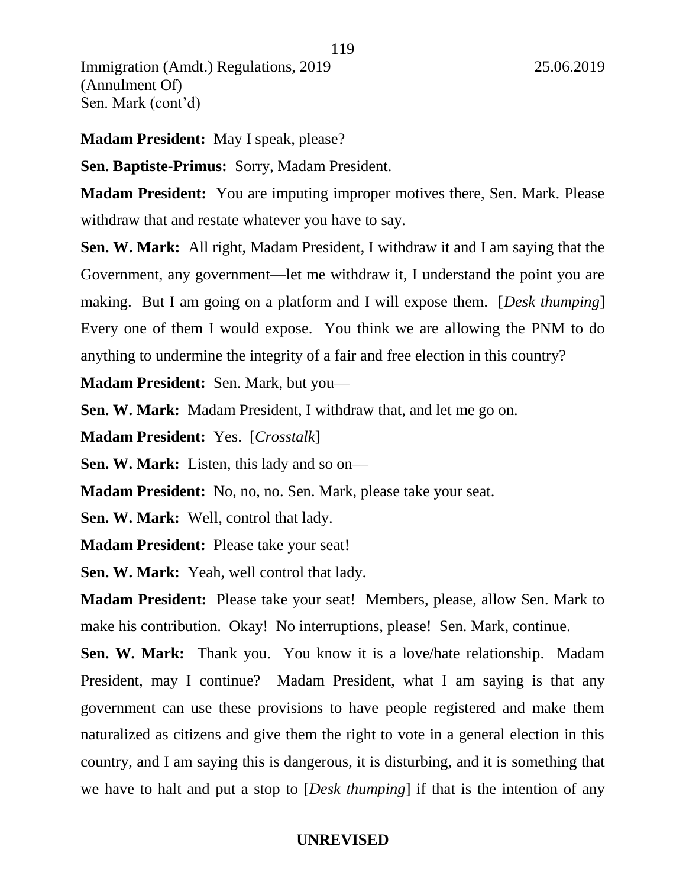**Madam President:** May I speak, please?

**Sen. Baptiste-Primus:** Sorry, Madam President.

**Madam President:** You are imputing improper motives there, Sen. Mark. Please withdraw that and restate whatever you have to say.

**Sen. W. Mark:** All right, Madam President, I withdraw it and I am saying that the Government, any government—let me withdraw it, I understand the point you are making. But I am going on a platform and I will expose them. [*Desk thumping*] Every one of them I would expose. You think we are allowing the PNM to do anything to undermine the integrity of a fair and free election in this country?

**Madam President:** Sen. Mark, but you—

**Sen. W. Mark:** Madam President, I withdraw that, and let me go on.

**Madam President:** Yes. [*Crosstalk*]

**Sen. W. Mark:** Listen, this lady and so on—

**Madam President:** No, no, no. Sen. Mark, please take your seat.

**Sen. W. Mark:** Well, control that lady.

**Madam President:** Please take your seat!

**Sen. W. Mark:** Yeah, well control that lady.

**Madam President:** Please take your seat! Members, please, allow Sen. Mark to make his contribution. Okay! No interruptions, please! Sen. Mark, continue.

**Sen. W. Mark:** Thank you. You know it is a love/hate relationship. Madam President, may I continue? Madam President, what I am saying is that any government can use these provisions to have people registered and make them naturalized as citizens and give them the right to vote in a general election in this country, and I am saying this is dangerous, it is disturbing, and it is something that we have to halt and put a stop to [*Desk thumping*] if that is the intention of any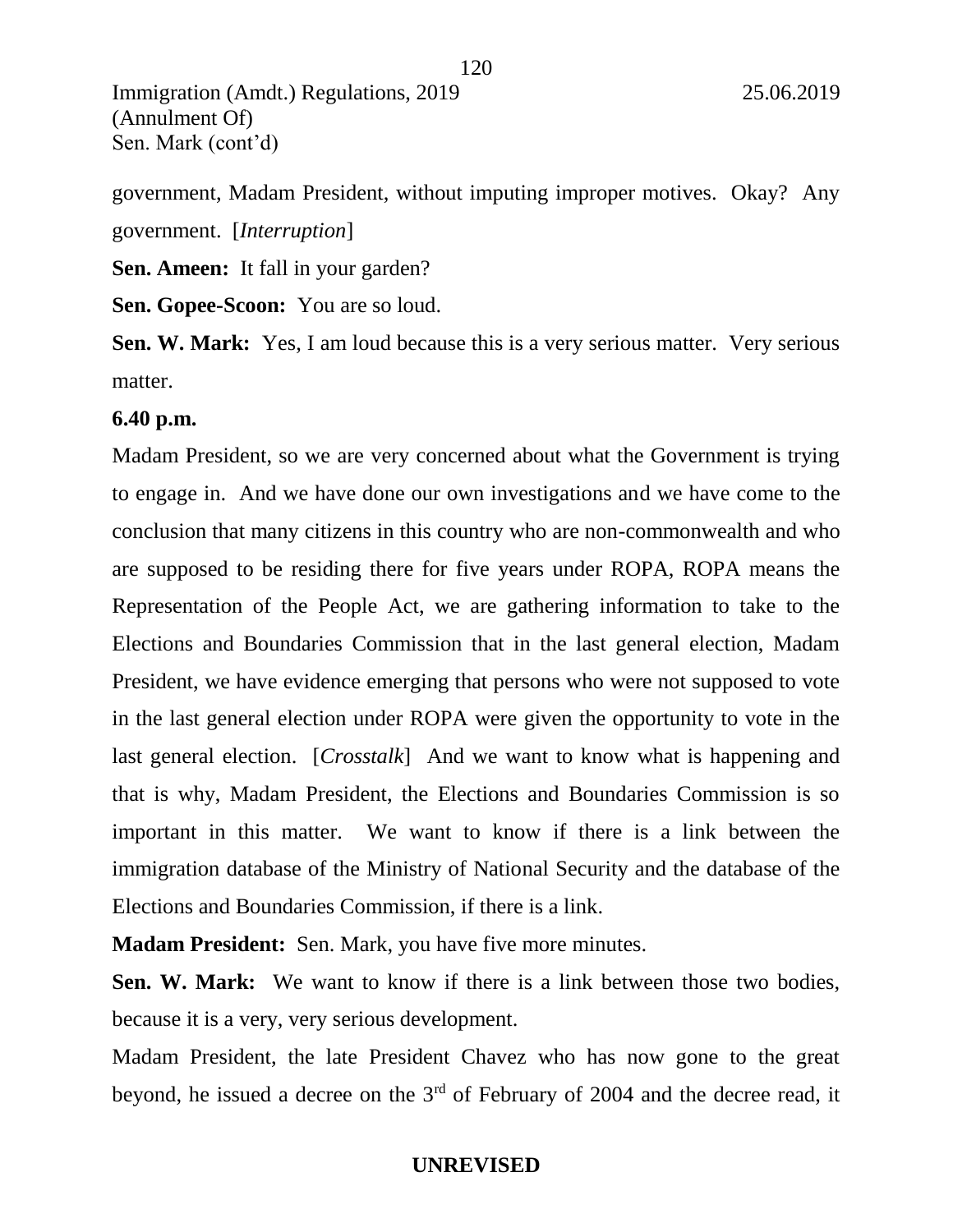government, Madam President, without imputing improper motives. Okay? Any government. [*Interruption*]

**Sen. Ameen:** It fall in your garden?

**Sen. Gopee-Scoon:** You are so loud.

**Sen. W. Mark:** Yes, I am loud because this is a very serious matter. Very serious matter.

**6.40 p.m.**

Madam President, so we are very concerned about what the Government is trying to engage in. And we have done our own investigations and we have come to the conclusion that many citizens in this country who are non-commonwealth and who are supposed to be residing there for five years under ROPA, ROPA means the Representation of the People Act, we are gathering information to take to the Elections and Boundaries Commission that in the last general election, Madam President, we have evidence emerging that persons who were not supposed to vote in the last general election under ROPA were given the opportunity to vote in the last general election. [*Crosstalk*] And we want to know what is happening and that is why, Madam President, the Elections and Boundaries Commission is so important in this matter. We want to know if there is a link between the immigration database of the Ministry of National Security and the database of the Elections and Boundaries Commission, if there is a link.

**Madam President:** Sen. Mark, you have five more minutes.

**Sen. W. Mark:** We want to know if there is a link between those two bodies, because it is a very, very serious development.

Madam President, the late President Chavez who has now gone to the great beyond, he issued a decree on the 3rd of February of 2004 and the decree read, it

**UNREVISED**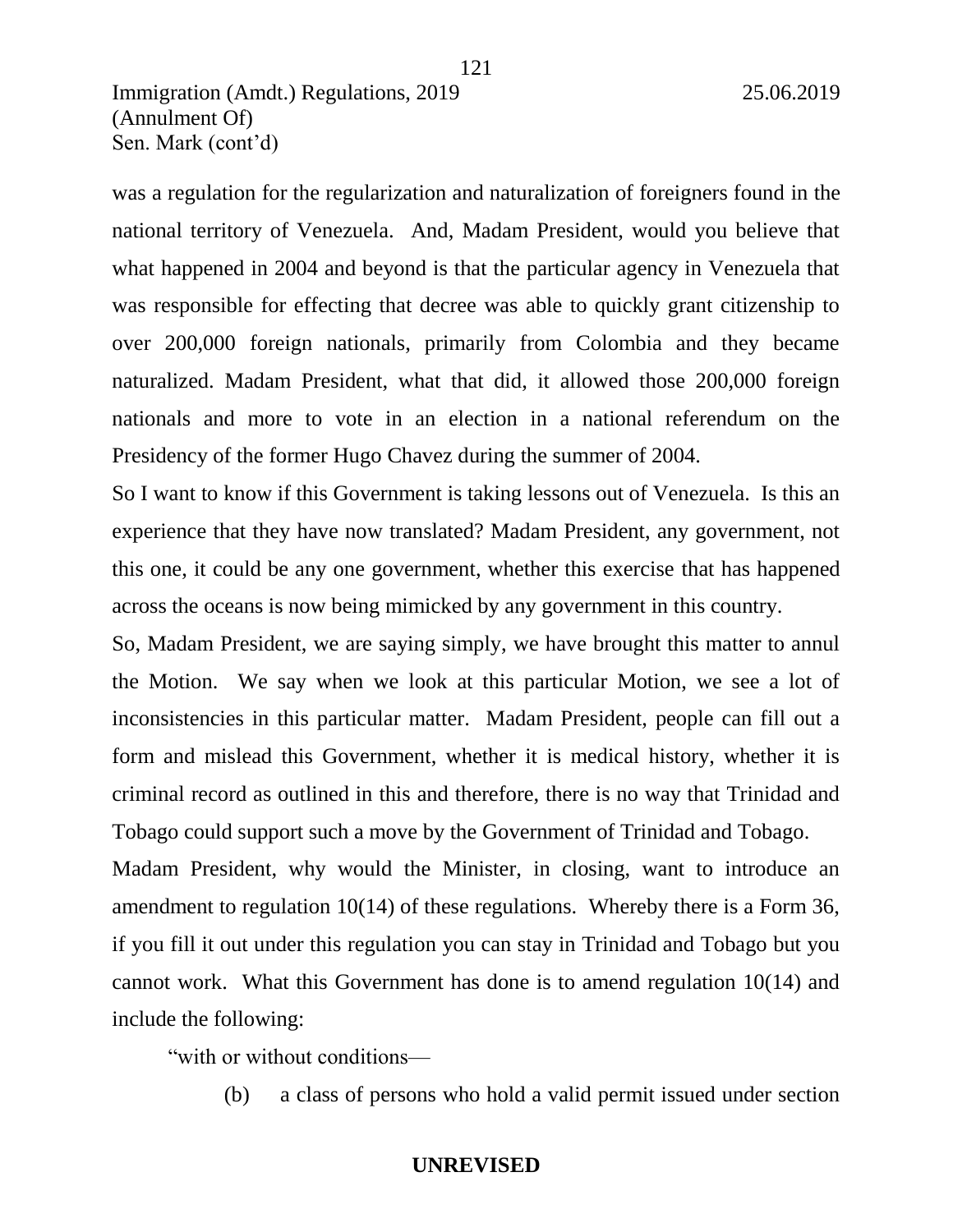was a regulation for the regularization and naturalization of foreigners found in the national territory of Venezuela. And, Madam President, would you believe that what happened in 2004 and beyond is that the particular agency in Venezuela that was responsible for effecting that decree was able to quickly grant citizenship to over 200,000 foreign nationals, primarily from Colombia and they became naturalized. Madam President, what that did, it allowed those 200,000 foreign nationals and more to vote in an election in a national referendum on the Presidency of the former Hugo Chavez during the summer of 2004.

So I want to know if this Government is taking lessons out of Venezuela. Is this an experience that they have now translated? Madam President, any government, not this one, it could be any one government, whether this exercise that has happened across the oceans is now being mimicked by any government in this country.

So, Madam President, we are saying simply, we have brought this matter to annul the Motion. We say when we look at this particular Motion, we see a lot of inconsistencies in this particular matter. Madam President, people can fill out a form and mislead this Government, whether it is medical history, whether it is criminal record as outlined in this and therefore, there is no way that Trinidad and Tobago could support such a move by the Government of Trinidad and Tobago.

Madam President, why would the Minister, in closing, want to introduce an amendment to regulation 10(14) of these regulations. Whereby there is a Form 36, if you fill it out under this regulation you can stay in Trinidad and Tobago but you cannot work. What this Government has done is to amend regulation 10(14) and include the following:

"with or without conditions—

(b) a class of persons who hold a valid permit issued under section

**UNREVISED**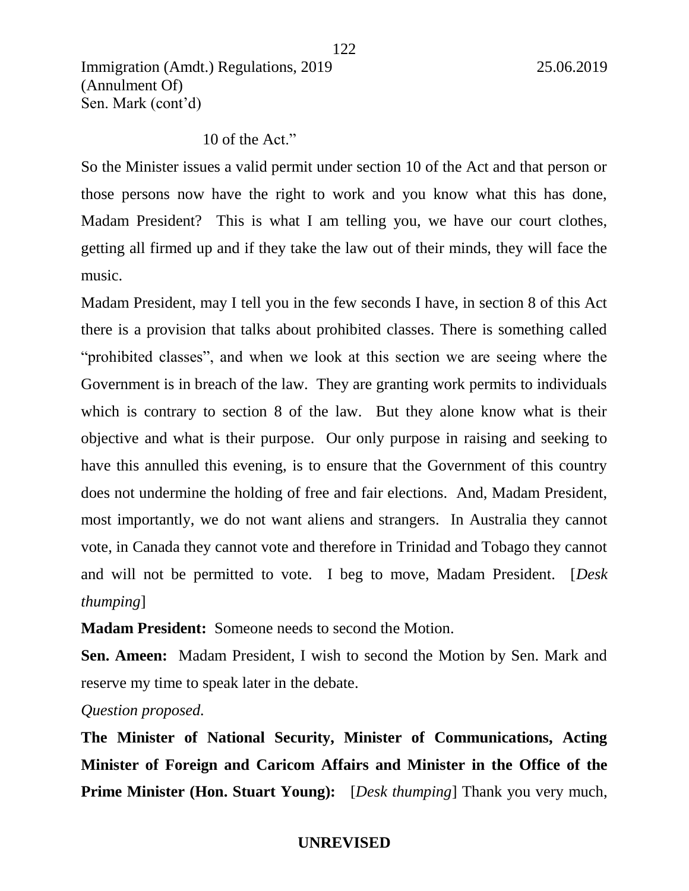10 of the Act."

So the Minister issues a valid permit under section 10 of the Act and that person or those persons now have the right to work and you know what this has done, Madam President? This is what I am telling you, we have our court clothes, getting all firmed up and if they take the law out of their minds, they will face the music.

Madam President, may I tell you in the few seconds I have, in section 8 of this Act there is a provision that talks about prohibited classes. There is something called "prohibited classes", and when we look at this section we are seeing where the Government is in breach of the law. They are granting work permits to individuals which is contrary to section 8 of the law. But they alone know what is their objective and what is their purpose. Our only purpose in raising and seeking to have this annulled this evening, is to ensure that the Government of this country does not undermine the holding of free and fair elections. And, Madam President, most importantly, we do not want aliens and strangers. In Australia they cannot vote, in Canada they cannot vote and therefore in Trinidad and Tobago they cannot and will not be permitted to vote. I beg to move, Madam President. [*Desk thumping*]

**Madam President:** Someone needs to second the Motion.

**Sen. Ameen:** Madam President, I wish to second the Motion by Sen. Mark and reserve my time to speak later in the debate.

*Question proposed.*

**The Minister of National Security, Minister of Communications, Acting Minister of Foreign and Caricom Affairs and Minister in the Office of the Prime Minister (Hon. Stuart Young):** [*Desk thumping*] Thank you very much,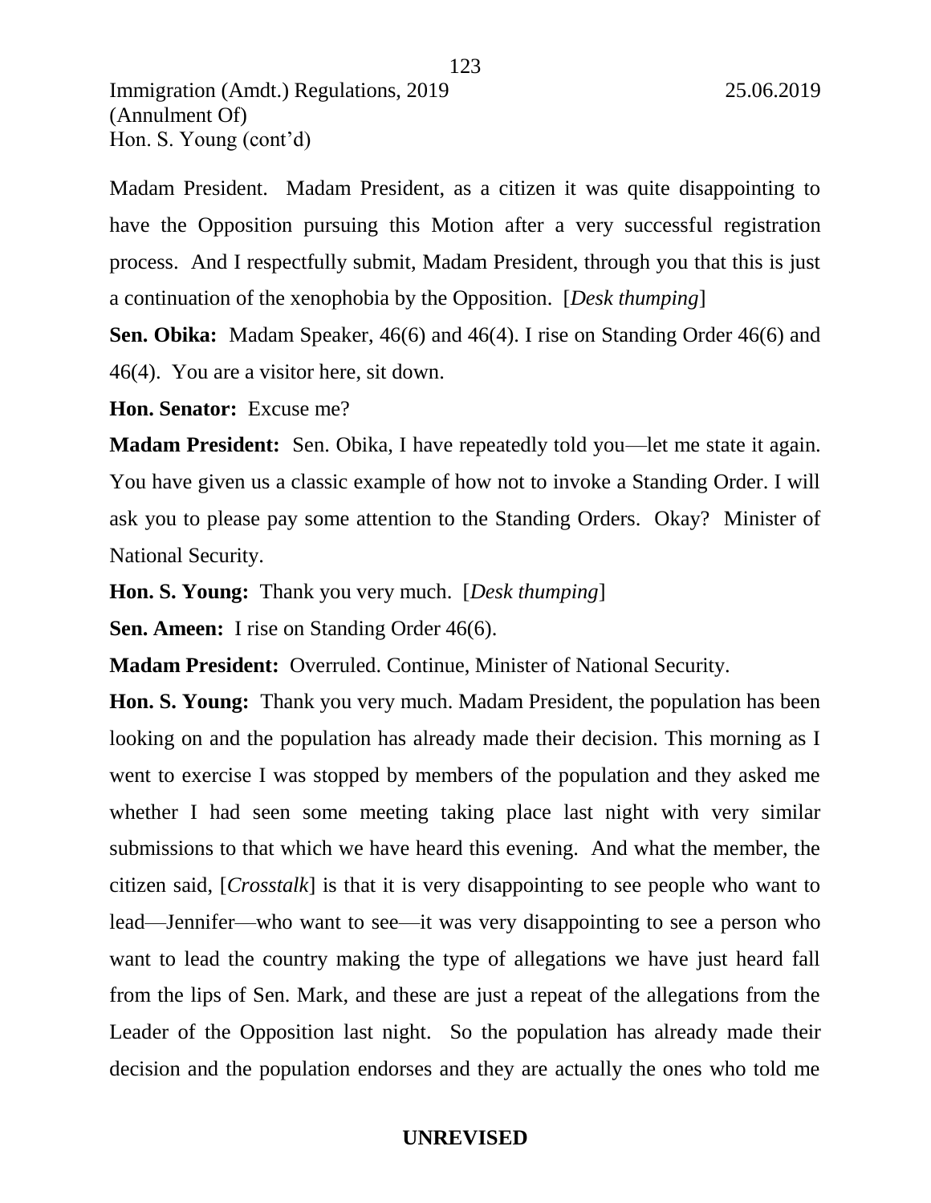Madam President. Madam President, as a citizen it was quite disappointing to have the Opposition pursuing this Motion after a very successful registration process. And I respectfully submit, Madam President, through you that this is just a continuation of the xenophobia by the Opposition. [*Desk thumping*]

**Sen. Obika:** Madam Speaker, 46(6) and 46(4). I rise on Standing Order 46(6) and 46(4). You are a visitor here, sit down.

**Hon. Senator:** Excuse me?

**Madam President:** Sen. Obika, I have repeatedly told you—let me state it again. You have given us a classic example of how not to invoke a Standing Order. I will ask you to please pay some attention to the Standing Orders. Okay? Minister of National Security.

**Hon. S. Young:** Thank you very much. [*Desk thumping*]

**Sen. Ameen:** I rise on Standing Order 46(6).

**Madam President:** Overruled. Continue, Minister of National Security.

**Hon. S. Young:** Thank you very much. Madam President, the population has been looking on and the population has already made their decision. This morning as I went to exercise I was stopped by members of the population and they asked me whether I had seen some meeting taking place last night with very similar submissions to that which we have heard this evening. And what the member, the citizen said, [*Crosstalk*] is that it is very disappointing to see people who want to lead—Jennifer—who want to see—it was very disappointing to see a person who want to lead the country making the type of allegations we have just heard fall from the lips of Sen. Mark, and these are just a repeat of the allegations from the Leader of the Opposition last night. So the population has already made their decision and the population endorses and they are actually the ones who told me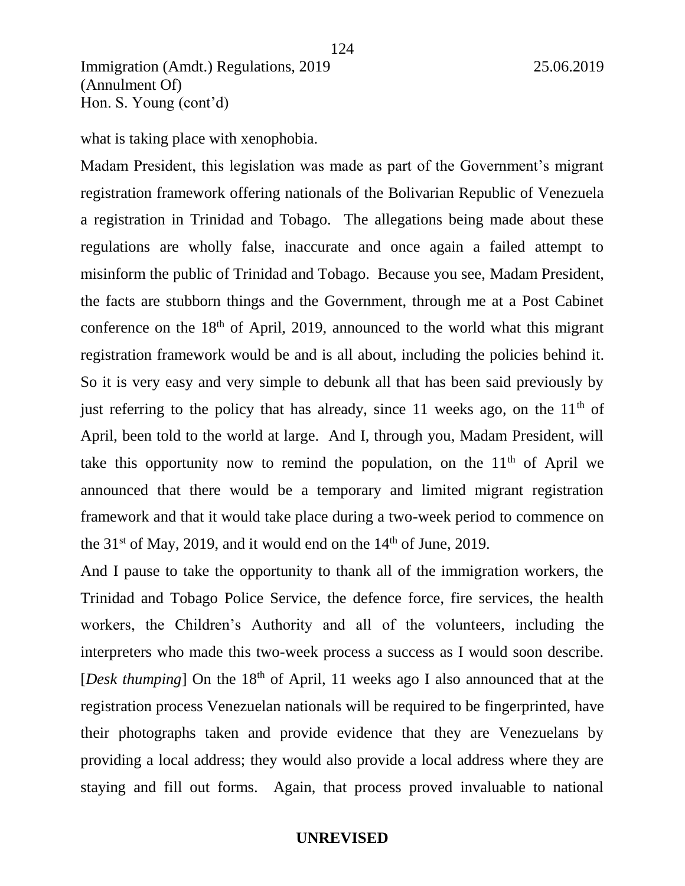what is taking place with xenophobia.

Madam President, this legislation was made as part of the Government's migrant registration framework offering nationals of the Bolivarian Republic of Venezuela a registration in Trinidad and Tobago. The allegations being made about these regulations are wholly false, inaccurate and once again a failed attempt to misinform the public of Trinidad and Tobago. Because you see, Madam President, the facts are stubborn things and the Government, through me at a Post Cabinet conference on the 18th of April, 2019, announced to the world what this migrant registration framework would be and is all about, including the policies behind it. So it is very easy and very simple to debunk all that has been said previously by just referring to the policy that has already, since 11 weeks ago, on the 11th of April, been told to the world at large. And I, through you, Madam President, will take this opportunity now to remind the population, on the 11th of April we announced that there would be a temporary and limited migrant registration framework and that it would take place during a two-week period to commence on the 31st of May, 2019, and it would end on the 14th of June, 2019.

And I pause to take the opportunity to thank all of the immigration workers, the Trinidad and Tobago Police Service, the defence force, fire services, the health workers, the Children's Authority and all of the volunteers, including the interpreters who made this two-week process a success as I would soon describe. [*Desk thumping*] On the 18th of April, 11 weeks ago I also announced that at the registration process Venezuelan nationals will be required to be fingerprinted, have their photographs taken and provide evidence that they are Venezuelans by providing a local address; they would also provide a local address where they are staying and fill out forms. Again, that process proved invaluable to national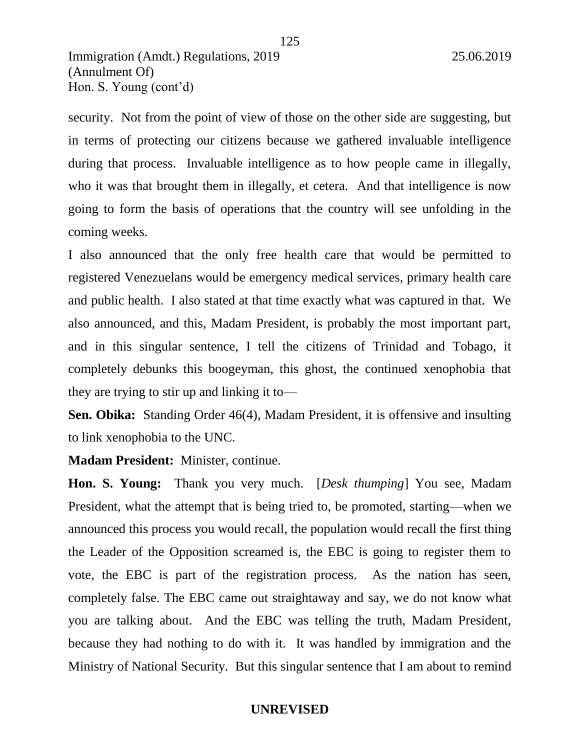security. Not from the point of view of those on the other side are suggesting, but in terms of protecting our citizens because we gathered invaluable intelligence during that process. Invaluable intelligence as to how people came in illegally, who it was that brought them in illegally, et cetera. And that intelligence is now going to form the basis of operations that the country will see unfolding in the coming weeks.

I also announced that the only free health care that would be permitted to registered Venezuelans would be emergency medical services, primary health care and public health. I also stated at that time exactly what was captured in that. We also announced, and this, Madam President, is probably the most important part, and in this singular sentence, I tell the citizens of Trinidad and Tobago, it completely debunks this boogeyman, this ghost, the continued xenophobia that they are trying to stir up and linking it to—

**Sen. Obika:** Standing Order 46(4), Madam President, it is offensive and insulting to link xenophobia to the UNC.

**Madam President:** Minister, continue.

**Hon. S. Young:** Thank you very much. [*Desk thumping*] You see, Madam President, what the attempt that is being tried to, be promoted, starting—when we announced this process you would recall, the population would recall the first thing the Leader of the Opposition screamed is, the EBC is going to register them to vote, the EBC is part of the registration process. As the nation has seen, completely false. The EBC came out straightaway and say, we do not know what you are talking about. And the EBC was telling the truth, Madam President, because they had nothing to do with it. It was handled by immigration and the Ministry of National Security. But this singular sentence that I am about to remind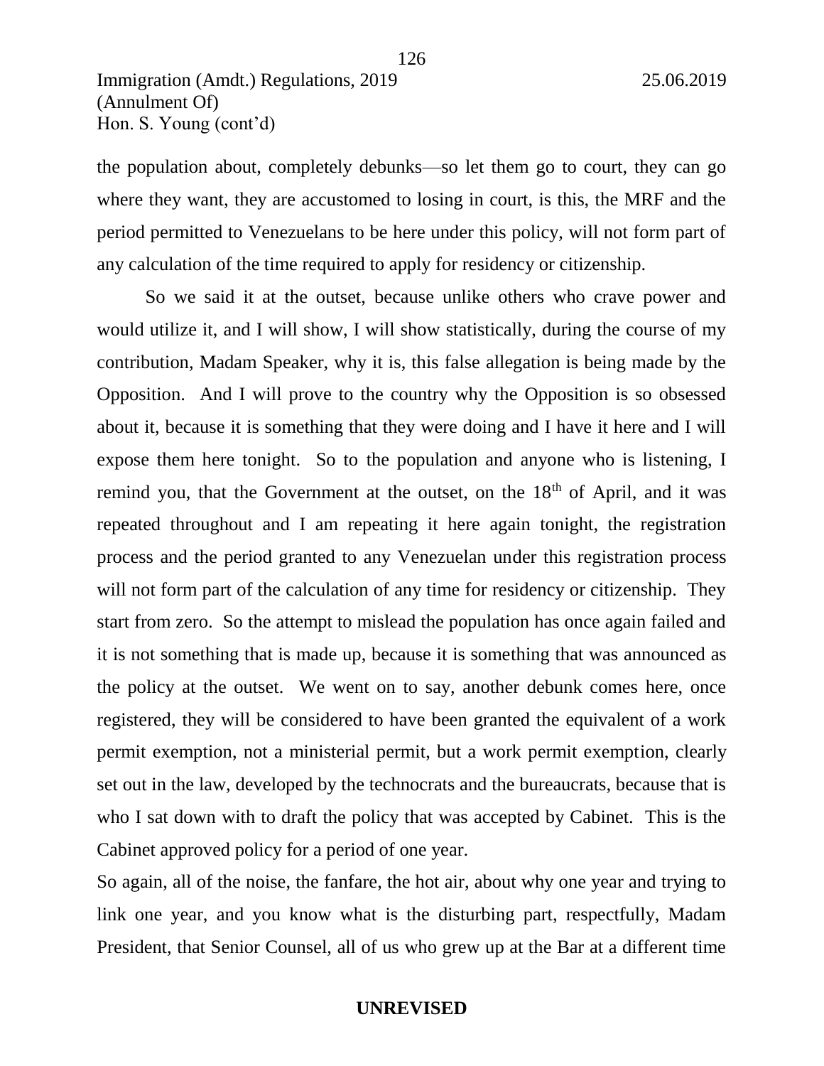the population about, completely debunks—so let them go to court, they can go where they want, they are accustomed to losing in court, is this, the MRF and the period permitted to Venezuelans to be here under this policy, will not form part of any calculation of the time required to apply for residency or citizenship.

So we said it at the outset, because unlike others who crave power and would utilize it, and I will show, I will show statistically, during the course of my contribution, Madam Speaker, why it is, this false allegation is being made by the Opposition. And I will prove to the country why the Opposition is so obsessed about it, because it is something that they were doing and I have it here and I will expose them here tonight. So to the population and anyone who is listening, I remind you, that the Government at the outset, on the 18th of April, and it was repeated throughout and I am repeating it here again tonight, the registration process and the period granted to any Venezuelan under this registration process will not form part of the calculation of any time for residency or citizenship. They start from zero. So the attempt to mislead the population has once again failed and it is not something that is made up, because it is something that was announced as the policy at the outset. We went on to say, another debunk comes here, once registered, they will be considered to have been granted the equivalent of a work permit exemption, not a ministerial permit, but a work permit exemption, clearly set out in the law, developed by the technocrats and the bureaucrats, because that is who I sat down with to draft the policy that was accepted by Cabinet. This is the Cabinet approved policy for a period of one year.

So again, all of the noise, the fanfare, the hot air, about why one year and trying to link one year, and you know what is the disturbing part, respectfully, Madam President, that Senior Counsel, all of us who grew up at the Bar at a different time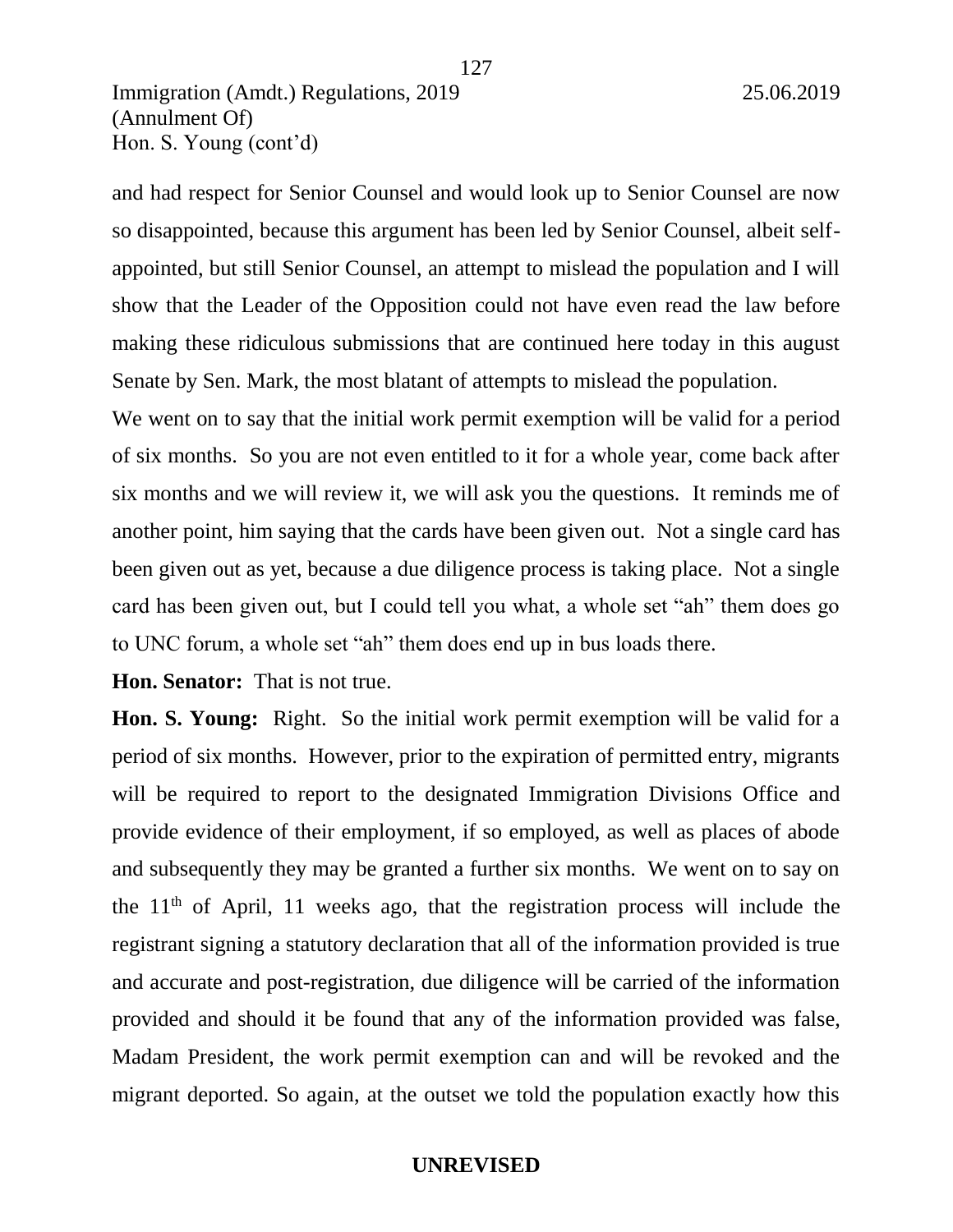and had respect for Senior Counsel and would look up to Senior Counsel are now so disappointed, because this argument has been led by Senior Counsel, albeit self-appointed, but still Senior Counsel, an attempt to mislead the population and I will show that the Leader of the Opposition could not have even read the law before making these ridiculous submissions that are continued here today in this august Senate by Sen. Mark, the most blatant of attempts to mislead the population.

We went on to say that the initial work permit exemption will be valid for a period of six months. So you are not even entitled to it for a whole year, come back after six months and we will review it, we will ask you the questions. It reminds me of another point, him saying that the cards have been given out. Not a single card has been given out as yet, because a due diligence process is taking place. Not a single card has been given out, but I could tell you what, a whole set "ah" them does go to UNC forum, a whole set "ah" them does end up in bus loads there.

**Hon. Senator:** That is not true.

**Hon. S. Young:** Right. So the initial work permit exemption will be valid for a period of six months. However, prior to the expiration of permitted entry, migrants will be required to report to the designated Immigration Divisions Office and provide evidence of their employment, if so employed, as well as places of abode and subsequently they may be granted a further six months. We went on to say on the 11th of April, 11 weeks ago, that the registration process will include the registrant signing a statutory declaration that all of the information provided is true and accurate and post-registration, due diligence will be carried of the information provided and should it be found that any of the information provided was false, Madam President, the work permit exemption can and will be revoked and the migrant deported. So again, at the outset we told the population exactly how this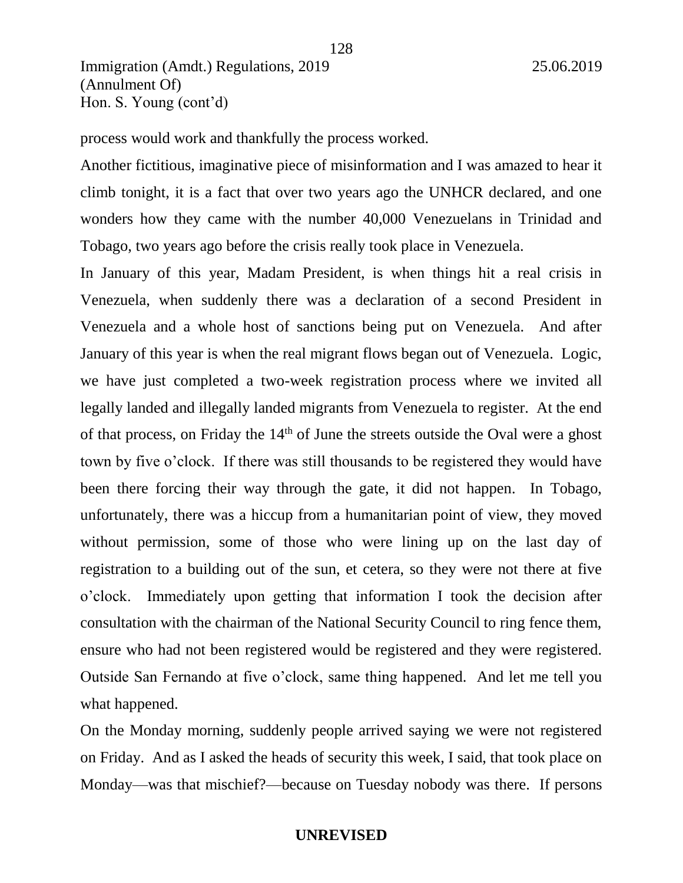process would work and thankfully the process worked.

Another fictitious, imaginative piece of misinformation and I was amazed to hear it climb tonight, it is a fact that over two years ago the UNHCR declared, and one wonders how they came with the number 40,000 Venezuelans in Trinidad and Tobago, two years ago before the crisis really took place in Venezuela.

In January of this year, Madam President, is when things hit a real crisis in Venezuela, when suddenly there was a declaration of a second President in Venezuela and a whole host of sanctions being put on Venezuela. And after January of this year is when the real migrant flows began out of Venezuela. Logic, we have just completed a two-week registration process where we invited all legally landed and illegally landed migrants from Venezuela to register. At the end of that process, on Friday the 14th of June the streets outside the Oval were a ghost town by five o'clock. If there was still thousands to be registered they would have been there forcing their way through the gate, it did not happen. In Tobago, unfortunately, there was a hiccup from a humanitarian point of view, they moved without permission, some of those who were lining up on the last day of registration to a building out of the sun, et cetera, so they were not there at five o'clock. Immediately upon getting that information I took the decision after consultation with the chairman of the National Security Council to ring fence them, ensure who had not been registered would be registered and they were registered. Outside San Fernando at five o'clock, same thing happened. And let me tell you what happened.

On the Monday morning, suddenly people arrived saying we were not registered on Friday. And as I asked the heads of security this week, I said, that took place on Monday—was that mischief?—because on Tuesday nobody was there. If persons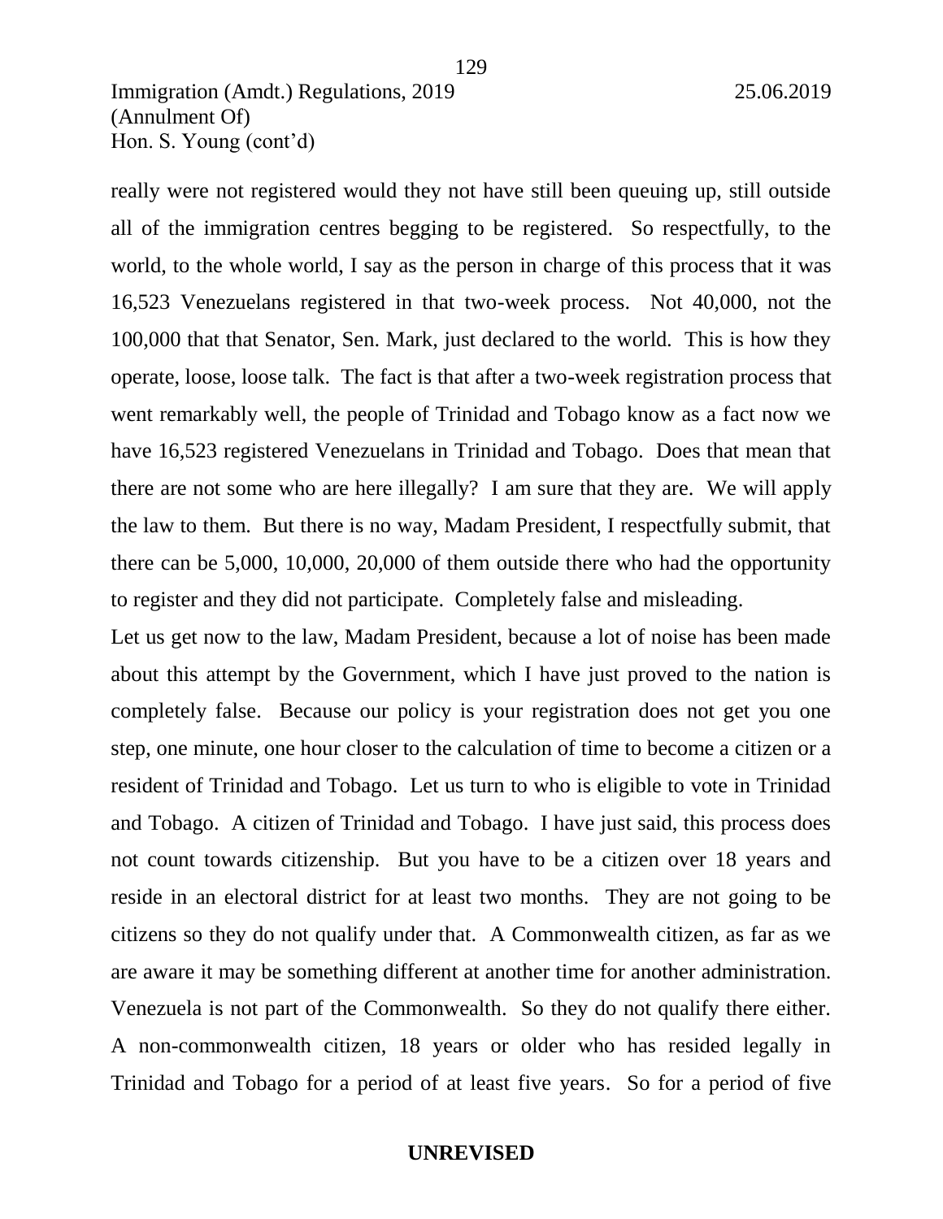really were not registered would they not have still been queuing up, still outside all of the immigration centres begging to be registered. So respectfully, to the world, to the whole world, I say as the person in charge of this process that it was 16,523 Venezuelans registered in that two-week process. Not 40,000, not the 100,000 that that Senator, Sen. Mark, just declared to the world. This is how they operate, loose, loose talk. The fact is that after a two-week registration process that went remarkably well, the people of Trinidad and Tobago know as a fact now we have 16,523 registered Venezuelans in Trinidad and Tobago. Does that mean that there are not some who are here illegally? I am sure that they are. We will apply the law to them. But there is no way, Madam President, I respectfully submit, that there can be 5,000, 10,000, 20,000 of them outside there who had the opportunity to register and they did not participate. Completely false and misleading.

Let us get now to the law, Madam President, because a lot of noise has been made about this attempt by the Government, which I have just proved to the nation is completely false. Because our policy is your registration does not get you one step, one minute, one hour closer to the calculation of time to become a citizen or a resident of Trinidad and Tobago. Let us turn to who is eligible to vote in Trinidad and Tobago. A citizen of Trinidad and Tobago. I have just said, this process does not count towards citizenship. But you have to be a citizen over 18 years and reside in an electoral district for at least two months. They are not going to be citizens so they do not qualify under that. A Commonwealth citizen, as far as we are aware it may be something different at another time for another administration. Venezuela is not part of the Commonwealth. So they do not qualify there either. A non-commonwealth citizen, 18 years or older who has resided legally in Trinidad and Tobago for a period of at least five years. So for a period of five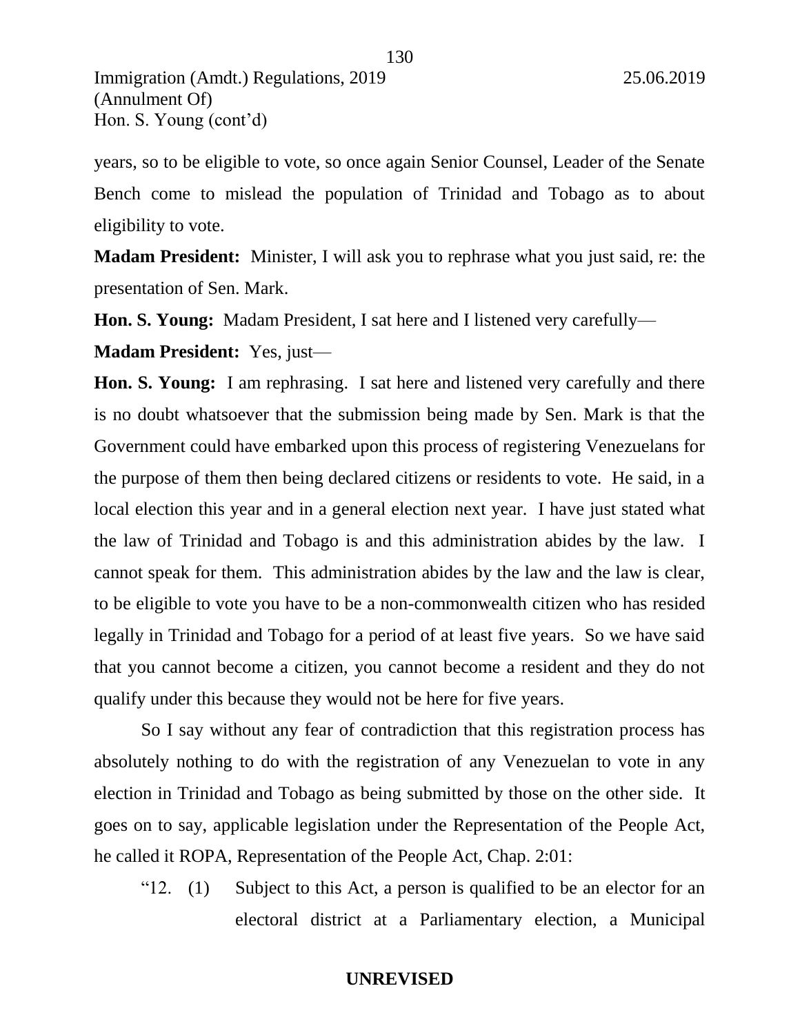years, so to be eligible to vote, so once again Senior Counsel, Leader of the Senate Bench come to mislead the population of Trinidad and Tobago as to about eligibility to vote.

**Madam President:** Minister, I will ask you to rephrase what you just said, re: the presentation of Sen. Mark.

**Hon. S. Young:** Madam President, I sat here and I listened very carefully—

**Madam President:** Yes, just—

**Hon. S. Young:** I am rephrasing. I sat here and listened very carefully and there is no doubt whatsoever that the submission being made by Sen. Mark is that the Government could have embarked upon this process of registering Venezuelans for the purpose of them then being declared citizens or residents to vote. He said, in a local election this year and in a general election next year. I have just stated what the law of Trinidad and Tobago is and this administration abides by the law. I cannot speak for them. This administration abides by the law and the law is clear, to be eligible to vote you have to be a non-commonwealth citizen who has resided legally in Trinidad and Tobago for a period of at least five years. So we have said that you cannot become a citizen, you cannot become a resident and they do not qualify under this because they would not be here for five years.

So I say without any fear of contradiction that this registration process has absolutely nothing to do with the registration of any Venezuelan to vote in any election in Trinidad and Tobago as being submitted by those on the other side. It goes on to say, applicable legislation under the Representation of the People Act, he called it ROPA, Representation of the People Act, Chap. 2:01:

> "12. (1) Subject to this Act, a person is qualified to be an elector for an electoral district at a Parliamentary election, a Municipal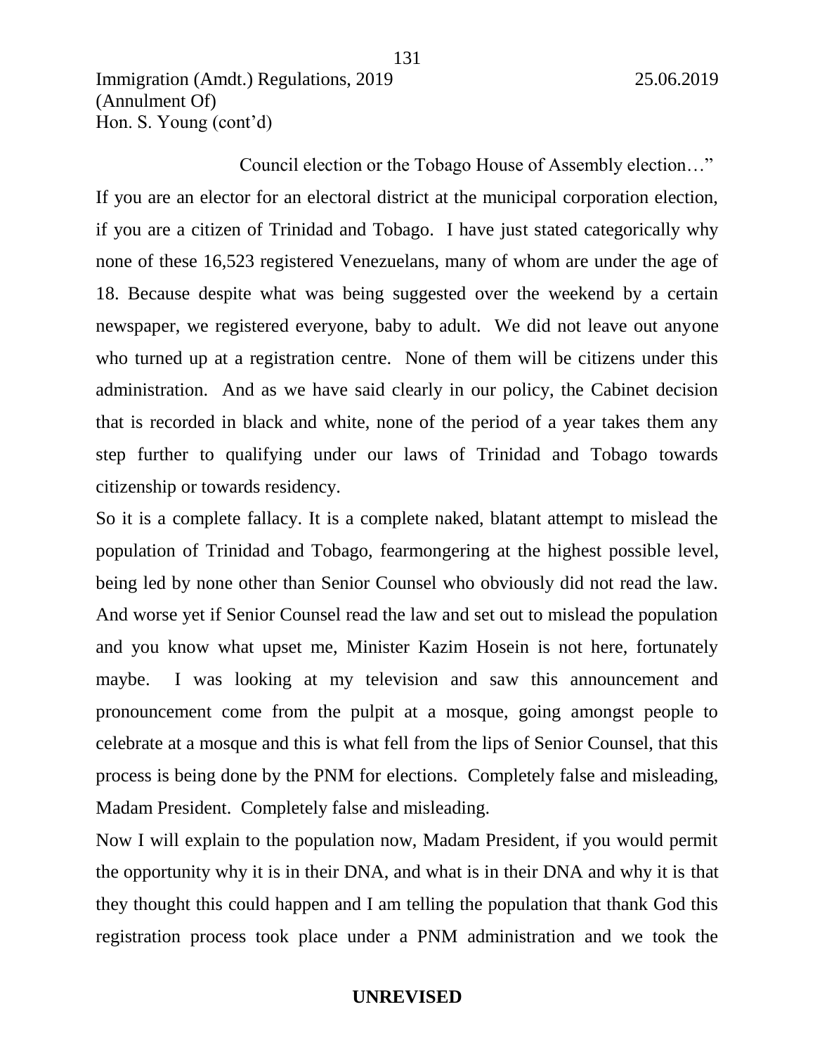Council election or the Tobago House of Assembly election…"

If you are an elector for an electoral district at the municipal corporation election, if you are a citizen of Trinidad and Tobago. I have just stated categorically why none of these 16,523 registered Venezuelans, many of whom are under the age of 18. Because despite what was being suggested over the weekend by a certain newspaper, we registered everyone, baby to adult. We did not leave out anyone who turned up at a registration centre. None of them will be citizens under this administration. And as we have said clearly in our policy, the Cabinet decision that is recorded in black and white, none of the period of a year takes them any step further to qualifying under our laws of Trinidad and Tobago towards citizenship or towards residency.

So it is a complete fallacy. It is a complete naked, blatant attempt to mislead the population of Trinidad and Tobago, fearmongering at the highest possible level, being led by none other than Senior Counsel who obviously did not read the law. And worse yet if Senior Counsel read the law and set out to mislead the population and you know what upset me, Minister Kazim Hosein is not here, fortunately maybe. I was looking at my television and saw this announcement and pronouncement come from the pulpit at a mosque, going amongst people to celebrate at a mosque and this is what fell from the lips of Senior Counsel, that this process is being done by the PNM for elections. Completely false and misleading, Madam President. Completely false and misleading.

Now I will explain to the population now, Madam President, if you would permit the opportunity why it is in their DNA, and what is in their DNA and why it is that they thought this could happen and I am telling the population that thank God this registration process took place under a PNM administration and we took the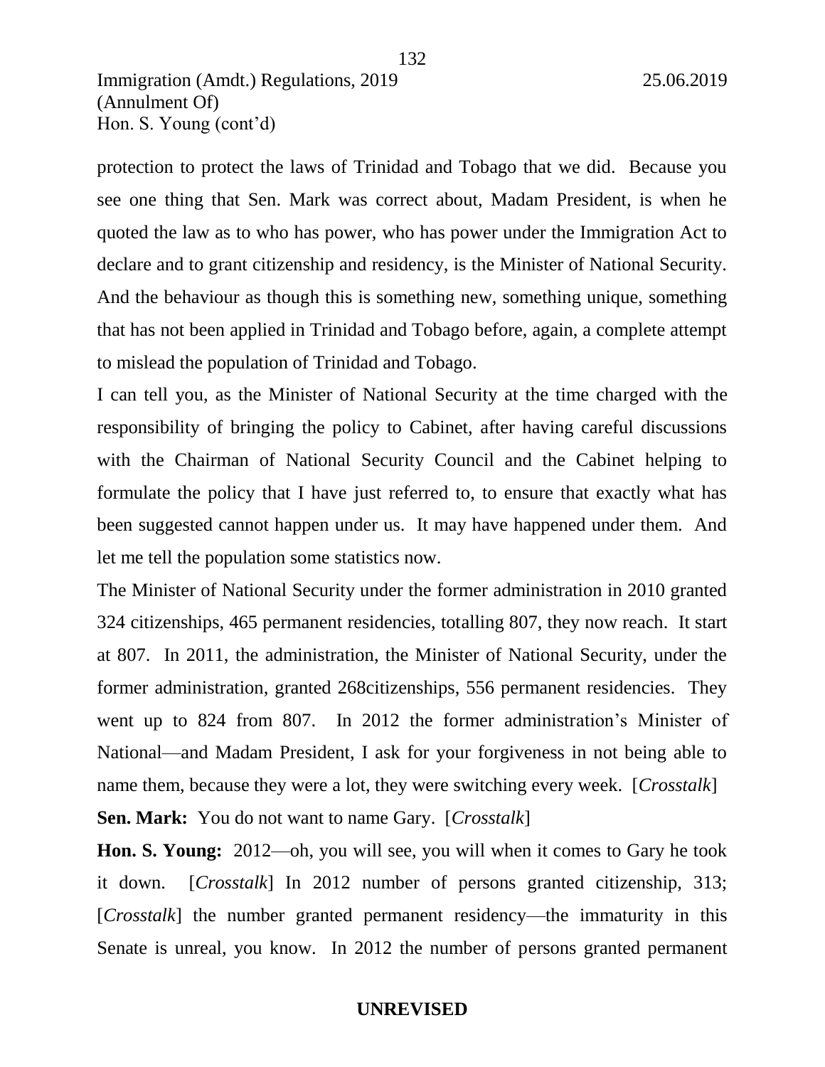protection to protect the laws of Trinidad and Tobago that we did. Because you see one thing that Sen. Mark was correct about, Madam President, is when he quoted the law as to who has power, who has power under the Immigration Act to declare and to grant citizenship and residency, is the Minister of National Security. And the behaviour as though this is something new, something unique, something that has not been applied in Trinidad and Tobago before, again, a complete attempt to mislead the population of Trinidad and Tobago.

I can tell you, as the Minister of National Security at the time charged with the responsibility of bringing the policy to Cabinet, after having careful discussions with the Chairman of National Security Council and the Cabinet helping to formulate the policy that I have just referred to, to ensure that exactly what has been suggested cannot happen under us. It may have happened under them. And let me tell the population some statistics now.

The Minister of National Security under the former administration in 2010 granted 324 citizenships, 465 permanent residencies, totalling 807, they now reach. It start at 807. In 2011, the administration, the Minister of National Security, under the former administration, granted 268citizenships, 556 permanent residencies. They went up to 824 from 807. In 2012 the former administration's Minister of National—and Madam President, I ask for your forgiveness in not being able to name them, because they were a lot, they were switching every week. [*Crosstalk*]

**Sen. Mark:** You do not want to name Gary. [*Crosstalk*]

**Hon. S. Young:** 2012—oh, you will see, you will when it comes to Gary he took it down. [*Crosstalk*] In 2012 number of persons granted citizenship, 313; [*Crosstalk*] the number granted permanent residency—the immaturity in this Senate is unreal, you know. In 2012 the number of persons granted permanent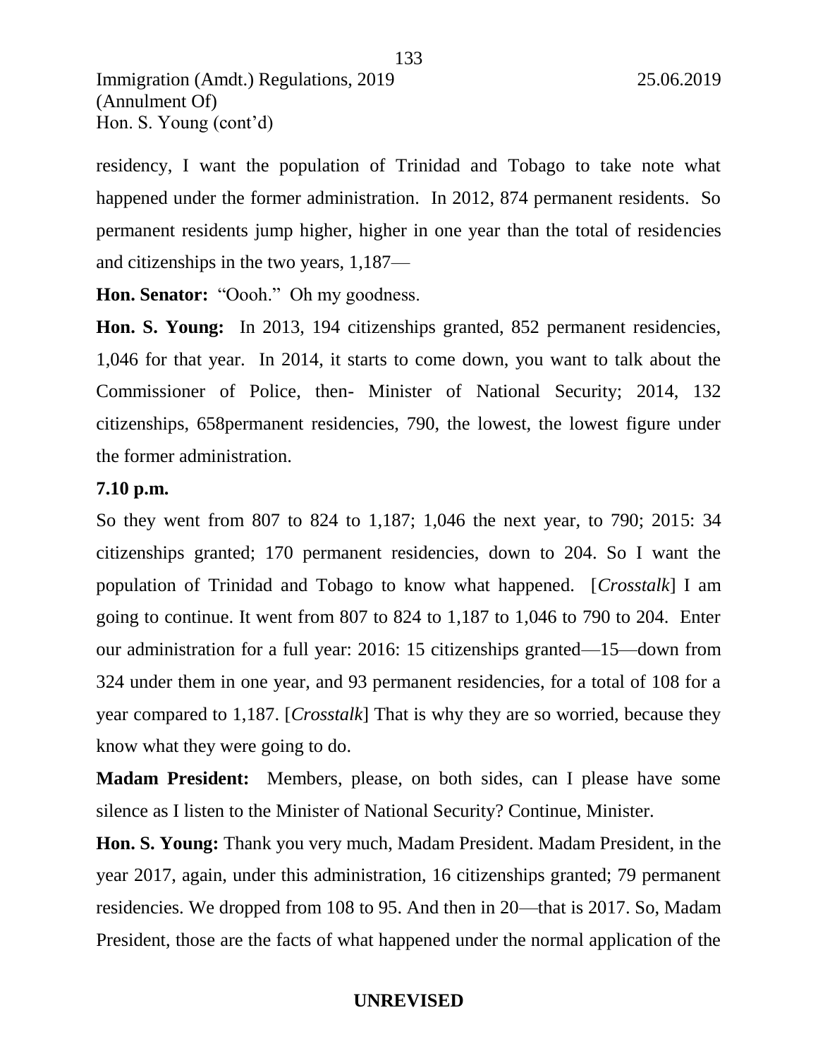residency, I want the population of Trinidad and Tobago to take note what happened under the former administration. In 2012, 874 permanent residents. So permanent residents jump higher, higher in one year than the total of residencies and citizenships in the two years, 1,187—

**Hon. Senator:** "Oooh." Oh my goodness.

**Hon. S. Young:** In 2013, 194 citizenships granted, 852 permanent residencies, 1,046 for that year. In 2014, it starts to come down, you want to talk about the Commissioner of Police, then- Minister of National Security; 2014, 132 citizenships, 658permanent residencies, 790, the lowest, the lowest figure under the former administration.

**7.10 p.m.**

So they went from 807 to 824 to 1,187; 1,046 the next year, to 790; 2015: 34 citizenships granted; 170 permanent residencies, down to 204. So I want the population of Trinidad and Tobago to know what happened. [*Crosstalk*] I am going to continue. It went from 807 to 824 to 1,187 to 1,046 to 790 to 204. Enter our administration for a full year: 2016: 15 citizenships granted—15—down from 324 under them in one year, and 93 permanent residencies, for a total of 108 for a year compared to 1,187. [*Crosstalk*] That is why they are so worried, because they know what they were going to do.

**Madam President:** Members, please, on both sides, can I please have some silence as I listen to the Minister of National Security? Continue, Minister.

**Hon. S. Young:** Thank you very much, Madam President. Madam President, in the year 2017, again, under this administration, 16 citizenships granted; 79 permanent residencies. We dropped from 108 to 95. And then in 20—that is 2017. So, Madam President, those are the facts of what happened under the normal application of the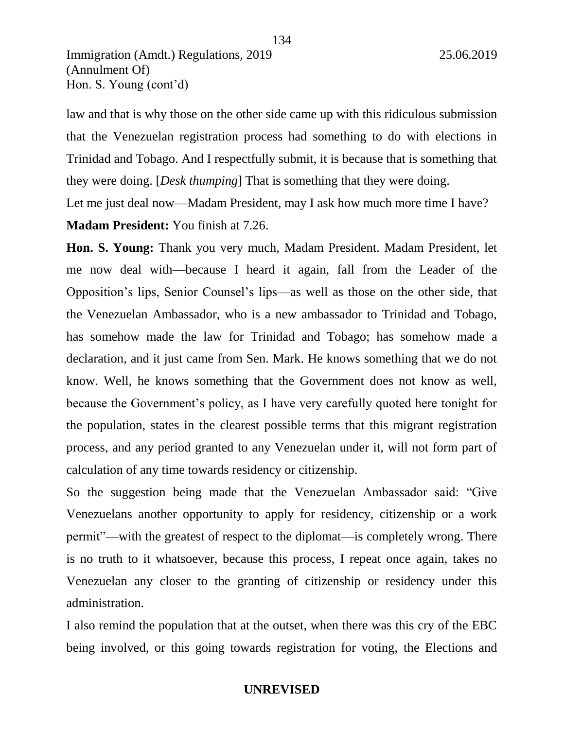law and that is why those on the other side came up with this ridiculous submission that the Venezuelan registration process had something to do with elections in Trinidad and Tobago. And I respectfully submit, it is because that is something that they were doing. [*Desk thumping*] That is something that they were doing.

Let me just deal now—Madam President, may I ask how much more time I have?

**Madam President:** You finish at 7.26.

**Hon. S. Young:** Thank you very much, Madam President. Madam President, let me now deal with—because I heard it again, fall from the Leader of the Opposition's lips, Senior Counsel's lips—as well as those on the other side, that the Venezuelan Ambassador, who is a new ambassador to Trinidad and Tobago, has somehow made the law for Trinidad and Tobago; has somehow made a declaration, and it just came from Sen. Mark. He knows something that we do not know. Well, he knows something that the Government does not know as well, because the Government's policy, as I have very carefully quoted here tonight for the population, states in the clearest possible terms that this migrant registration process, and any period granted to any Venezuelan under it, will not form part of calculation of any time towards residency or citizenship.

So the suggestion being made that the Venezuelan Ambassador said: "Give Venezuelans another opportunity to apply for residency, citizenship or a work permit"—with the greatest of respect to the diplomat—is completely wrong. There is no truth to it whatsoever, because this process, I repeat once again, takes no Venezuelan any closer to the granting of citizenship or residency under this administration.

I also remind the population that at the outset, when there was this cry of the EBC being involved, or this going towards registration for voting, the Elections and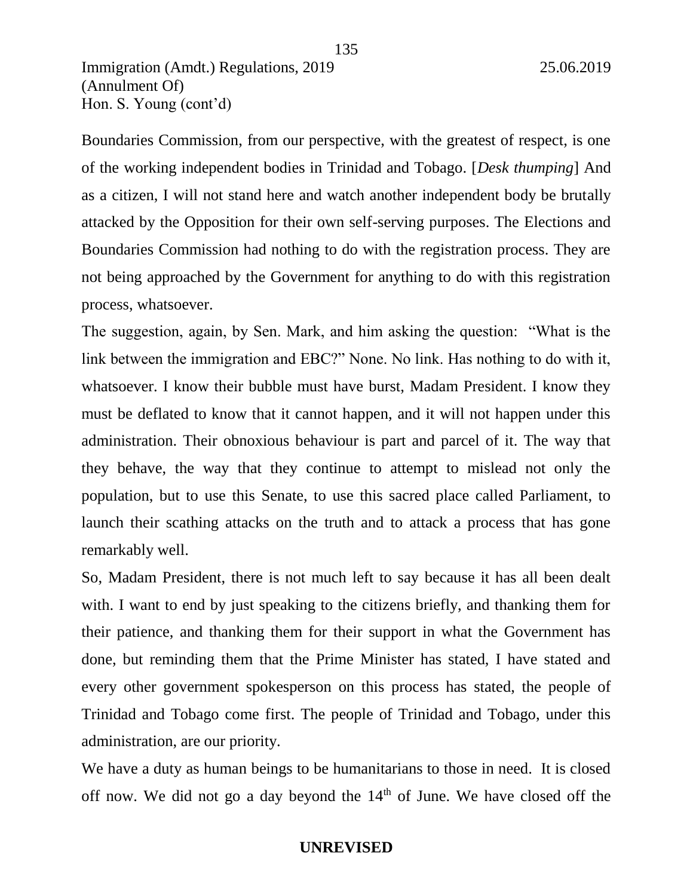Boundaries Commission, from our perspective, with the greatest of respect, is one of the working independent bodies in Trinidad and Tobago. [*Desk thumping*] And as a citizen, I will not stand here and watch another independent body be brutally attacked by the Opposition for their own self-serving purposes. The Elections and Boundaries Commission had nothing to do with the registration process. They are not being approached by the Government for anything to do with this registration process, whatsoever.

The suggestion, again, by Sen. Mark, and him asking the question: "What is the link between the immigration and EBC?" None. No link. Has nothing to do with it, whatsoever. I know their bubble must have burst, Madam President. I know they must be deflated to know that it cannot happen, and it will not happen under this administration. Their obnoxious behaviour is part and parcel of it. The way that they behave, the way that they continue to attempt to mislead not only the population, but to use this Senate, to use this sacred place called Parliament, to launch their scathing attacks on the truth and to attack a process that has gone remarkably well.

So, Madam President, there is not much left to say because it has all been dealt with. I want to end by just speaking to the citizens briefly, and thanking them for their patience, and thanking them for their support in what the Government has done, but reminding them that the Prime Minister has stated, I have stated and every other government spokesperson on this process has stated, the people of Trinidad and Tobago come first. The people of Trinidad and Tobago, under this administration, are our priority.

We have a duty as human beings to be humanitarians to those in need. It is closed off now. We did not go a day beyond the 14th of June. We have closed off the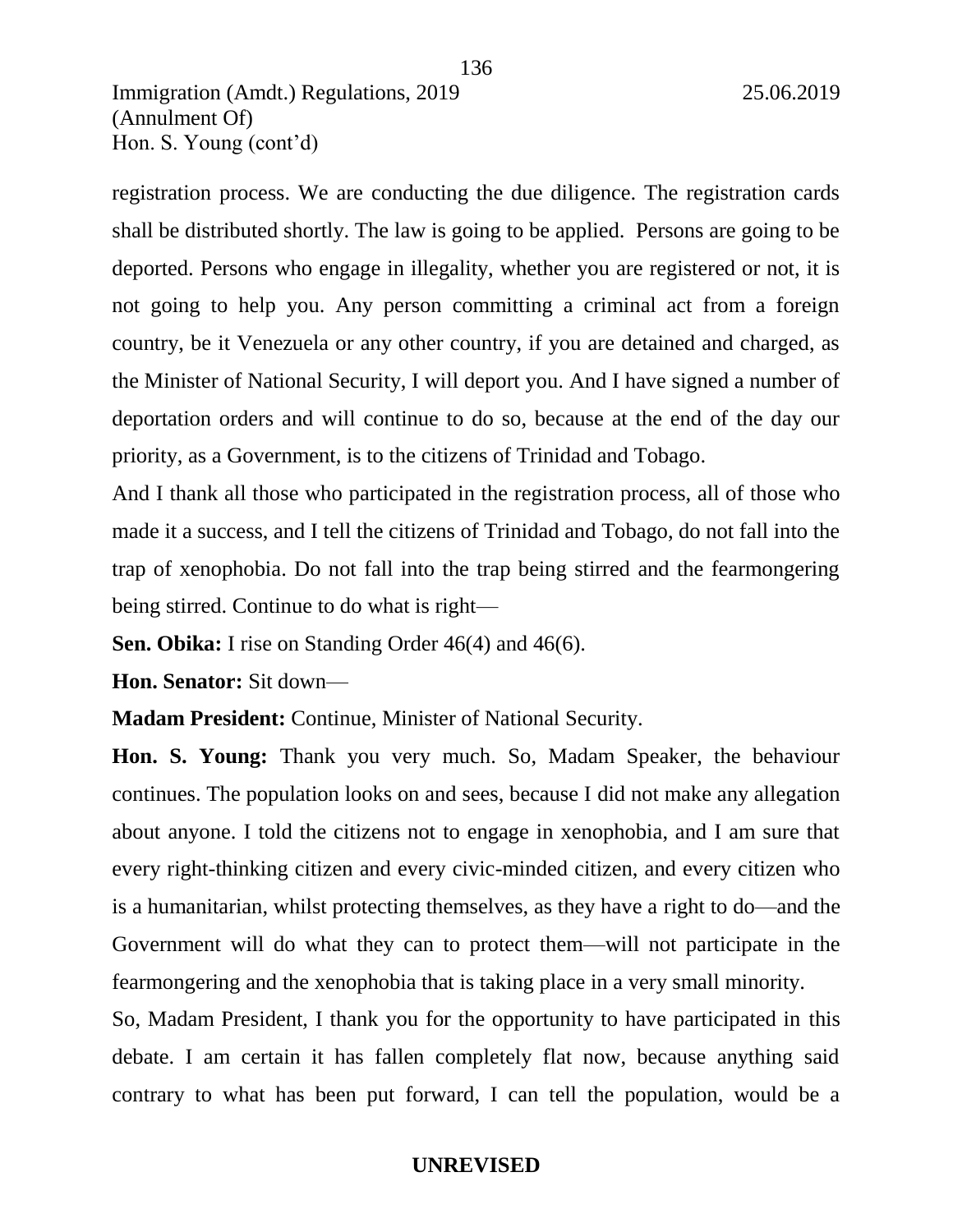registration process. We are conducting the due diligence. The registration cards shall be distributed shortly. The law is going to be applied. Persons are going to be deported. Persons who engage in illegality, whether you are registered or not, it is not going to help you. Any person committing a criminal act from a foreign country, be it Venezuela or any other country, if you are detained and charged, as the Minister of National Security, I will deport you. And I have signed a number of deportation orders and will continue to do so, because at the end of the day our priority, as a Government, is to the citizens of Trinidad and Tobago.

And I thank all those who participated in the registration process, all of those who made it a success, and I tell the citizens of Trinidad and Tobago, do not fall into the trap of xenophobia. Do not fall into the trap being stirred and the fearmongering being stirred. Continue to do what is right—

**Sen. Obika:** I rise on Standing Order 46(4) and 46(6).

**Hon. Senator:** Sit down—

**Madam President:** Continue, Minister of National Security.

**Hon. S. Young:** Thank you very much. So, Madam Speaker, the behaviour continues. The population looks on and sees, because I did not make any allegation about anyone. I told the citizens not to engage in xenophobia, and I am sure that every right-thinking citizen and every civic-minded citizen, and every citizen who is a humanitarian, whilst protecting themselves, as they have a right to do—and the Government will do what they can to protect them—will not participate in the fearmongering and the xenophobia that is taking place in a very small minority.

So, Madam President, I thank you for the opportunity to have participated in this debate. I am certain it has fallen completely flat now, because anything said contrary to what has been put forward, I can tell the population, would be a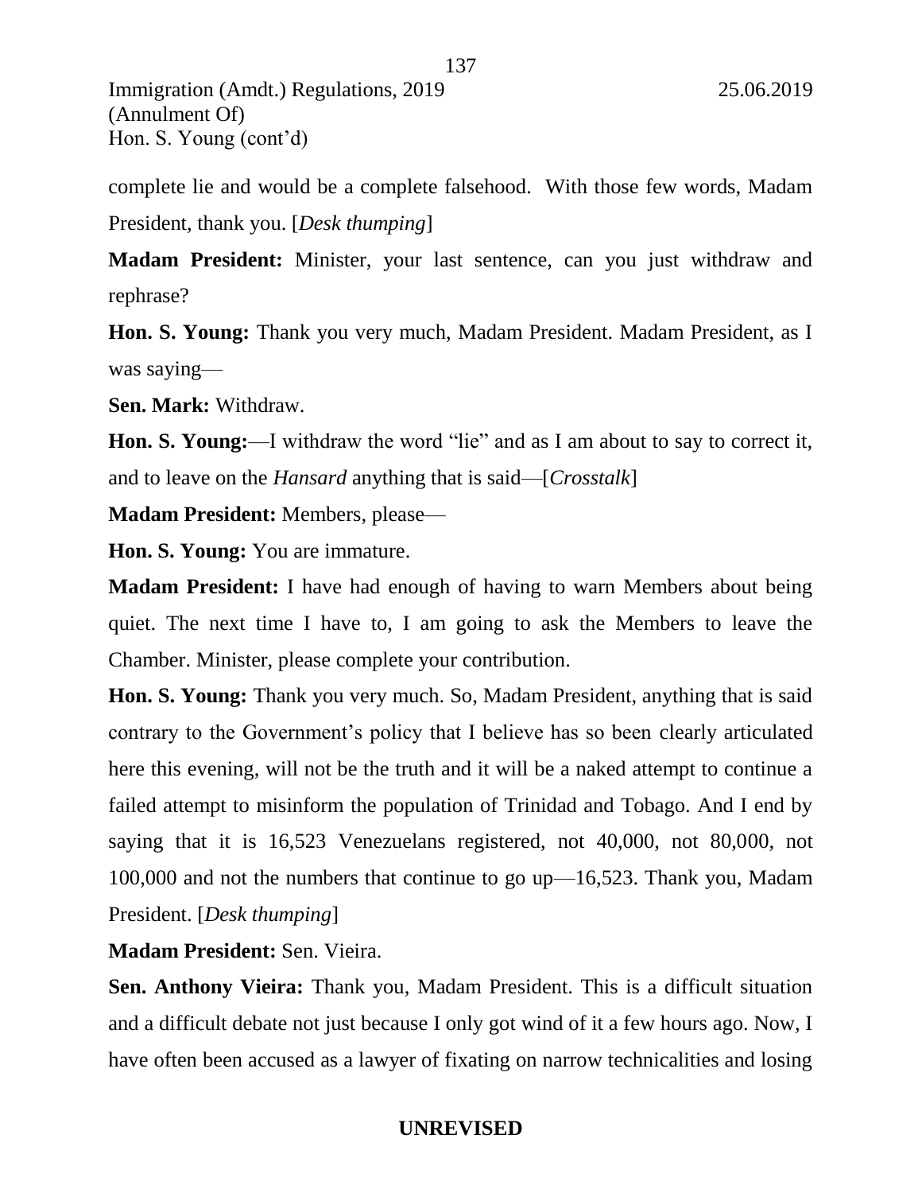complete lie and would be a complete falsehood. With those few words, Madam President, thank you. [*Desk thumping*]

**Madam President:** Minister, your last sentence, can you just withdraw and rephrase?

**Hon. S. Young:** Thank you very much, Madam President. Madam President, as I was saying—

**Sen. Mark:** Withdraw.

**Hon. S. Young:**—I withdraw the word "lie" and as I am about to say to correct it, and to leave on the *Hansard* anything that is said—[*Crosstalk*]

**Madam President:** Members, please—

**Hon. S. Young:** You are immature.

**Madam President:** I have had enough of having to warn Members about being quiet. The next time I have to, I am going to ask the Members to leave the Chamber. Minister, please complete your contribution.

**Hon. S. Young:** Thank you very much. So, Madam President, anything that is said contrary to the Government's policy that I believe has so been clearly articulated here this evening, will not be the truth and it will be a naked attempt to continue a failed attempt to misinform the population of Trinidad and Tobago. And I end by saying that it is 16,523 Venezuelans registered, not 40,000, not 80,000, not 100,000 and not the numbers that continue to go up—16,523. Thank you, Madam President. [*Desk thumping*]

**Madam President:** Sen. Vieira.

**Sen. Anthony Vieira:** Thank you, Madam President. This is a difficult situation and a difficult debate not just because I only got wind of it a few hours ago. Now, I have often been accused as a lawyer of fixating on narrow technicalities and losing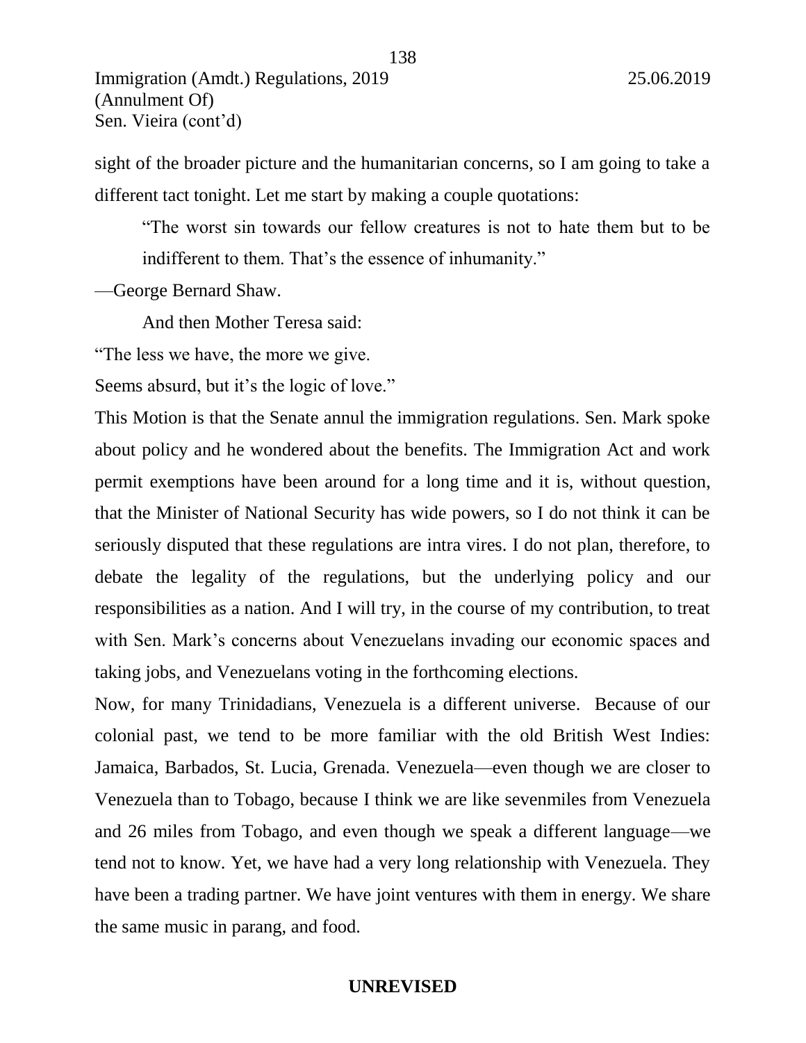sight of the broader picture and the humanitarian concerns, so I am going to take a different tact tonight. Let me start by making a couple quotations:

> "The worst sin towards our fellow creatures is not to hate them but to be indifferent to them. That's the essence of inhumanity."

—George Bernard Shaw.

And then Mother Teresa said:

"The less we have, the more we give.
Seems absurd, but it's the logic of love."

This Motion is that the Senate annul the immigration regulations. Sen. Mark spoke about policy and he wondered about the benefits. The Immigration Act and work permit exemptions have been around for a long time and it is, without question, that the Minister of National Security has wide powers, so I do not think it can be seriously disputed that these regulations are intra vires. I do not plan, therefore, to debate the legality of the regulations, but the underlying policy and our responsibilities as a nation. And I will try, in the course of my contribution, to treat with Sen. Mark's concerns about Venezuelans invading our economic spaces and taking jobs, and Venezuelans voting in the forthcoming elections.

Now, for many Trinidadians, Venezuela is a different universe. Because of our colonial past, we tend to be more familiar with the old British West Indies: Jamaica, Barbados, St. Lucia, Grenada. Venezuela—even though we are closer to Venezuela than to Tobago, because I think we are like sevenmiles from Venezuela and 26 miles from Tobago, and even though we speak a different language—we tend not to know. Yet, we have had a very long relationship with Venezuela. They have been a trading partner. We have joint ventures with them in energy. We share the same music in parang, and food.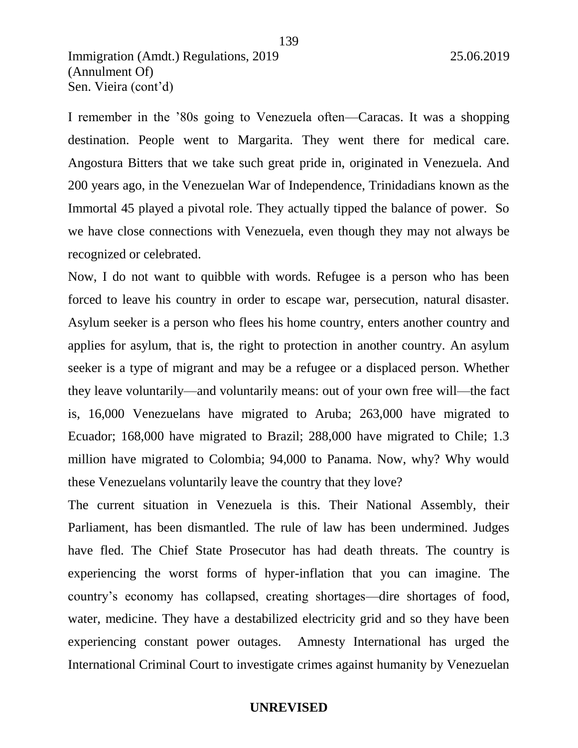I remember in the ’80s going to Venezuela often—Caracas. It was a shopping destination. People went to Margarita. They went there for medical care. Angostura Bitters that we take such great pride in, originated in Venezuela. And 200 years ago, in the Venezuelan War of Independence, Trinidadians known as the Immortal 45 played a pivotal role. They actually tipped the balance of power. So we have close connections with Venezuela, even though they may not always be recognized or celebrated.

Now, I do not want to quibble with words. Refugee is a person who has been forced to leave his country in order to escape war, persecution, natural disaster. Asylum seeker is a person who flees his home country, enters another country and applies for asylum, that is, the right to protection in another country. An asylum seeker is a type of migrant and may be a refugee or a displaced person. Whether they leave voluntarily—and voluntarily means: out of your own free will—the fact is, 16,000 Venezuelans have migrated to Aruba; 263,000 have migrated to Ecuador; 168,000 have migrated to Brazil; 288,000 have migrated to Chile; 1.3 million have migrated to Colombia; 94,000 to Panama. Now, why? Why would these Venezuelans voluntarily leave the country that they love?

The current situation in Venezuela is this. Their National Assembly, their Parliament, has been dismantled. The rule of law has been undermined. Judges have fled. The Chief State Prosecutor has had death threats. The country is experiencing the worst forms of hyper-inflation that you can imagine. The country’s economy has collapsed, creating shortages—dire shortages of food, water, medicine. They have a destabilized electricity grid and so they have been experiencing constant power outages. Amnesty International has urged the International Criminal Court to investigate crimes against humanity by Venezuelan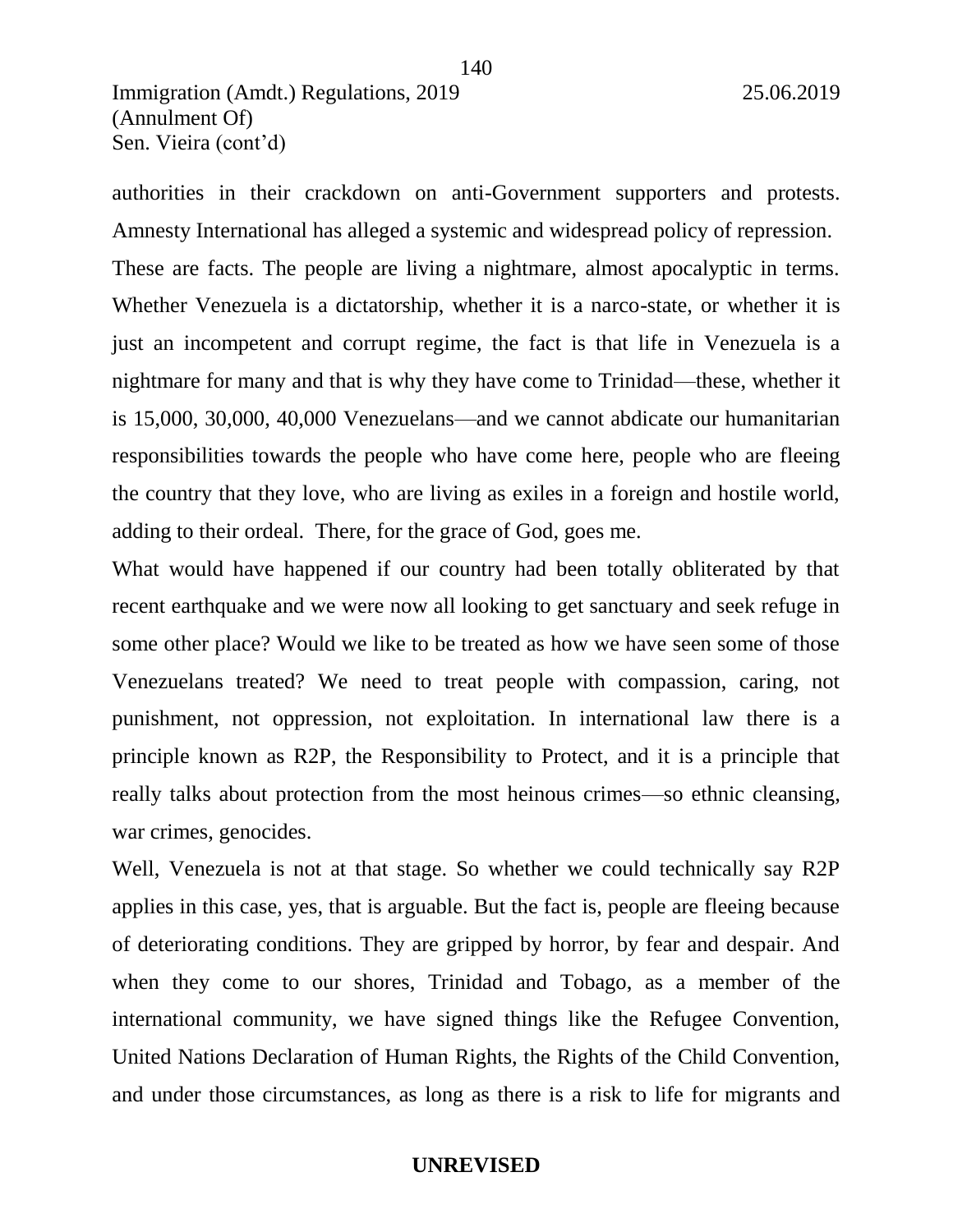authorities in their crackdown on anti-Government supporters and protests. Amnesty International has alleged a systemic and widespread policy of repression.

These are facts. The people are living a nightmare, almost apocalyptic in terms. Whether Venezuela is a dictatorship, whether it is a narco-state, or whether it is just an incompetent and corrupt regime, the fact is that life in Venezuela is a nightmare for many and that is why they have come to Trinidad—these, whether it is 15,000, 30,000, 40,000 Venezuelans—and we cannot abdicate our humanitarian responsibilities towards the people who have come here, people who are fleeing the country that they love, who are living as exiles in a foreign and hostile world, adding to their ordeal. There, for the grace of God, goes me.

What would have happened if our country had been totally obliterated by that recent earthquake and we were now all looking to get sanctuary and seek refuge in some other place? Would we like to be treated as how we have seen some of those Venezuelans treated? We need to treat people with compassion, caring, not punishment, not oppression, not exploitation. In international law there is a principle known as R2P, the Responsibility to Protect, and it is a principle that really talks about protection from the most heinous crimes—so ethnic cleansing, war crimes, genocides.

Well, Venezuela is not at that stage. So whether we could technically say R2P applies in this case, yes, that is arguable. But the fact is, people are fleeing because of deteriorating conditions. They are gripped by horror, by fear and despair. And when they come to our shores, Trinidad and Tobago, as a member of the international community, we have signed things like the Refugee Convention, United Nations Declaration of Human Rights, the Rights of the Child Convention, and under those circumstances, as long as there is a risk to life for migrants and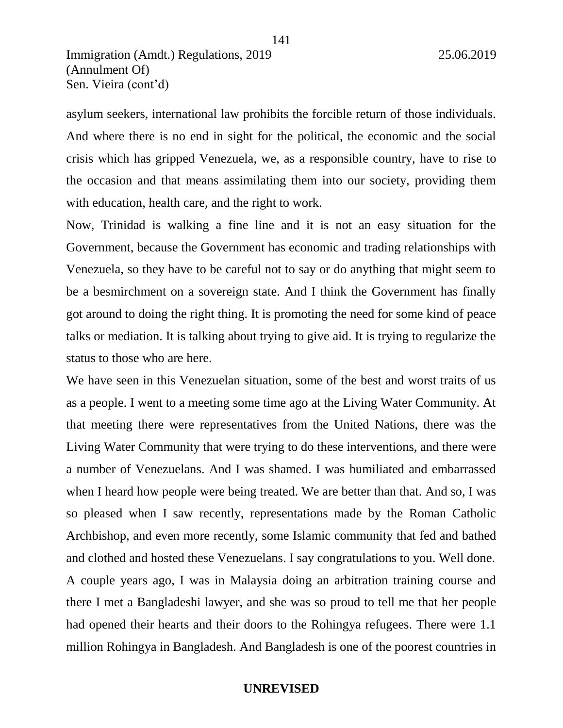asylum seekers, international law prohibits the forcible return of those individuals. And where there is no end in sight for the political, the economic and the social crisis which has gripped Venezuela, we, as a responsible country, have to rise to the occasion and that means assimilating them into our society, providing them with education, health care, and the right to work.

Now, Trinidad is walking a fine line and it is not an easy situation for the Government, because the Government has economic and trading relationships with Venezuela, so they have to be careful not to say or do anything that might seem to be a besmirchment on a sovereign state. And I think the Government has finally got around to doing the right thing. It is promoting the need for some kind of peace talks or mediation. It is talking about trying to give aid. It is trying to regularize the status to those who are here.

We have seen in this Venezuelan situation, some of the best and worst traits of us as a people. I went to a meeting some time ago at the Living Water Community. At that meeting there were representatives from the United Nations, there was the Living Water Community that were trying to do these interventions, and there were a number of Venezuelans. And I was shamed. I was humiliated and embarrassed when I heard how people were being treated. We are better than that. And so, I was so pleased when I saw recently, representations made by the Roman Catholic Archbishop, and even more recently, some Islamic community that fed and bathed and clothed and hosted these Venezuelans. I say congratulations to you. Well done.

A couple years ago, I was in Malaysia doing an arbitration training course and there I met a Bangladeshi lawyer, and she was so proud to tell me that her people had opened their hearts and their doors to the Rohingya refugees. There were 1.1 million Rohingya in Bangladesh. And Bangladesh is one of the poorest countries in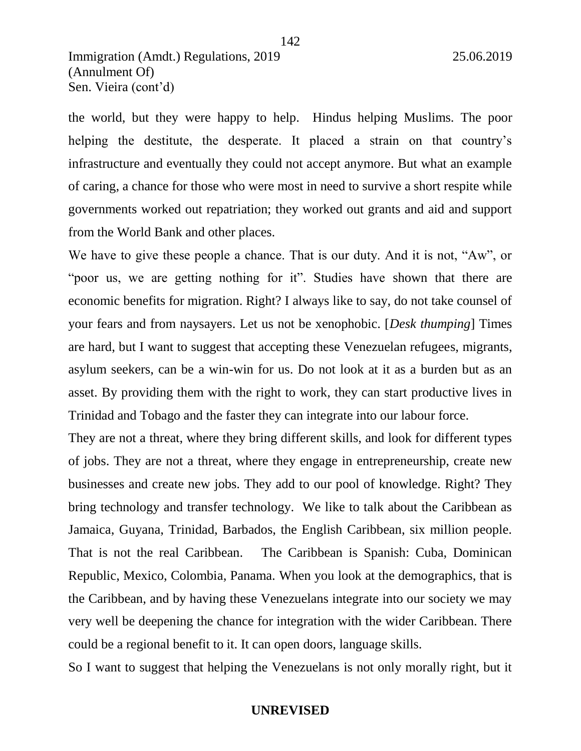the world, but they were happy to help. Hindus helping Muslims. The poor helping the destitute, the desperate. It placed a strain on that country's infrastructure and eventually they could not accept anymore. But what an example of caring, a chance for those who were most in need to survive a short respite while governments worked out repatriation; they worked out grants and aid and support from the World Bank and other places.

We have to give these people a chance. That is our duty. And it is not, "Aw", or "poor us, we are getting nothing for it". Studies have shown that there are economic benefits for migration. Right? I always like to say, do not take counsel of your fears and from naysayers. Let us not be xenophobic. [*Desk thumping*] Times are hard, but I want to suggest that accepting these Venezuelan refugees, migrants, asylum seekers, can be a win-win for us. Do not look at it as a burden but as an asset. By providing them with the right to work, they can start productive lives in Trinidad and Tobago and the faster they can integrate into our labour force.

They are not a threat, where they bring different skills, and look for different types of jobs. They are not a threat, where they engage in entrepreneurship, create new businesses and create new jobs. They add to our pool of knowledge. Right? They bring technology and transfer technology. We like to talk about the Caribbean as Jamaica, Guyana, Trinidad, Barbados, the English Caribbean, six million people. That is not the real Caribbean. The Caribbean is Spanish: Cuba, Dominican Republic, Mexico, Colombia, Panama. When you look at the demographics, that is the Caribbean, and by having these Venezuelans integrate into our society we may very well be deepening the chance for integration with the wider Caribbean. There could be a regional benefit to it. It can open doors, language skills.

So I want to suggest that helping the Venezuelans is not only morally right, but it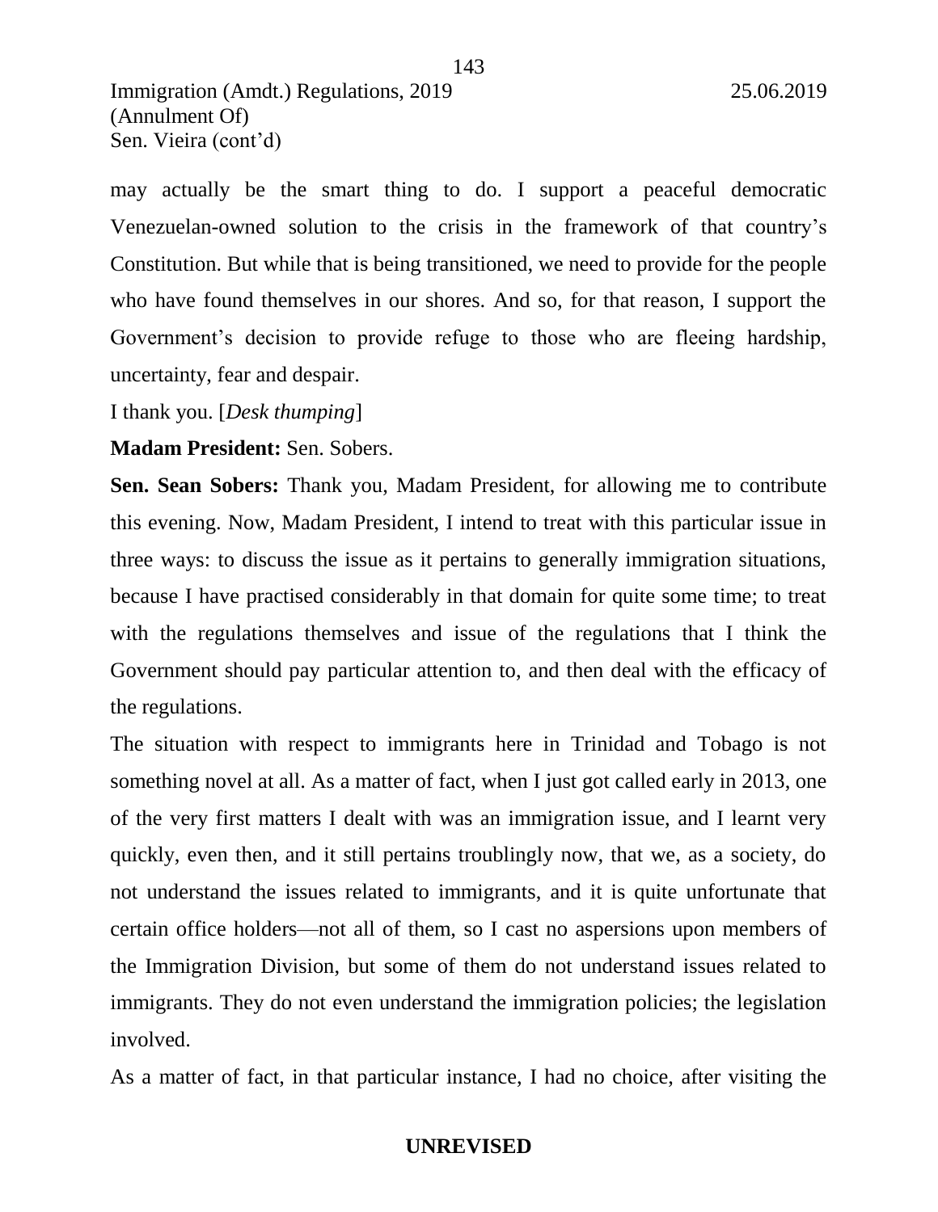may actually be the smart thing to do. I support a peaceful democratic Venezuelan-owned solution to the crisis in the framework of that country's Constitution. But while that is being transitioned, we need to provide for the people who have found themselves in our shores. And so, for that reason, I support the Government's decision to provide refuge to those who are fleeing hardship, uncertainty, fear and despair.

I thank you. [*Desk thumping*]

**Madam President:** Sen. Sobers.

**Sen. Sean Sobers:** Thank you, Madam President, for allowing me to contribute this evening. Now, Madam President, I intend to treat with this particular issue in three ways: to discuss the issue as it pertains to generally immigration situations, because I have practised considerably in that domain for quite some time; to treat with the regulations themselves and issue of the regulations that I think the Government should pay particular attention to, and then deal with the efficacy of the regulations.

The situation with respect to immigrants here in Trinidad and Tobago is not something novel at all. As a matter of fact, when I just got called early in 2013, one of the very first matters I dealt with was an immigration issue, and I learnt very quickly, even then, and it still pertains troublingly now, that we, as a society, do not understand the issues related to immigrants, and it is quite unfortunate that certain office holders—not all of them, so I cast no aspersions upon members of the Immigration Division, but some of them do not understand issues related to immigrants. They do not even understand the immigration policies; the legislation involved.

As a matter of fact, in that particular instance, I had no choice, after visiting the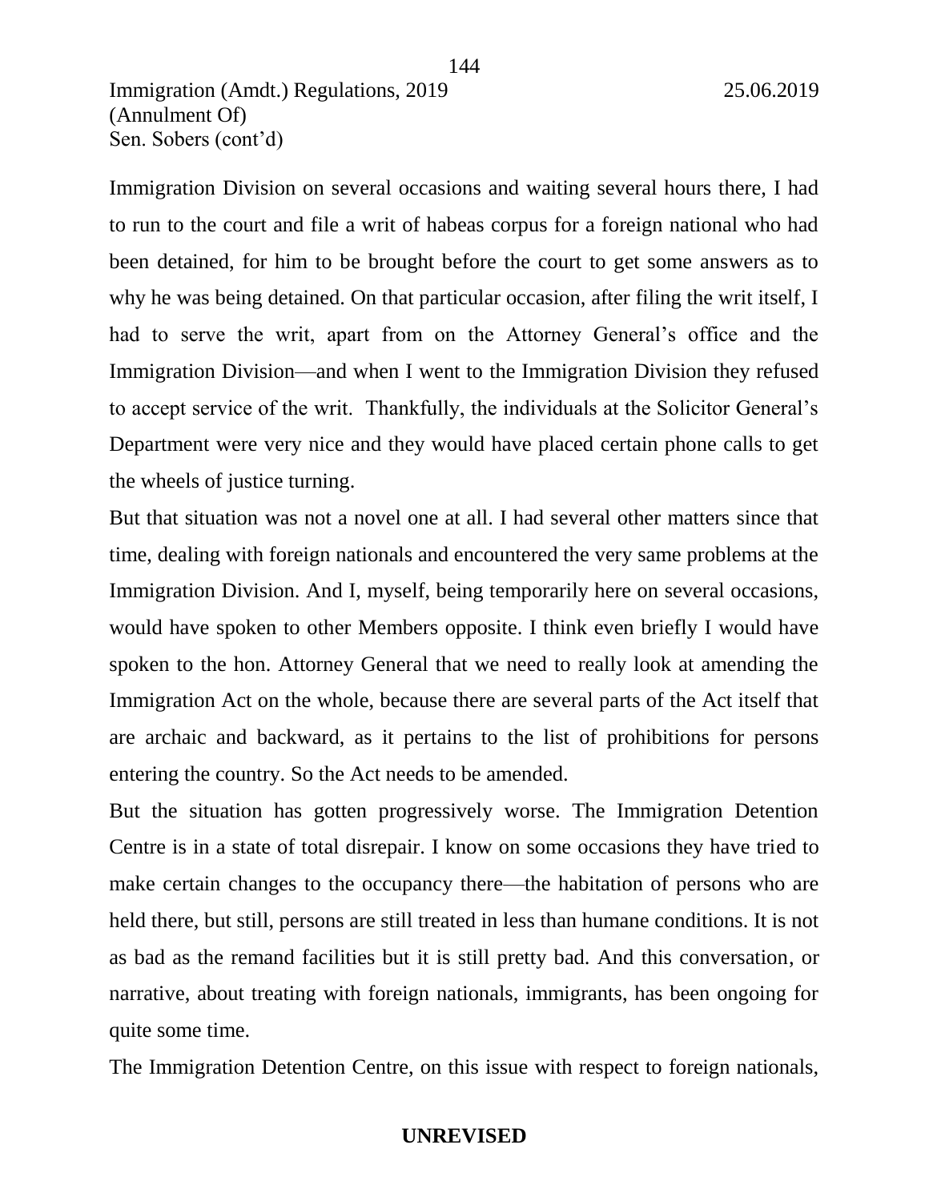Immigration Division on several occasions and waiting several hours there, I had to run to the court and file a writ of habeas corpus for a foreign national who had been detained, for him to be brought before the court to get some answers as to why he was being detained. On that particular occasion, after filing the writ itself, I had to serve the writ, apart from on the Attorney General's office and the Immigration Division—and when I went to the Immigration Division they refused to accept service of the writ. Thankfully, the individuals at the Solicitor General's Department were very nice and they would have placed certain phone calls to get the wheels of justice turning.

But that situation was not a novel one at all. I had several other matters since that time, dealing with foreign nationals and encountered the very same problems at the Immigration Division. And I, myself, being temporarily here on several occasions, would have spoken to other Members opposite. I think even briefly I would have spoken to the hon. Attorney General that we need to really look at amending the Immigration Act on the whole, because there are several parts of the Act itself that are archaic and backward, as it pertains to the list of prohibitions for persons entering the country. So the Act needs to be amended.

But the situation has gotten progressively worse. The Immigration Detention Centre is in a state of total disrepair. I know on some occasions they have tried to make certain changes to the occupancy there—the habitation of persons who are held there, but still, persons are still treated in less than humane conditions. It is not as bad as the remand facilities but it is still pretty bad. And this conversation, or narrative, about treating with foreign nationals, immigrants, has been ongoing for quite some time.

The Immigration Detention Centre, on this issue with respect to foreign nationals,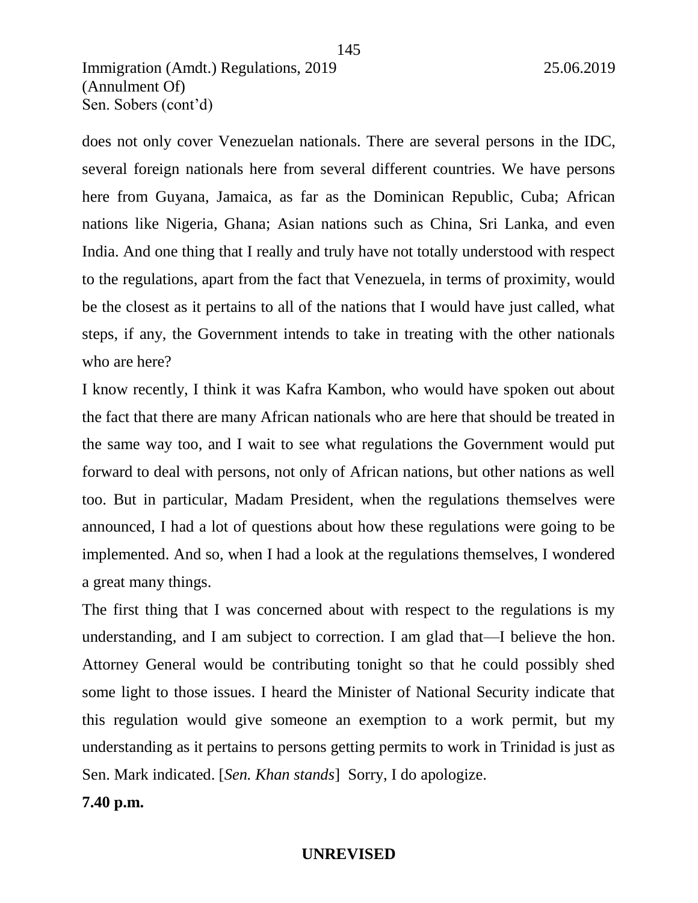does not only cover Venezuelan nationals. There are several persons in the IDC, several foreign nationals here from several different countries. We have persons here from Guyana, Jamaica, as far as the Dominican Republic, Cuba; African nations like Nigeria, Ghana; Asian nations such as China, Sri Lanka, and even India. And one thing that I really and truly have not totally understood with respect to the regulations, apart from the fact that Venezuela, in terms of proximity, would be the closest as it pertains to all of the nations that I would have just called, what steps, if any, the Government intends to take in treating with the other nationals who are here?

I know recently, I think it was Kafra Kambon, who would have spoken out about the fact that there are many African nationals who are here that should be treated in the same way too, and I wait to see what regulations the Government would put forward to deal with persons, not only of African nations, but other nations as well too. But in particular, Madam President, when the regulations themselves were announced, I had a lot of questions about how these regulations were going to be implemented. And so, when I had a look at the regulations themselves, I wondered a great many things.

The first thing that I was concerned about with respect to the regulations is my understanding, and I am subject to correction. I am glad that—I believe the hon. Attorney General would be contributing tonight so that he could possibly shed some light to those issues. I heard the Minister of National Security indicate that this regulation would give someone an exemption to a work permit, but my understanding as it pertains to persons getting permits to work in Trinidad is just as Sen. Mark indicated. [*Sen. Khan stands*] Sorry, I do apologize.

**7.40 p.m.**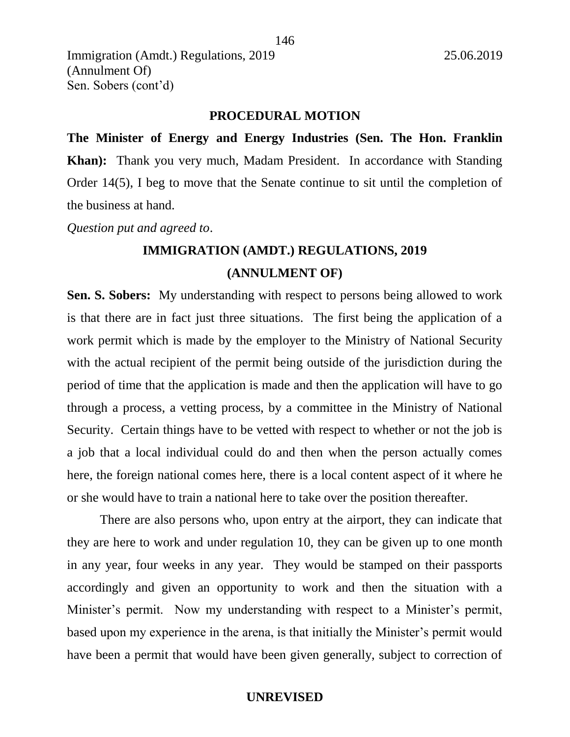## PROCEDURAL MOTION

**The Minister of Energy and Energy Industries (Sen. The Hon. Franklin Khan):** Thank you very much, Madam President. In accordance with Standing Order 14(5), I beg to move that the Senate continue to sit until the completion of the business at hand.

*Question put and agreed to*.

## IMMIGRATION (AMDT.) REGULATIONS, 2019
## (ANNULMENT OF)

**Sen. S. Sobers:** My understanding with respect to persons being allowed to work is that there are in fact just three situations. The first being the application of a work permit which is made by the employer to the Ministry of National Security with the actual recipient of the permit being outside of the jurisdiction during the period of time that the application is made and then the application will have to go through a process, a vetting process, by a committee in the Ministry of National Security. Certain things have to be vetted with respect to whether or not the job is a job that a local individual could do and then when the person actually comes here, the foreign national comes here, there is a local content aspect of it where he or she would have to train a national here to take over the position thereafter.

There are also persons who, upon entry at the airport, they can indicate that they are here to work and under regulation 10, they can be given up to one month in any year, four weeks in any year. They would be stamped on their passports accordingly and given an opportunity to work and then the situation with a Minister's permit. Now my understanding with respect to a Minister's permit, based upon my experience in the arena, is that initially the Minister's permit would have been a permit that would have been given generally, subject to correction of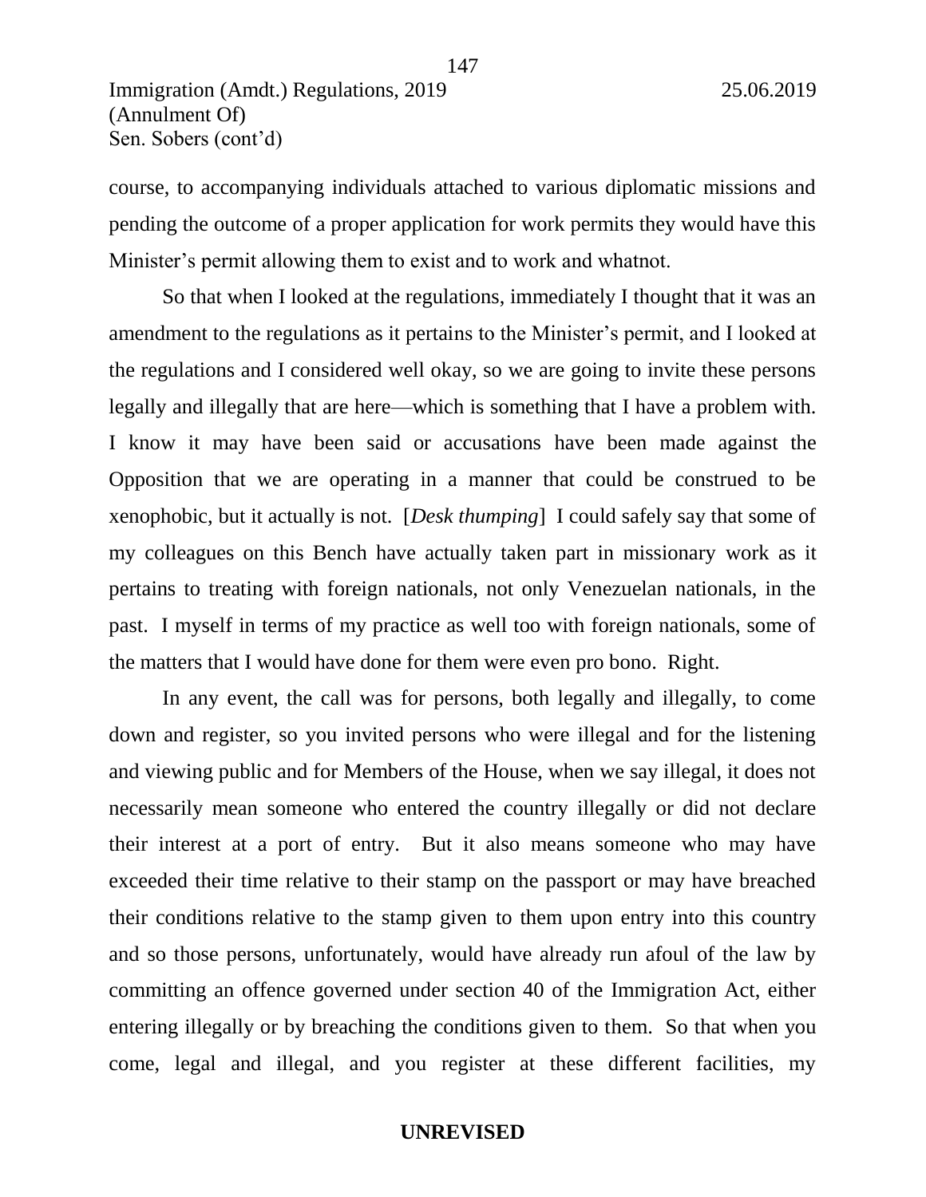course, to accompanying individuals attached to various diplomatic missions and pending the outcome of a proper application for work permits they would have this Minister's permit allowing them to exist and to work and whatnot.

So that when I looked at the regulations, immediately I thought that it was an amendment to the regulations as it pertains to the Minister's permit, and I looked at the regulations and I considered well okay, so we are going to invite these persons legally and illegally that are here—which is something that I have a problem with. I know it may have been said or accusations have been made against the Opposition that we are operating in a manner that could be construed to be xenophobic, but it actually is not. [*Desk thumping*] I could safely say that some of my colleagues on this Bench have actually taken part in missionary work as it pertains to treating with foreign nationals, not only Venezuelan nationals, in the past. I myself in terms of my practice as well too with foreign nationals, some of the matters that I would have done for them were even pro bono. Right.

In any event, the call was for persons, both legally and illegally, to come down and register, so you invited persons who were illegal and for the listening and viewing public and for Members of the House, when we say illegal, it does not necessarily mean someone who entered the country illegally or did not declare their interest at a port of entry. But it also means someone who may have exceeded their time relative to their stamp on the passport or may have breached their conditions relative to the stamp given to them upon entry into this country and so those persons, unfortunately, would have already run afoul of the law by committing an offence governed under section 40 of the Immigration Act, either entering illegally or by breaching the conditions given to them. So that when you come, legal and illegal, and you register at these different facilities, my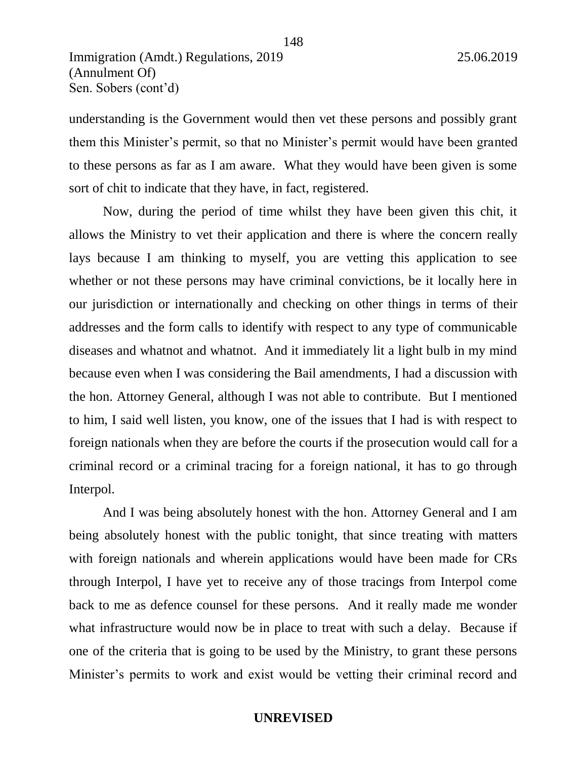understanding is the Government would then vet these persons and possibly grant them this Minister's permit, so that no Minister's permit would have been granted to these persons as far as I am aware. What they would have been given is some sort of chit to indicate that they have, in fact, registered.

Now, during the period of time whilst they have been given this chit, it allows the Ministry to vet their application and there is where the concern really lays because I am thinking to myself, you are vetting this application to see whether or not these persons may have criminal convictions, be it locally here in our jurisdiction or internationally and checking on other things in terms of their addresses and the form calls to identify with respect to any type of communicable diseases and whatnot and whatnot. And it immediately lit a light bulb in my mind because even when I was considering the Bail amendments, I had a discussion with the hon. Attorney General, although I was not able to contribute. But I mentioned to him, I said well listen, you know, one of the issues that I had is with respect to foreign nationals when they are before the courts if the prosecution would call for a criminal record or a criminal tracing for a foreign national, it has to go through Interpol.

And I was being absolutely honest with the hon. Attorney General and I am being absolutely honest with the public tonight, that since treating with matters with foreign nationals and wherein applications would have been made for CRs through Interpol, I have yet to receive any of those tracings from Interpol come back to me as defence counsel for these persons. And it really made me wonder what infrastructure would now be in place to treat with such a delay. Because if one of the criteria that is going to be used by the Ministry, to grant these persons Minister's permits to work and exist would be vetting their criminal record and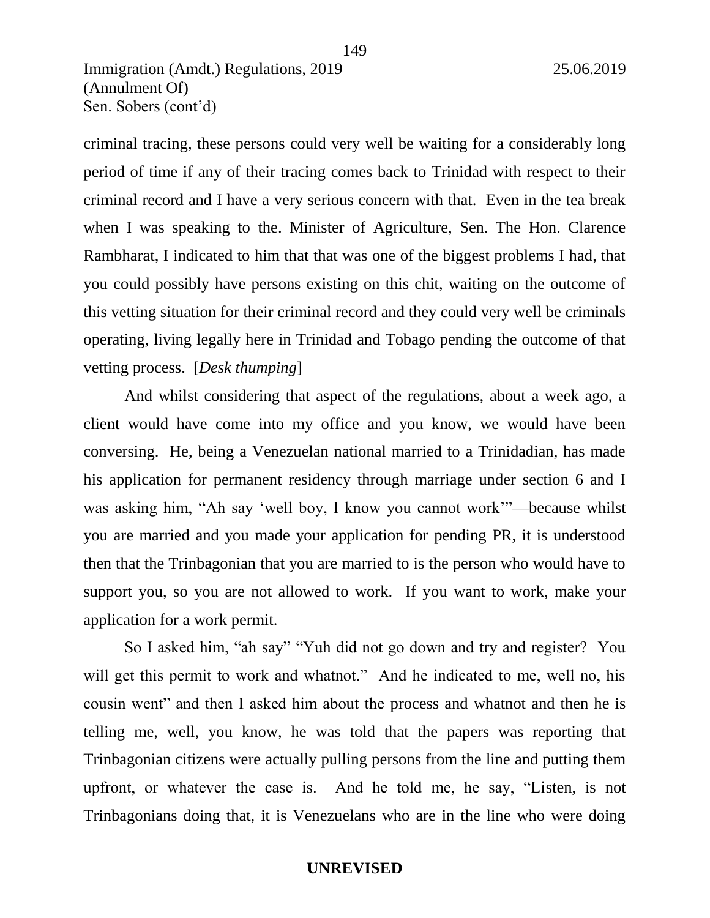criminal tracing, these persons could very well be waiting for a considerably long period of time if any of their tracing comes back to Trinidad with respect to their criminal record and I have a very serious concern with that. Even in the tea break when I was speaking to the. Minister of Agriculture, Sen. The Hon. Clarence Rambharat, I indicated to him that that was one of the biggest problems I had, that you could possibly have persons existing on this chit, waiting on the outcome of this vetting situation for their criminal record and they could very well be criminals operating, living legally here in Trinidad and Tobago pending the outcome of that vetting process. [*Desk thumping*]

And whilst considering that aspect of the regulations, about a week ago, a client would have come into my office and you know, we would have been conversing. He, being a Venezuelan national married to a Trinidadian, has made his application for permanent residency through marriage under section 6 and I was asking him, "Ah say 'well boy, I know you cannot work'"—because whilst you are married and you made your application for pending PR, it is understood then that the Trinbagonian that you are married to is the person who would have to support you, so you are not allowed to work. If you want to work, make your application for a work permit.

So I asked him, "ah say" "Yuh did not go down and try and register? You will get this permit to work and whatnot." And he indicated to me, well no, his cousin went" and then I asked him about the process and whatnot and then he is telling me, well, you know, he was told that the papers was reporting that Trinbagonian citizens were actually pulling persons from the line and putting them upfront, or whatever the case is. And he told me, he say, "Listen, is not Trinbagonians doing that, it is Venezuelans who are in the line who were doing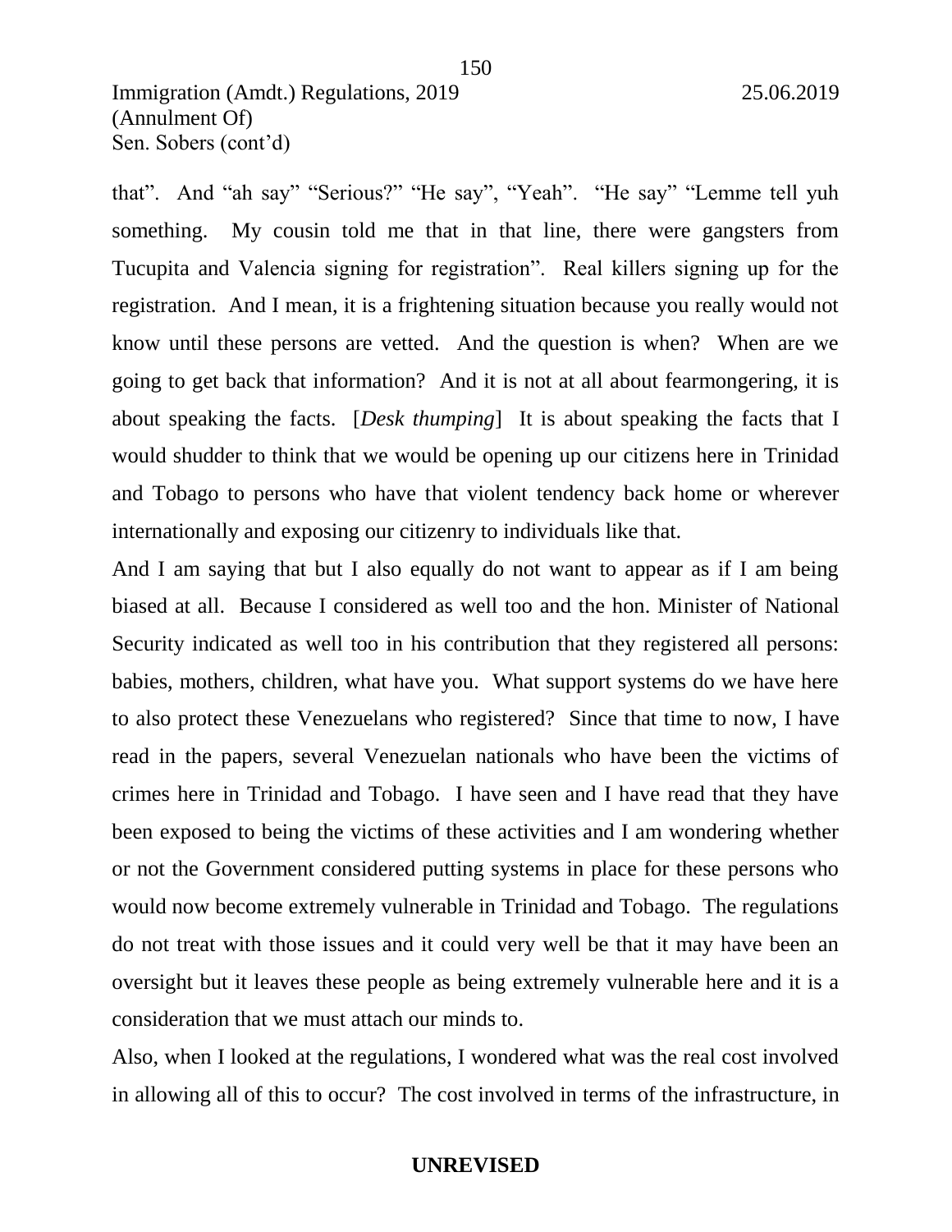that". And "ah say" "Serious?" "He say", "Yeah". "He say" "Lemme tell yuh something. My cousin told me that in that line, there were gangsters from Tucupita and Valencia signing for registration". Real killers signing up for the registration. And I mean, it is a frightening situation because you really would not know until these persons are vetted. And the question is when? When are we going to get back that information? And it is not at all about fearmongering, it is about speaking the facts. [*Desk thumping*] It is about speaking the facts that I would shudder to think that we would be opening up our citizens here in Trinidad and Tobago to persons who have that violent tendency back home or wherever internationally and exposing our citizenry to individuals like that.

And I am saying that but I also equally do not want to appear as if I am being biased at all. Because I considered as well too and the hon. Minister of National Security indicated as well too in his contribution that they registered all persons: babies, mothers, children, what have you. What support systems do we have here to also protect these Venezuelans who registered? Since that time to now, I have read in the papers, several Venezuelan nationals who have been the victims of crimes here in Trinidad and Tobago. I have seen and I have read that they have been exposed to being the victims of these activities and I am wondering whether or not the Government considered putting systems in place for these persons who would now become extremely vulnerable in Trinidad and Tobago. The regulations do not treat with those issues and it could very well be that it may have been an oversight but it leaves these people as being extremely vulnerable here and it is a consideration that we must attach our minds to.

Also, when I looked at the regulations, I wondered what was the real cost involved in allowing all of this to occur? The cost involved in terms of the infrastructure, in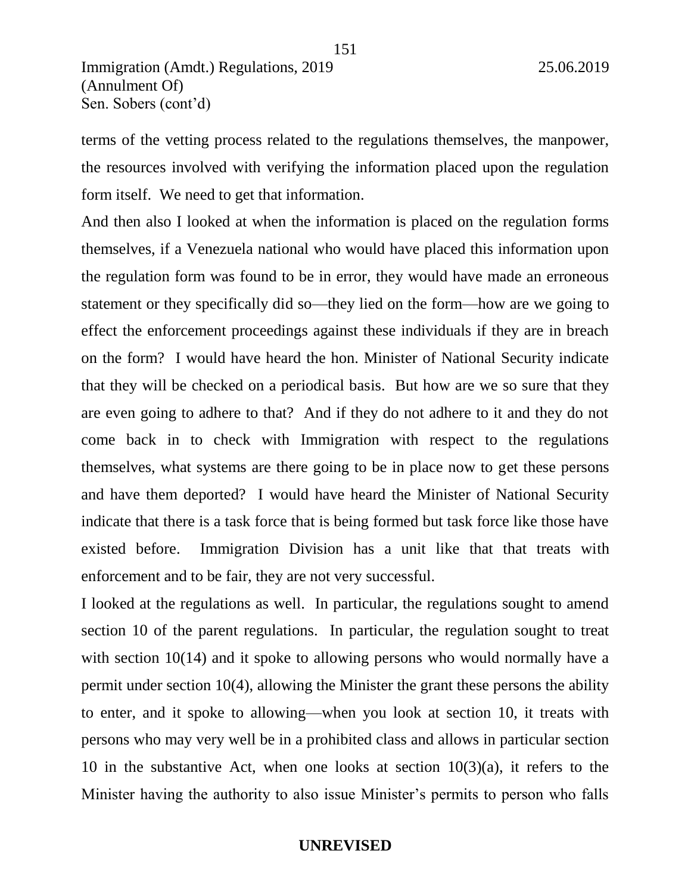terms of the vetting process related to the regulations themselves, the manpower, the resources involved with verifying the information placed upon the regulation form itself. We need to get that information.

And then also I looked at when the information is placed on the regulation forms themselves, if a Venezuela national who would have placed this information upon the regulation form was found to be in error, they would have made an erroneous statement or they specifically did so—they lied on the form—how are we going to effect the enforcement proceedings against these individuals if they are in breach on the form? I would have heard the hon. Minister of National Security indicate that they will be checked on a periodical basis. But how are we so sure that they are even going to adhere to that? And if they do not adhere to it and they do not come back in to check with Immigration with respect to the regulations themselves, what systems are there going to be in place now to get these persons and have them deported? I would have heard the Minister of National Security indicate that there is a task force that is being formed but task force like those have existed before. Immigration Division has a unit like that that treats with enforcement and to be fair, they are not very successful.

I looked at the regulations as well. In particular, the regulations sought to amend section 10 of the parent regulations. In particular, the regulation sought to treat with section 10(14) and it spoke to allowing persons who would normally have a permit under section 10(4), allowing the Minister the grant these persons the ability to enter, and it spoke to allowing—when you look at section 10, it treats with persons who may very well be in a prohibited class and allows in particular section 10 in the substantive Act, when one looks at section 10(3)(a), it refers to the Minister having the authority to also issue Minister's permits to person who falls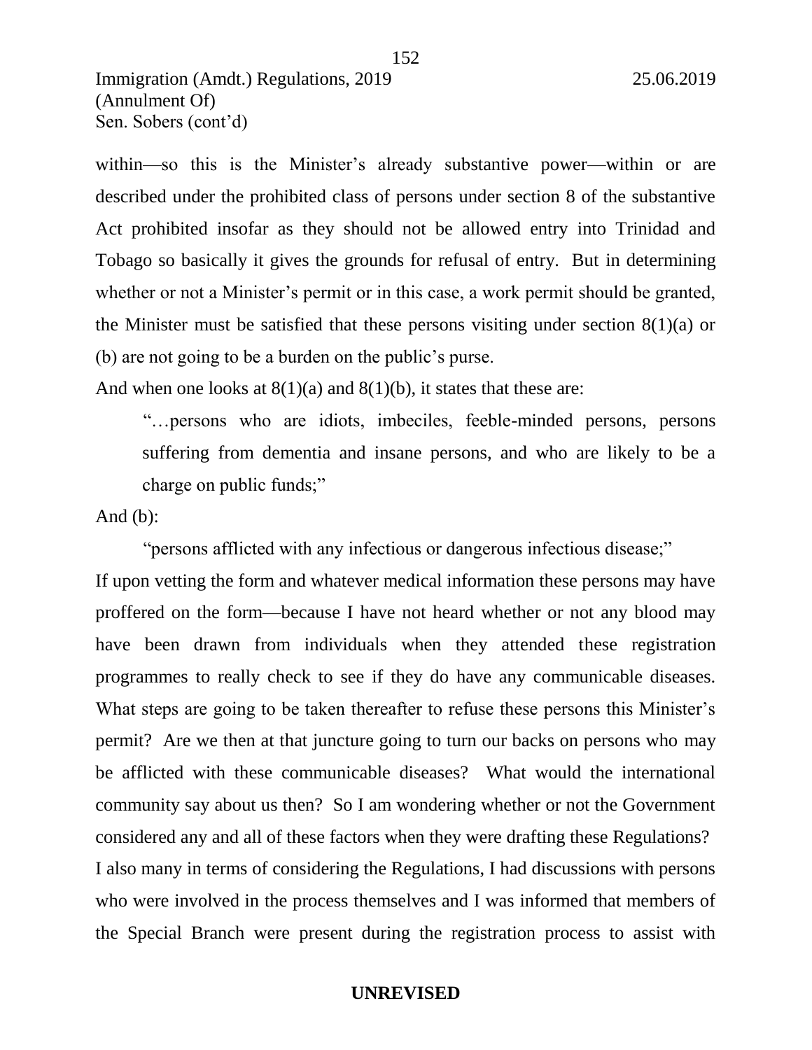within—so this is the Minister's already substantive power—within or are described under the prohibited class of persons under section 8 of the substantive Act prohibited insofar as they should not be allowed entry into Trinidad and Tobago so basically it gives the grounds for refusal of entry. But in determining whether or not a Minister's permit or in this case, a work permit should be granted, the Minister must be satisfied that these persons visiting under section 8(1)(a) or (b) are not going to be a burden on the public's purse.

And when one looks at 8(1)(a) and 8(1)(b), it states that these are:

> "…persons who are idiots, imbeciles, feeble-minded persons, persons suffering from dementia and insane persons, and who are likely to be a charge on public funds;"

And (b):

> "persons afflicted with any infectious or dangerous infectious disease;"

If upon vetting the form and whatever medical information these persons may have proffered on the form—because I have not heard whether or not any blood may have been drawn from individuals when they attended these registration programmes to really check to see if they do have any communicable diseases. What steps are going to be taken thereafter to refuse these persons this Minister's permit? Are we then at that juncture going to turn our backs on persons who may be afflicted with these communicable diseases? What would the international community say about us then? So I am wondering whether or not the Government considered any and all of these factors when they were drafting these Regulations?

I also many in terms of considering the Regulations, I had discussions with persons who were involved in the process themselves and I was informed that members of the Special Branch were present during the registration process to assist with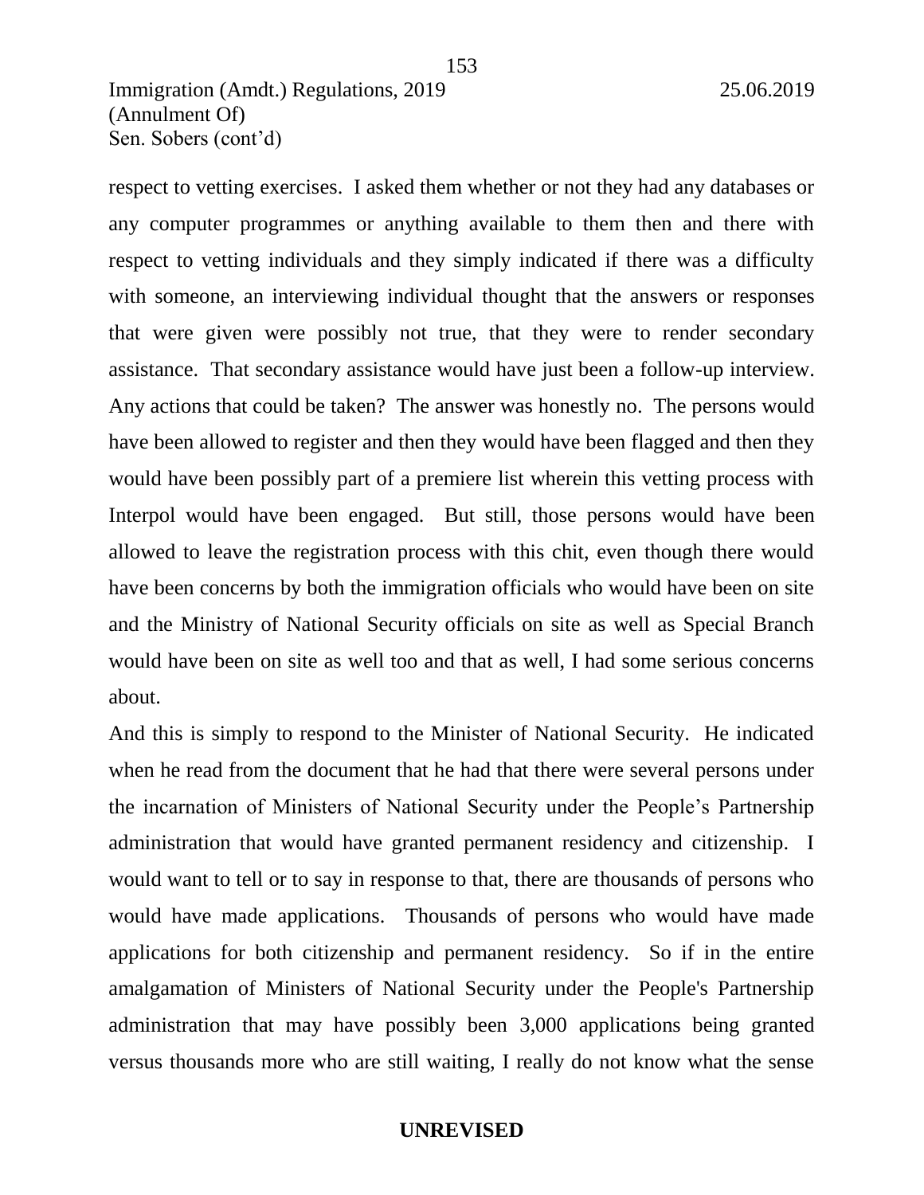respect to vetting exercises. I asked them whether or not they had any databases or any computer programmes or anything available to them then and there with respect to vetting individuals and they simply indicated if there was a difficulty with someone, an interviewing individual thought that the answers or responses that were given were possibly not true, that they were to render secondary assistance. That secondary assistance would have just been a follow-up interview. Any actions that could be taken? The answer was honestly no. The persons would have been allowed to register and then they would have been flagged and then they would have been possibly part of a premiere list wherein this vetting process with Interpol would have been engaged. But still, those persons would have been allowed to leave the registration process with this chit, even though there would have been concerns by both the immigration officials who would have been on site and the Ministry of National Security officials on site as well as Special Branch would have been on site as well too and that as well, I had some serious concerns about.

And this is simply to respond to the Minister of National Security. He indicated when he read from the document that he had that there were several persons under the incarnation of Ministers of National Security under the People's Partnership administration that would have granted permanent residency and citizenship. I would want to tell or to say in response to that, there are thousands of persons who would have made applications. Thousands of persons who would have made applications for both citizenship and permanent residency. So if in the entire amalgamation of Ministers of National Security under the People's Partnership administration that may have possibly been 3,000 applications being granted versus thousands more who are still waiting, I really do not know what the sense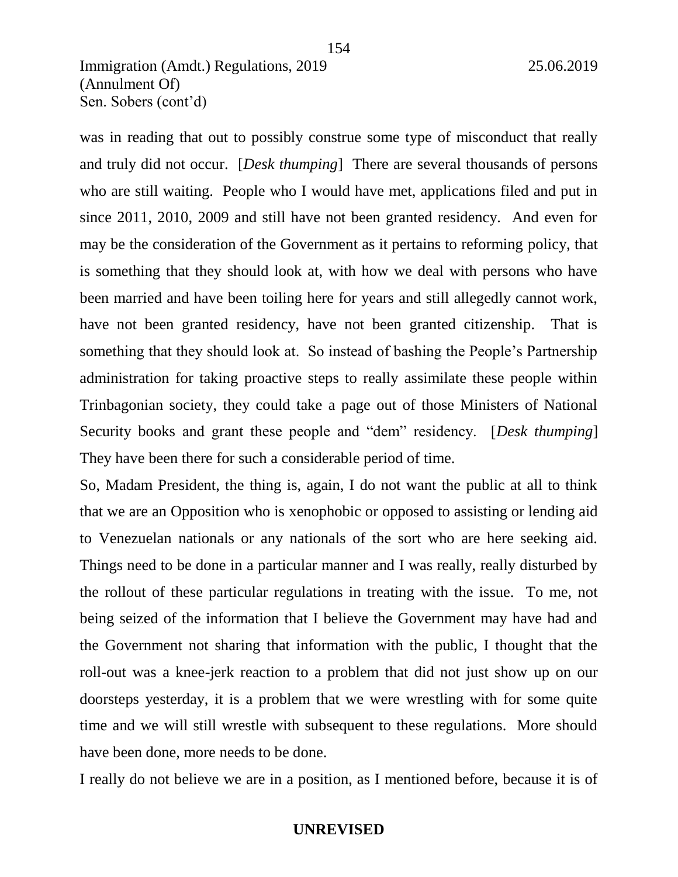was in reading that out to possibly construe some type of misconduct that really and truly did not occur. [*Desk thumping*] There are several thousands of persons who are still waiting. People who I would have met, applications filed and put in since 2011, 2010, 2009 and still have not been granted residency. And even for may be the consideration of the Government as it pertains to reforming policy, that is something that they should look at, with how we deal with persons who have been married and have been toiling here for years and still allegedly cannot work, have not been granted residency, have not been granted citizenship. That is something that they should look at. So instead of bashing the People's Partnership administration for taking proactive steps to really assimilate these people within Trinbagonian society, they could take a page out of those Ministers of National Security books and grant these people and "dem" residency. [*Desk thumping*] They have been there for such a considerable period of time.

So, Madam President, the thing is, again, I do not want the public at all to think that we are an Opposition who is xenophobic or opposed to assisting or lending aid to Venezuelan nationals or any nationals of the sort who are here seeking aid. Things need to be done in a particular manner and I was really, really disturbed by the rollout of these particular regulations in treating with the issue. To me, not being seized of the information that I believe the Government may have had and the Government not sharing that information with the public, I thought that the roll-out was a knee-jerk reaction to a problem that did not just show up on our doorsteps yesterday, it is a problem that we were wrestling with for some quite time and we will still wrestle with subsequent to these regulations. More should have been done, more needs to be done.

I really do not believe we are in a position, as I mentioned before, because it is of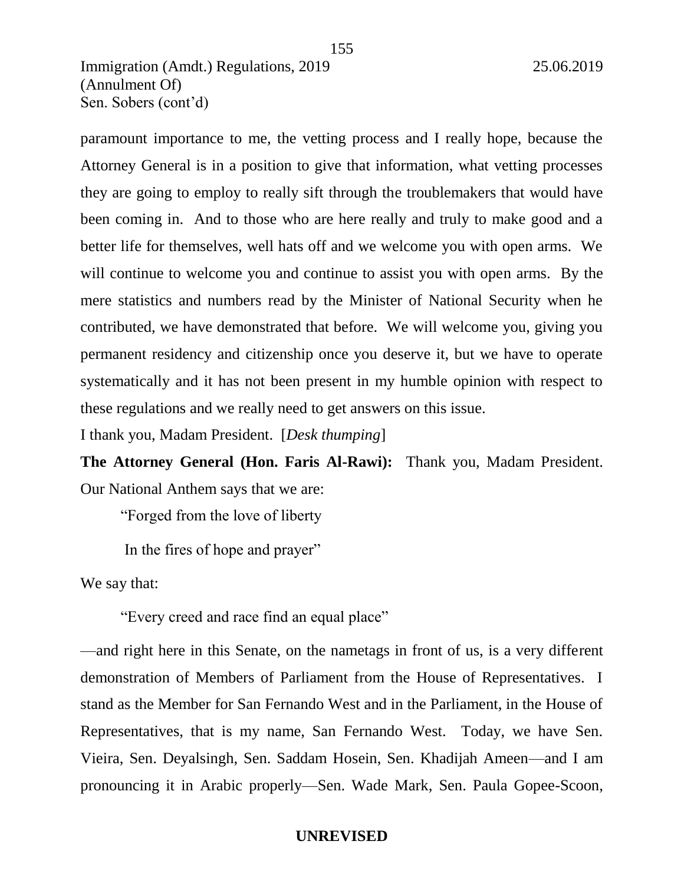paramount importance to me, the vetting process and I really hope, because the Attorney General is in a position to give that information, what vetting processes they are going to employ to really sift through the troublemakers that would have been coming in. And to those who are here really and truly to make good and a better life for themselves, well hats off and we welcome you with open arms. We will continue to welcome you and continue to assist you with open arms. By the mere statistics and numbers read by the Minister of National Security when he contributed, we have demonstrated that before. We will welcome you, giving you permanent residency and citizenship once you deserve it, but we have to operate systematically and it has not been present in my humble opinion with respect to these regulations and we really need to get answers on this issue.

I thank you, Madam President. [*Desk thumping*]

**The Attorney General (Hon. Faris Al-Rawi):** Thank you, Madam President. Our National Anthem says that we are:

> "Forged from the love of liberty
>
> In the fires of hope and prayer"

We say that:

> "Every creed and race find an equal place"

—and right here in this Senate, on the nametags in front of us, is a very different demonstration of Members of Parliament from the House of Representatives. I stand as the Member for San Fernando West and in the Parliament, in the House of Representatives, that is my name, San Fernando West. Today, we have Sen. Vieira, Sen. Deyalsingh, Sen. Saddam Hosein, Sen. Khadijah Ameen—and I am pronouncing it in Arabic properly—Sen. Wade Mark, Sen. Paula Gopee-Scoon,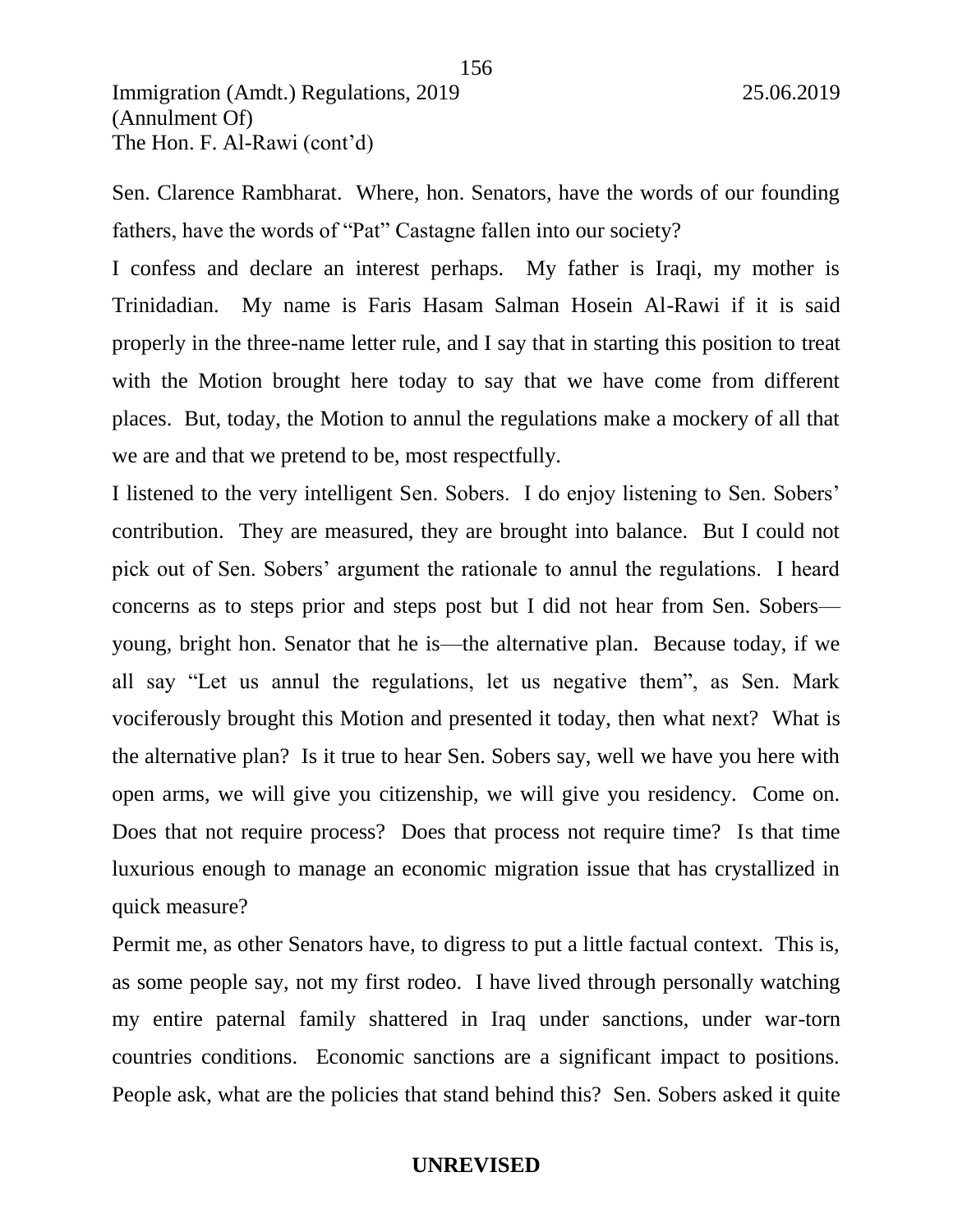Sen. Clarence Rambharat. Where, hon. Senators, have the words of our founding fathers, have the words of "Pat" Castagne fallen into our society?

I confess and declare an interest perhaps. My father is Iraqi, my mother is Trinidadian. My name is Faris Hasam Salman Hosein Al-Rawi if it is said properly in the three-name letter rule, and I say that in starting this position to treat with the Motion brought here today to say that we have come from different places. But, today, the Motion to annul the regulations make a mockery of all that we are and that we pretend to be, most respectfully.

I listened to the very intelligent Sen. Sobers. I do enjoy listening to Sen. Sobers' contribution. They are measured, they are brought into balance. But I could not pick out of Sen. Sobers' argument the rationale to annul the regulations. I heard concerns as to steps prior and steps post but I did not hear from Sen. Sobers—young, bright hon. Senator that he is—the alternative plan. Because today, if we all say "Let us annul the regulations, let us negative them", as Sen. Mark vociferously brought this Motion and presented it today, then what next? What is the alternative plan? Is it true to hear Sen. Sobers say, well we have you here with open arms, we will give you citizenship, we will give you residency. Come on. Does that not require process? Does that process not require time? Is that time luxurious enough to manage an economic migration issue that has crystallized in quick measure?

Permit me, as other Senators have, to digress to put a little factual context. This is, as some people say, not my first rodeo. I have lived through personally watching my entire paternal family shattered in Iraq under sanctions, under war-torn countries conditions. Economic sanctions are a significant impact to positions. People ask, what are the policies that stand behind this? Sen. Sobers asked it quite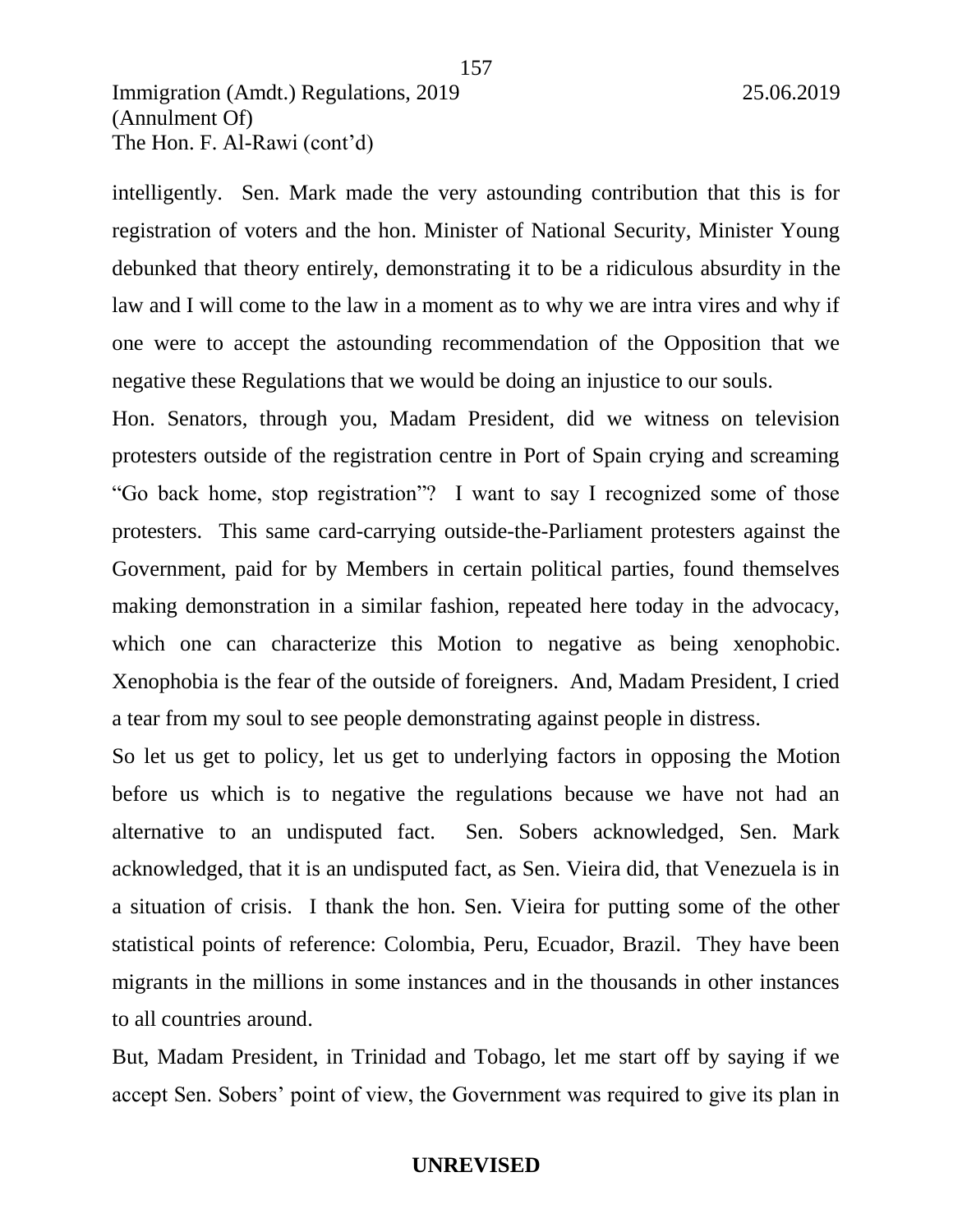intelligently. Sen. Mark made the very astounding contribution that this is for registration of voters and the hon. Minister of National Security, Minister Young debunked that theory entirely, demonstrating it to be a ridiculous absurdity in the law and I will come to the law in a moment as to why we are intra vires and why if one were to accept the astounding recommendation of the Opposition that we negative these Regulations that we would be doing an injustice to our souls.

Hon. Senators, through you, Madam President, did we witness on television protesters outside of the registration centre in Port of Spain crying and screaming "Go back home, stop registration"? I want to say I recognized some of those protesters. This same card-carrying outside-the-Parliament protesters against the Government, paid for by Members in certain political parties, found themselves making demonstration in a similar fashion, repeated here today in the advocacy, which one can characterize this Motion to negative as being xenophobic. Xenophobia is the fear of the outside of foreigners. And, Madam President, I cried a tear from my soul to see people demonstrating against people in distress.

So let us get to policy, let us get to underlying factors in opposing the Motion before us which is to negative the regulations because we have not had an alternative to an undisputed fact. Sen. Sobers acknowledged, Sen. Mark acknowledged, that it is an undisputed fact, as Sen. Vieira did, that Venezuela is in a situation of crisis. I thank the hon. Sen. Vieira for putting some of the other statistical points of reference: Colombia, Peru, Ecuador, Brazil. They have been migrants in the millions in some instances and in the thousands in other instances to all countries around.

But, Madam President, in Trinidad and Tobago, let me start off by saying if we accept Sen. Sobers' point of view, the Government was required to give its plan in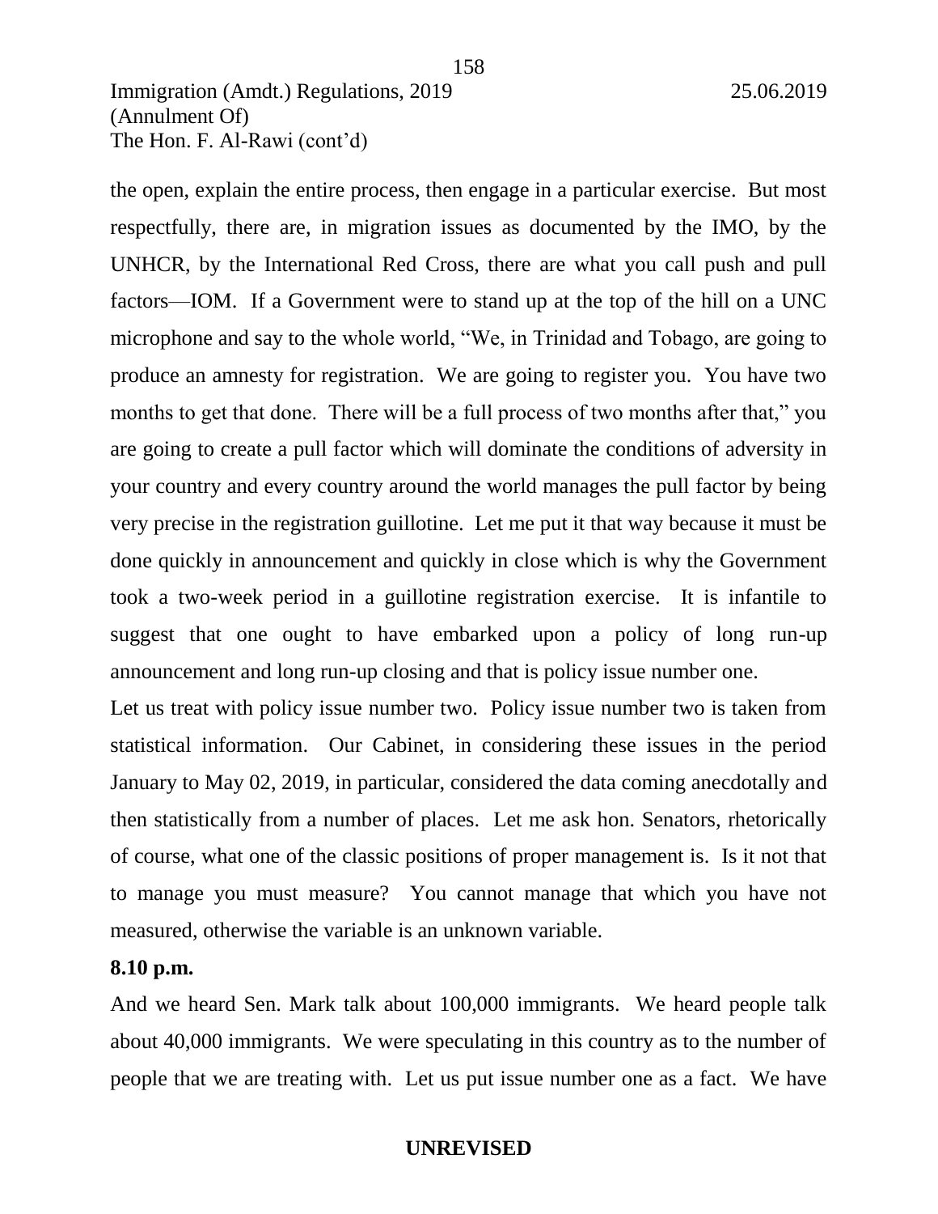the open, explain the entire process, then engage in a particular exercise. But most respectfully, there are, in migration issues as documented by the IMO, by the UNHCR, by the International Red Cross, there are what you call push and pull factors—IOM. If a Government were to stand up at the top of the hill on a UNC microphone and say to the whole world, "We, in Trinidad and Tobago, are going to produce an amnesty for registration. We are going to register you. You have two months to get that done. There will be a full process of two months after that," you are going to create a pull factor which will dominate the conditions of adversity in your country and every country around the world manages the pull factor by being very precise in the registration guillotine. Let me put it that way because it must be done quickly in announcement and quickly in close which is why the Government took a two-week period in a guillotine registration exercise. It is infantile to suggest that one ought to have embarked upon a policy of long run-up announcement and long run-up closing and that is policy issue number one.

Let us treat with policy issue number two. Policy issue number two is taken from statistical information. Our Cabinet, in considering these issues in the period January to May 02, 2019, in particular, considered the data coming anecdotally and then statistically from a number of places. Let me ask hon. Senators, rhetorically of course, what one of the classic positions of proper management is. Is it not that to manage you must measure? You cannot manage that which you have not measured, otherwise the variable is an unknown variable.

**8.10 p.m.**

And we heard Sen. Mark talk about 100,000 immigrants. We heard people talk about 40,000 immigrants. We were speculating in this country as to the number of people that we are treating with. Let us put issue number one as a fact. We have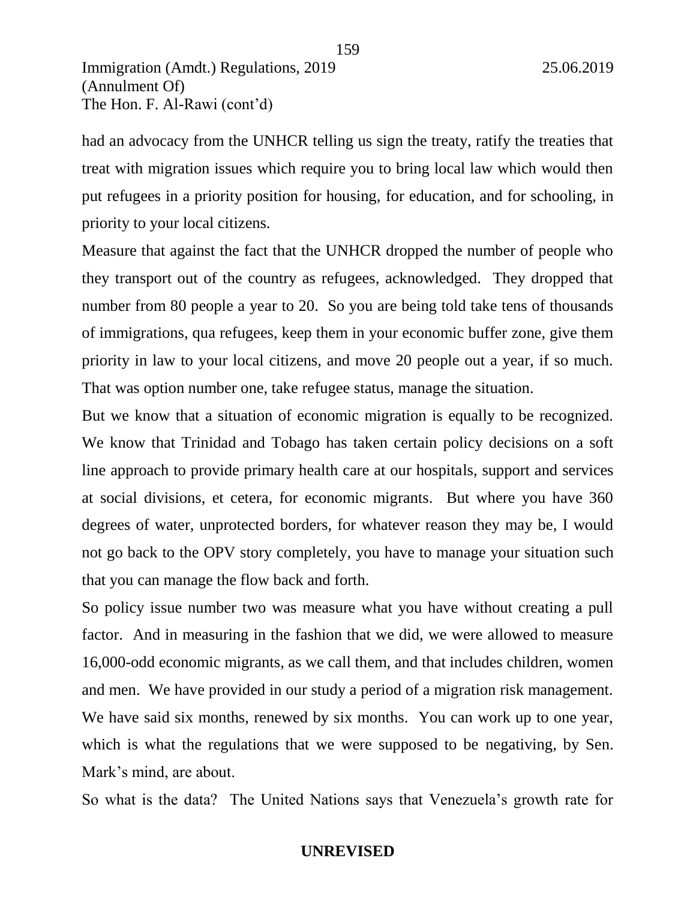had an advocacy from the UNHCR telling us sign the treaty, ratify the treaties that treat with migration issues which require you to bring local law which would then put refugees in a priority position for housing, for education, and for schooling, in priority to your local citizens.

Measure that against the fact that the UNHCR dropped the number of people who they transport out of the country as refugees, acknowledged. They dropped that number from 80 people a year to 20. So you are being told take tens of thousands of immigrations, qua refugees, keep them in your economic buffer zone, give them priority in law to your local citizens, and move 20 people out a year, if so much. That was option number one, take refugee status, manage the situation.

But we know that a situation of economic migration is equally to be recognized. We know that Trinidad and Tobago has taken certain policy decisions on a soft line approach to provide primary health care at our hospitals, support and services at social divisions, et cetera, for economic migrants. But where you have 360 degrees of water, unprotected borders, for whatever reason they may be, I would not go back to the OPV story completely, you have to manage your situation such that you can manage the flow back and forth.

So policy issue number two was measure what you have without creating a pull factor. And in measuring in the fashion that we did, we were allowed to measure 16,000-odd economic migrants, as we call them, and that includes children, women and men. We have provided in our study a period of a migration risk management. We have said six months, renewed by six months. You can work up to one year, which is what the regulations that we were supposed to be negativing, by Sen. Mark's mind, are about.

So what is the data? The United Nations says that Venezuela's growth rate for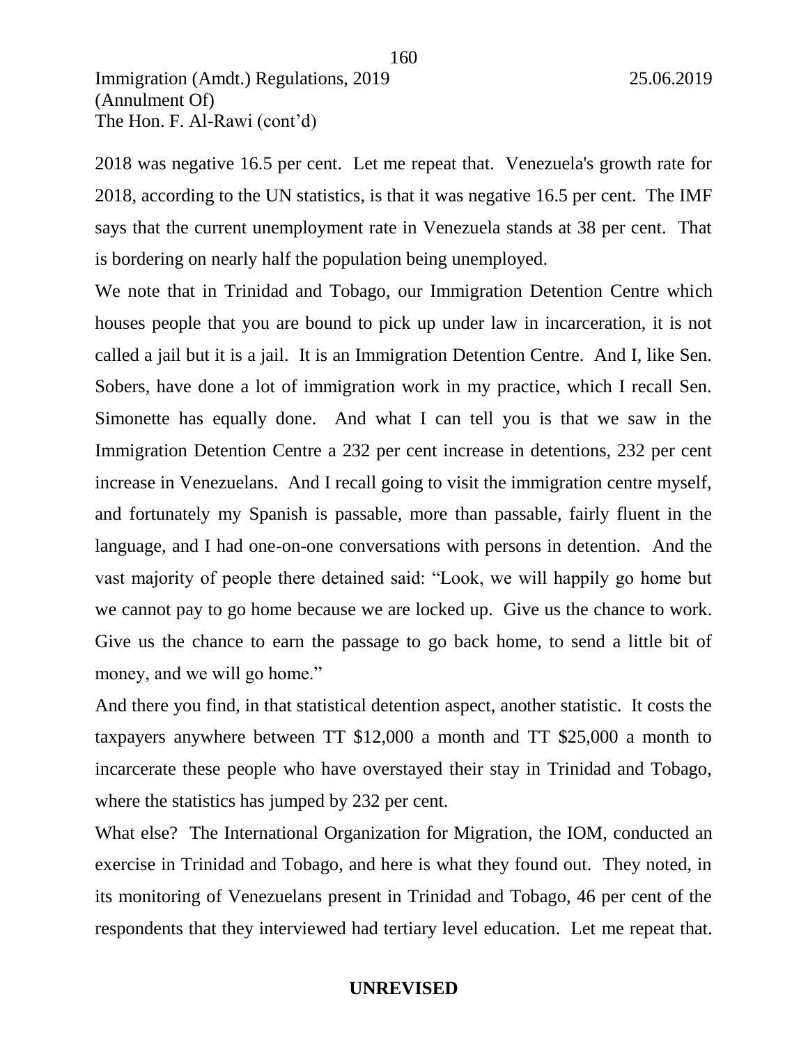2018 was negative 16.5 per cent. Let me repeat that. Venezuela's growth rate for 2018, according to the UN statistics, is that it was negative 16.5 per cent. The IMF says that the current unemployment rate in Venezuela stands at 38 per cent. That is bordering on nearly half the population being unemployed.

We note that in Trinidad and Tobago, our Immigration Detention Centre which houses people that you are bound to pick up under law in incarceration, it is not called a jail but it is a jail. It is an Immigration Detention Centre. And I, like Sen. Sobers, have done a lot of immigration work in my practice, which I recall Sen. Simonette has equally done. And what I can tell you is that we saw in the Immigration Detention Centre a 232 per cent increase in detentions, 232 per cent increase in Venezuelans. And I recall going to visit the immigration centre myself, and fortunately my Spanish is passable, more than passable, fairly fluent in the language, and I had one-on-one conversations with persons in detention. And the vast majority of people there detained said: "Look, we will happily go home but we cannot pay to go home because we are locked up. Give us the chance to work. Give us the chance to earn the passage to go back home, to send a little bit of money, and we will go home."

And there you find, in that statistical detention aspect, another statistic. It costs the taxpayers anywhere between TT \$12,000 a month and TT \$25,000 a month to incarcerate these people who have overstayed their stay in Trinidad and Tobago, where the statistics has jumped by 232 per cent.

What else? The International Organization for Migration, the IOM, conducted an exercise in Trinidad and Tobago, and here is what they found out. They noted, in its monitoring of Venezuelans present in Trinidad and Tobago, 46 per cent of the respondents that they interviewed had tertiary level education. Let me repeat that.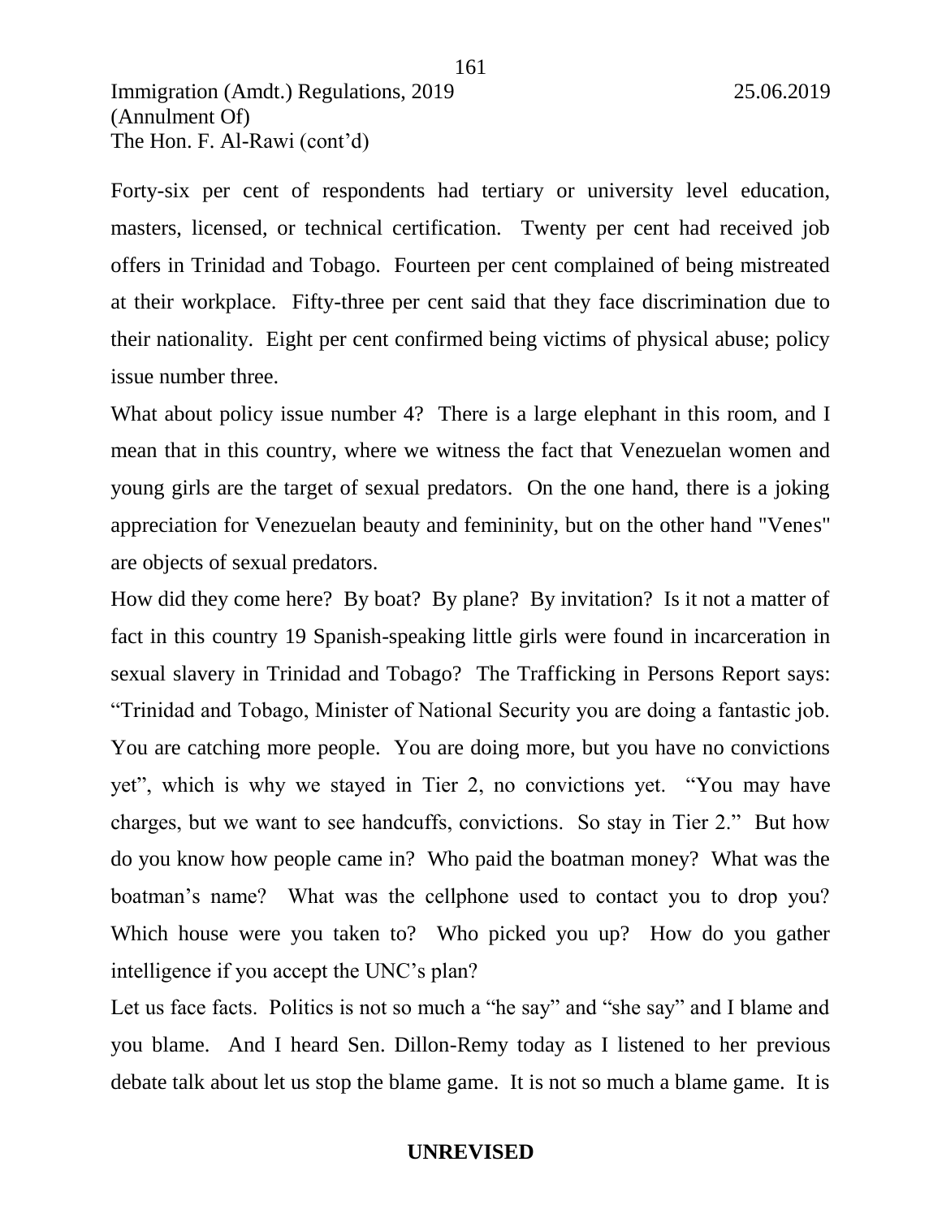Forty-six per cent of respondents had tertiary or university level education, masters, licensed, or technical certification. Twenty per cent had received job offers in Trinidad and Tobago. Fourteen per cent complained of being mistreated at their workplace. Fifty-three per cent said that they face discrimination due to their nationality. Eight per cent confirmed being victims of physical abuse; policy issue number three.

What about policy issue number 4? There is a large elephant in this room, and I mean that in this country, where we witness the fact that Venezuelan women and young girls are the target of sexual predators. On the one hand, there is a joking appreciation for Venezuelan beauty and femininity, but on the other hand "Venes" are objects of sexual predators.

How did they come here? By boat? By plane? By invitation? Is it not a matter of fact in this country 19 Spanish-speaking little girls were found in incarceration in sexual slavery in Trinidad and Tobago? The Trafficking in Persons Report says: "Trinidad and Tobago, Minister of National Security you are doing a fantastic job. You are catching more people. You are doing more, but you have no convictions yet", which is why we stayed in Tier 2, no convictions yet. "You may have charges, but we want to see handcuffs, convictions. So stay in Tier 2." But how do you know how people came in? Who paid the boatman money? What was the boatman's name? What was the cellphone used to contact you to drop you? Which house were you taken to? Who picked you up? How do you gather intelligence if you accept the UNC's plan?

Let us face facts. Politics is not so much a "he say" and "she say" and I blame and you blame. And I heard Sen. Dillon-Remy today as I listened to her previous debate talk about let us stop the blame game. It is not so much a blame game. It is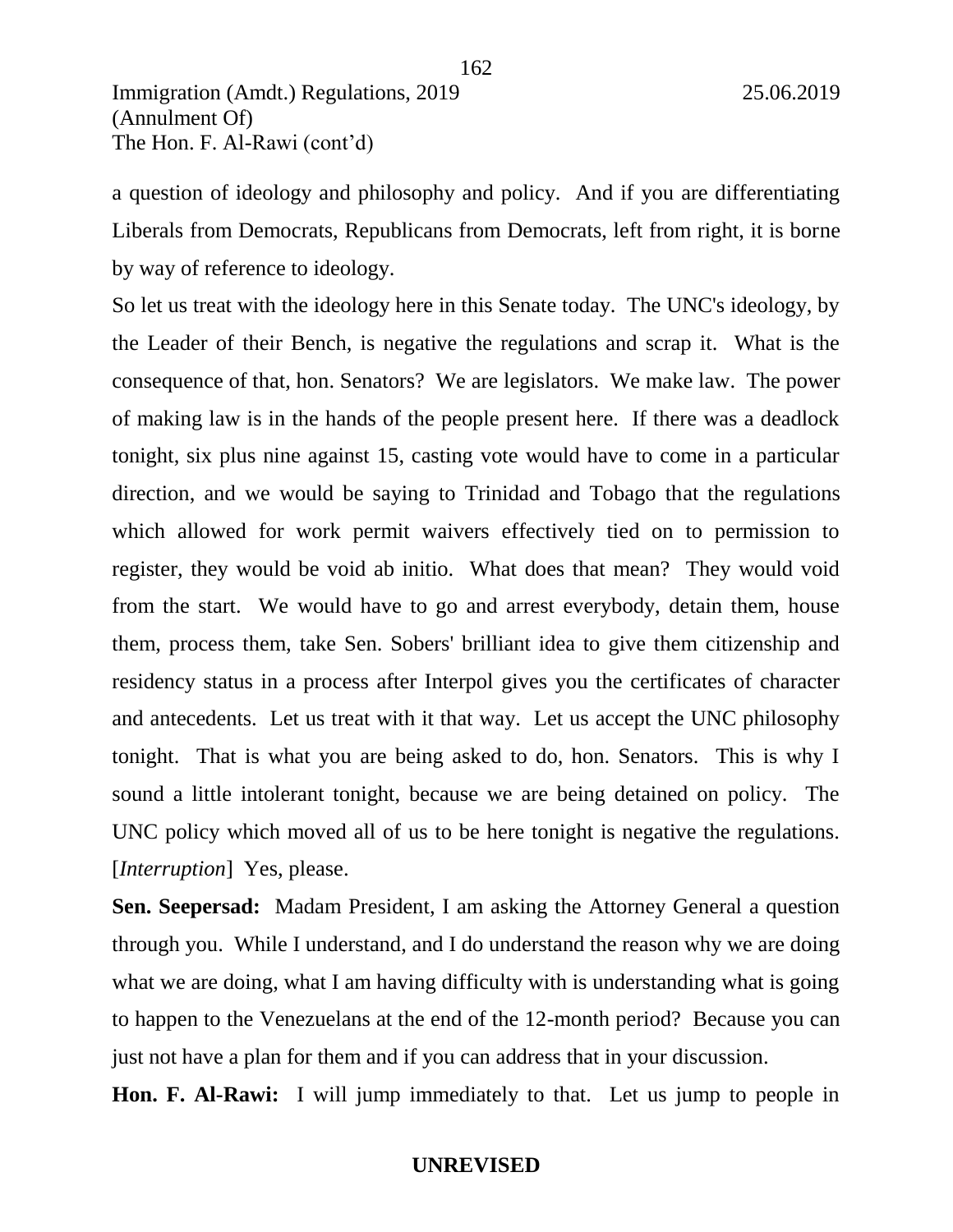a question of ideology and philosophy and policy. And if you are differentiating Liberals from Democrats, Republicans from Democrats, left from right, it is borne by way of reference to ideology.

So let us treat with the ideology here in this Senate today. The UNC's ideology, by the Leader of their Bench, is negative the regulations and scrap it. What is the consequence of that, hon. Senators? We are legislators. We make law. The power of making law is in the hands of the people present here. If there was a deadlock tonight, six plus nine against 15, casting vote would have to come in a particular direction, and we would be saying to Trinidad and Tobago that the regulations which allowed for work permit waivers effectively tied on to permission to register, they would be void ab initio. What does that mean? They would void from the start. We would have to go and arrest everybody, detain them, house them, process them, take Sen. Sobers' brilliant idea to give them citizenship and residency status in a process after Interpol gives you the certificates of character and antecedents. Let us treat with it that way. Let us accept the UNC philosophy tonight. That is what you are being asked to do, hon. Senators. This is why I sound a little intolerant tonight, because we are being detained on policy. The UNC policy which moved all of us to be here tonight is negative the regulations. [*Interruption*] Yes, please.

**Sen. Seepersad:** Madam President, I am asking the Attorney General a question through you. While I understand, and I do understand the reason why we are doing what we are doing, what I am having difficulty with is understanding what is going to happen to the Venezuelans at the end of the 12-month period? Because you can just not have a plan for them and if you can address that in your discussion.

**Hon. F. Al-Rawi:** I will jump immediately to that. Let us jump to people in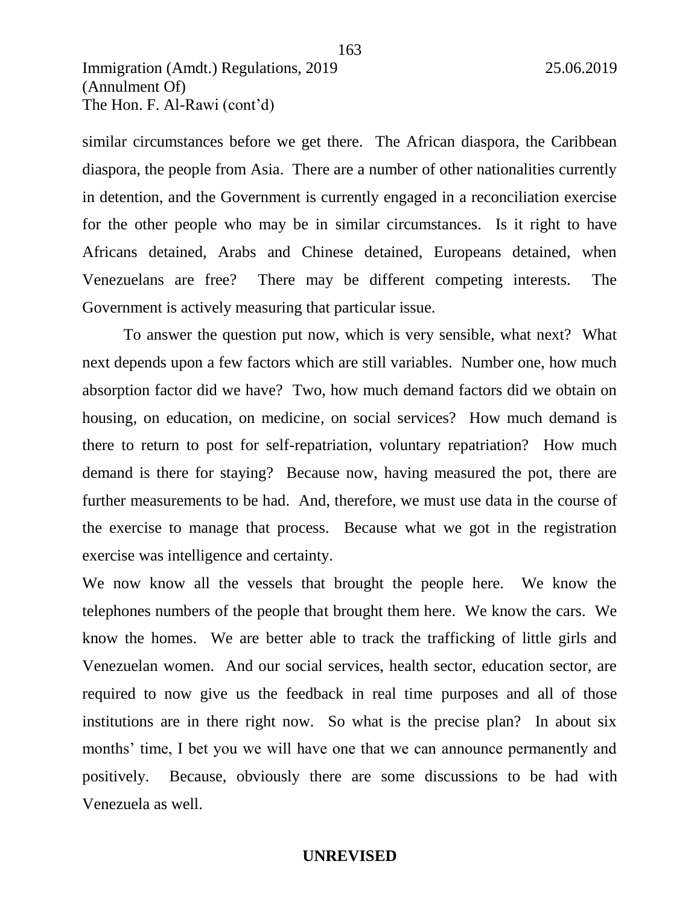similar circumstances before we get there. The African diaspora, the Caribbean diaspora, the people from Asia. There are a number of other nationalities currently in detention, and the Government is currently engaged in a reconciliation exercise for the other people who may be in similar circumstances. Is it right to have Africans detained, Arabs and Chinese detained, Europeans detained, when Venezuelans are free? There may be different competing interests. The Government is actively measuring that particular issue.

To answer the question put now, which is very sensible, what next? What next depends upon a few factors which are still variables. Number one, how much absorption factor did we have? Two, how much demand factors did we obtain on housing, on education, on medicine, on social services? How much demand is there to return to post for self-repatriation, voluntary repatriation? How much demand is there for staying? Because now, having measured the pot, there are further measurements to be had. And, therefore, we must use data in the course of the exercise to manage that process. Because what we got in the registration exercise was intelligence and certainty.

We now know all the vessels that brought the people here. We know the telephones numbers of the people that brought them here. We know the cars. We know the homes. We are better able to track the trafficking of little girls and Venezuelan women. And our social services, health sector, education sector, are required to now give us the feedback in real time purposes and all of those institutions are in there right now. So what is the precise plan? In about six months' time, I bet you we will have one that we can announce permanently and positively. Because, obviously there are some discussions to be had with Venezuela as well.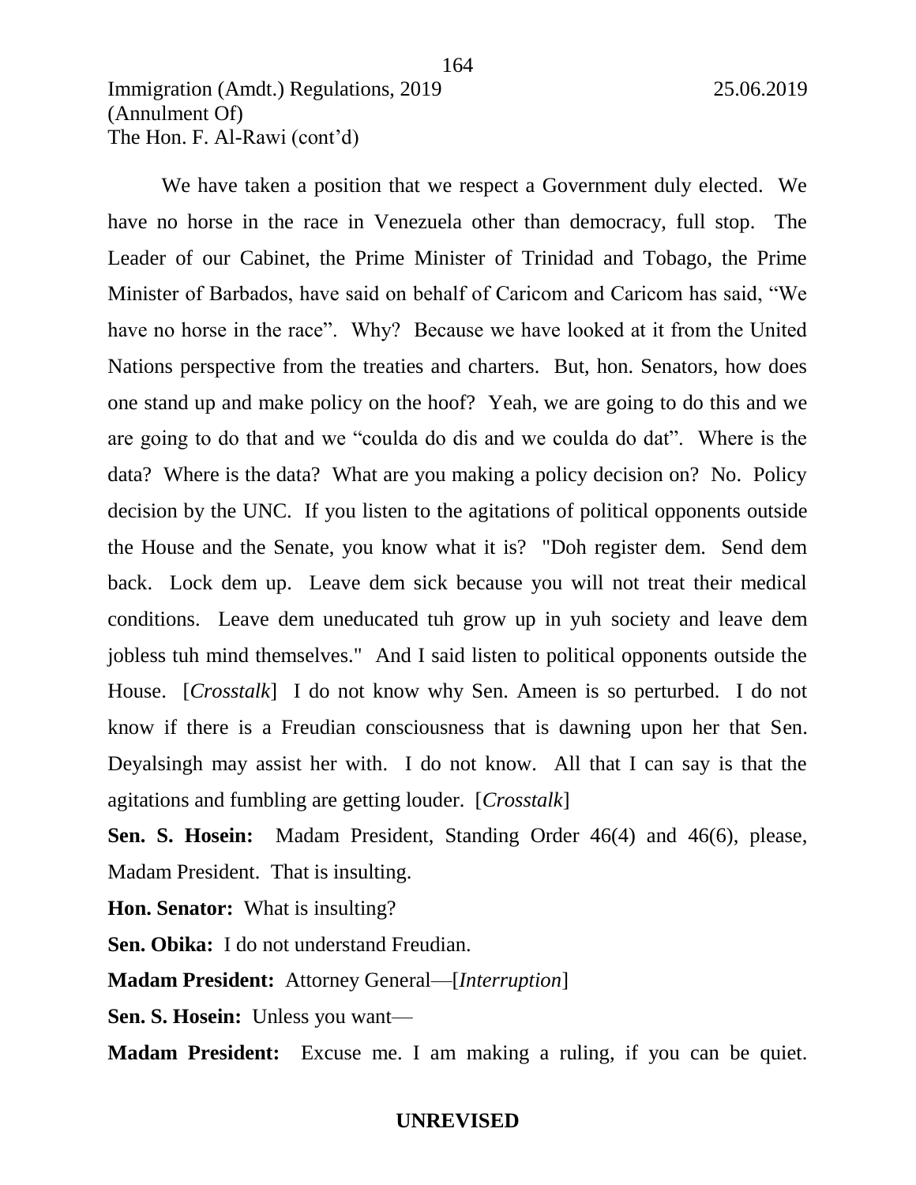We have taken a position that we respect a Government duly elected. We have no horse in the race in Venezuela other than democracy, full stop. The Leader of our Cabinet, the Prime Minister of Trinidad and Tobago, the Prime Minister of Barbados, have said on behalf of Caricom and Caricom has said, "We have no horse in the race". Why? Because we have looked at it from the United Nations perspective from the treaties and charters. But, hon. Senators, how does one stand up and make policy on the hoof? Yeah, we are going to do this and we are going to do that and we "coulda do dis and we coulda do dat". Where is the data? Where is the data? What are you making a policy decision on? No. Policy decision by the UNC. If you listen to the agitations of political opponents outside the House and the Senate, you know what it is? "Doh register dem. Send dem back. Lock dem up. Leave dem sick because you will not treat their medical conditions. Leave dem uneducated tuh grow up in yuh society and leave dem jobless tuh mind themselves." And I said listen to political opponents outside the House. [*Crosstalk*] I do not know why Sen. Ameen is so perturbed. I do not know if there is a Freudian consciousness that is dawning upon her that Sen. Deyalsingh may assist her with. I do not know. All that I can say is that the agitations and fumbling are getting louder. [*Crosstalk*]

**Sen. S. Hosein:** Madam President, Standing Order 46(4) and 46(6), please, Madam President. That is insulting.

**Hon. Senator:** What is insulting?

**Sen. Obika:** I do not understand Freudian.

**Madam President:** Attorney General—[*Interruption*]

**Sen. S. Hosein:** Unless you want—

**Madam President:** Excuse me. I am making a ruling, if you can be quiet.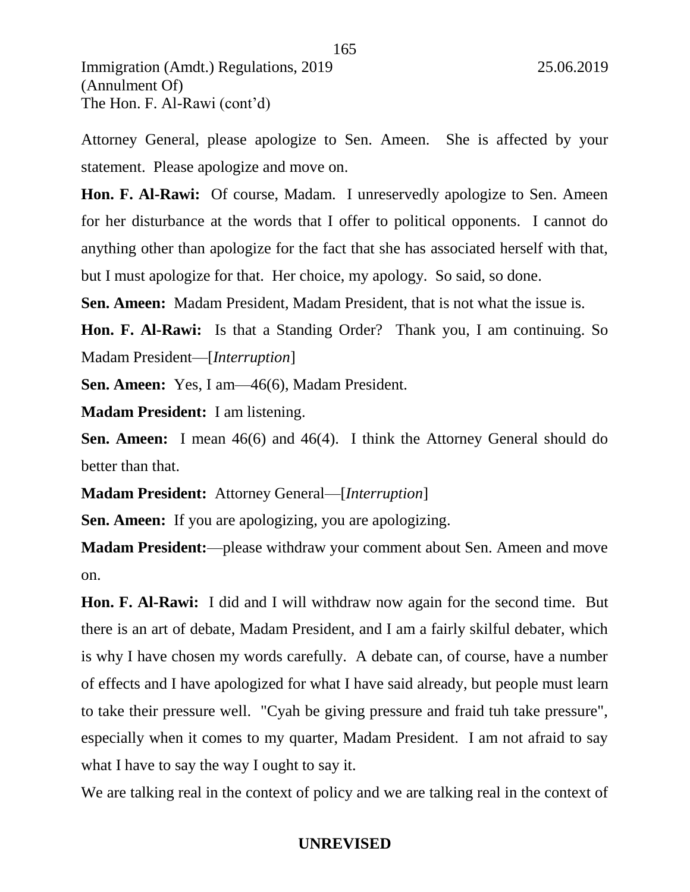Attorney General, please apologize to Sen. Ameen. She is affected by your statement. Please apologize and move on.

**Hon. F. Al-Rawi:** Of course, Madam. I unreservedly apologize to Sen. Ameen for her disturbance at the words that I offer to political opponents. I cannot do anything other than apologize for the fact that she has associated herself with that, but I must apologize for that. Her choice, my apology. So said, so done.

**Sen. Ameen:** Madam President, Madam President, that is not what the issue is.

**Hon. F. Al-Rawi:** Is that a Standing Order? Thank you, I am continuing. So Madam President—[*Interruption*]

**Sen. Ameen:** Yes, I am—46(6), Madam President.

**Madam President:** I am listening.

**Sen. Ameen:** I mean 46(6) and 46(4). I think the Attorney General should do better than that.

**Madam President:** Attorney General—[*Interruption*]

**Sen. Ameen:** If you are apologizing, you are apologizing.

**Madam President:**—please withdraw your comment about Sen. Ameen and move on.

**Hon. F. Al-Rawi:** I did and I will withdraw now again for the second time. But there is an art of debate, Madam President, and I am a fairly skilful debater, which is why I have chosen my words carefully. A debate can, of course, have a number of effects and I have apologized for what I have said already, but people must learn to take their pressure well. "Cyah be giving pressure and fraid tuh take pressure", especially when it comes to my quarter, Madam President. I am not afraid to say what I have to say the way I ought to say it.

We are talking real in the context of policy and we are talking real in the context of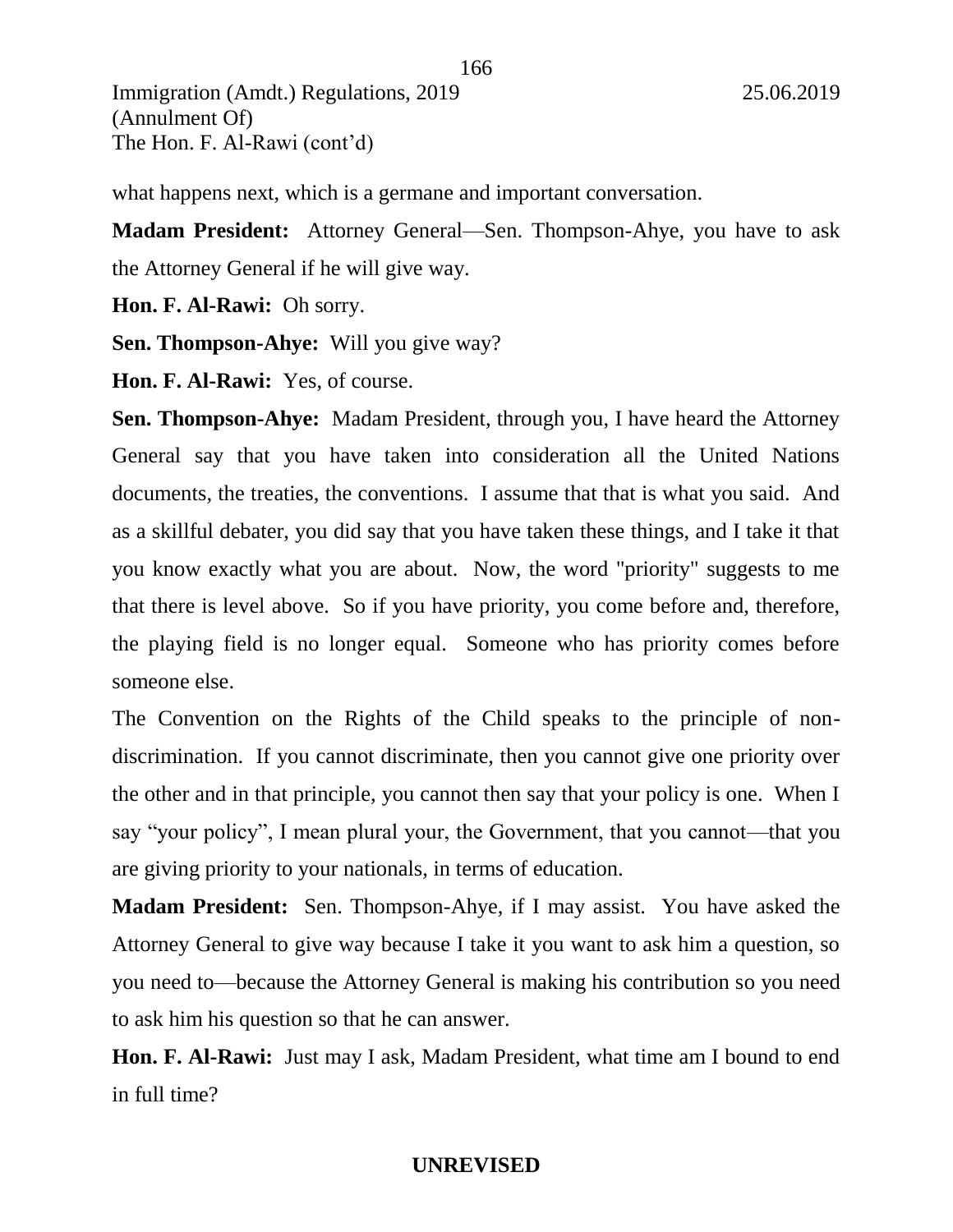what happens next, which is a germane and important conversation.

**Madam President:** Attorney General—Sen. Thompson-Ahye, you have to ask the Attorney General if he will give way.

**Hon. F. Al-Rawi:** Oh sorry.

**Sen. Thompson-Ahye:** Will you give way?

**Hon. F. Al-Rawi:** Yes, of course.

**Sen. Thompson-Ahye:** Madam President, through you, I have heard the Attorney General say that you have taken into consideration all the United Nations documents, the treaties, the conventions. I assume that that is what you said. And as a skillful debater, you did say that you have taken these things, and I take it that you know exactly what you are about. Now, the word "priority" suggests to me that there is level above. So if you have priority, you come before and, therefore, the playing field is no longer equal. Someone who has priority comes before someone else.

The Convention on the Rights of the Child speaks to the principle of non-discrimination. If you cannot discriminate, then you cannot give one priority over the other and in that principle, you cannot then say that your policy is one. When I say "your policy", I mean plural your, the Government, that you cannot—that you are giving priority to your nationals, in terms of education.

**Madam President:** Sen. Thompson-Ahye, if I may assist. You have asked the Attorney General to give way because I take it you want to ask him a question, so you need to—because the Attorney General is making his contribution so you need to ask him his question so that he can answer.

**Hon. F. Al-Rawi:** Just may I ask, Madam President, what time am I bound to end in full time?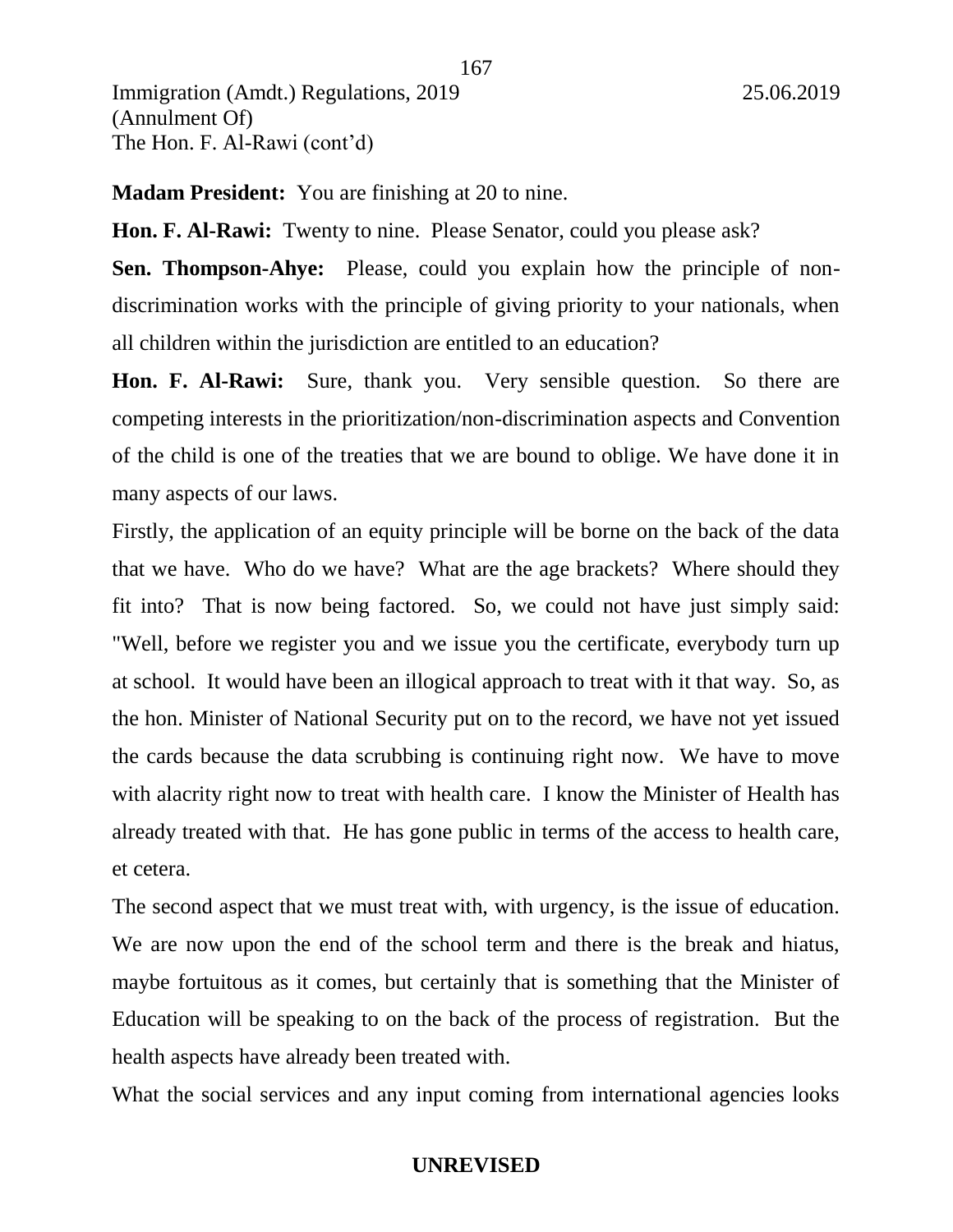**Madam President:** You are finishing at 20 to nine.

**Hon. F. Al-Rawi:** Twenty to nine. Please Senator, could you please ask?

**Sen. Thompson-Ahye:** Please, could you explain how the principle of non-discrimination works with the principle of giving priority to your nationals, when all children within the jurisdiction are entitled to an education?

**Hon. F. Al-Rawi:** Sure, thank you. Very sensible question. So there are competing interests in the prioritization/non-discrimination aspects and Convention of the child is one of the treaties that we are bound to oblige. We have done it in many aspects of our laws.

Firstly, the application of an equity principle will be borne on the back of the data that we have. Who do we have? What are the age brackets? Where should they fit into? That is now being factored. So, we could not have just simply said: "Well, before we register you and we issue you the certificate, everybody turn up at school. It would have been an illogical approach to treat with it that way. So, as the hon. Minister of National Security put on to the record, we have not yet issued the cards because the data scrubbing is continuing right now. We have to move with alacrity right now to treat with health care. I know the Minister of Health has already treated with that. He has gone public in terms of the access to health care, et cetera.

The second aspect that we must treat with, with urgency, is the issue of education. We are now upon the end of the school term and there is the break and hiatus, maybe fortuitous as it comes, but certainly that is something that the Minister of Education will be speaking to on the back of the process of registration. But the health aspects have already been treated with.

What the social services and any input coming from international agencies looks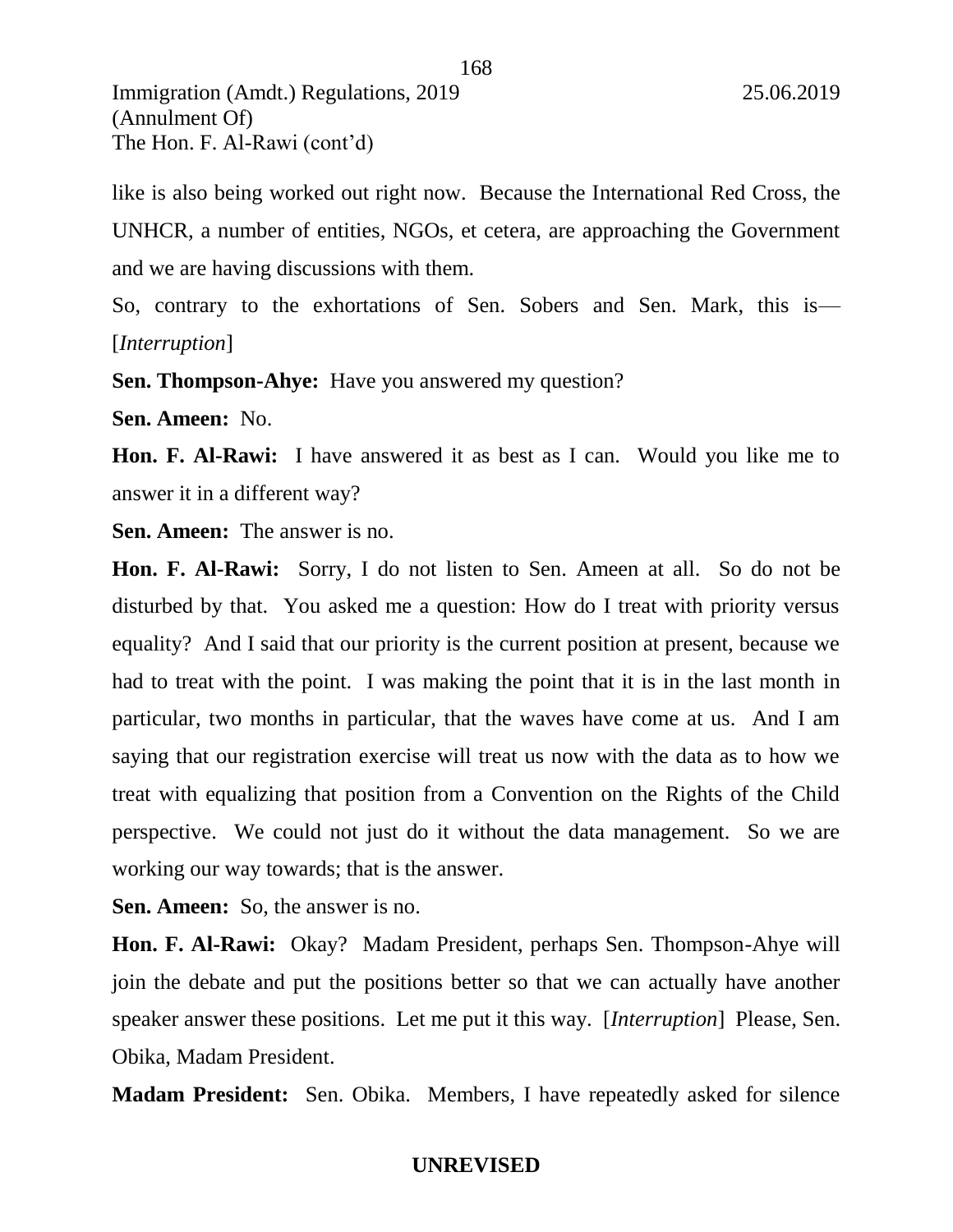like is also being worked out right now. Because the International Red Cross, the UNHCR, a number of entities, NGOs, et cetera, are approaching the Government and we are having discussions with them.

So, contrary to the exhortations of Sen. Sobers and Sen. Mark, this is— [*Interruption*]

**Sen. Thompson-Ahye:** Have you answered my question?

**Sen. Ameen:** No.

**Hon. F. Al-Rawi:** I have answered it as best as I can. Would you like me to answer it in a different way?

**Sen. Ameen:** The answer is no.

**Hon. F. Al-Rawi:** Sorry, I do not listen to Sen. Ameen at all. So do not be disturbed by that. You asked me a question: How do I treat with priority versus equality? And I said that our priority is the current position at present, because we had to treat with the point. I was making the point that it is in the last month in particular, two months in particular, that the waves have come at us. And I am saying that our registration exercise will treat us now with the data as to how we treat with equalizing that position from a Convention on the Rights of the Child perspective. We could not just do it without the data management. So we are working our way towards; that is the answer.

**Sen. Ameen:** So, the answer is no.

**Hon. F. Al-Rawi:** Okay? Madam President, perhaps Sen. Thompson-Ahye will join the debate and put the positions better so that we can actually have another speaker answer these positions. Let me put it this way. [*Interruption*] Please, Sen. Obika, Madam President.

**Madam President:** Sen. Obika. Members, I have repeatedly asked for silence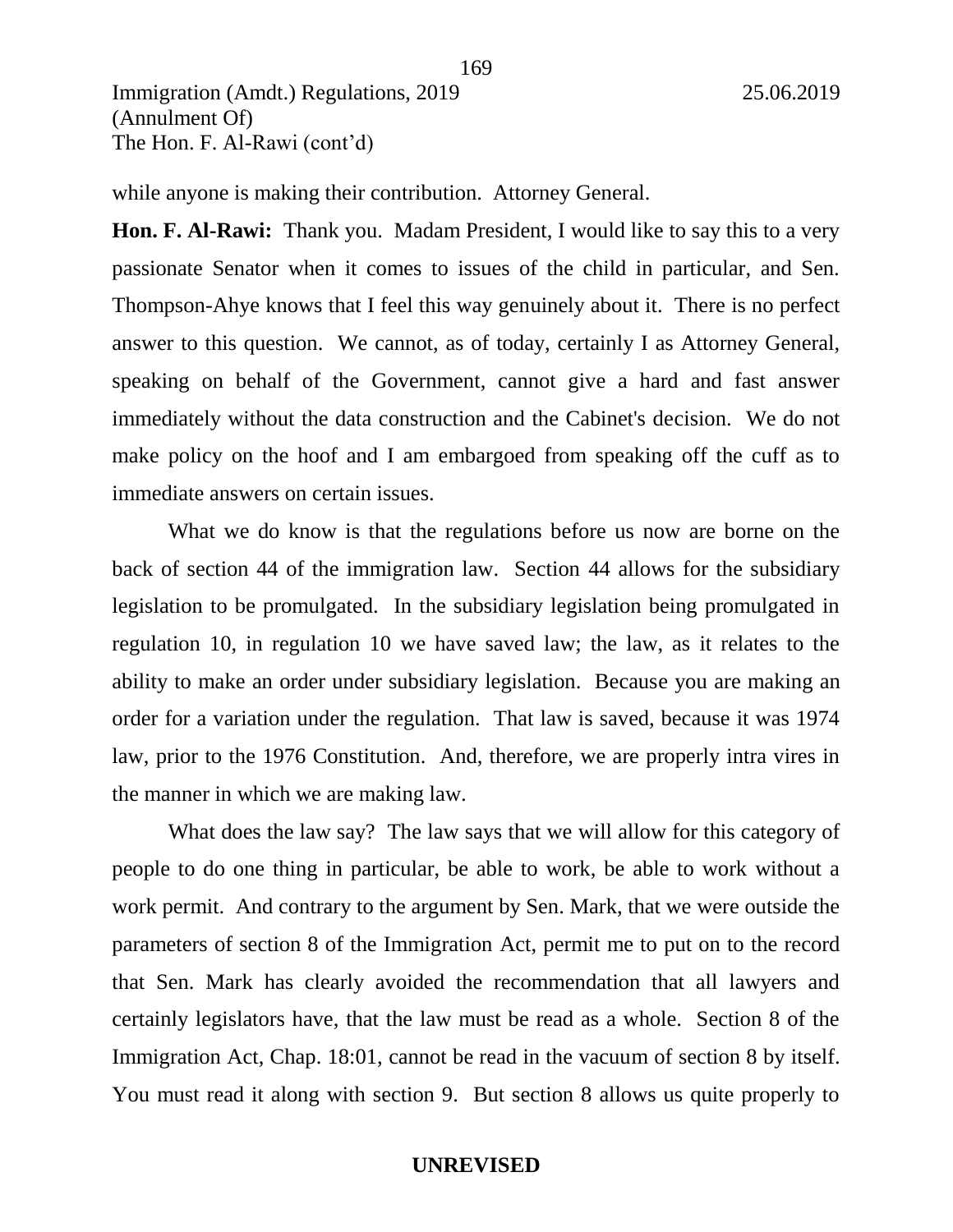while anyone is making their contribution. Attorney General.

**Hon. F. Al-Rawi:** Thank you. Madam President, I would like to say this to a very passionate Senator when it comes to issues of the child in particular, and Sen. Thompson-Ahye knows that I feel this way genuinely about it. There is no perfect answer to this question. We cannot, as of today, certainly I as Attorney General, speaking on behalf of the Government, cannot give a hard and fast answer immediately without the data construction and the Cabinet's decision. We do not make policy on the hoof and I am embargoed from speaking off the cuff as to immediate answers on certain issues.

What we do know is that the regulations before us now are borne on the back of section 44 of the immigration law. Section 44 allows for the subsidiary legislation to be promulgated. In the subsidiary legislation being promulgated in regulation 10, in regulation 10 we have saved law; the law, as it relates to the ability to make an order under subsidiary legislation. Because you are making an order for a variation under the regulation. That law is saved, because it was 1974 law, prior to the 1976 Constitution. And, therefore, we are properly intra vires in the manner in which we are making law.

What does the law say? The law says that we will allow for this category of people to do one thing in particular, be able to work, be able to work without a work permit. And contrary to the argument by Sen. Mark, that we were outside the parameters of section 8 of the Immigration Act, permit me to put on to the record that Sen. Mark has clearly avoided the recommendation that all lawyers and certainly legislators have, that the law must be read as a whole. Section 8 of the Immigration Act, Chap. 18:01, cannot be read in the vacuum of section 8 by itself. You must read it along with section 9. But section 8 allows us quite properly to

**UNREVISED**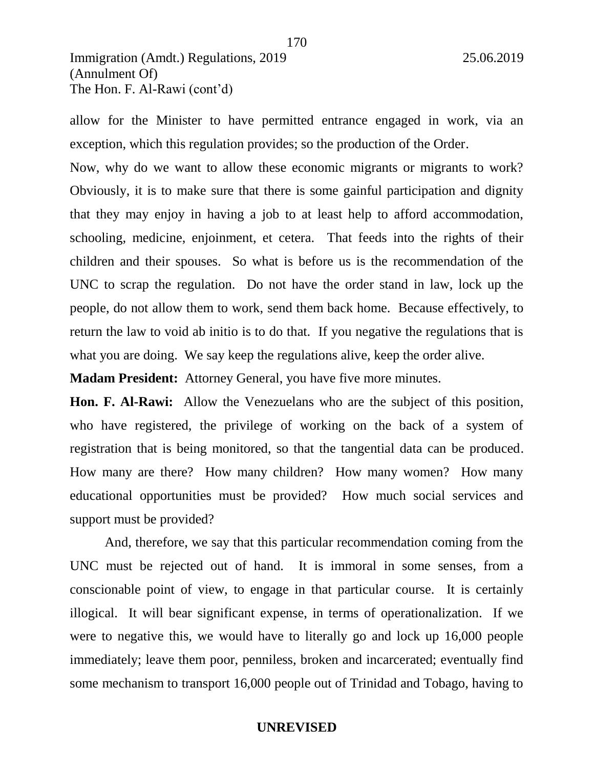allow for the Minister to have permitted entrance engaged in work, via an exception, which this regulation provides; so the production of the Order.

Now, why do we want to allow these economic migrants or migrants to work? Obviously, it is to make sure that there is some gainful participation and dignity that they may enjoy in having a job to at least help to afford accommodation, schooling, medicine, enjoinment, et cetera. That feeds into the rights of their children and their spouses. So what is before us is the recommendation of the UNC to scrap the regulation. Do not have the order stand in law, lock up the people, do not allow them to work, send them back home. Because effectively, to return the law to void ab initio is to do that. If you negative the regulations that is what you are doing. We say keep the regulations alive, keep the order alive.

**Madam President:** Attorney General, you have five more minutes.

**Hon. F. Al-Rawi:** Allow the Venezuelans who are the subject of this position, who have registered, the privilege of working on the back of a system of registration that is being monitored, so that the tangential data can be produced. How many are there? How many children? How many women? How many educational opportunities must be provided? How much social services and support must be provided?

And, therefore, we say that this particular recommendation coming from the UNC must be rejected out of hand. It is immoral in some senses, from a conscionable point of view, to engage in that particular course. It is certainly illogical. It will bear significant expense, in terms of operationalization. If we were to negative this, we would have to literally go and lock up 16,000 people immediately; leave them poor, penniless, broken and incarcerated; eventually find some mechanism to transport 16,000 people out of Trinidad and Tobago, having to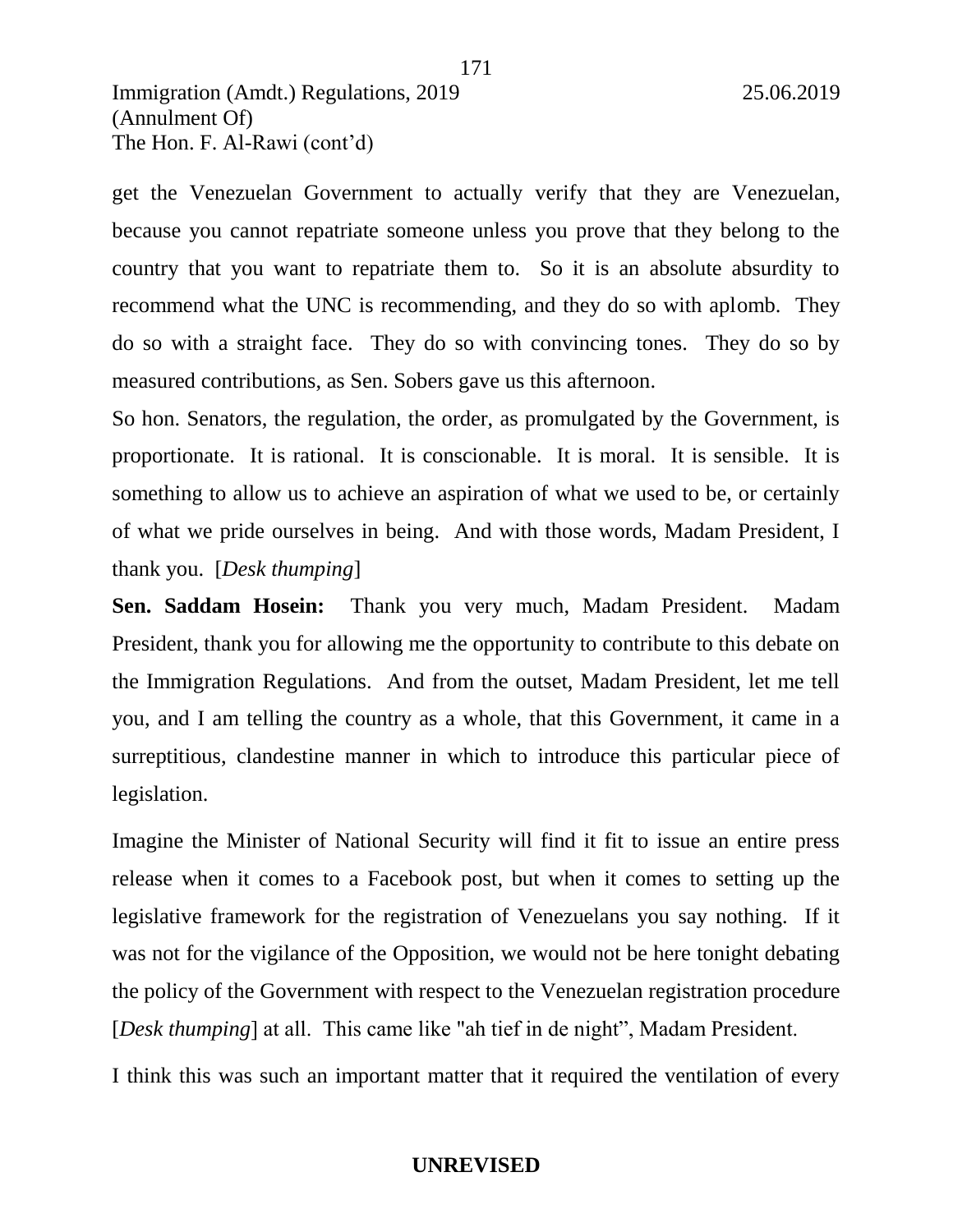get the Venezuelan Government to actually verify that they are Venezuelan, because you cannot repatriate someone unless you prove that they belong to the country that you want to repatriate them to. So it is an absolute absurdity to recommend what the UNC is recommending, and they do so with aplomb. They do so with a straight face. They do so with convincing tones. They do so by measured contributions, as Sen. Sobers gave us this afternoon.

So hon. Senators, the regulation, the order, as promulgated by the Government, is proportionate. It is rational. It is conscionable. It is moral. It is sensible. It is something to allow us to achieve an aspiration of what we used to be, or certainly of what we pride ourselves in being. And with those words, Madam President, I thank you. [*Desk thumping*]

**Sen. Saddam Hosein:** Thank you very much, Madam President. Madam President, thank you for allowing me the opportunity to contribute to this debate on the Immigration Regulations. And from the outset, Madam President, let me tell you, and I am telling the country as a whole, that this Government, it came in a surreptitious, clandestine manner in which to introduce this particular piece of legislation.

Imagine the Minister of National Security will find it fit to issue an entire press release when it comes to a Facebook post, but when it comes to setting up the legislative framework for the registration of Venezuelans you say nothing. If it was not for the vigilance of the Opposition, we would not be here tonight debating the policy of the Government with respect to the Venezuelan registration procedure [*Desk thumping*] at all. This came like "ah tief in de night", Madam President.

I think this was such an important matter that it required the ventilation of every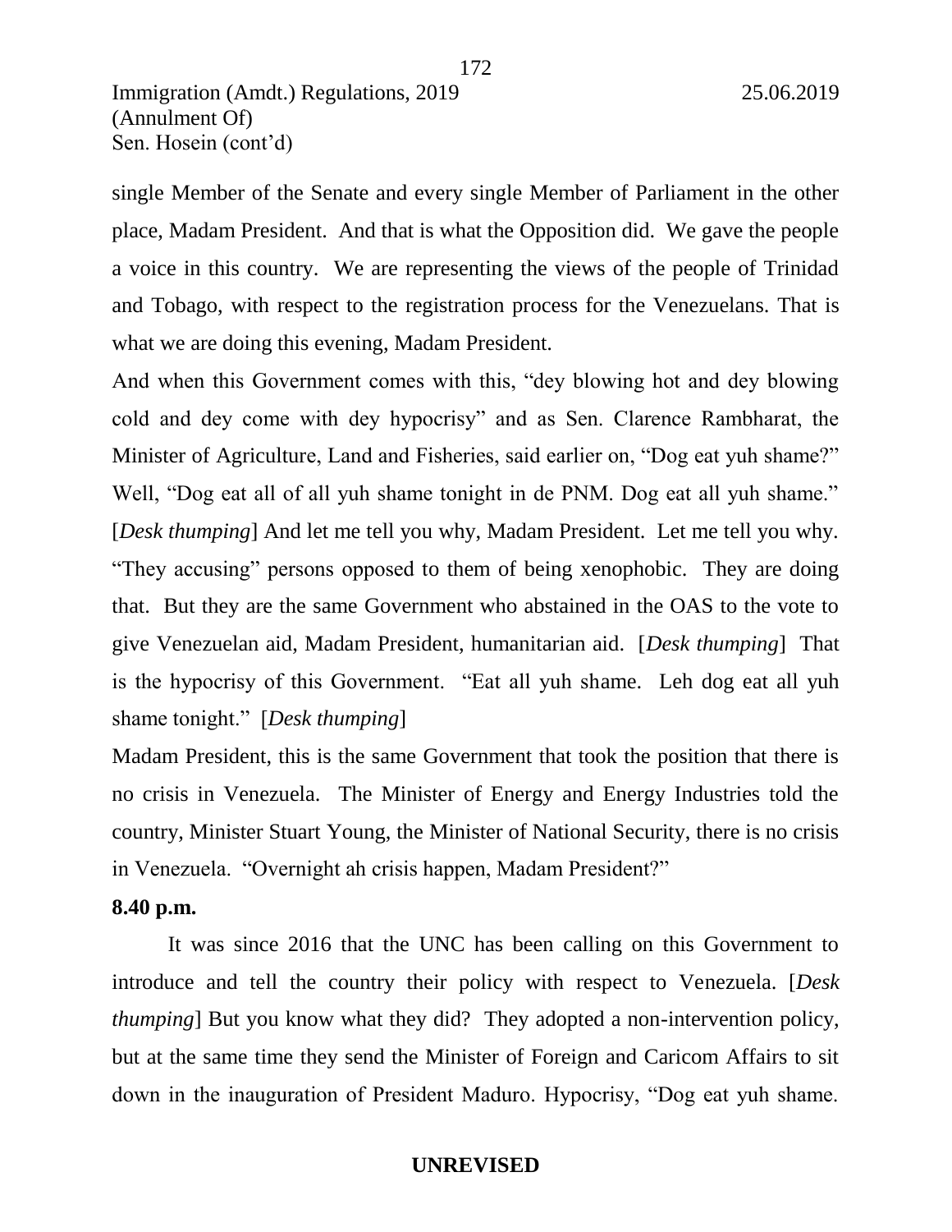single Member of the Senate and every single Member of Parliament in the other place, Madam President. And that is what the Opposition did. We gave the people a voice in this country. We are representing the views of the people of Trinidad and Tobago, with respect to the registration process for the Venezuelans. That is what we are doing this evening, Madam President.

And when this Government comes with this, "dey blowing hot and dey blowing cold and dey come with dey hypocrisy" and as Sen. Clarence Rambharat, the Minister of Agriculture, Land and Fisheries, said earlier on, "Dog eat yuh shame?" Well, "Dog eat all of all yuh shame tonight in de PNM. Dog eat all yuh shame." [*Desk thumping*] And let me tell you why, Madam President. Let me tell you why. "They accusing" persons opposed to them of being xenophobic. They are doing that. But they are the same Government who abstained in the OAS to the vote to give Venezuelan aid, Madam President, humanitarian aid. [*Desk thumping*] That is the hypocrisy of this Government. "Eat all yuh shame. Leh dog eat all yuh shame tonight." [*Desk thumping*]

Madam President, this is the same Government that took the position that there is no crisis in Venezuela. The Minister of Energy and Energy Industries told the country, Minister Stuart Young, the Minister of National Security, there is no crisis in Venezuela. "Overnight ah crisis happen, Madam President?"

**8.40 p.m.**

It was since 2016 that the UNC has been calling on this Government to introduce and tell the country their policy with respect to Venezuela. [*Desk thumping*] But you know what they did? They adopted a non-intervention policy, but at the same time they send the Minister of Foreign and Caricom Affairs to sit down in the inauguration of President Maduro. Hypocrisy, "Dog eat yuh shame.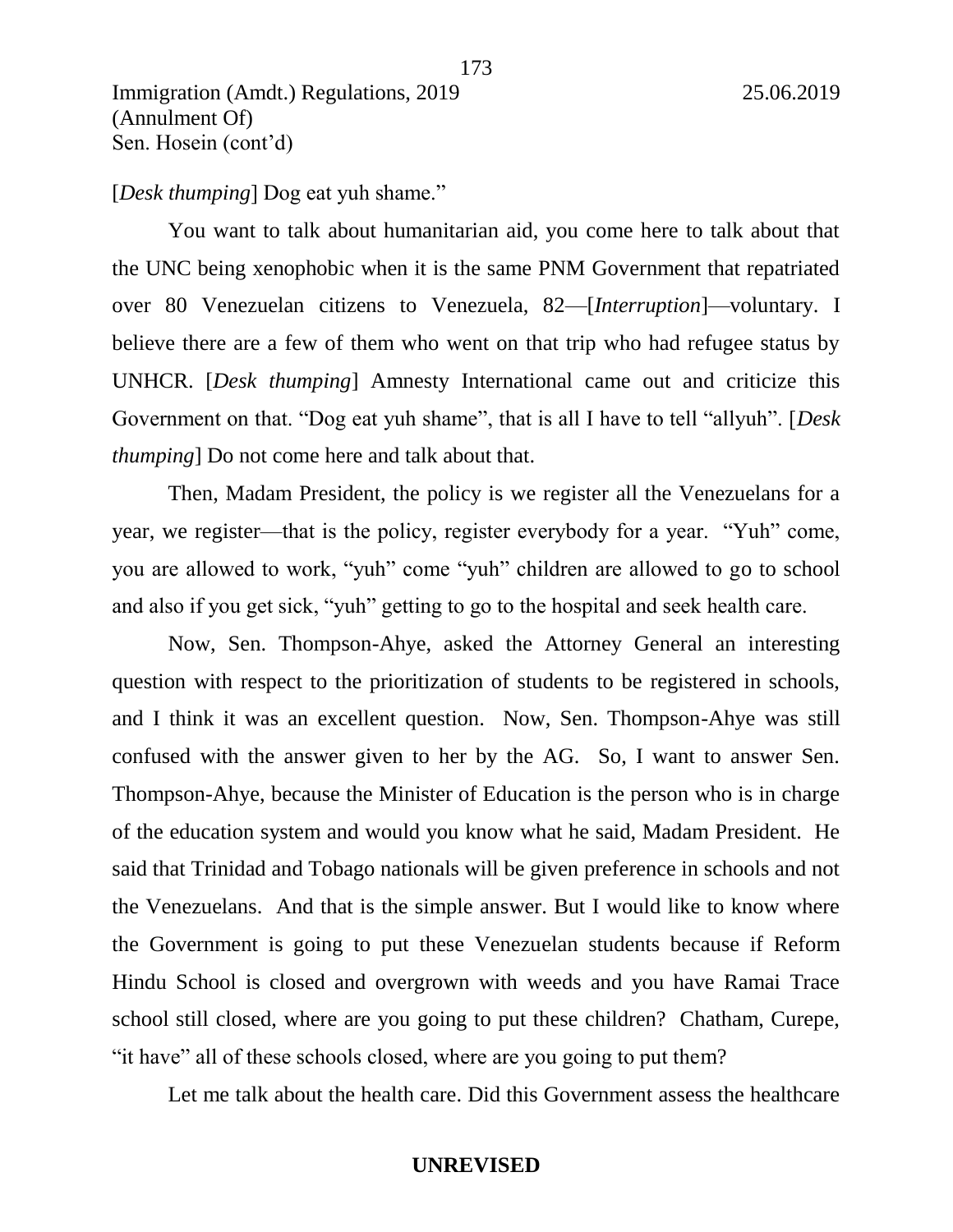[*Desk thumping*] Dog eat yuh shame."

You want to talk about humanitarian aid, you come here to talk about that the UNC being xenophobic when it is the same PNM Government that repatriated over 80 Venezuelan citizens to Venezuela, 82—[*Interruption*]—voluntary. I believe there are a few of them who went on that trip who had refugee status by UNHCR. [*Desk thumping*] Amnesty International came out and criticize this Government on that. "Dog eat yuh shame", that is all I have to tell "allyuh". [*Desk thumping*] Do not come here and talk about that.

Then, Madam President, the policy is we register all the Venezuelans for a year, we register—that is the policy, register everybody for a year. "Yuh" come, you are allowed to work, "yuh" come "yuh" children are allowed to go to school and also if you get sick, "yuh" getting to go to the hospital and seek health care.

Now, Sen. Thompson-Ahye, asked the Attorney General an interesting question with respect to the prioritization of students to be registered in schools, and I think it was an excellent question. Now, Sen. Thompson-Ahye was still confused with the answer given to her by the AG. So, I want to answer Sen. Thompson-Ahye, because the Minister of Education is the person who is in charge of the education system and would you know what he said, Madam President. He said that Trinidad and Tobago nationals will be given preference in schools and not the Venezuelans. And that is the simple answer. But I would like to know where the Government is going to put these Venezuelan students because if Reform Hindu School is closed and overgrown with weeds and you have Ramai Trace school still closed, where are you going to put these children? Chatham, Curepe, "it have" all of these schools closed, where are you going to put them?

Let me talk about the health care. Did this Government assess the healthcare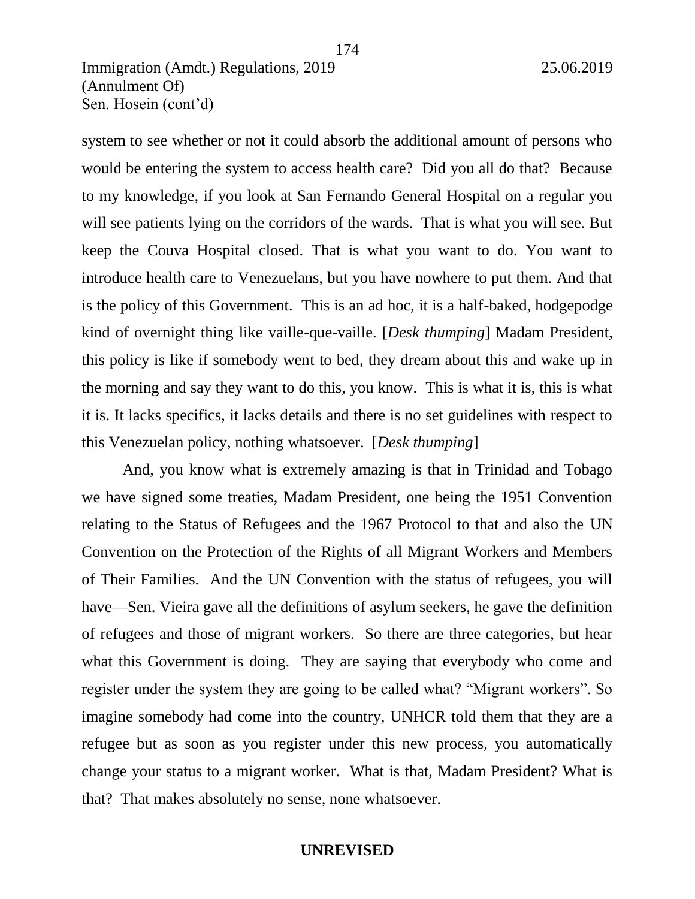system to see whether or not it could absorb the additional amount of persons who would be entering the system to access health care? Did you all do that? Because to my knowledge, if you look at San Fernando General Hospital on a regular you will see patients lying on the corridors of the wards. That is what you will see. But keep the Couva Hospital closed. That is what you want to do. You want to introduce health care to Venezuelans, but you have nowhere to put them. And that is the policy of this Government. This is an ad hoc, it is a half-baked, hodgepodge kind of overnight thing like vaille-que-vaille. [*Desk thumping*] Madam President, this policy is like if somebody went to bed, they dream about this and wake up in the morning and say they want to do this, you know. This is what it is, this is what it is. It lacks specifics, it lacks details and there is no set guidelines with respect to this Venezuelan policy, nothing whatsoever. [*Desk thumping*]

And, you know what is extremely amazing is that in Trinidad and Tobago we have signed some treaties, Madam President, one being the 1951 Convention relating to the Status of Refugees and the 1967 Protocol to that and also the UN Convention on the Protection of the Rights of all Migrant Workers and Members of Their Families. And the UN Convention with the status of refugees, you will have—Sen. Vieira gave all the definitions of asylum seekers, he gave the definition of refugees and those of migrant workers. So there are three categories, but hear what this Government is doing. They are saying that everybody who come and register under the system they are going to be called what? "Migrant workers". So imagine somebody had come into the country, UNHCR told them that they are a refugee but as soon as you register under this new process, you automatically change your status to a migrant worker. What is that, Madam President? What is that? That makes absolutely no sense, none whatsoever.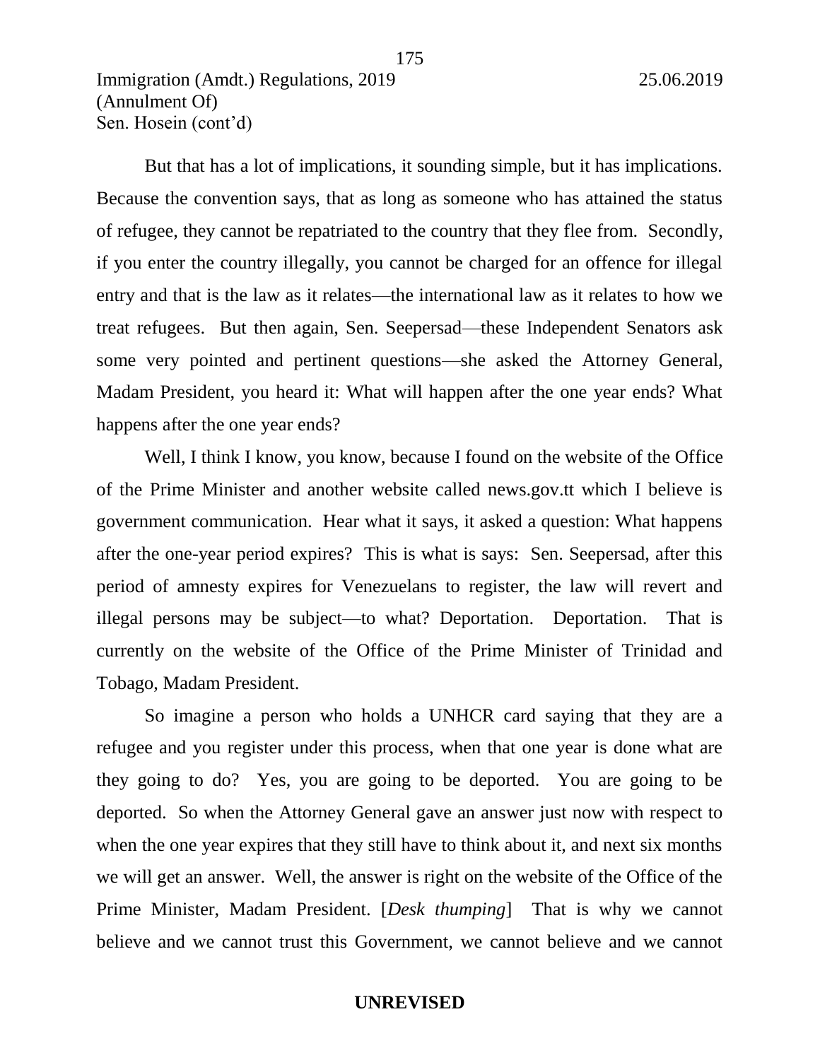But that has a lot of implications, it sounding simple, but it has implications. Because the convention says, that as long as someone who has attained the status of refugee, they cannot be repatriated to the country that they flee from. Secondly, if you enter the country illegally, you cannot be charged for an offence for illegal entry and that is the law as it relates—the international law as it relates to how we treat refugees. But then again, Sen. Seepersad—these Independent Senators ask some very pointed and pertinent questions—she asked the Attorney General, Madam President, you heard it: What will happen after the one year ends? What happens after the one year ends?

Well, I think I know, you know, because I found on the website of the Office of the Prime Minister and another website called news.gov.tt which I believe is government communication. Hear what it says, it asked a question: What happens after the one-year period expires? This is what is says: Sen. Seepersad, after this period of amnesty expires for Venezuelans to register, the law will revert and illegal persons may be subject—to what? Deportation. Deportation. That is currently on the website of the Office of the Prime Minister of Trinidad and Tobago, Madam President.

So imagine a person who holds a UNHCR card saying that they are a refugee and you register under this process, when that one year is done what are they going to do? Yes, you are going to be deported. You are going to be deported. So when the Attorney General gave an answer just now with respect to when the one year expires that they still have to think about it, and next six months we will get an answer. Well, the answer is right on the website of the Office of the Prime Minister, Madam President. [*Desk thumping*] That is why we cannot believe and we cannot trust this Government, we cannot believe and we cannot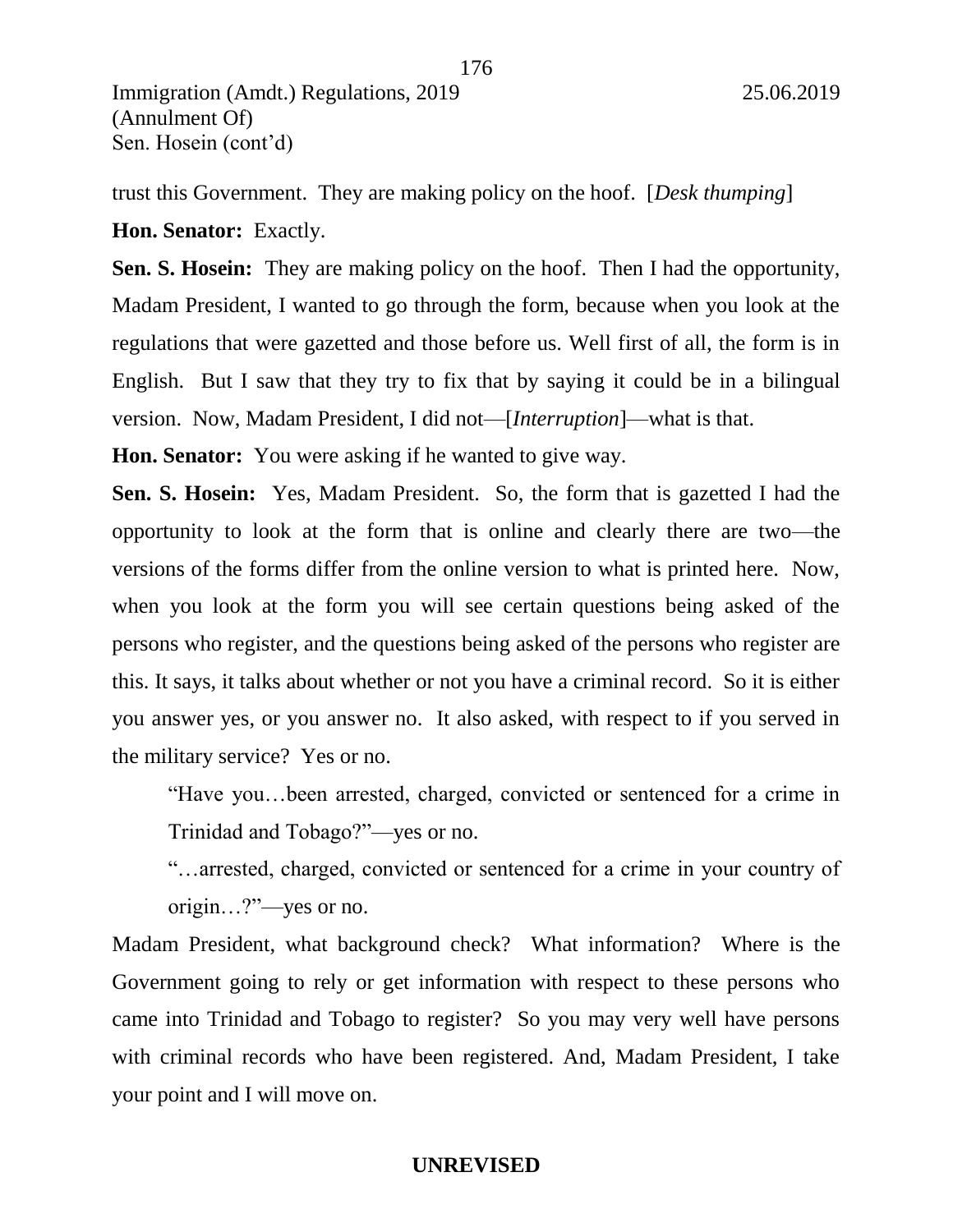trust this Government. They are making policy on the hoof. [*Desk thumping*]

**Hon. Senator:** Exactly.

**Sen. S. Hosein:** They are making policy on the hoof. Then I had the opportunity, Madam President, I wanted to go through the form, because when you look at the regulations that were gazetted and those before us. Well first of all, the form is in English. But I saw that they try to fix that by saying it could be in a bilingual version. Now, Madam President, I did not—[*Interruption*]—what is that.

**Hon. Senator:** You were asking if he wanted to give way.

**Sen. S. Hosein:** Yes, Madam President. So, the form that is gazetted I had the opportunity to look at the form that is online and clearly there are two—the versions of the forms differ from the online version to what is printed here. Now, when you look at the form you will see certain questions being asked of the persons who register, and the questions being asked of the persons who register are this. It says, it talks about whether or not you have a criminal record. So it is either you answer yes, or you answer no. It also asked, with respect to if you served in the military service? Yes or no.

> "Have you…been arrested, charged, convicted or sentenced for a crime in Trinidad and Tobago?"—yes or no.
>
> "…arrested, charged, convicted or sentenced for a crime in your country of origin…?"—yes or no.

Madam President, what background check? What information? Where is the Government going to rely or get information with respect to these persons who came into Trinidad and Tobago to register? So you may very well have persons with criminal records who have been registered. And, Madam President, I take your point and I will move on.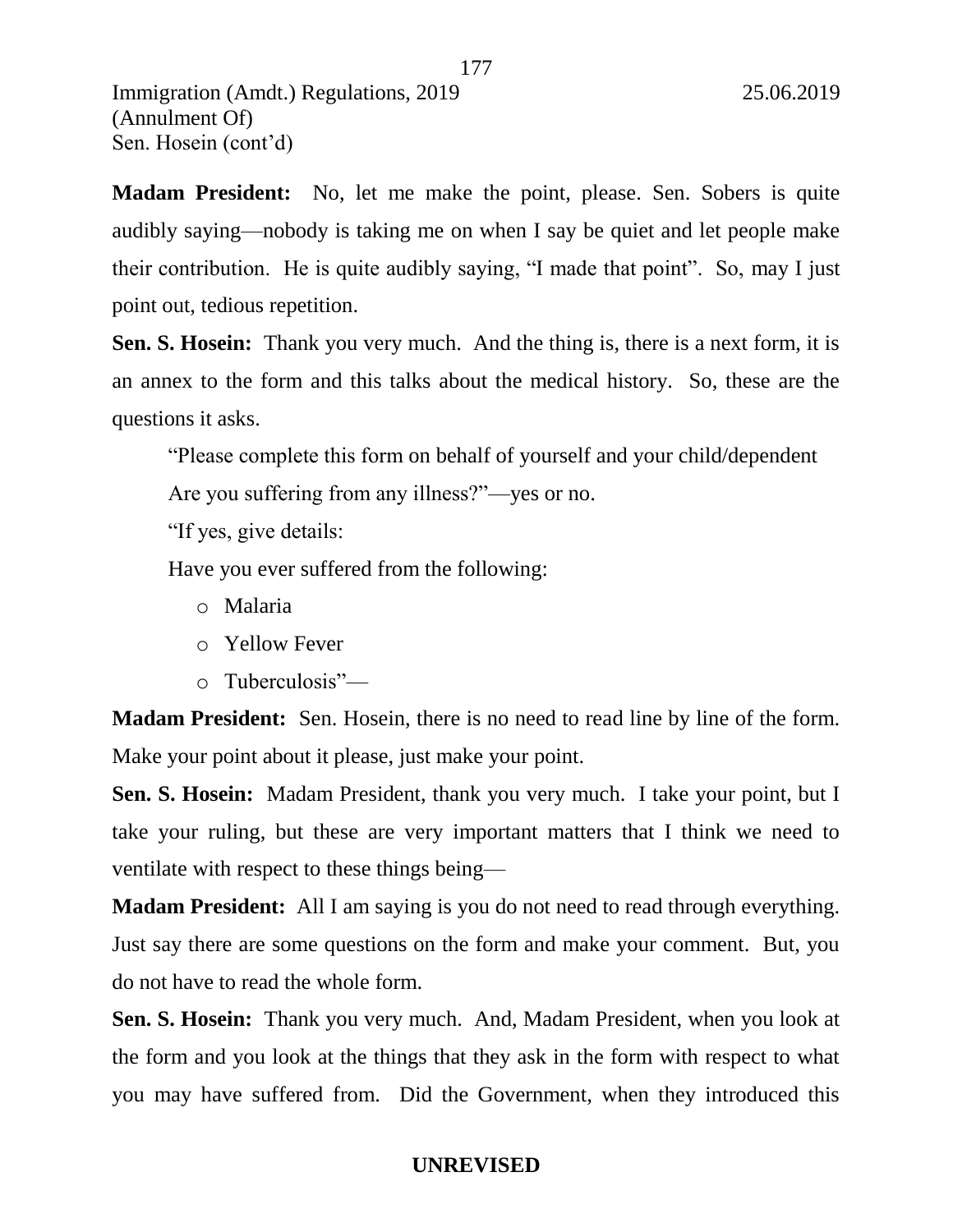**Madam President:** No, let me make the point, please. Sen. Sobers is quite audibly saying—nobody is taking me on when I say be quiet and let people make their contribution. He is quite audibly saying, "I made that point". So, may I just point out, tedious repetition.

**Sen. S. Hosein:** Thank you very much. And the thing is, there is a next form, it is an annex to the form and this talks about the medical history. So, these are the questions it asks.

> "Please complete this form on behalf of yourself and your child/dependent
>
> Are you suffering from any illness?"—yes or no.
>
> "If yes, give details:
>
> Have you ever suffered from the following:
>
> - Malaria
> - Yellow Fever
> - Tuberculosis"—

**Madam President:** Sen. Hosein, there is no need to read line by line of the form. Make your point about it please, just make your point.

**Sen. S. Hosein:** Madam President, thank you very much. I take your point, but I take your ruling, but these are very important matters that I think we need to ventilate with respect to these things being—

**Madam President:** All I am saying is you do not need to read through everything. Just say there are some questions on the form and make your comment. But, you do not have to read the whole form.

**Sen. S. Hosein:** Thank you very much. And, Madam President, when you look at the form and you look at the things that they ask in the form with respect to what you may have suffered from. Did the Government, when they introduced this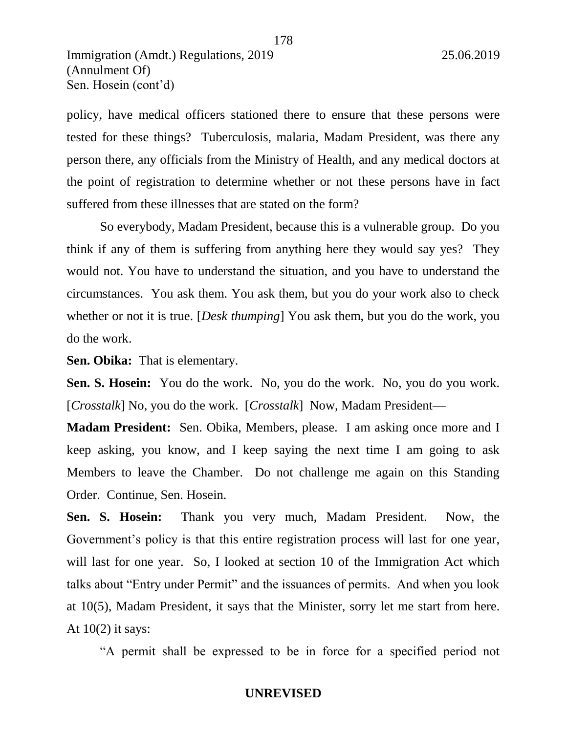policy, have medical officers stationed there to ensure that these persons were tested for these things? Tuberculosis, malaria, Madam President, was there any person there, any officials from the Ministry of Health, and any medical doctors at the point of registration to determine whether or not these persons have in fact suffered from these illnesses that are stated on the form?

So everybody, Madam President, because this is a vulnerable group. Do you think if any of them is suffering from anything here they would say yes? They would not. You have to understand the situation, and you have to understand the circumstances. You ask them. You ask them, but you do your work also to check whether or not it is true. [*Desk thumping*] You ask them, but you do the work, you do the work.

**Sen. Obika:** That is elementary.

**Sen. S. Hosein:** You do the work. No, you do the work. No, you do you work. [*Crosstalk*] No, you do the work. [*Crosstalk*] Now, Madam President—

**Madam President:** Sen. Obika, Members, please. I am asking once more and I keep asking, you know, and I keep saying the next time I am going to ask Members to leave the Chamber. Do not challenge me again on this Standing Order. Continue, Sen. Hosein.

**Sen. S. Hosein:** Thank you very much, Madam President. Now, the Government's policy is that this entire registration process will last for one year, will last for one year. So, I looked at section 10 of the Immigration Act which talks about "Entry under Permit" and the issuances of permits. And when you look at 10(5), Madam President, it says that the Minister, sorry let me start from here. At 10(2) it says:

"A permit shall be expressed to be in force for a specified period not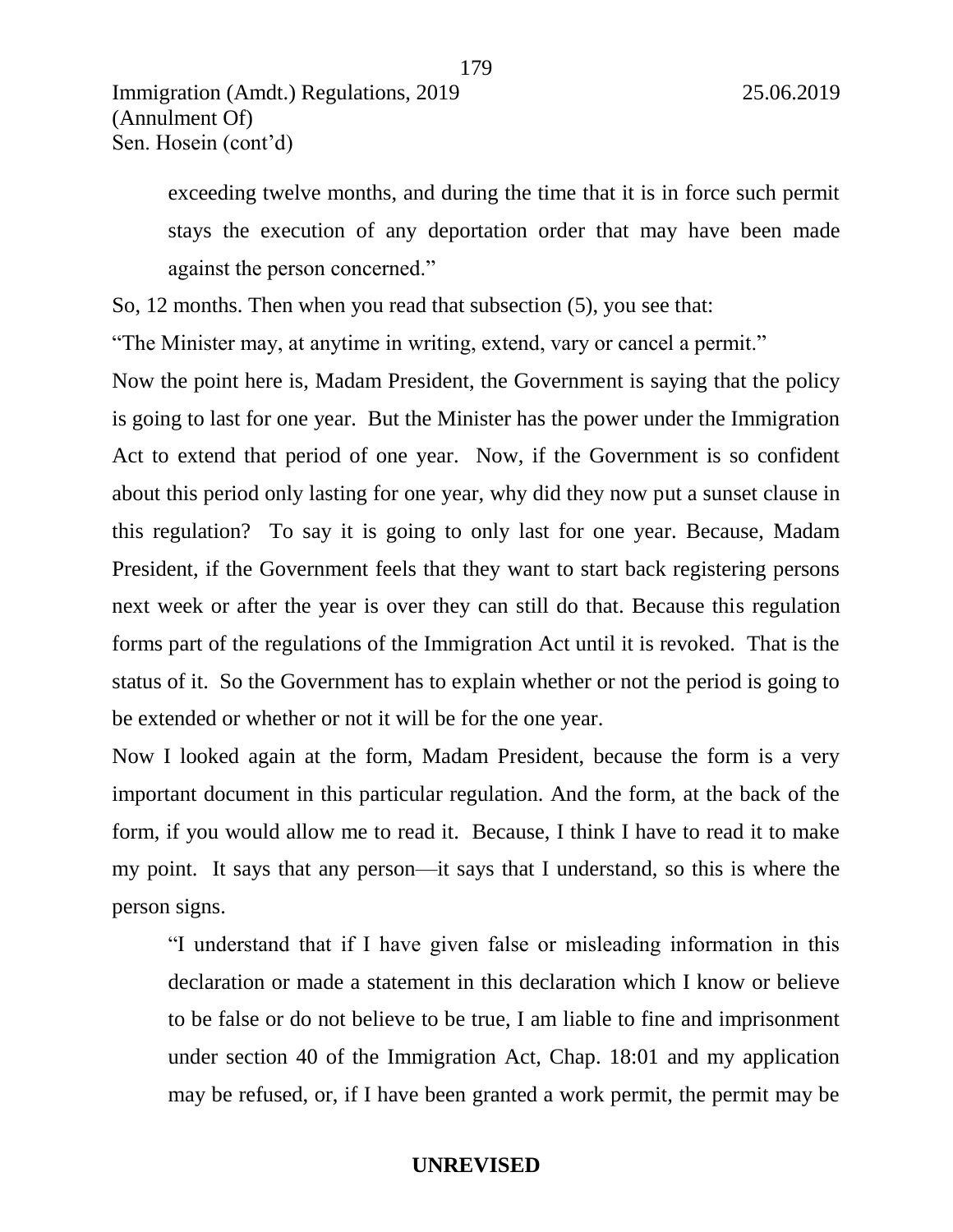exceeding twelve months, and during the time that it is in force such permit stays the execution of any deportation order that may have been made against the person concerned."

So, 12 months. Then when you read that subsection (5), you see that:

"The Minister may, at anytime in writing, extend, vary or cancel a permit."

Now the point here is, Madam President, the Government is saying that the policy is going to last for one year. But the Minister has the power under the Immigration Act to extend that period of one year. Now, if the Government is so confident about this period only lasting for one year, why did they now put a sunset clause in this regulation? To say it is going to only last for one year. Because, Madam President, if the Government feels that they want to start back registering persons next week or after the year is over they can still do that. Because this regulation forms part of the regulations of the Immigration Act until it is revoked. That is the status of it. So the Government has to explain whether or not the period is going to be extended or whether or not it will be for the one year.

Now I looked again at the form, Madam President, because the form is a very important document in this particular regulation. And the form, at the back of the form, if you would allow me to read it. Because, I think I have to read it to make my point. It says that any person—it says that I understand, so this is where the person signs.

> "I understand that if I have given false or misleading information in this declaration or made a statement in this declaration which I know or believe to be false or do not believe to be true, I am liable to fine and imprisonment under section 40 of the Immigration Act, Chap. 18:01 and my application may be refused, or, if I have been granted a work permit, the permit may be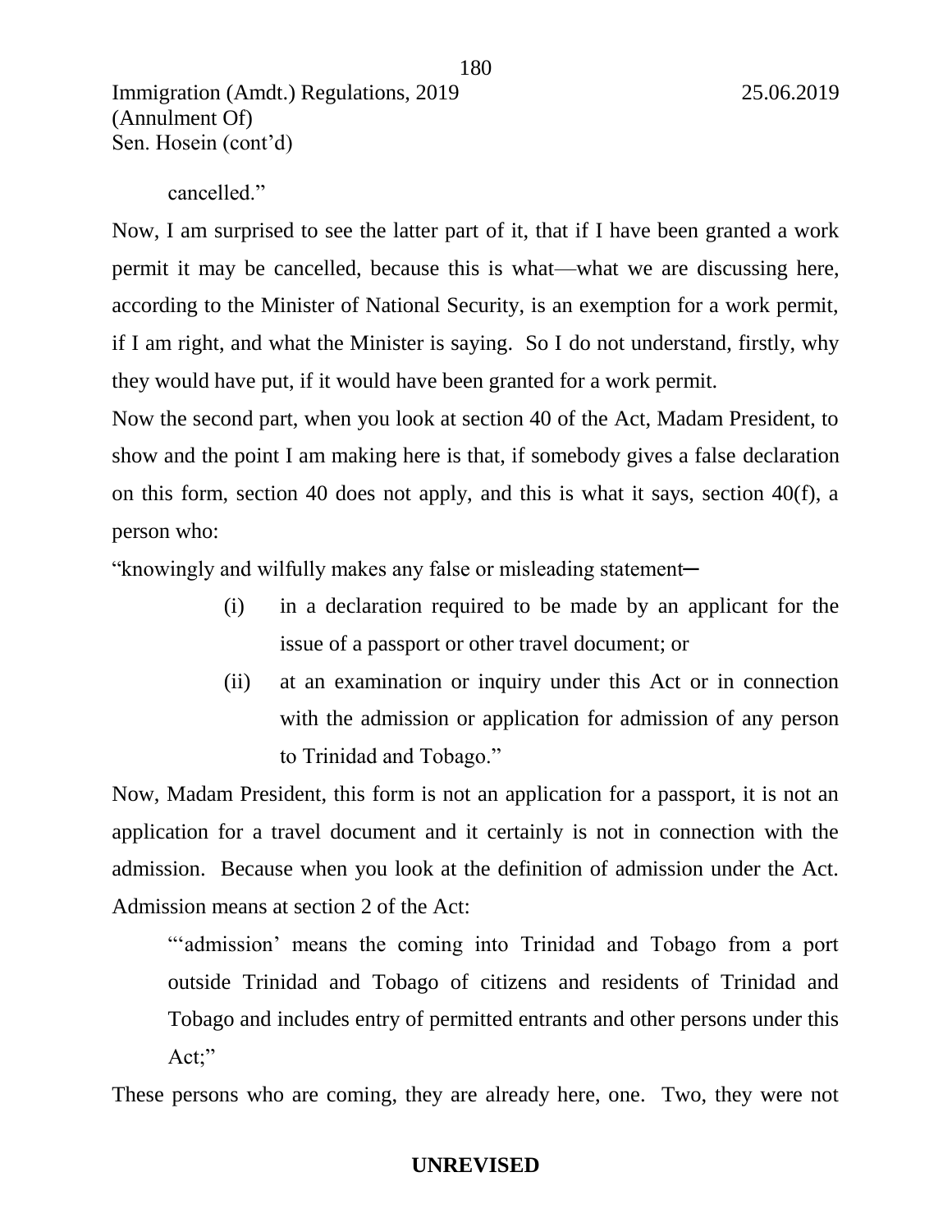cancelled."

Now, I am surprised to see the latter part of it, that if I have been granted a work permit it may be cancelled, because this is what—what we are discussing here, according to the Minister of National Security, is an exemption for a work permit, if I am right, and what the Minister is saying. So I do not understand, firstly, why they would have put, if it would have been granted for a work permit.

Now the second part, when you look at section 40 of the Act, Madam President, to show and the point I am making here is that, if somebody gives a false declaration on this form, section 40 does not apply, and this is what it says, section 40(f), a person who:

"knowingly and wilfully makes any false or misleading statement─

> (i) in a declaration required to be made by an applicant for the issue of a passport or other travel document; or
>
> (ii) at an examination or inquiry under this Act or in connection with the admission or application for admission of any person to Trinidad and Tobago."

Now, Madam President, this form is not an application for a passport, it is not an application for a travel document and it certainly is not in connection with the admission. Because when you look at the definition of admission under the Act. Admission means at section 2 of the Act:

> "'admission' means the coming into Trinidad and Tobago from a port outside Trinidad and Tobago of citizens and residents of Trinidad and Tobago and includes entry of permitted entrants and other persons under this Act;"

These persons who are coming, they are already here, one. Two, they were not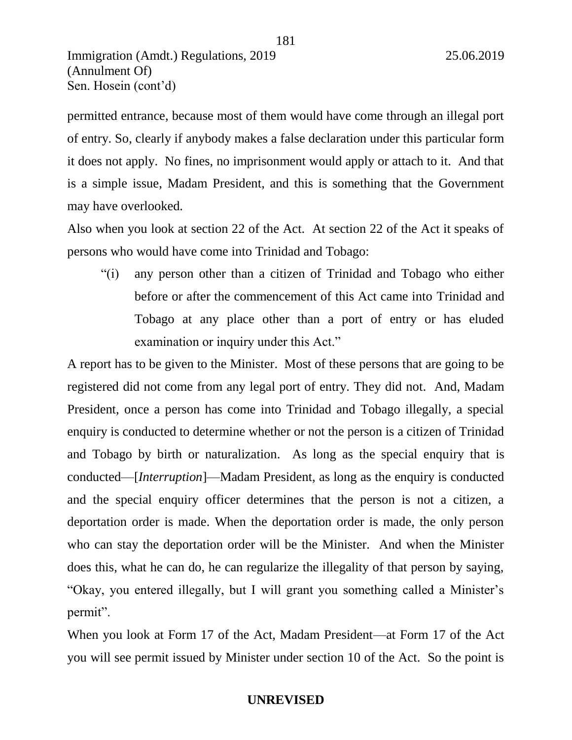permitted entrance, because most of them would have come through an illegal port of entry. So, clearly if anybody makes a false declaration under this particular form it does not apply. No fines, no imprisonment would apply or attach to it. And that is a simple issue, Madam President, and this is something that the Government may have overlooked.

Also when you look at section 22 of the Act. At section 22 of the Act it speaks of persons who would have come into Trinidad and Tobago:

> "(i) any person other than a citizen of Trinidad and Tobago who either before or after the commencement of this Act came into Trinidad and Tobago at any place other than a port of entry or has eluded examination or inquiry under this Act."

A report has to be given to the Minister. Most of these persons that are going to be registered did not come from any legal port of entry. They did not. And, Madam President, once a person has come into Trinidad and Tobago illegally, a special enquiry is conducted to determine whether or not the person is a citizen of Trinidad and Tobago by birth or naturalization. As long as the special enquiry that is conducted—[*Interruption*]—Madam President, as long as the enquiry is conducted and the special enquiry officer determines that the person is not a citizen, a deportation order is made. When the deportation order is made, the only person who can stay the deportation order will be the Minister. And when the Minister does this, what he can do, he can regularize the illegality of that person by saying, "Okay, you entered illegally, but I will grant you something called a Minister's permit".

When you look at Form 17 of the Act, Madam President—at Form 17 of the Act you will see permit issued by Minister under section 10 of the Act. So the point is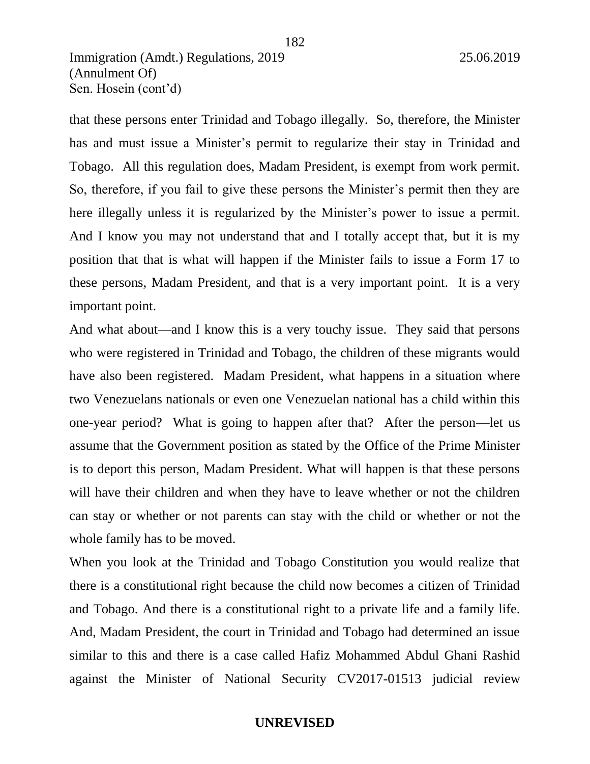that these persons enter Trinidad and Tobago illegally. So, therefore, the Minister has and must issue a Minister's permit to regularize their stay in Trinidad and Tobago. All this regulation does, Madam President, is exempt from work permit. So, therefore, if you fail to give these persons the Minister's permit then they are here illegally unless it is regularized by the Minister's power to issue a permit. And I know you may not understand that and I totally accept that, but it is my position that that is what will happen if the Minister fails to issue a Form 17 to these persons, Madam President, and that is a very important point. It is a very important point.

And what about—and I know this is a very touchy issue. They said that persons who were registered in Trinidad and Tobago, the children of these migrants would have also been registered. Madam President, what happens in a situation where two Venezuelans nationals or even one Venezuelan national has a child within this one-year period? What is going to happen after that? After the person—let us assume that the Government position as stated by the Office of the Prime Minister is to deport this person, Madam President. What will happen is that these persons will have their children and when they have to leave whether or not the children can stay or whether or not parents can stay with the child or whether or not the whole family has to be moved.

When you look at the Trinidad and Tobago Constitution you would realize that there is a constitutional right because the child now becomes a citizen of Trinidad and Tobago. And there is a constitutional right to a private life and a family life. And, Madam President, the court in Trinidad and Tobago had determined an issue similar to this and there is a case called Hafiz Mohammed Abdul Ghani Rashid against the Minister of National Security CV2017-01513 judicial review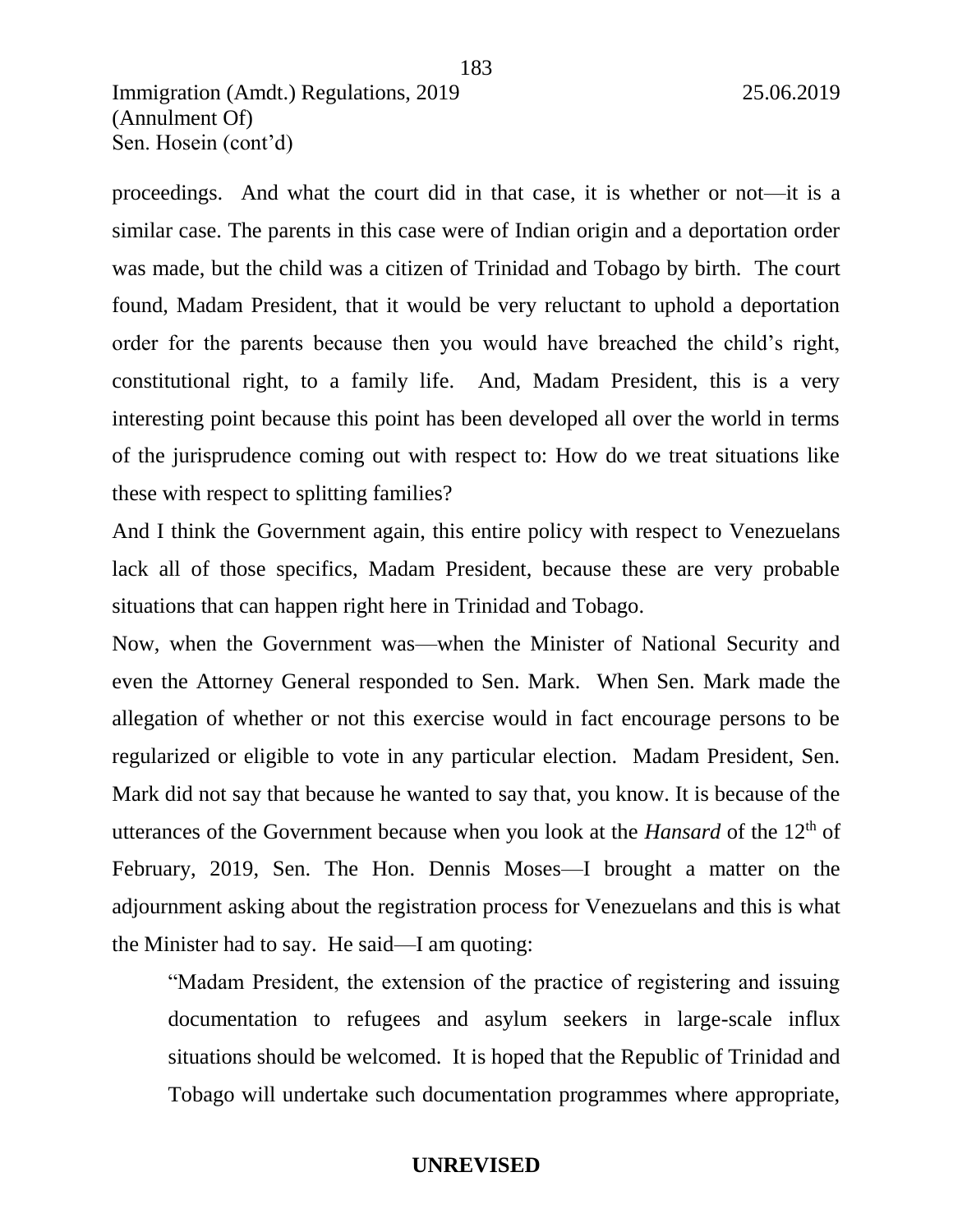proceedings. And what the court did in that case, it is whether or not—it is a similar case. The parents in this case were of Indian origin and a deportation order was made, but the child was a citizen of Trinidad and Tobago by birth. The court found, Madam President, that it would be very reluctant to uphold a deportation order for the parents because then you would have breached the child's right, constitutional right, to a family life. And, Madam President, this is a very interesting point because this point has been developed all over the world in terms of the jurisprudence coming out with respect to: How do we treat situations like these with respect to splitting families?

And I think the Government again, this entire policy with respect to Venezuelans lack all of those specifics, Madam President, because these are very probable situations that can happen right here in Trinidad and Tobago.

Now, when the Government was—when the Minister of National Security and even the Attorney General responded to Sen. Mark. When Sen. Mark made the allegation of whether or not this exercise would in fact encourage persons to be regularized or eligible to vote in any particular election. Madam President, Sen. Mark did not say that because he wanted to say that, you know. It is because of the utterances of the Government because when you look at the *Hansard* of the 12th of February, 2019, Sen. The Hon. Dennis Moses—I brought a matter on the adjournment asking about the registration process for Venezuelans and this is what the Minister had to say. He said—I am quoting:

> "Madam President, the extension of the practice of registering and issuing documentation to refugees and asylum seekers in large-scale influx situations should be welcomed. It is hoped that the Republic of Trinidad and Tobago will undertake such documentation programmes where appropriate,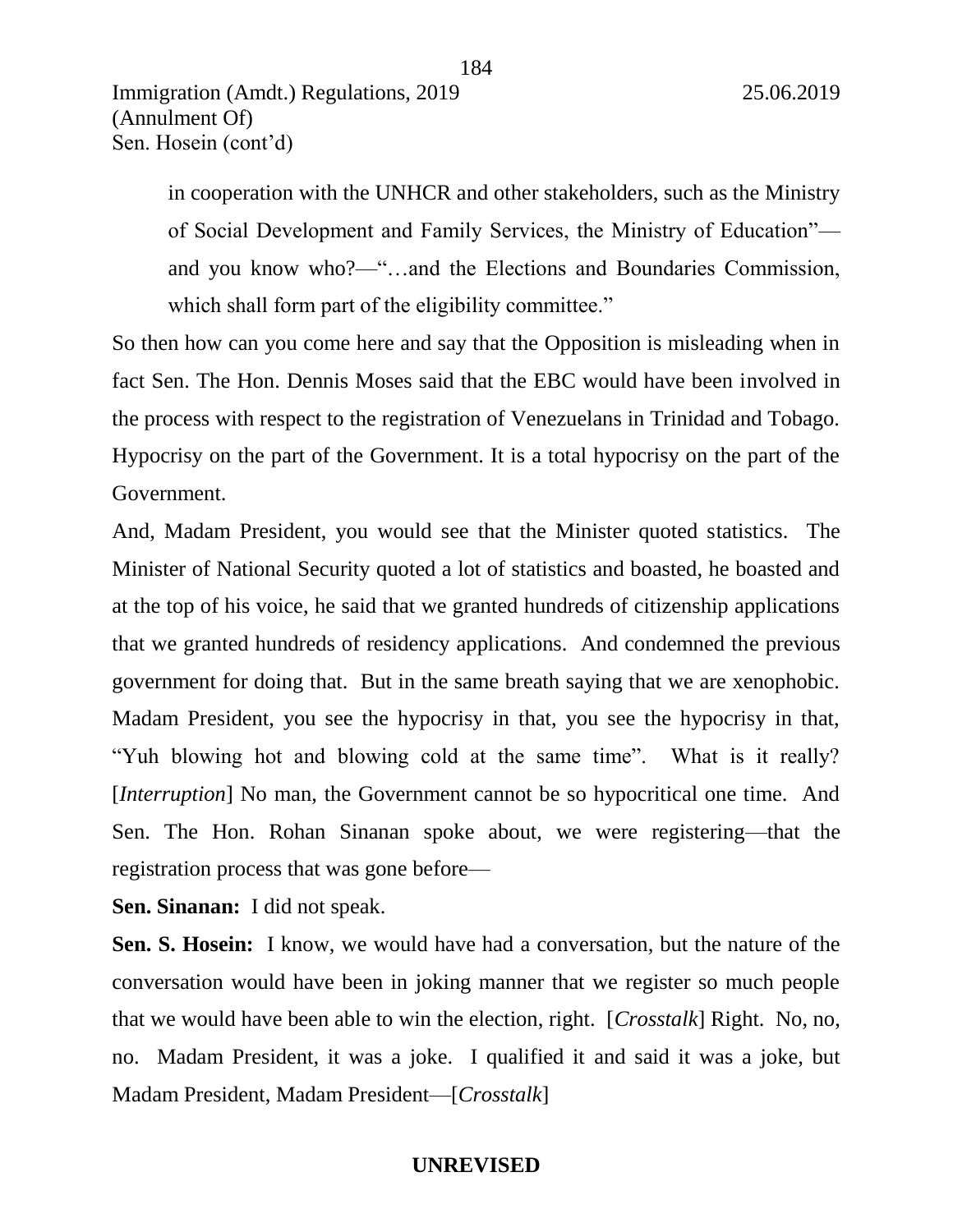in cooperation with the UNHCR and other stakeholders, such as the Ministry of Social Development and Family Services, the Ministry of Education"—and you know who?—"…and the Elections and Boundaries Commission, which shall form part of the eligibility committee."

So then how can you come here and say that the Opposition is misleading when in fact Sen. The Hon. Dennis Moses said that the EBC would have been involved in the process with respect to the registration of Venezuelans in Trinidad and Tobago. Hypocrisy on the part of the Government. It is a total hypocrisy on the part of the Government.

And, Madam President, you would see that the Minister quoted statistics. The Minister of National Security quoted a lot of statistics and boasted, he boasted and at the top of his voice, he said that we granted hundreds of citizenship applications that we granted hundreds of residency applications. And condemned the previous government for doing that. But in the same breath saying that we are xenophobic. Madam President, you see the hypocrisy in that, you see the hypocrisy in that, "Yuh blowing hot and blowing cold at the same time". What is it really? [*Interruption*] No man, the Government cannot be so hypocritical one time. And Sen. The Hon. Rohan Sinanan spoke about, we were registering—that the registration process that was gone before—

**Sen. Sinanan:** I did not speak.

**Sen. S. Hosein:** I know, we would have had a conversation, but the nature of the conversation would have been in joking manner that we register so much people that we would have been able to win the election, right. [*Crosstalk*] Right. No, no, no. Madam President, it was a joke. I qualified it and said it was a joke, but Madam President, Madam President—[*Crosstalk*]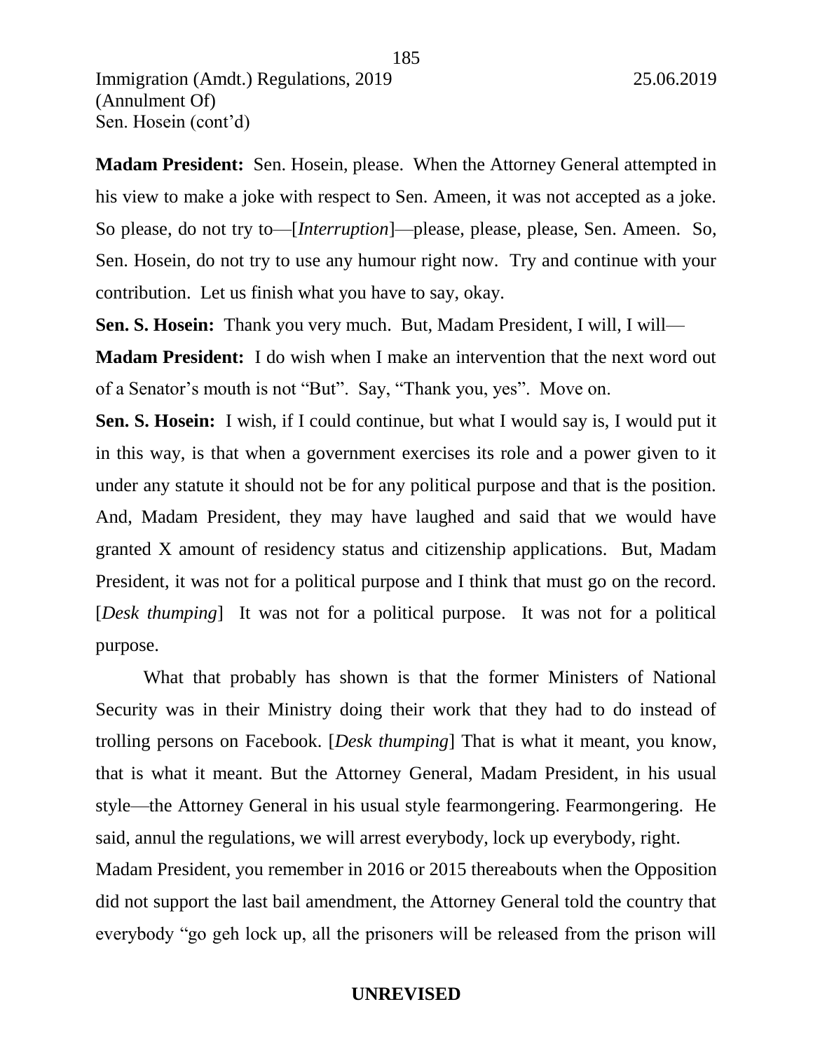**Madam President:** Sen. Hosein, please. When the Attorney General attempted in his view to make a joke with respect to Sen. Ameen, it was not accepted as a joke. So please, do not try to—[*Interruption*]—please, please, please, Sen. Ameen. So, Sen. Hosein, do not try to use any humour right now. Try and continue with your contribution. Let us finish what you have to say, okay.

**Sen. S. Hosein:** Thank you very much. But, Madam President, I will, I will—

**Madam President:** I do wish when I make an intervention that the next word out of a Senator's mouth is not "But". Say, "Thank you, yes". Move on.

**Sen. S. Hosein:** I wish, if I could continue, but what I would say is, I would put it in this way, is that when a government exercises its role and a power given to it under any statute it should not be for any political purpose and that is the position. And, Madam President, they may have laughed and said that we would have granted X amount of residency status and citizenship applications. But, Madam President, it was not for a political purpose and I think that must go on the record. [*Desk thumping*] It was not for a political purpose. It was not for a political purpose.

What that probably has shown is that the former Ministers of National Security was in their Ministry doing their work that they had to do instead of trolling persons on Facebook. [*Desk thumping*] That is what it meant, you know, that is what it meant. But the Attorney General, Madam President, in his usual style—the Attorney General in his usual style fearmongering. Fearmongering. He said, annul the regulations, we will arrest everybody, lock up everybody, right. Madam President, you remember in 2016 or 2015 thereabouts when the Opposition did not support the last bail amendment, the Attorney General told the country that everybody "go geh lock up, all the prisoners will be released from the prison will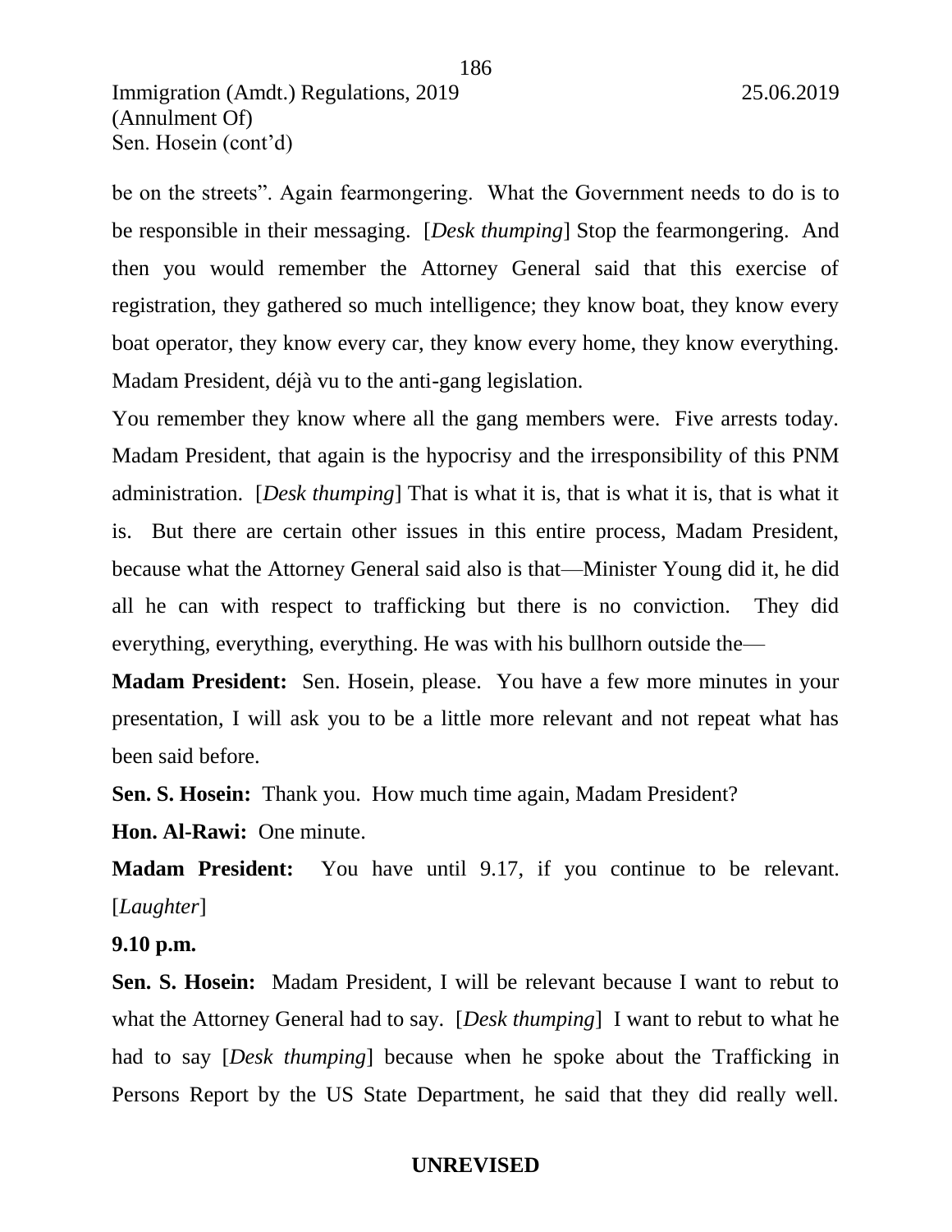be on the streets". Again fearmongering. What the Government needs to do is to be responsible in their messaging. [*Desk thumping*] Stop the fearmongering. And then you would remember the Attorney General said that this exercise of registration, they gathered so much intelligence; they know boat, they know every boat operator, they know every car, they know every home, they know everything. Madam President, déjà vu to the anti-gang legislation.

You remember they know where all the gang members were. Five arrests today. Madam President, that again is the hypocrisy and the irresponsibility of this PNM administration. [*Desk thumping*] That is what it is, that is what it is, that is what it is. But there are certain other issues in this entire process, Madam President, because what the Attorney General said also is that—Minister Young did it, he did all he can with respect to trafficking but there is no conviction. They did everything, everything, everything. He was with his bullhorn outside the—

**Madam President:** Sen. Hosein, please. You have a few more minutes in your presentation, I will ask you to be a little more relevant and not repeat what has been said before.

**Sen. S. Hosein:** Thank you. How much time again, Madam President?

**Hon. Al-Rawi:** One minute.

**Madam President:** You have until 9.17, if you continue to be relevant. [*Laughter*]

**9.10 p.m.**

**Sen. S. Hosein:** Madam President, I will be relevant because I want to rebut to what the Attorney General had to say. [*Desk thumping*] I want to rebut to what he had to say [*Desk thumping*] because when he spoke about the Trafficking in Persons Report by the US State Department, he said that they did really well.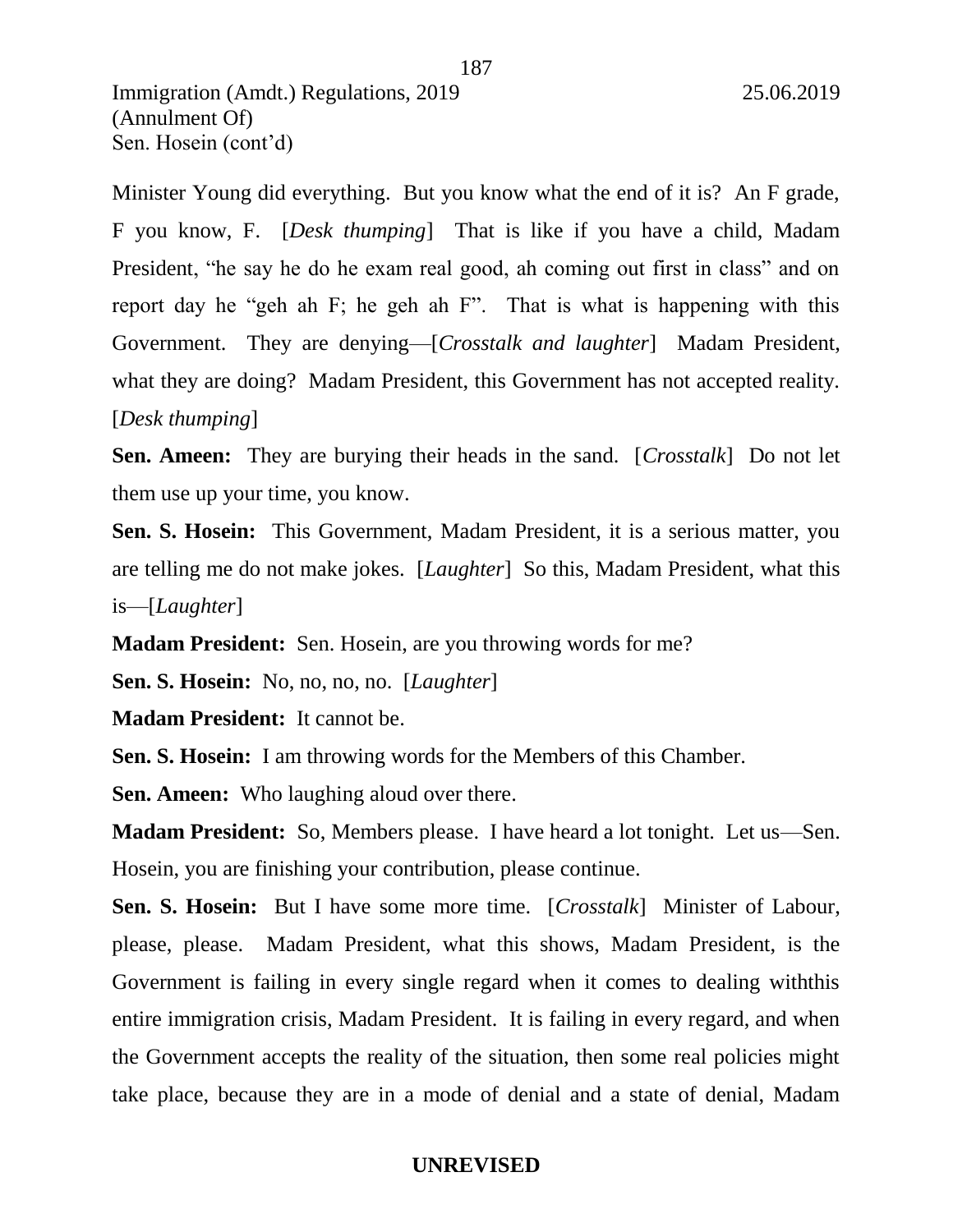Minister Young did everything. But you know what the end of it is? An F grade, F you know, F. [*Desk thumping*] That is like if you have a child, Madam President, "he say he do he exam real good, ah coming out first in class" and on report day he "geh ah F; he geh ah F". That is what is happening with this Government. They are denying—[*Crosstalk and laughter*] Madam President, what they are doing? Madam President, this Government has not accepted reality. [*Desk thumping*]

**Sen. Ameen:** They are burying their heads in the sand. [*Crosstalk*] Do not let them use up your time, you know.

**Sen. S. Hosein:** This Government, Madam President, it is a serious matter, you are telling me do not make jokes. [*Laughter*] So this, Madam President, what this is—[*Laughter*]

**Madam President:** Sen. Hosein, are you throwing words for me?

**Sen. S. Hosein:** No, no, no, no. [*Laughter*]

**Madam President:** It cannot be.

**Sen. S. Hosein:** I am throwing words for the Members of this Chamber.

**Sen. Ameen:** Who laughing aloud over there.

**Madam President:** So, Members please. I have heard a lot tonight. Let us—Sen. Hosein, you are finishing your contribution, please continue.

**Sen. S. Hosein:** But I have some more time. [*Crosstalk*] Minister of Labour, please, please. Madam President, what this shows, Madam President, is the Government is failing in every single regard when it comes to dealing withthis entire immigration crisis, Madam President. It is failing in every regard, and when the Government accepts the reality of the situation, then some real policies might take place, because they are in a mode of denial and a state of denial, Madam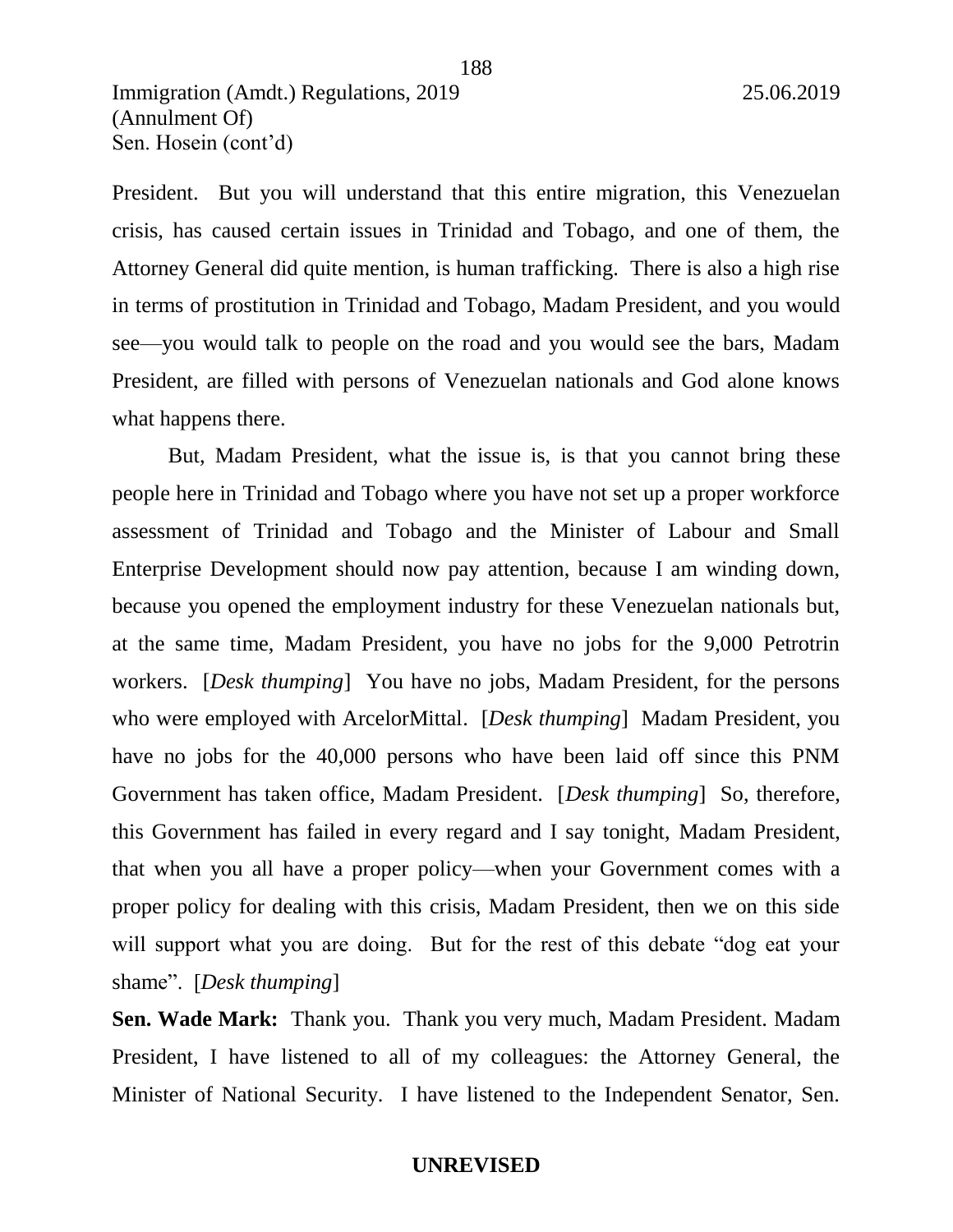President. But you will understand that this entire migration, this Venezuelan crisis, has caused certain issues in Trinidad and Tobago, and one of them, the Attorney General did quite mention, is human trafficking. There is also a high rise in terms of prostitution in Trinidad and Tobago, Madam President, and you would see—you would talk to people on the road and you would see the bars, Madam President, are filled with persons of Venezuelan nationals and God alone knows what happens there.

But, Madam President, what the issue is, is that you cannot bring these people here in Trinidad and Tobago where you have not set up a proper workforce assessment of Trinidad and Tobago and the Minister of Labour and Small Enterprise Development should now pay attention, because I am winding down, because you opened the employment industry for these Venezuelan nationals but, at the same time, Madam President, you have no jobs for the 9,000 Petrotrin workers. [*Desk thumping*] You have no jobs, Madam President, for the persons who were employed with ArcelorMittal. [*Desk thumping*] Madam President, you have no jobs for the 40,000 persons who have been laid off since this PNM Government has taken office, Madam President. [*Desk thumping*] So, therefore, this Government has failed in every regard and I say tonight, Madam President, that when you all have a proper policy—when your Government comes with a proper policy for dealing with this crisis, Madam President, then we on this side will support what you are doing. But for the rest of this debate "dog eat your shame". [*Desk thumping*]

**Sen. Wade Mark:** Thank you. Thank you very much, Madam President. Madam President, I have listened to all of my colleagues: the Attorney General, the Minister of National Security. I have listened to the Independent Senator, Sen.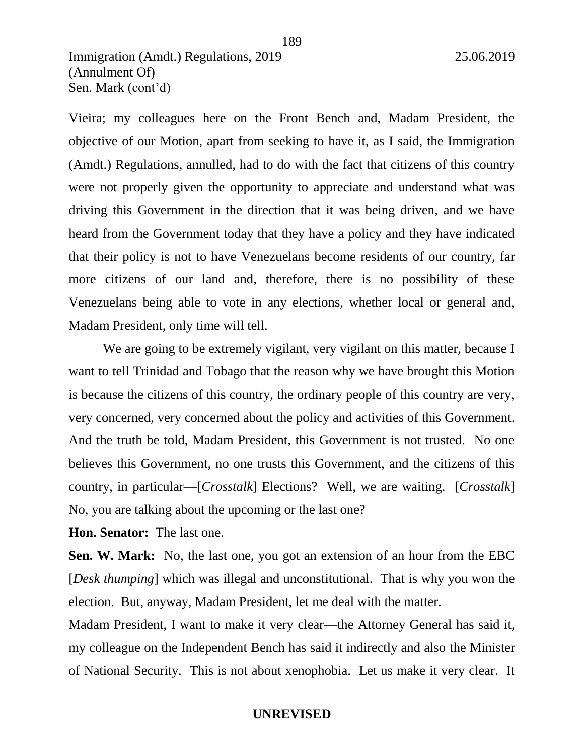Vieira; my colleagues here on the Front Bench and, Madam President, the objective of our Motion, apart from seeking to have it, as I said, the Immigration (Amdt.) Regulations, annulled, had to do with the fact that citizens of this country were not properly given the opportunity to appreciate and understand what was driving this Government in the direction that it was being driven, and we have heard from the Government today that they have a policy and they have indicated that their policy is not to have Venezuelans become residents of our country, far more citizens of our land and, therefore, there is no possibility of these Venezuelans being able to vote in any elections, whether local or general and, Madam President, only time will tell.

We are going to be extremely vigilant, very vigilant on this matter, because I want to tell Trinidad and Tobago that the reason why we have brought this Motion is because the citizens of this country, the ordinary people of this country are very, very concerned, very concerned about the policy and activities of this Government. And the truth be told, Madam President, this Government is not trusted. No one believes this Government, no one trusts this Government, and the citizens of this country, in particular—[*Crosstalk*] Elections? Well, we are waiting. [*Crosstalk*] No, you are talking about the upcoming or the last one?

**Hon. Senator:** The last one.

**Sen. W. Mark:** No, the last one, you got an extension of an hour from the EBC [*Desk thumping*] which was illegal and unconstitutional. That is why you won the election. But, anyway, Madam President, let me deal with the matter.

Madam President, I want to make it very clear—the Attorney General has said it, my colleague on the Independent Bench has said it indirectly and also the Minister of National Security. This is not about xenophobia. Let us make it very clear. It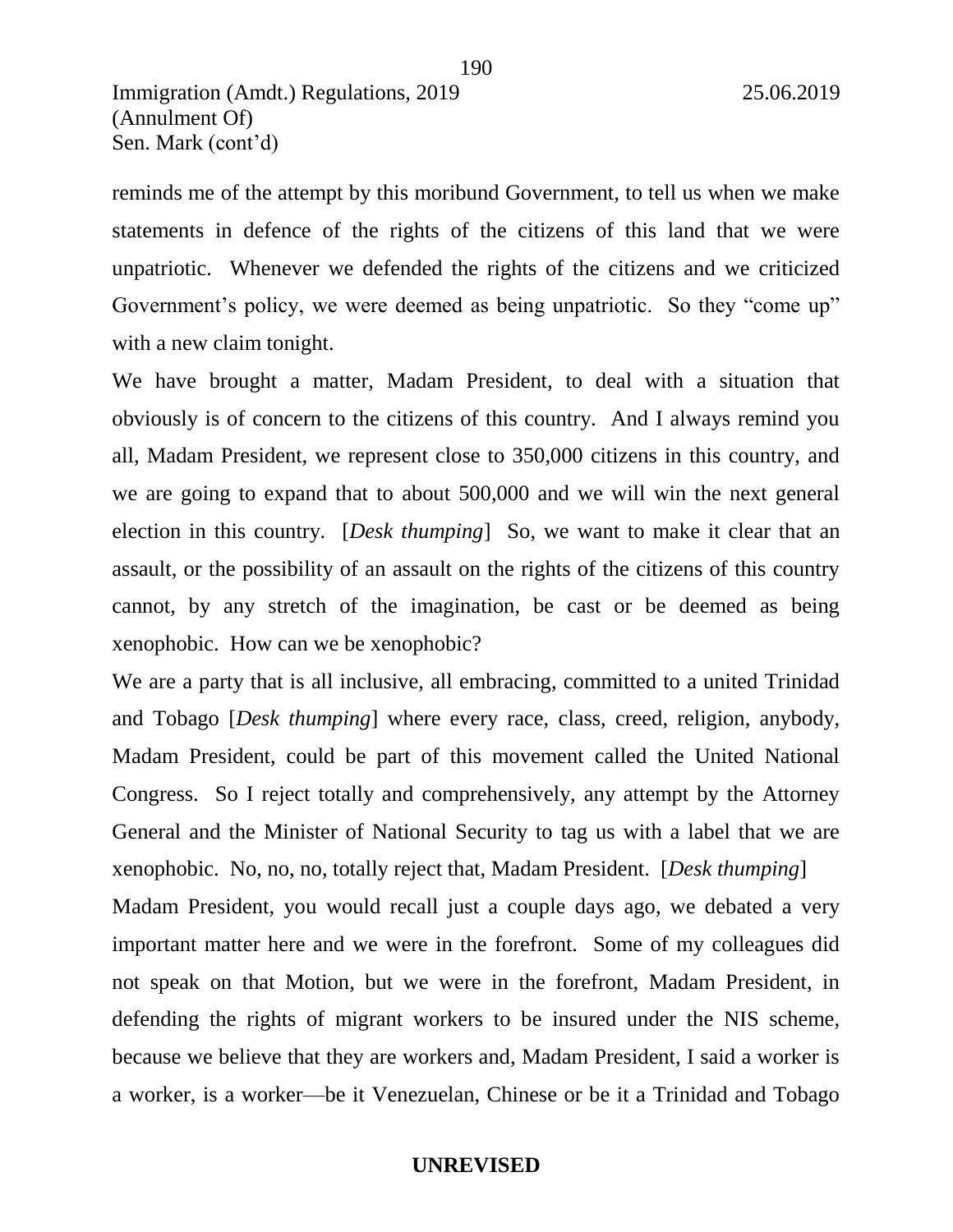reminds me of the attempt by this moribund Government, to tell us when we make statements in defence of the rights of the citizens of this land that we were unpatriotic. Whenever we defended the rights of the citizens and we criticized Government's policy, we were deemed as being unpatriotic. So they "come up" with a new claim tonight.

We have brought a matter, Madam President, to deal with a situation that obviously is of concern to the citizens of this country. And I always remind you all, Madam President, we represent close to 350,000 citizens in this country, and we are going to expand that to about 500,000 and we will win the next general election in this country. [*Desk thumping*] So, we want to make it clear that an assault, or the possibility of an assault on the rights of the citizens of this country cannot, by any stretch of the imagination, be cast or be deemed as being xenophobic. How can we be xenophobic?

We are a party that is all inclusive, all embracing, committed to a united Trinidad and Tobago [*Desk thumping*] where every race, class, creed, religion, anybody, Madam President, could be part of this movement called the United National Congress. So I reject totally and comprehensively, any attempt by the Attorney General and the Minister of National Security to tag us with a label that we are xenophobic. No, no, no, totally reject that, Madam President. [*Desk thumping*]

Madam President, you would recall just a couple days ago, we debated a very important matter here and we were in the forefront. Some of my colleagues did not speak on that Motion, but we were in the forefront, Madam President, in defending the rights of migrant workers to be insured under the NIS scheme, because we believe that they are workers and, Madam President, I said a worker is a worker, is a worker—be it Venezuelan, Chinese or be it a Trinidad and Tobago

**UNREVISED**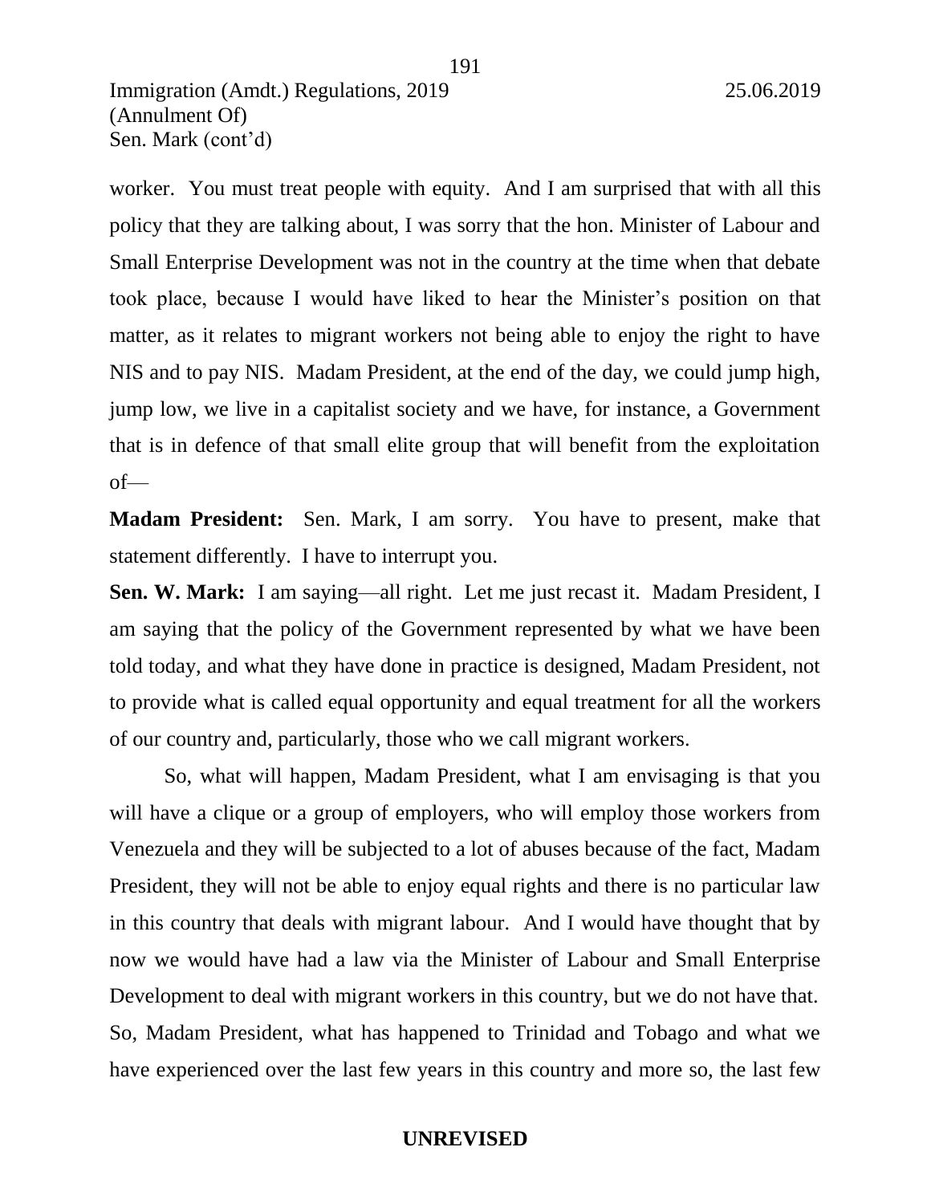worker. You must treat people with equity. And I am surprised that with all this policy that they are talking about, I was sorry that the hon. Minister of Labour and Small Enterprise Development was not in the country at the time when that debate took place, because I would have liked to hear the Minister's position on that matter, as it relates to migrant workers not being able to enjoy the right to have NIS and to pay NIS. Madam President, at the end of the day, we could jump high, jump low, we live in a capitalist society and we have, for instance, a Government that is in defence of that small elite group that will benefit from the exploitation of—

**Madam President:** Sen. Mark, I am sorry. You have to present, make that statement differently. I have to interrupt you.

**Sen. W. Mark:** I am saying—all right. Let me just recast it. Madam President, I am saying that the policy of the Government represented by what we have been told today, and what they have done in practice is designed, Madam President, not to provide what is called equal opportunity and equal treatment for all the workers of our country and, particularly, those who we call migrant workers.

So, what will happen, Madam President, what I am envisaging is that you will have a clique or a group of employers, who will employ those workers from Venezuela and they will be subjected to a lot of abuses because of the fact, Madam President, they will not be able to enjoy equal rights and there is no particular law in this country that deals with migrant labour. And I would have thought that by now we would have had a law via the Minister of Labour and Small Enterprise Development to deal with migrant workers in this country, but we do not have that. So, Madam President, what has happened to Trinidad and Tobago and what we have experienced over the last few years in this country and more so, the last few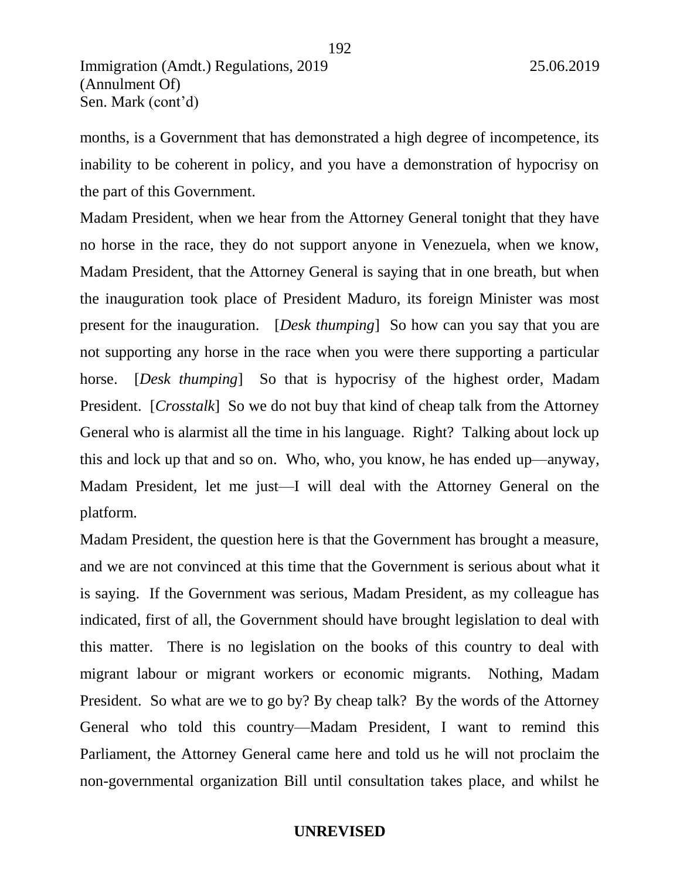months, is a Government that has demonstrated a high degree of incompetence, its inability to be coherent in policy, and you have a demonstration of hypocrisy on the part of this Government.

Madam President, when we hear from the Attorney General tonight that they have no horse in the race, they do not support anyone in Venezuela, when we know, Madam President, that the Attorney General is saying that in one breath, but when the inauguration took place of President Maduro, its foreign Minister was most present for the inauguration. [*Desk thumping*] So how can you say that you are not supporting any horse in the race when you were there supporting a particular horse. [*Desk thumping*] So that is hypocrisy of the highest order, Madam President. [*Crosstalk*] So we do not buy that kind of cheap talk from the Attorney General who is alarmist all the time in his language. Right? Talking about lock up this and lock up that and so on. Who, who, you know, he has ended up—anyway, Madam President, let me just—I will deal with the Attorney General on the platform.

Madam President, the question here is that the Government has brought a measure, and we are not convinced at this time that the Government is serious about what it is saying. If the Government was serious, Madam President, as my colleague has indicated, first of all, the Government should have brought legislation to deal with this matter. There is no legislation on the books of this country to deal with migrant labour or migrant workers or economic migrants. Nothing, Madam President. So what are we to go by? By cheap talk? By the words of the Attorney General who told this country—Madam President, I want to remind this Parliament, the Attorney General came here and told us he will not proclaim the non-governmental organization Bill until consultation takes place, and whilst he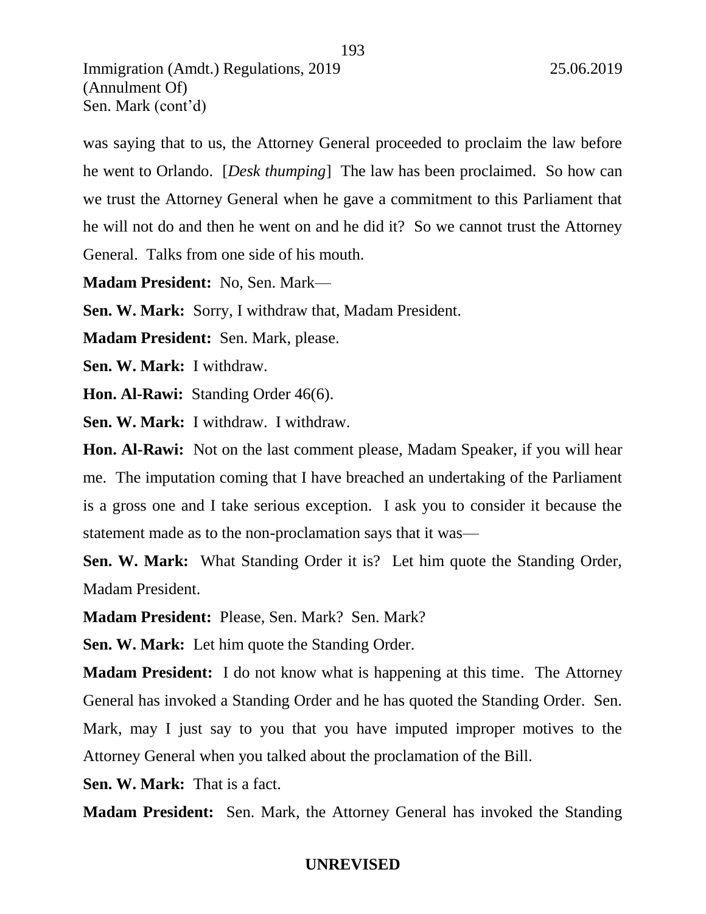was saying that to us, the Attorney General proceeded to proclaim the law before he went to Orlando. [*Desk thumping*] The law has been proclaimed. So how can we trust the Attorney General when he gave a commitment to this Parliament that he will not do and then he went on and he did it? So we cannot trust the Attorney General. Talks from one side of his mouth.

**Madam President:** No, Sen. Mark—

**Sen. W. Mark:** Sorry, I withdraw that, Madam President.

**Madam President:** Sen. Mark, please.

**Sen. W. Mark:** I withdraw.

**Hon. Al-Rawi:** Standing Order 46(6).

**Sen. W. Mark:** I withdraw. I withdraw.

**Hon. Al-Rawi:** Not on the last comment please, Madam Speaker, if you will hear me. The imputation coming that I have breached an undertaking of the Parliament is a gross one and I take serious exception. I ask you to consider it because the statement made as to the non-proclamation says that it was—

**Sen. W. Mark:** What Standing Order it is? Let him quote the Standing Order, Madam President.

**Madam President:** Please, Sen. Mark? Sen. Mark?

**Sen. W. Mark:** Let him quote the Standing Order.

**Madam President:** I do not know what is happening at this time. The Attorney General has invoked a Standing Order and he has quoted the Standing Order. Sen. Mark, may I just say to you that you have imputed improper motives to the Attorney General when you talked about the proclamation of the Bill.

**Sen. W. Mark:** That is a fact.

**Madam President:** Sen. Mark, the Attorney General has invoked the Standing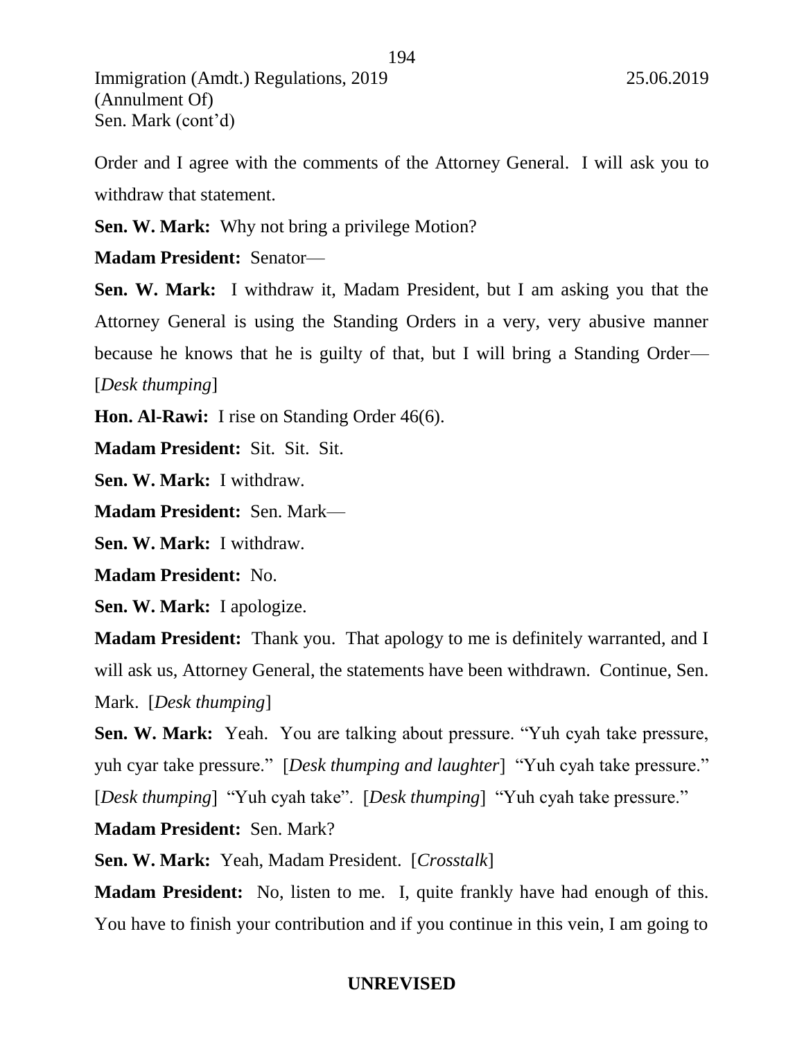Order and I agree with the comments of the Attorney General. I will ask you to withdraw that statement.

**Sen. W. Mark:** Why not bring a privilege Motion?

**Madam President:** Senator—

**Sen. W. Mark:** I withdraw it, Madam President, but I am asking you that the Attorney General is using the Standing Orders in a very, very abusive manner because he knows that he is guilty of that, but I will bring a Standing Order— [*Desk thumping*]

**Hon. Al-Rawi:** I rise on Standing Order 46(6).

**Madam President:** Sit. Sit. Sit.

**Sen. W. Mark:** I withdraw.

**Madam President:** Sen. Mark—

**Sen. W. Mark:** I withdraw.

**Madam President:** No.

**Sen. W. Mark:** I apologize.

**Madam President:** Thank you. That apology to me is definitely warranted, and I will ask us, Attorney General, the statements have been withdrawn. Continue, Sen. Mark. [*Desk thumping*]

**Sen. W. Mark:** Yeah. You are talking about pressure. "Yuh cyah take pressure, yuh cyar take pressure." [*Desk thumping and laughter*] "Yuh cyah take pressure." [*Desk thumping*] "Yuh cyah take". [*Desk thumping*] "Yuh cyah take pressure."

**Madam President:** Sen. Mark?

**Sen. W. Mark:** Yeah, Madam President. [*Crosstalk*]

**Madam President:** No, listen to me. I, quite frankly have had enough of this. You have to finish your contribution and if you continue in this vein, I am going to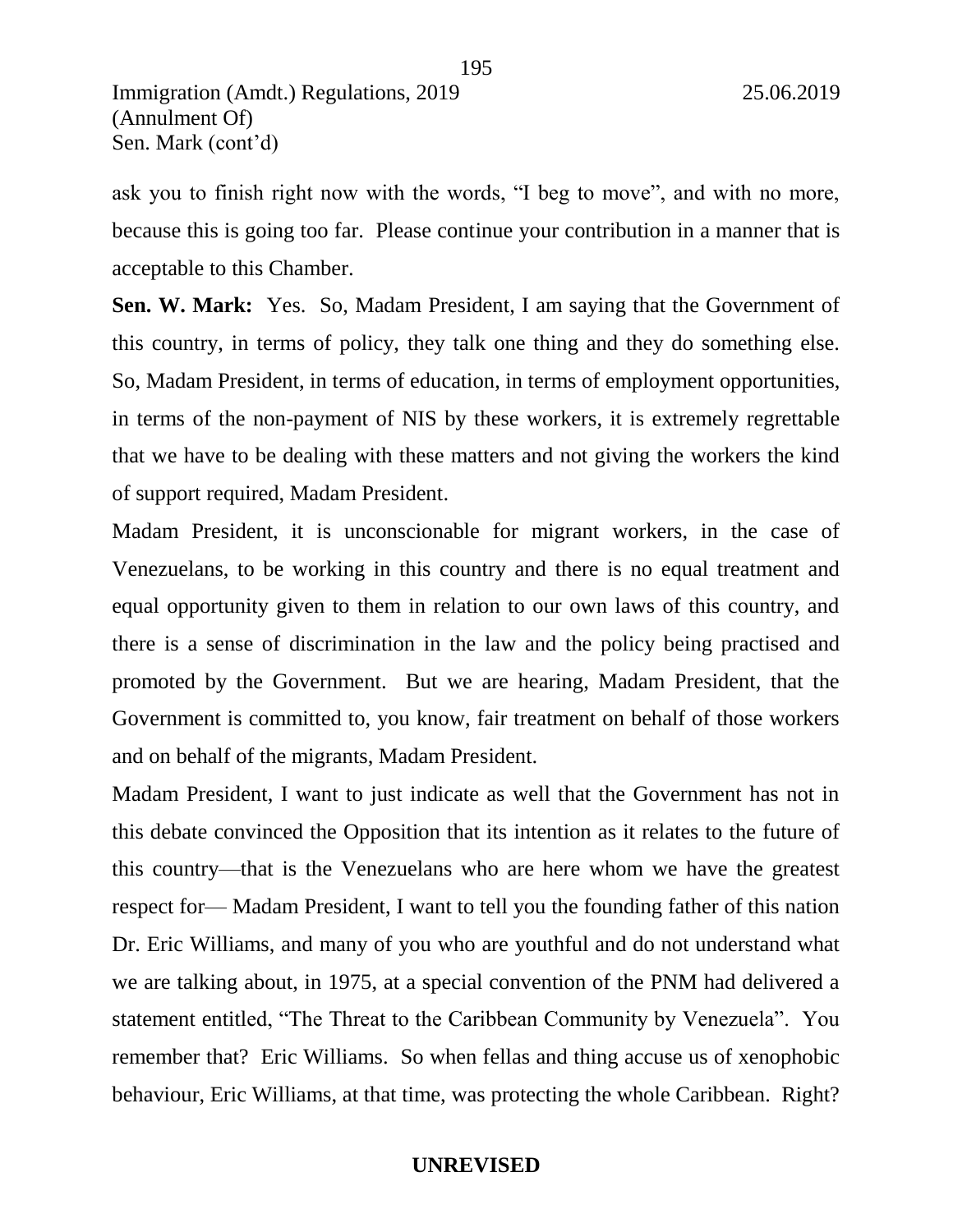ask you to finish right now with the words, "I beg to move", and with no more, because this is going too far. Please continue your contribution in a manner that is acceptable to this Chamber.

**Sen. W. Mark:** Yes. So, Madam President, I am saying that the Government of this country, in terms of policy, they talk one thing and they do something else. So, Madam President, in terms of education, in terms of employment opportunities, in terms of the non-payment of NIS by these workers, it is extremely regrettable that we have to be dealing with these matters and not giving the workers the kind of support required, Madam President.

Madam President, it is unconscionable for migrant workers, in the case of Venezuelans, to be working in this country and there is no equal treatment and equal opportunity given to them in relation to our own laws of this country, and there is a sense of discrimination in the law and the policy being practised and promoted by the Government. But we are hearing, Madam President, that the Government is committed to, you know, fair treatment on behalf of those workers and on behalf of the migrants, Madam President.

Madam President, I want to just indicate as well that the Government has not in this debate convinced the Opposition that its intention as it relates to the future of this country—that is the Venezuelans who are here whom we have the greatest respect for— Madam President, I want to tell you the founding father of this nation Dr. Eric Williams, and many of you who are youthful and do not understand what we are talking about, in 1975, at a special convention of the PNM had delivered a statement entitled, "The Threat to the Caribbean Community by Venezuela". You remember that? Eric Williams. So when fellas and thing accuse us of xenophobic behaviour, Eric Williams, at that time, was protecting the whole Caribbean. Right?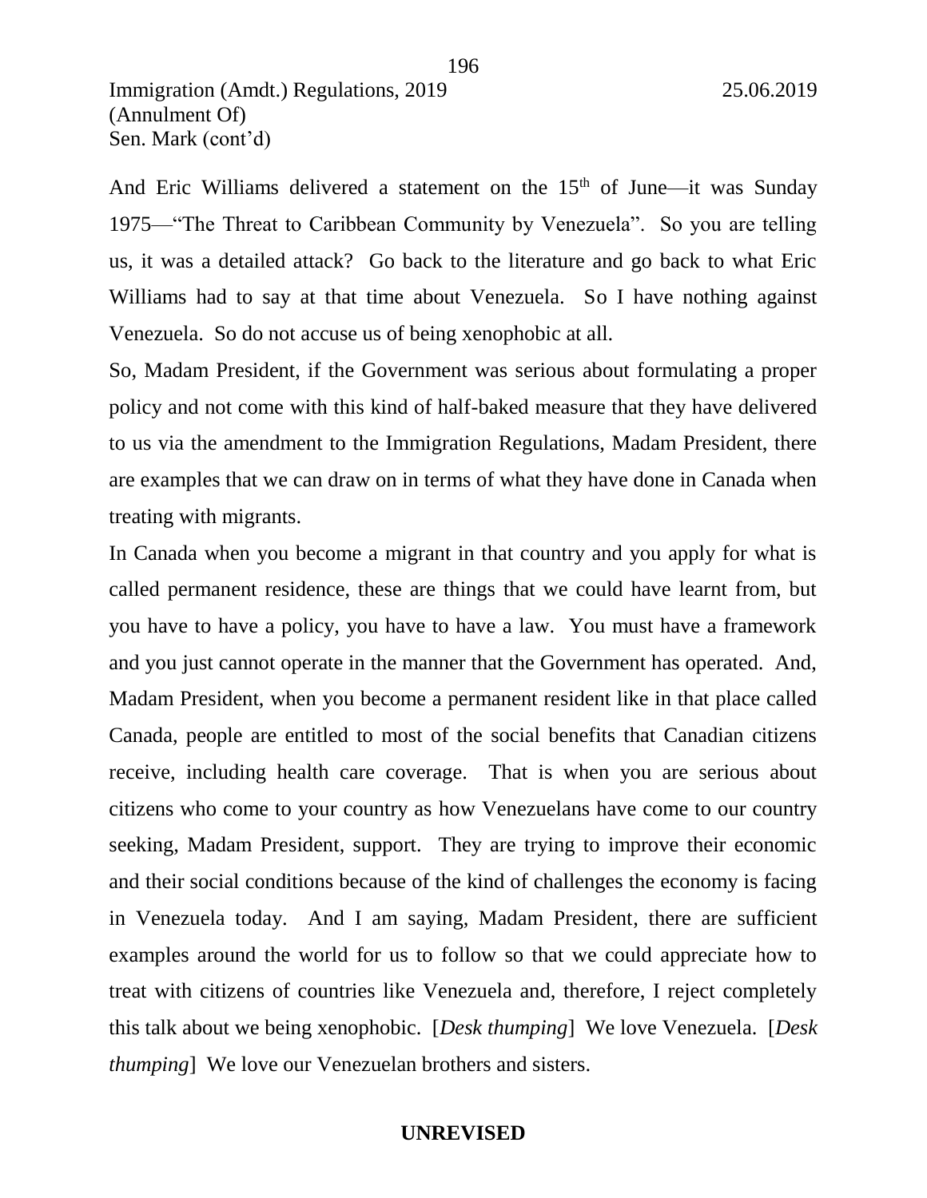And Eric Williams delivered a statement on the 15th of June—it was Sunday 1975—"The Threat to Caribbean Community by Venezuela". So you are telling us, it was a detailed attack? Go back to the literature and go back to what Eric Williams had to say at that time about Venezuela. So I have nothing against Venezuela. So do not accuse us of being xenophobic at all.

So, Madam President, if the Government was serious about formulating a proper policy and not come with this kind of half-baked measure that they have delivered to us via the amendment to the Immigration Regulations, Madam President, there are examples that we can draw on in terms of what they have done in Canada when treating with migrants.

In Canada when you become a migrant in that country and you apply for what is called permanent residence, these are things that we could have learnt from, but you have to have a policy, you have to have a law. You must have a framework and you just cannot operate in the manner that the Government has operated. And, Madam President, when you become a permanent resident like in that place called Canada, people are entitled to most of the social benefits that Canadian citizens receive, including health care coverage. That is when you are serious about citizens who come to your country as how Venezuelans have come to our country seeking, Madam President, support. They are trying to improve their economic and their social conditions because of the kind of challenges the economy is facing in Venezuela today. And I am saying, Madam President, there are sufficient examples around the world for us to follow so that we could appreciate how to treat with citizens of countries like Venezuela and, therefore, I reject completely this talk about we being xenophobic. [*Desk thumping*] We love Venezuela. [*Desk thumping*] We love our Venezuelan brothers and sisters.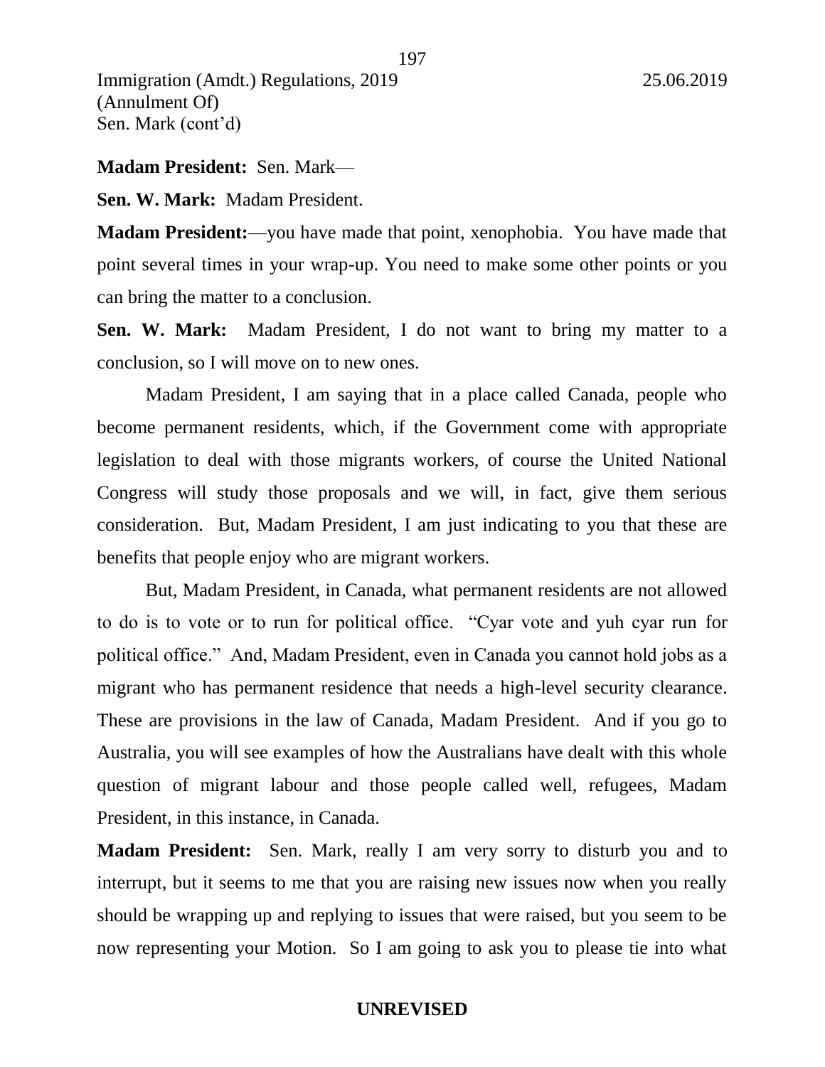**Madam President:** Sen. Mark—

**Sen. W. Mark:** Madam President.

**Madam President:**—you have made that point, xenophobia. You have made that point several times in your wrap-up. You need to make some other points or you can bring the matter to a conclusion.

**Sen. W. Mark:** Madam President, I do not want to bring my matter to a conclusion, so I will move on to new ones.

Madam President, I am saying that in a place called Canada, people who become permanent residents, which, if the Government come with appropriate legislation to deal with those migrants workers, of course the United National Congress will study those proposals and we will, in fact, give them serious consideration. But, Madam President, I am just indicating to you that these are benefits that people enjoy who are migrant workers.

But, Madam President, in Canada, what permanent residents are not allowed to do is to vote or to run for political office. "Cyar vote and yuh cyar run for political office." And, Madam President, even in Canada you cannot hold jobs as a migrant who has permanent residence that needs a high-level security clearance. These are provisions in the law of Canada, Madam President. And if you go to Australia, you will see examples of how the Australians have dealt with this whole question of migrant labour and those people called well, refugees, Madam President, in this instance, in Canada.

**Madam President:** Sen. Mark, really I am very sorry to disturb you and to interrupt, but it seems to me that you are raising new issues now when you really should be wrapping up and replying to issues that were raised, but you seem to be now representing your Motion. So I am going to ask you to please tie into what

**UNREVISED**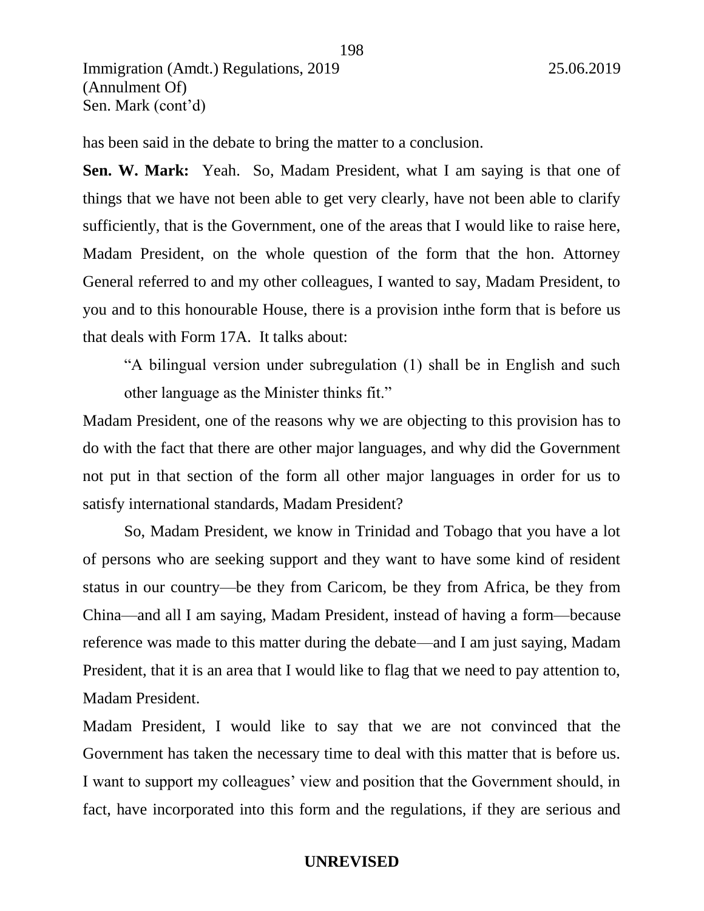has been said in the debate to bring the matter to a conclusion.

**Sen. W. Mark:** Yeah. So, Madam President, what I am saying is that one of things that we have not been able to get very clearly, have not been able to clarify sufficiently, that is the Government, one of the areas that I would like to raise here, Madam President, on the whole question of the form that the hon. Attorney General referred to and my other colleagues, I wanted to say, Madam President, to you and to this honourable House, there is a provision inthe form that is before us that deals with Form 17A. It talks about:

> "A bilingual version under subregulation (1) shall be in English and such other language as the Minister thinks fit."

Madam President, one of the reasons why we are objecting to this provision has to do with the fact that there are other major languages, and why did the Government not put in that section of the form all other major languages in order for us to satisfy international standards, Madam President?

So, Madam President, we know in Trinidad and Tobago that you have a lot of persons who are seeking support and they want to have some kind of resident status in our country—be they from Caricom, be they from Africa, be they from China—and all I am saying, Madam President, instead of having a form—because reference was made to this matter during the debate—and I am just saying, Madam President, that it is an area that I would like to flag that we need to pay attention to, Madam President.

Madam President, I would like to say that we are not convinced that the Government has taken the necessary time to deal with this matter that is before us. I want to support my colleagues' view and position that the Government should, in fact, have incorporated into this form and the regulations, if they are serious and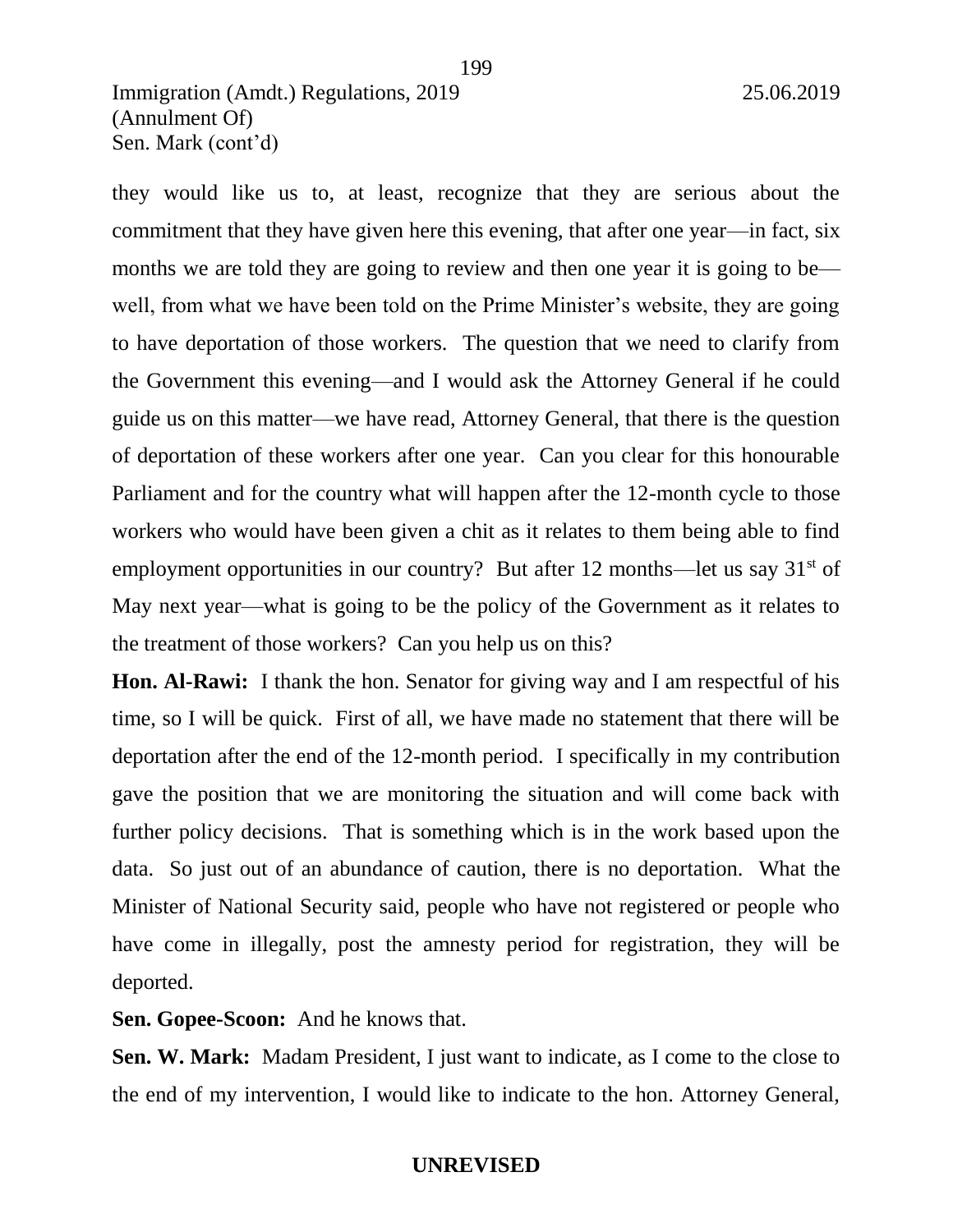they would like us to, at least, recognize that they are serious about the commitment that they have given here this evening, that after one year—in fact, six months we are told they are going to review and then one year it is going to be—well, from what we have been told on the Prime Minister's website, they are going to have deportation of those workers. The question that we need to clarify from the Government this evening—and I would ask the Attorney General if he could guide us on this matter—we have read, Attorney General, that there is the question of deportation of these workers after one year. Can you clear for this honourable Parliament and for the country what will happen after the 12-month cycle to those workers who would have been given a chit as it relates to them being able to find employment opportunities in our country? But after 12 months—let us say 31st of May next year—what is going to be the policy of the Government as it relates to the treatment of those workers? Can you help us on this?

**Hon. Al-Rawi:** I thank the hon. Senator for giving way and I am respectful of his time, so I will be quick. First of all, we have made no statement that there will be deportation after the end of the 12-month period. I specifically in my contribution gave the position that we are monitoring the situation and will come back with further policy decisions. That is something which is in the work based upon the data. So just out of an abundance of caution, there is no deportation. What the Minister of National Security said, people who have not registered or people who have come in illegally, post the amnesty period for registration, they will be deported.

**Sen. Gopee-Scoon:** And he knows that.

**Sen. W. Mark:** Madam President, I just want to indicate, as I come to the close to the end of my intervention, I would like to indicate to the hon. Attorney General,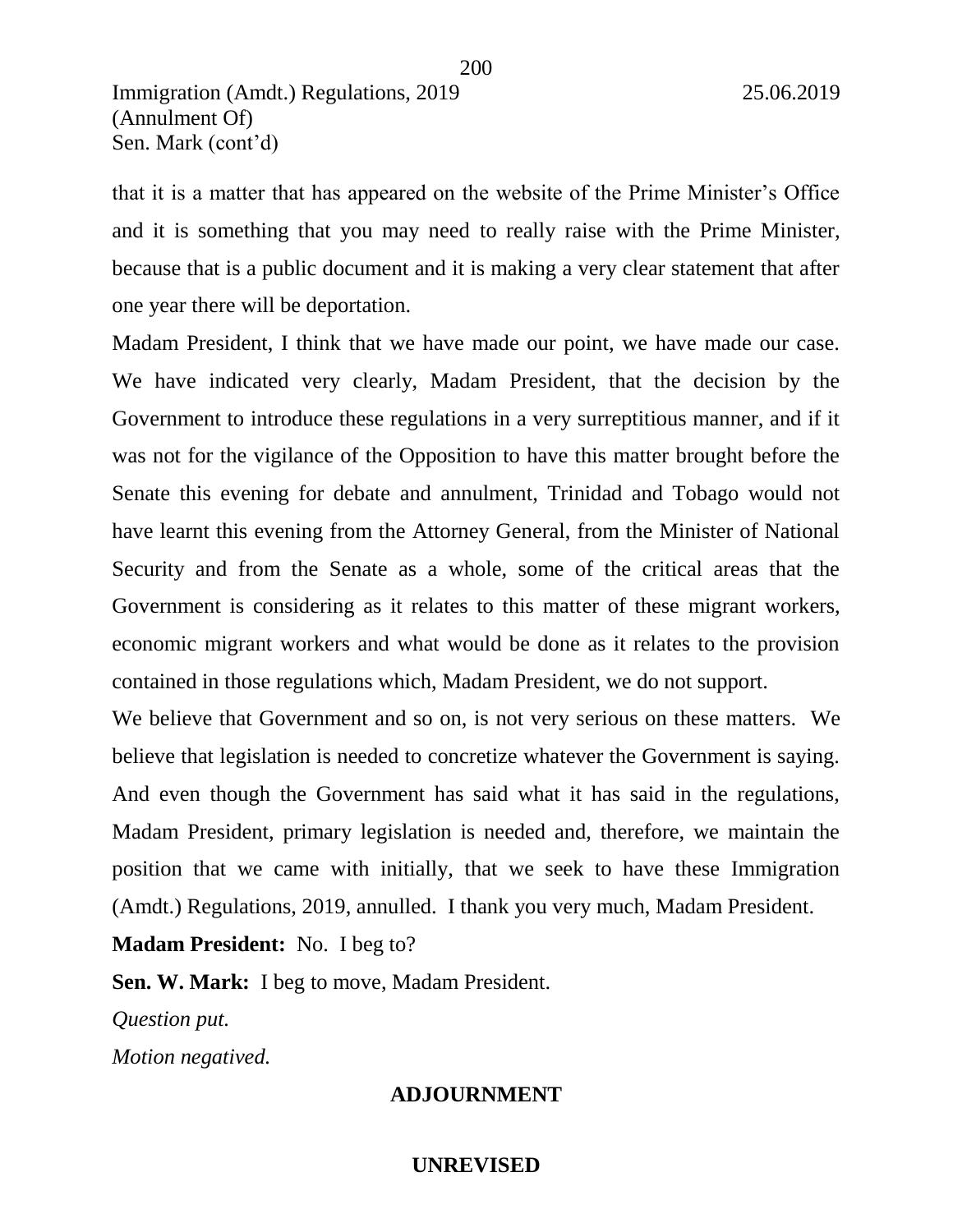that it is a matter that has appeared on the website of the Prime Minister's Office and it is something that you may need to really raise with the Prime Minister, because that is a public document and it is making a very clear statement that after one year there will be deportation.

Madam President, I think that we have made our point, we have made our case. We have indicated very clearly, Madam President, that the decision by the Government to introduce these regulations in a very surreptitious manner, and if it was not for the vigilance of the Opposition to have this matter brought before the Senate this evening for debate and annulment, Trinidad and Tobago would not have learnt this evening from the Attorney General, from the Minister of National Security and from the Senate as a whole, some of the critical areas that the Government is considering as it relates to this matter of these migrant workers, economic migrant workers and what would be done as it relates to the provision contained in those regulations which, Madam President, we do not support.

We believe that Government and so on, is not very serious on these matters. We believe that legislation is needed to concretize whatever the Government is saying. And even though the Government has said what it has said in the regulations, Madam President, primary legislation is needed and, therefore, we maintain the position that we came with initially, that we seek to have these Immigration (Amdt.) Regulations, 2019, annulled. I thank you very much, Madam President.

**Madam President:** No. I beg to?

**Sen. W. Mark:** I beg to move, Madam President.

*Question put.*

*Motion negatived.*

## ADJOURNMENT

**UNREVISED**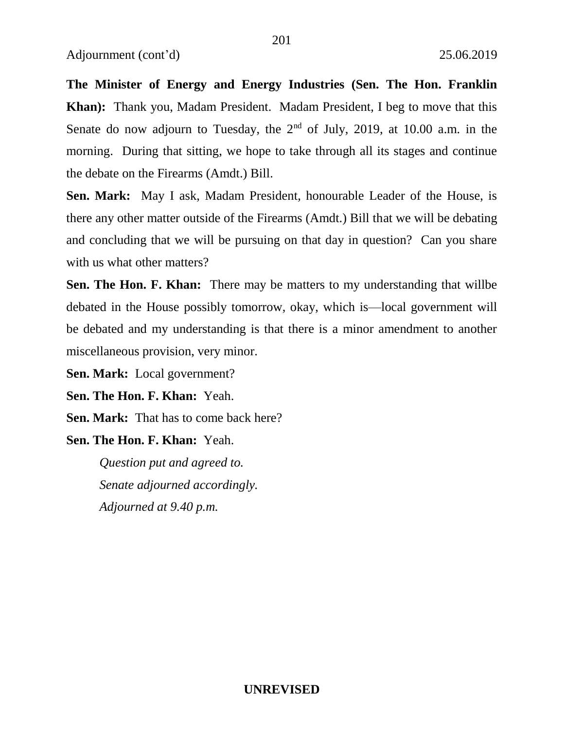**The Minister of Energy and Energy Industries (Sen. The Hon. Franklin Khan):** Thank you, Madam President. Madam President, I beg to move that this Senate do now adjourn to Tuesday, the 2nd of July, 2019, at 10.00 a.m. in the morning. During that sitting, we hope to take through all its stages and continue the debate on the Firearms (Amdt.) Bill.

**Sen. Mark:** May I ask, Madam President, honourable Leader of the House, is there any other matter outside of the Firearms (Amdt.) Bill that we will be debating and concluding that we will be pursuing on that day in question? Can you share with us what other matters?

**Sen. The Hon. F. Khan:** There may be matters to my understanding that willbe debated in the House possibly tomorrow, okay, which is—local government will be debated and my understanding is that there is a minor amendment to another miscellaneous provision, very minor.

**Sen. Mark:** Local government?

**Sen. The Hon. F. Khan:** Yeah.

**Sen. Mark:** That has to come back here?

**Sen. The Hon. F. Khan:** Yeah.

*Question put and agreed to.*

*Senate adjourned accordingly.*

*Adjourned at 9.40 p.m.*